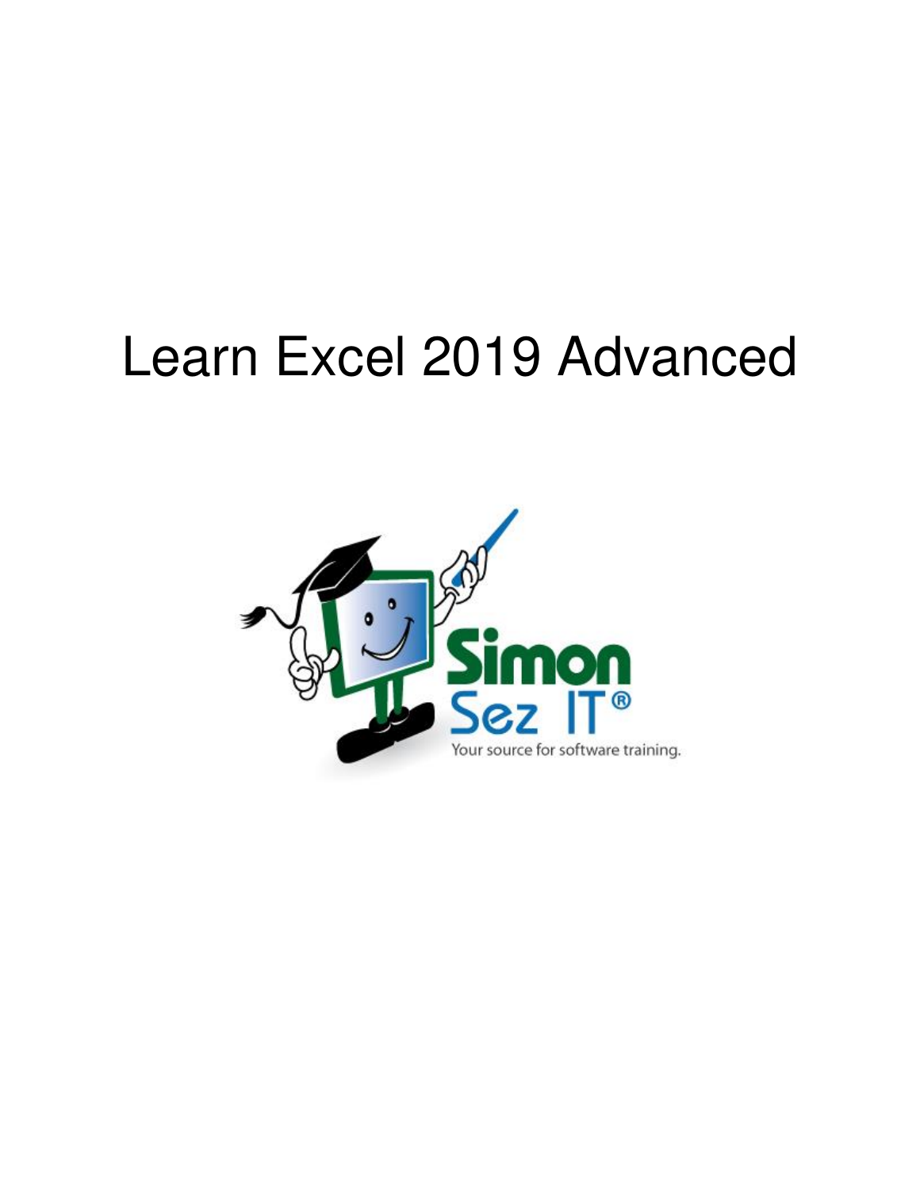# Learn Excel 2019 Advanced

Simon Sez IT®

Your source for software training.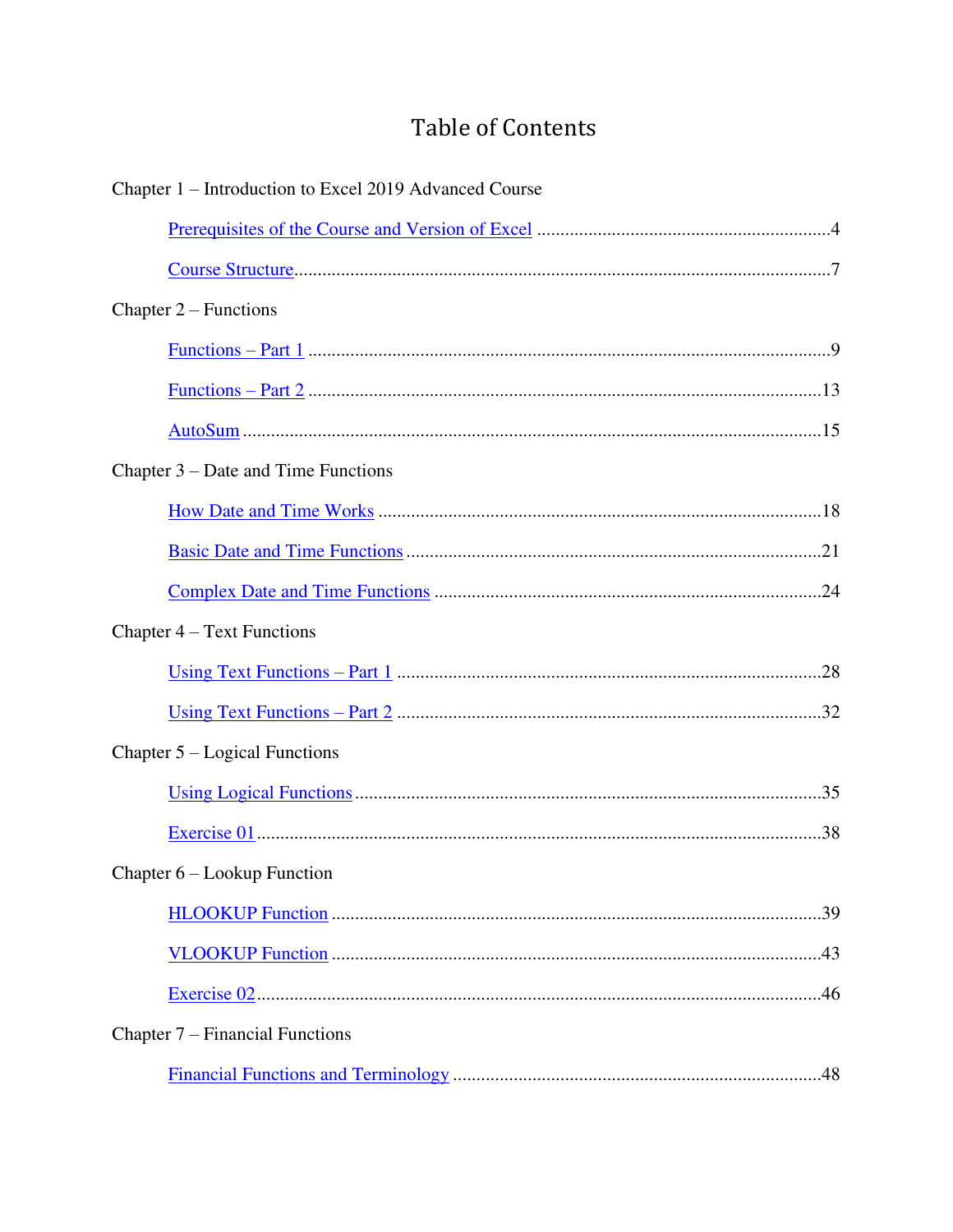# Table of Contents

Chapter 1 – Introduction to Excel 2019 Advanced Course

- Prerequisites of the Course and Version of Excel ..... 4
- Course Structure ..... 7

Chapter 2 – Functions

- Functions – Part 1 ..... 9
- Functions – Part 2 ..... 13
- AutoSum ..... 15

Chapter 3 – Date and Time Functions

- How Date and Time Works ..... 18
- Basic Date and Time Functions ..... 21
- Complex Date and Time Functions ..... 24

Chapter 4 – Text Functions

- Using Text Functions – Part 1 ..... 28
- Using Text Functions – Part 2 ..... 32

Chapter 5 – Logical Functions

- Using Logical Functions ..... 35
- Exercise 01 ..... 38

Chapter 6 – Lookup Function

- HLOOKUP Function ..... 39
- VLOOKUP Function ..... 43
- Exercise 02 ..... 46

Chapter 7 – Financial Functions

- Financial Functions and Terminology ..... 48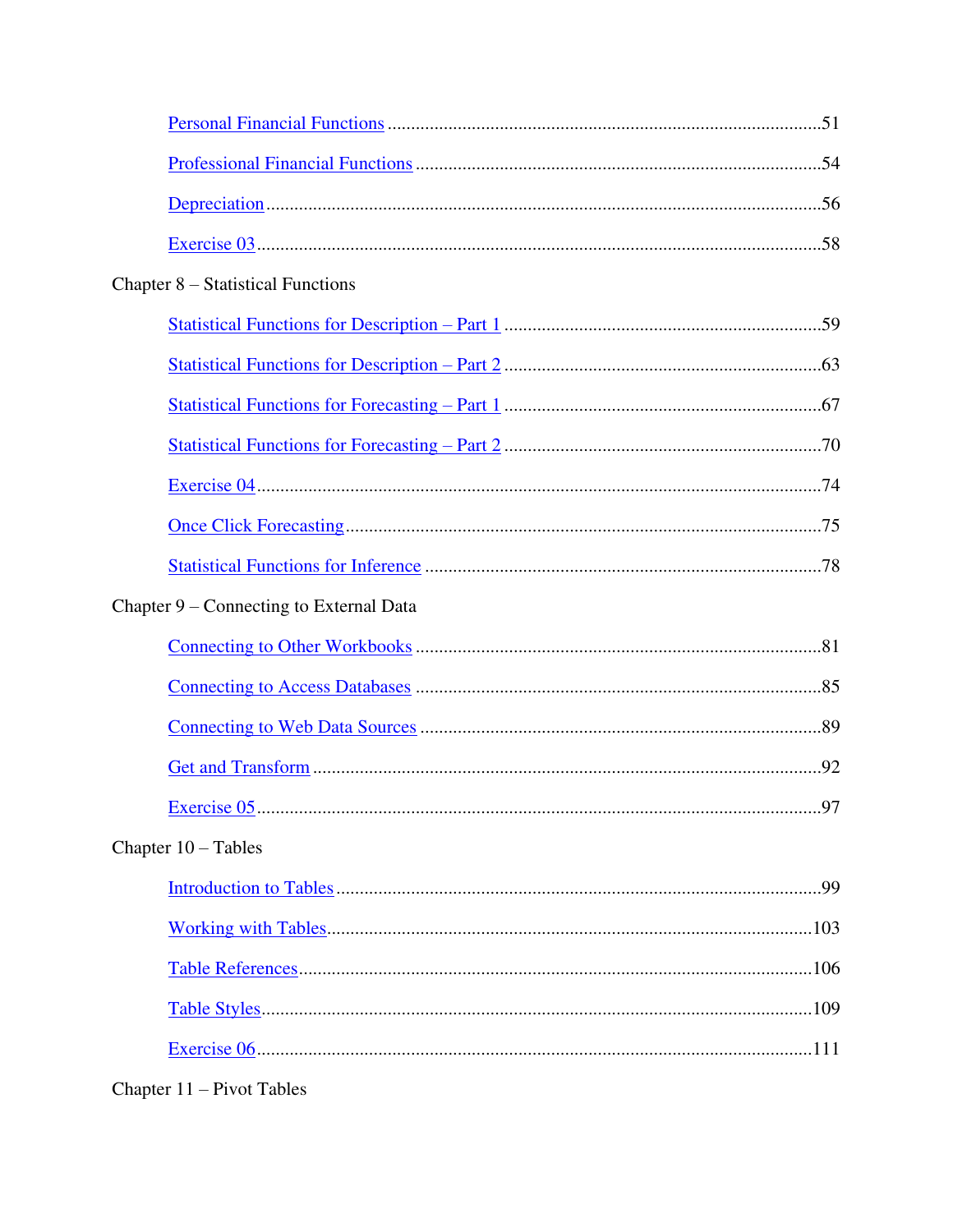Personal Financial Functions ........................................................................................51

Professional Financial Functions ....................................................................................54

Depreciation ....................................................................................................................56

Exercise 03 ......................................................................................................................58

Chapter 8 – Statistical Functions

Statistical Functions for Description – Part 1 ..................................................................59

Statistical Functions for Description – Part 2 ..................................................................63

Statistical Functions for Forecasting – Part 1 ..................................................................67

Statistical Functions for Forecasting – Part 2 ..................................................................70

Exercise 04 ......................................................................................................................74

Once Click Forecasting ....................................................................................................75

Statistical Functions for Inference ...................................................................................78

Chapter 9 – Connecting to External Data

Connecting to Other Workbooks .....................................................................................81

Connecting to Access Databases .....................................................................................85

Connecting to Web Data Sources ....................................................................................89

Get and Transform ...........................................................................................................92

Exercise 05 ......................................................................................................................97

Chapter 10 – Tables

Introduction to Tables ......................................................................................................99

Working with Tables ......................................................................................................103

Table References ............................................................................................................106

Table Styles ....................................................................................................................109

Exercise 06 ....................................................................................................................111

Chapter 11 – Pivot Tables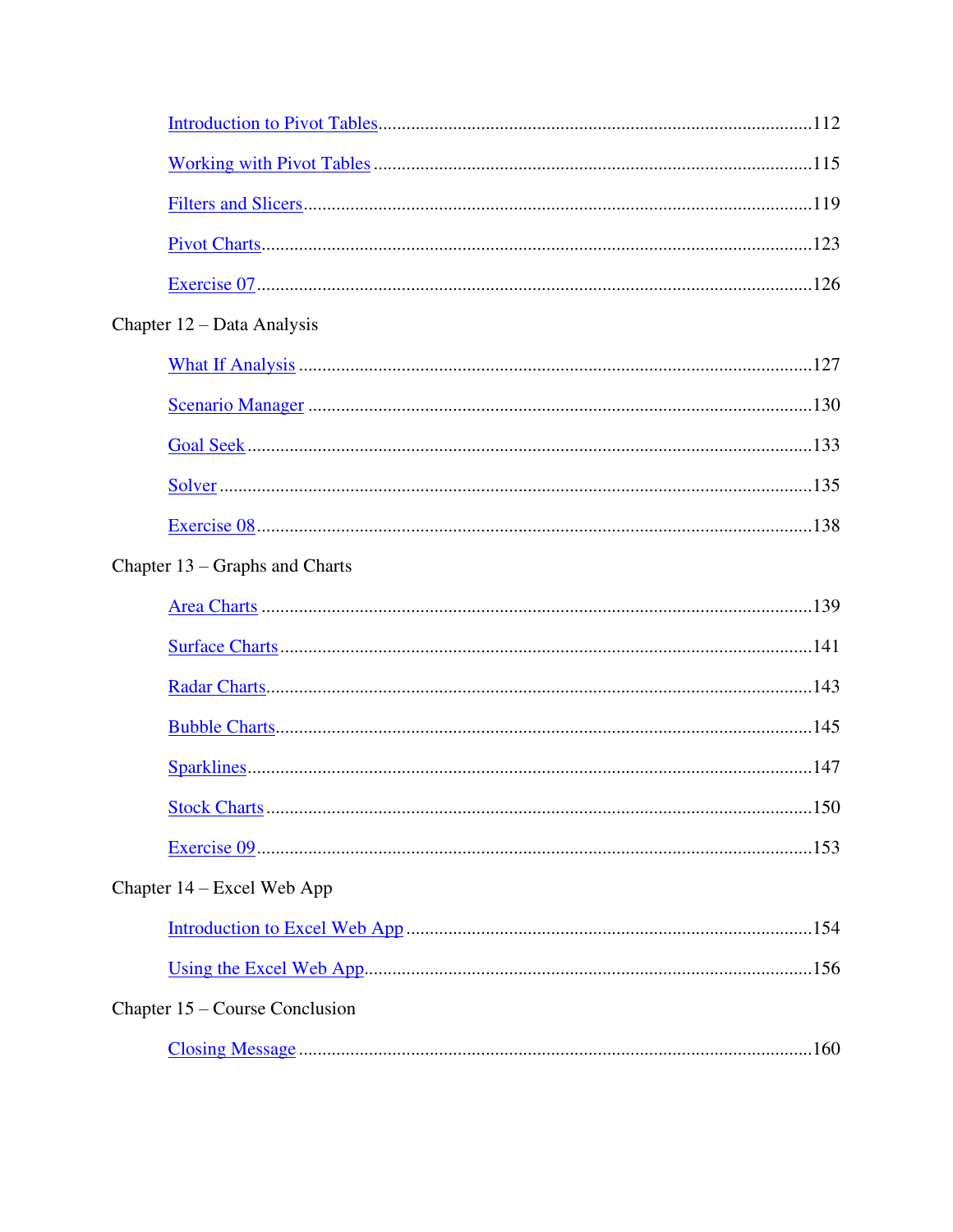- Introduction to Pivot Tables ....................................................................................112
- Working with Pivot Tables ........................................................................................115
- Filters and Slicers ........................................................................................................119
- Pivot Charts ..................................................................................................................123
- Exercise 07 ....................................................................................................................126

Chapter 12 – Data Analysis

- What If Analysis ..........................................................................................................127
- Scenario Manager .........................................................................................................130
- Goal Seek ......................................................................................................................133
- Solver ............................................................................................................................135
- Exercise 08 ....................................................................................................................138

Chapter 13 – Graphs and Charts

- Area Charts ...................................................................................................................139
- Surface Charts ..............................................................................................................141
- Radar Charts .................................................................................................................143
- Bubble Charts ...............................................................................................................145
- Sparklines .....................................................................................................................147
- Stock Charts .................................................................................................................150
- Exercise 09 ....................................................................................................................153

Chapter 14 – Excel Web App

- Introduction to Excel Web App ...................................................................................154
- Using the Excel Web App ............................................................................................156

Chapter 15 – Course Conclusion

- Closing Message ...........................................................................................................160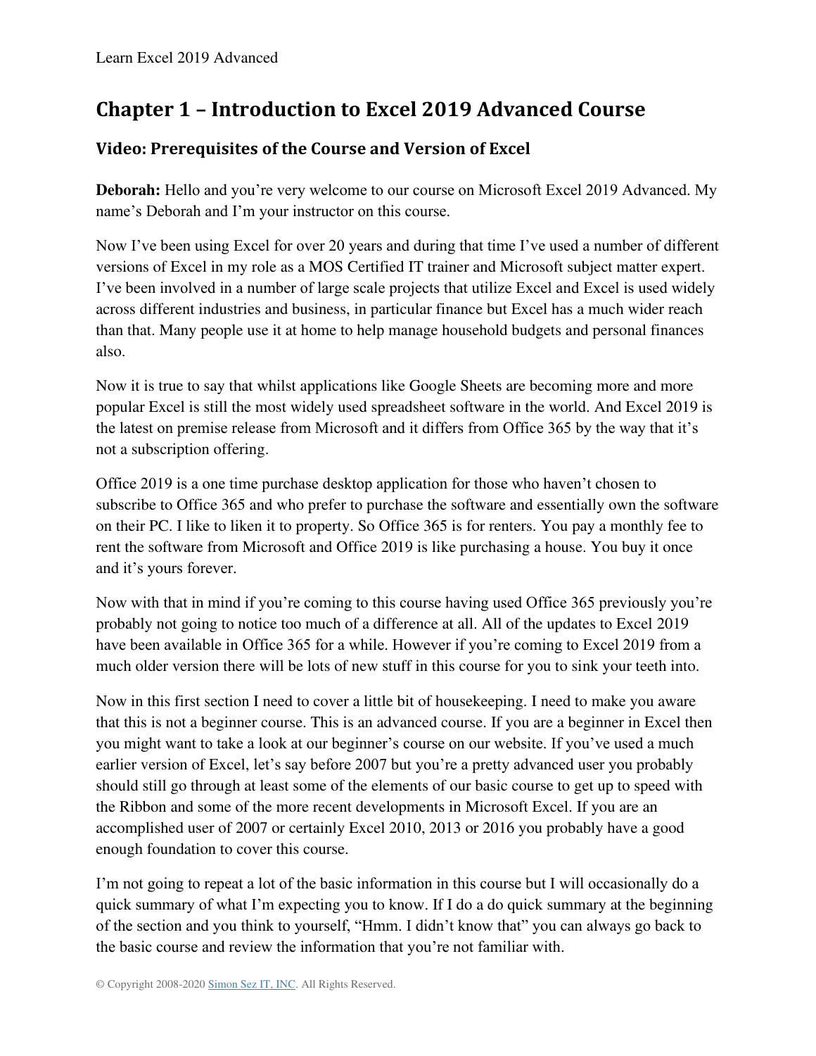# Chapter 1 – Introduction to Excel 2019 Advanced Course

## Video: Prerequisites of the Course and Version of Excel

**Deborah:** Hello and you're very welcome to our course on Microsoft Excel 2019 Advanced. My name's Deborah and I'm your instructor on this course.

Now I've been using Excel for over 20 years and during that time I've used a number of different versions of Excel in my role as a MOS Certified IT trainer and Microsoft subject matter expert. I've been involved in a number of large scale projects that utilize Excel and Excel is used widely across different industries and business, in particular finance but Excel has a much wider reach than that. Many people use it at home to help manage household budgets and personal finances also.

Now it is true to say that whilst applications like Google Sheets are becoming more and more popular Excel is still the most widely used spreadsheet software in the world. And Excel 2019 is the latest on premise release from Microsoft and it differs from Office 365 by the way that it's not a subscription offering.

Office 2019 is a one time purchase desktop application for those who haven't chosen to subscribe to Office 365 and who prefer to purchase the software and essentially own the software on their PC. I like to liken it to property. So Office 365 is for renters. You pay a monthly fee to rent the software from Microsoft and Office 2019 is like purchasing a house. You buy it once and it's yours forever.

Now with that in mind if you're coming to this course having used Office 365 previously you're probably not going to notice too much of a difference at all. All of the updates to Excel 2019 have been available in Office 365 for a while. However if you're coming to Excel 2019 from a much older version there will be lots of new stuff in this course for you to sink your teeth into.

Now in this first section I need to cover a little bit of housekeeping. I need to make you aware that this is not a beginner course. This is an advanced course. If you are a beginner in Excel then you might want to take a look at our beginner's course on our website. If you've used a much earlier version of Excel, let's say before 2007 but you're a pretty advanced user you probably should still go through at least some of the elements of our basic course to get up to speed with the Ribbon and some of the more recent developments in Microsoft Excel. If you are an accomplished user of 2007 or certainly Excel 2010, 2013 or 2016 you probably have a good enough foundation to cover this course.

I'm not going to repeat a lot of the basic information in this course but I will occasionally do a quick summary of what I'm expecting you to know. If I do a do quick summary at the beginning of the section and you think to yourself, "Hmm. I didn't know that" you can always go back to the basic course and review the information that you're not familiar with.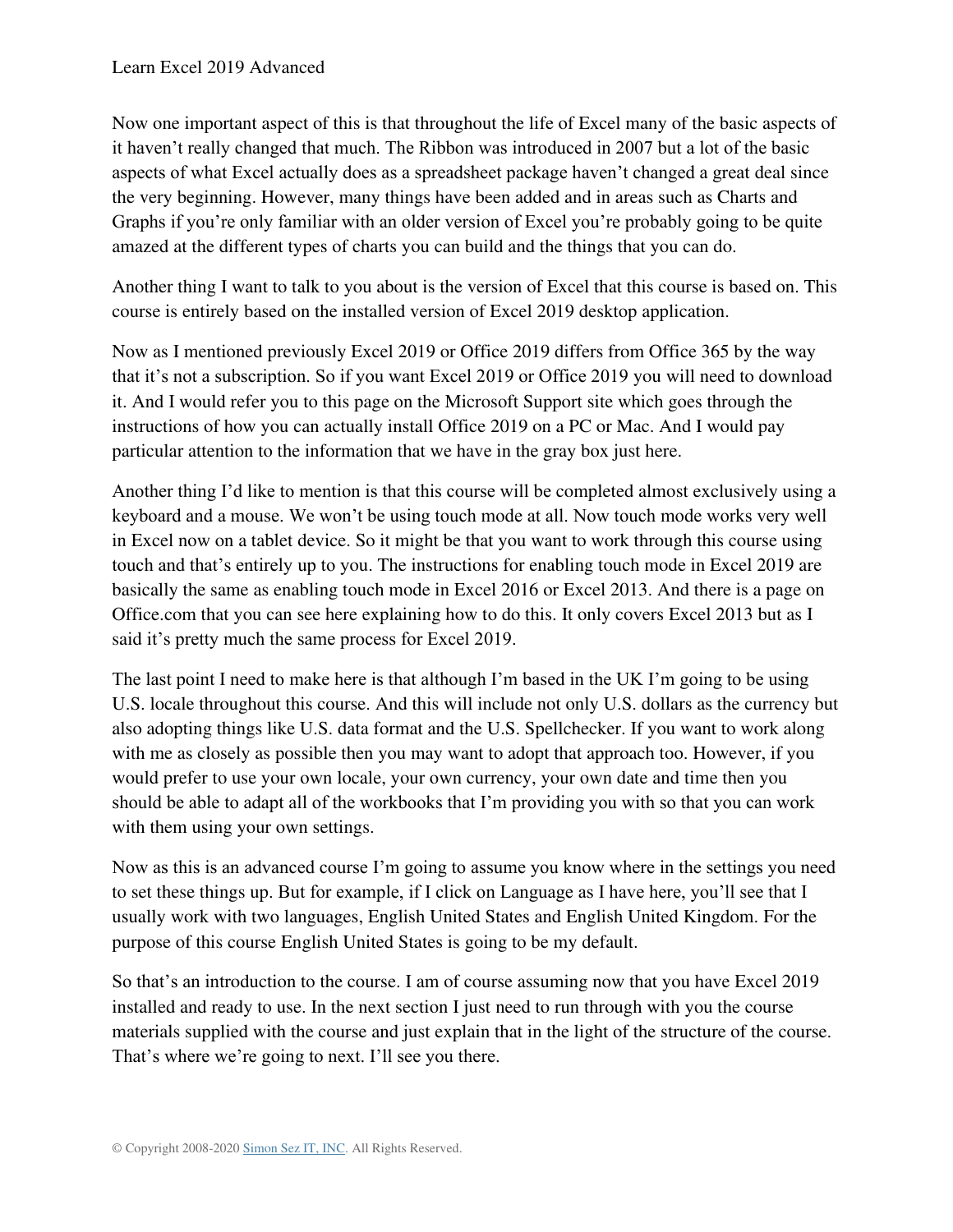Now one important aspect of this is that throughout the life of Excel many of the basic aspects of it haven't really changed that much. The Ribbon was introduced in 2007 but a lot of the basic aspects of what Excel actually does as a spreadsheet package haven't changed a great deal since the very beginning. However, many things have been added and in areas such as Charts and Graphs if you're only familiar with an older version of Excel you're probably going to be quite amazed at the different types of charts you can build and the things that you can do.

Another thing I want to talk to you about is the version of Excel that this course is based on. This course is entirely based on the installed version of Excel 2019 desktop application.

Now as I mentioned previously Excel 2019 or Office 2019 differs from Office 365 by the way that it's not a subscription. So if you want Excel 2019 or Office 2019 you will need to download it. And I would refer you to this page on the Microsoft Support site which goes through the instructions of how you can actually install Office 2019 on a PC or Mac. And I would pay particular attention to the information that we have in the gray box just here.

Another thing I'd like to mention is that this course will be completed almost exclusively using a keyboard and a mouse. We won't be using touch mode at all. Now touch mode works very well in Excel now on a tablet device. So it might be that you want to work through this course using touch and that's entirely up to you. The instructions for enabling touch mode in Excel 2019 are basically the same as enabling touch mode in Excel 2016 or Excel 2013. And there is a page on Office.com that you can see here explaining how to do this. It only covers Excel 2013 but as I said it's pretty much the same process for Excel 2019.

The last point I need to make here is that although I'm based in the UK I'm going to be using U.S. locale throughout this course. And this will include not only U.S. dollars as the currency but also adopting things like U.S. data format and the U.S. Spellchecker. If you want to work along with me as closely as possible then you may want to adopt that approach too. However, if you would prefer to use your own locale, your own currency, your own date and time then you should be able to adapt all of the workbooks that I'm providing you with so that you can work with them using your own settings.

Now as this is an advanced course I'm going to assume you know where in the settings you need to set these things up. But for example, if I click on Language as I have here, you'll see that I usually work with two languages, English United States and English United Kingdom. For the purpose of this course English United States is going to be my default.

So that's an introduction to the course. I am of course assuming now that you have Excel 2019 installed and ready to use. In the next section I just need to run through with you the course materials supplied with the course and just explain that in the light of the structure of the course. That's where we're going to next. I'll see you there.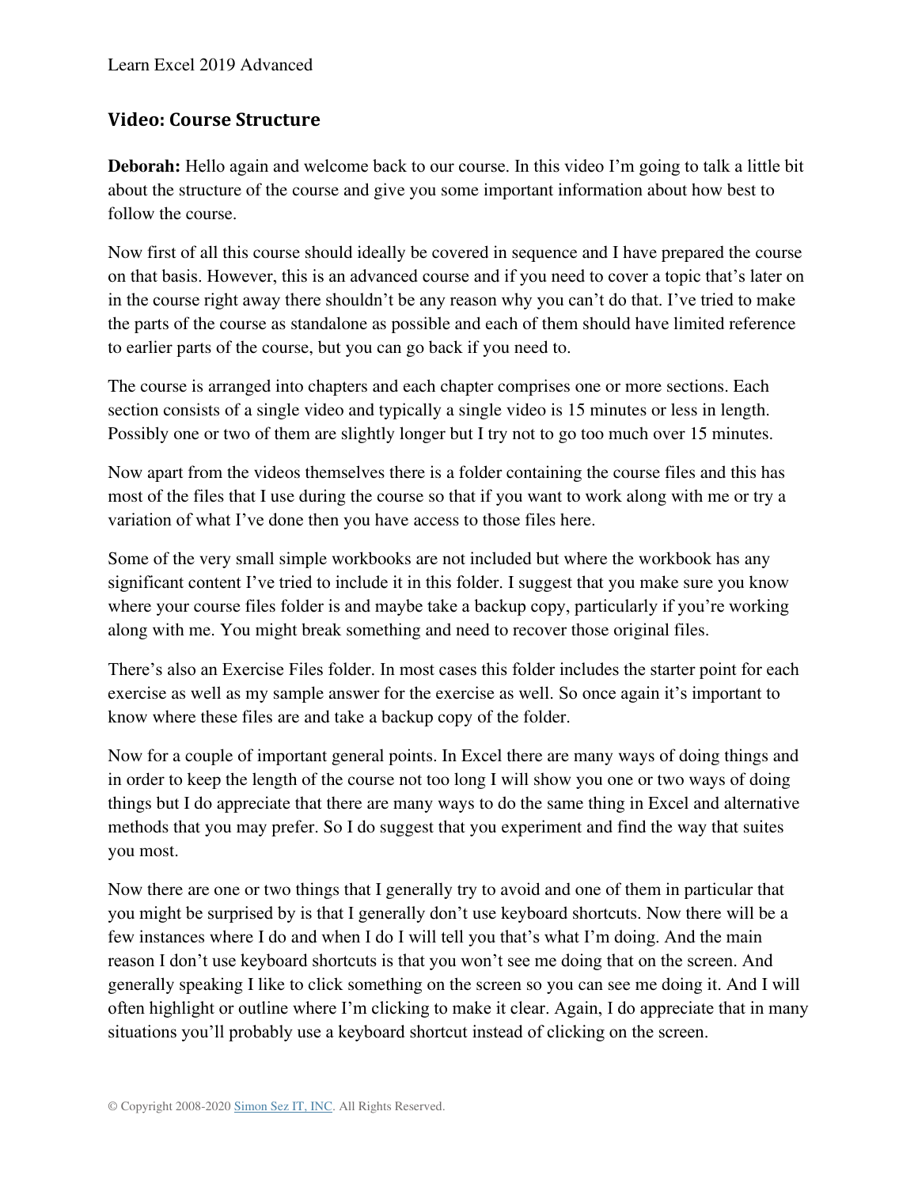## Video: Course Structure

**Deborah:** Hello again and welcome back to our course. In this video I'm going to talk a little bit about the structure of the course and give you some important information about how best to follow the course.

Now first of all this course should ideally be covered in sequence and I have prepared the course on that basis. However, this is an advanced course and if you need to cover a topic that's later on in the course right away there shouldn't be any reason why you can't do that. I've tried to make the parts of the course as standalone as possible and each of them should have limited reference to earlier parts of the course, but you can go back if you need to.

The course is arranged into chapters and each chapter comprises one or more sections. Each section consists of a single video and typically a single video is 15 minutes or less in length. Possibly one or two of them are slightly longer but I try not to go too much over 15 minutes.

Now apart from the videos themselves there is a folder containing the course files and this has most of the files that I use during the course so that if you want to work along with me or try a variation of what I've done then you have access to those files here.

Some of the very small simple workbooks are not included but where the workbook has any significant content I've tried to include it in this folder. I suggest that you make sure you know where your course files folder is and maybe take a backup copy, particularly if you're working along with me. You might break something and need to recover those original files.

There's also an Exercise Files folder. In most cases this folder includes the starter point for each exercise as well as my sample answer for the exercise as well. So once again it's important to know where these files are and take a backup copy of the folder.

Now for a couple of important general points. In Excel there are many ways of doing things and in order to keep the length of the course not too long I will show you one or two ways of doing things but I do appreciate that there are many ways to do the same thing in Excel and alternative methods that you may prefer. So I do suggest that you experiment and find the way that suites you most.

Now there are one or two things that I generally try to avoid and one of them in particular that you might be surprised by is that I generally don't use keyboard shortcuts. Now there will be a few instances where I do and when I do I will tell you that's what I'm doing. And the main reason I don't use keyboard shortcuts is that you won't see me doing that on the screen. And generally speaking I like to click something on the screen so you can see me doing it. And I will often highlight or outline where I'm clicking to make it clear. Again, I do appreciate that in many situations you'll probably use a keyboard shortcut instead of clicking on the screen.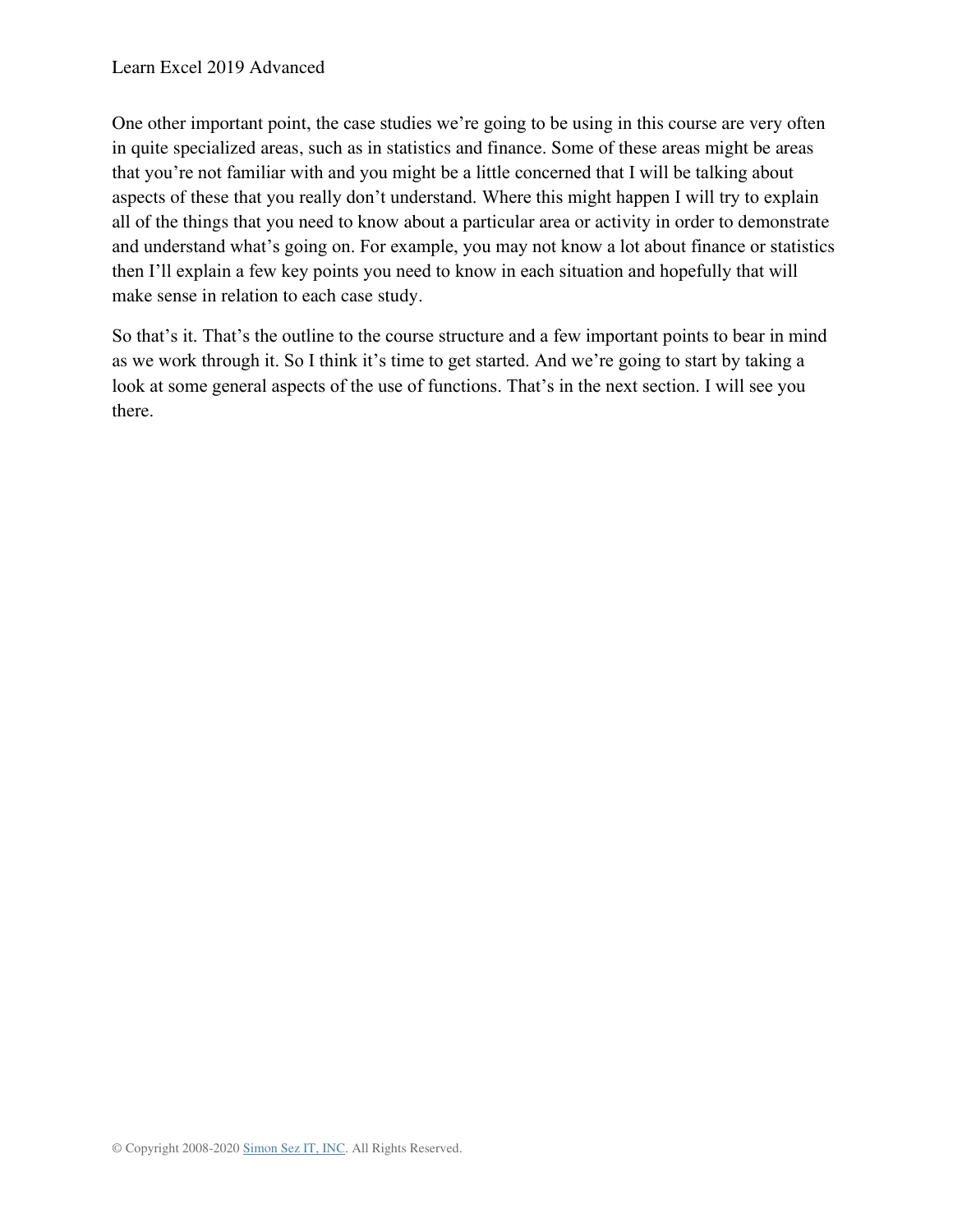One other important point, the case studies we're going to be using in this course are very often in quite specialized areas, such as in statistics and finance. Some of these areas might be areas that you're not familiar with and you might be a little concerned that I will be talking about aspects of these that you really don't understand. Where this might happen I will try to explain all of the things that you need to know about a particular area or activity in order to demonstrate and understand what's going on. For example, you may not know a lot about finance or statistics then I'll explain a few key points you need to know in each situation and hopefully that will make sense in relation to each case study.

So that's it. That's the outline to the course structure and a few important points to bear in mind as we work through it. So I think it's time to get started. And we're going to start by taking a look at some general aspects of the use of functions. That's in the next section. I will see you there.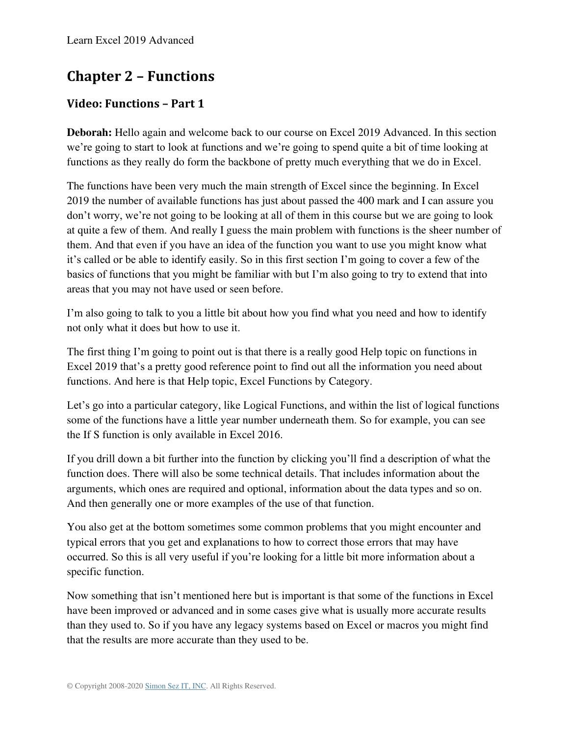# Chapter 2 – Functions

## Video: Functions – Part 1

**Deborah:** Hello again and welcome back to our course on Excel 2019 Advanced. In this section we're going to start to look at functions and we're going to spend quite a bit of time looking at functions as they really do form the backbone of pretty much everything that we do in Excel.

The functions have been very much the main strength of Excel since the beginning. In Excel 2019 the number of available functions has just about passed the 400 mark and I can assure you don't worry, we're not going to be looking at all of them in this course but we are going to look at quite a few of them. And really I guess the main problem with functions is the sheer number of them. And that even if you have an idea of the function you want to use you might know what it's called or be able to identify easily. So in this first section I'm going to cover a few of the basics of functions that you might be familiar with but I'm also going to try to extend that into areas that you may not have used or seen before.

I'm also going to talk to you a little bit about how you find what you need and how to identify not only what it does but how to use it.

The first thing I'm going to point out is that there is a really good Help topic on functions in Excel 2019 that's a pretty good reference point to find out all the information you need about functions. And here is that Help topic, Excel Functions by Category.

Let's go into a particular category, like Logical Functions, and within the list of logical functions some of the functions have a little year number underneath them. So for example, you can see the If S function is only available in Excel 2016.

If you drill down a bit further into the function by clicking you'll find a description of what the function does. There will also be some technical details. That includes information about the arguments, which ones are required and optional, information about the data types and so on. And then generally one or more examples of the use of that function.

You also get at the bottom sometimes some common problems that you might encounter and typical errors that you get and explanations to how to correct those errors that may have occurred. So this is all very useful if you're looking for a little bit more information about a specific function.

Now something that isn't mentioned here but is important is that some of the functions in Excel have been improved or advanced and in some cases give what is usually more accurate results than they used to. So if you have any legacy systems based on Excel or macros you might find that the results are more accurate than they used to be.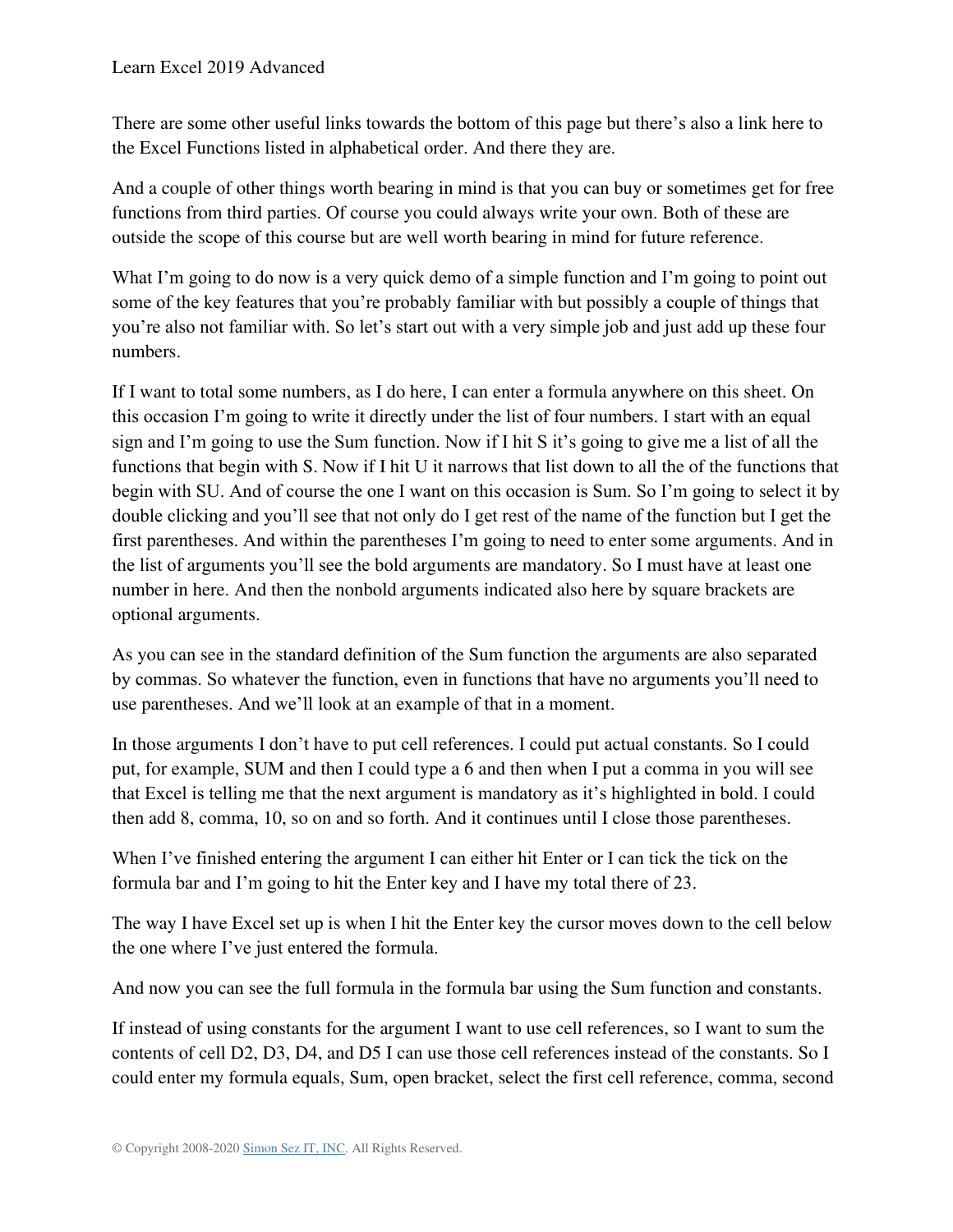There are some other useful links towards the bottom of this page but there's also a link here to the Excel Functions listed in alphabetical order. And there they are.

And a couple of other things worth bearing in mind is that you can buy or sometimes get for free functions from third parties. Of course you could always write your own. Both of these are outside the scope of this course but are well worth bearing in mind for future reference.

What I'm going to do now is a very quick demo of a simple function and I'm going to point out some of the key features that you're probably familiar with but possibly a couple of things that you're also not familiar with. So let's start out with a very simple job and just add up these four numbers.

If I want to total some numbers, as I do here, I can enter a formula anywhere on this sheet. On this occasion I'm going to write it directly under the list of four numbers. I start with an equal sign and I'm going to use the Sum function. Now if I hit S it's going to give me a list of all the functions that begin with S. Now if I hit U it narrows that list down to all the of the functions that begin with SU. And of course the one I want on this occasion is Sum. So I'm going to select it by double clicking and you'll see that not only do I get rest of the name of the function but I get the first parentheses. And within the parentheses I'm going to need to enter some arguments. And in the list of arguments you'll see the bold arguments are mandatory. So I must have at least one number in here. And then the nonbold arguments indicated also here by square brackets are optional arguments.

As you can see in the standard definition of the Sum function the arguments are also separated by commas. So whatever the function, even in functions that have no arguments you'll need to use parentheses. And we'll look at an example of that in a moment.

In those arguments I don't have to put cell references. I could put actual constants. So I could put, for example, SUM and then I could type a 6 and then when I put a comma in you will see that Excel is telling me that the next argument is mandatory as it's highlighted in bold. I could then add 8, comma, 10, so on and so forth. And it continues until I close those parentheses.

When I've finished entering the argument I can either hit Enter or I can tick the tick on the formula bar and I'm going to hit the Enter key and I have my total there of 23.

The way I have Excel set up is when I hit the Enter key the cursor moves down to the cell below the one where I've just entered the formula.

And now you can see the full formula in the formula bar using the Sum function and constants.

If instead of using constants for the argument I want to use cell references, so I want to sum the contents of cell D2, D3, D4, and D5 I can use those cell references instead of the constants. So I could enter my formula equals, Sum, open bracket, select the first cell reference, comma, second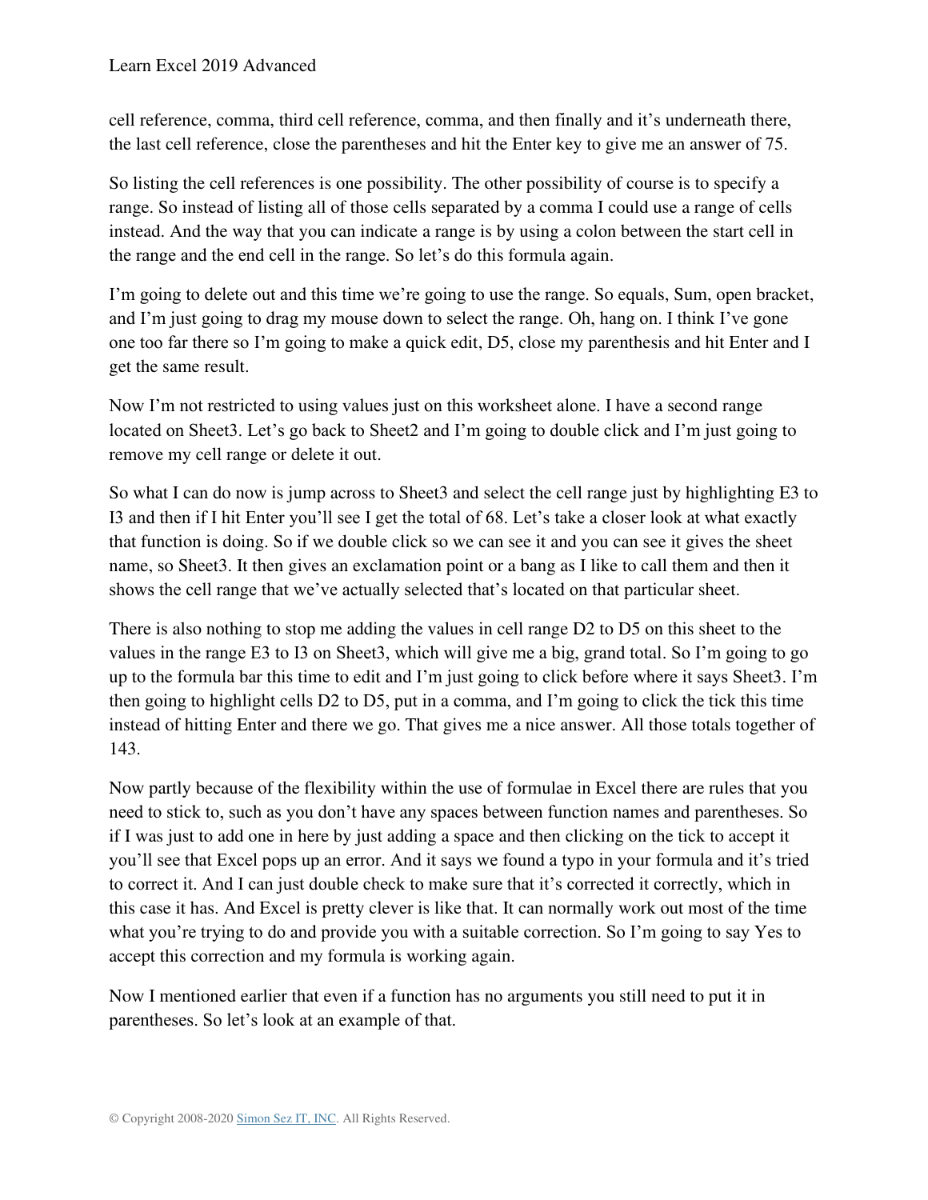cell reference, comma, third cell reference, comma, and then finally and it's underneath there, the last cell reference, close the parentheses and hit the Enter key to give me an answer of 75.

So listing the cell references is one possibility. The other possibility of course is to specify a range. So instead of listing all of those cells separated by a comma I could use a range of cells instead. And the way that you can indicate a range is by using a colon between the start cell in the range and the end cell in the range. So let's do this formula again.

I'm going to delete out and this time we're going to use the range. So equals, Sum, open bracket, and I'm just going to drag my mouse down to select the range. Oh, hang on. I think I've gone one too far there so I'm going to make a quick edit, D5, close my parenthesis and hit Enter and I get the same result.

Now I'm not restricted to using values just on this worksheet alone. I have a second range located on Sheet3. Let's go back to Sheet2 and I'm going to double click and I'm just going to remove my cell range or delete it out.

So what I can do now is jump across to Sheet3 and select the cell range just by highlighting E3 to I3 and then if I hit Enter you'll see I get the total of 68. Let's take a closer look at what exactly that function is doing. So if we double click so we can see it and you can see it gives the sheet name, so Sheet3. It then gives an exclamation point or a bang as I like to call them and then it shows the cell range that we've actually selected that's located on that particular sheet.

There is also nothing to stop me adding the values in cell range D2 to D5 on this sheet to the values in the range E3 to I3 on Sheet3, which will give me a big, grand total. So I'm going to go up to the formula bar this time to edit and I'm just going to click before where it says Sheet3. I'm then going to highlight cells D2 to D5, put in a comma, and I'm going to click the tick this time instead of hitting Enter and there we go. That gives me a nice answer. All those totals together of 143.

Now partly because of the flexibility within the use of formulae in Excel there are rules that you need to stick to, such as you don't have any spaces between function names and parentheses. So if I was just to add one in here by just adding a space and then clicking on the tick to accept it you'll see that Excel pops up an error. And it says we found a typo in your formula and it's tried to correct it. And I can just double check to make sure that it's corrected it correctly, which in this case it has. And Excel is pretty clever is like that. It can normally work out most of the time what you're trying to do and provide you with a suitable correction. So I'm going to say Yes to accept this correction and my formula is working again.

Now I mentioned earlier that even if a function has no arguments you still need to put it in parentheses. So let's look at an example of that.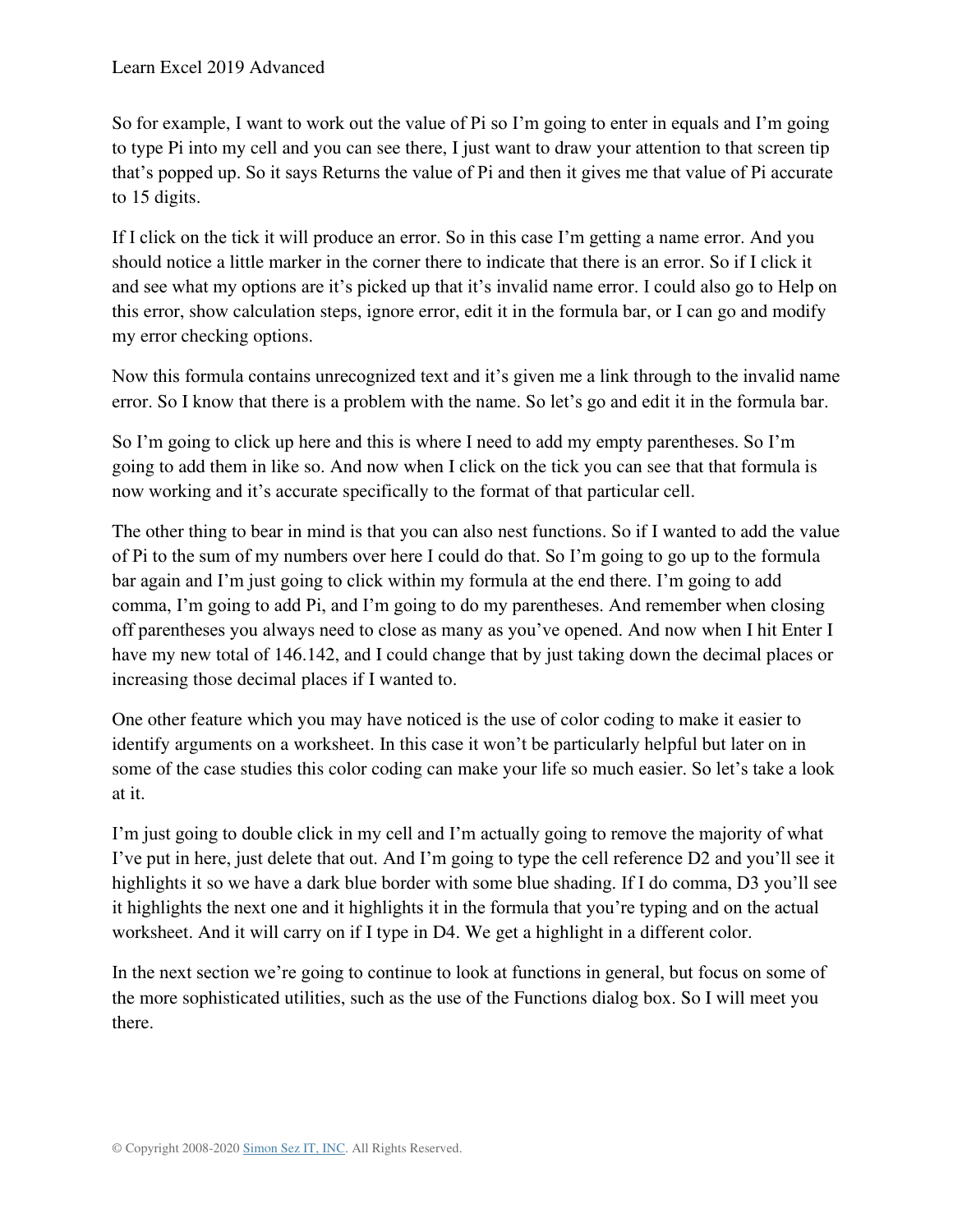So for example, I want to work out the value of Pi so I'm going to enter in equals and I'm going to type Pi into my cell and you can see there, I just want to draw your attention to that screen tip that's popped up. So it says Returns the value of Pi and then it gives me that value of Pi accurate to 15 digits.

If I click on the tick it will produce an error. So in this case I'm getting a name error. And you should notice a little marker in the corner there to indicate that there is an error. So if I click it and see what my options are it's picked up that it's invalid name error. I could also go to Help on this error, show calculation steps, ignore error, edit it in the formula bar, or I can go and modify my error checking options.

Now this formula contains unrecognized text and it's given me a link through to the invalid name error. So I know that there is a problem with the name. So let's go and edit it in the formula bar.

So I'm going to click up here and this is where I need to add my empty parentheses. So I'm going to add them in like so. And now when I click on the tick you can see that that formula is now working and it's accurate specifically to the format of that particular cell.

The other thing to bear in mind is that you can also nest functions. So if I wanted to add the value of Pi to the sum of my numbers over here I could do that. So I'm going to go up to the formula bar again and I'm just going to click within my formula at the end there. I'm going to add comma, I'm going to add Pi, and I'm going to do my parentheses. And remember when closing off parentheses you always need to close as many as you've opened. And now when I hit Enter I have my new total of 146.142, and I could change that by just taking down the decimal places or increasing those decimal places if I wanted to.

One other feature which you may have noticed is the use of color coding to make it easier to identify arguments on a worksheet. In this case it won't be particularly helpful but later on in some of the case studies this color coding can make your life so much easier. So let's take a look at it.

I'm just going to double click in my cell and I'm actually going to remove the majority of what I've put in here, just delete that out. And I'm going to type the cell reference D2 and you'll see it highlights it so we have a dark blue border with some blue shading. If I do comma, D3 you'll see it highlights the next one and it highlights it in the formula that you're typing and on the actual worksheet. And it will carry on if I type in D4. We get a highlight in a different color.

In the next section we're going to continue to look at functions in general, but focus on some of the more sophisticated utilities, such as the use of the Functions dialog box. So I will meet you there.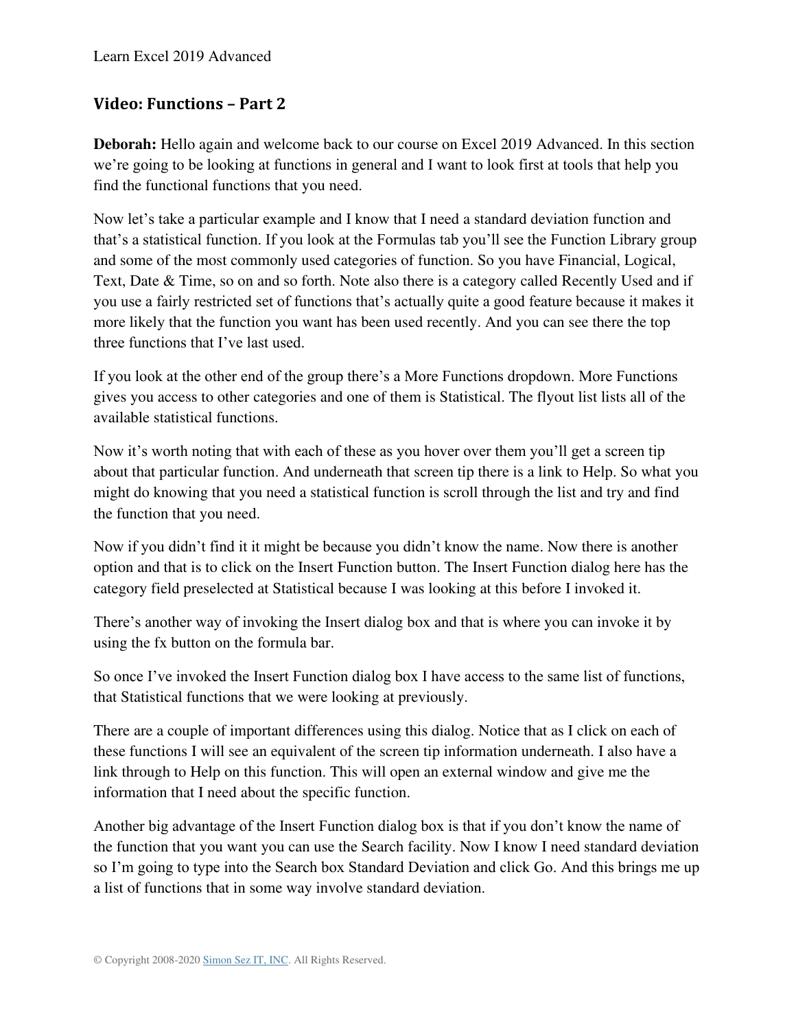## Video: Functions – Part 2

**Deborah:** Hello again and welcome back to our course on Excel 2019 Advanced. In this section we're going to be looking at functions in general and I want to look first at tools that help you find the functional functions that you need.

Now let's take a particular example and I know that I need a standard deviation function and that's a statistical function. If you look at the Formulas tab you'll see the Function Library group and some of the most commonly used categories of function. So you have Financial, Logical, Text, Date & Time, so on and so forth. Note also there is a category called Recently Used and if you use a fairly restricted set of functions that's actually quite a good feature because it makes it more likely that the function you want has been used recently. And you can see there the top three functions that I've last used.

If you look at the other end of the group there's a More Functions dropdown. More Functions gives you access to other categories and one of them is Statistical. The flyout list lists all of the available statistical functions.

Now it's worth noting that with each of these as you hover over them you'll get a screen tip about that particular function. And underneath that screen tip there is a link to Help. So what you might do knowing that you need a statistical function is scroll through the list and try and find the function that you need.

Now if you didn't find it it might be because you didn't know the name. Now there is another option and that is to click on the Insert Function button. The Insert Function dialog here has the category field preselected at Statistical because I was looking at this before I invoked it.

There's another way of invoking the Insert dialog box and that is where you can invoke it by using the fx button on the formula bar.

So once I've invoked the Insert Function dialog box I have access to the same list of functions, that Statistical functions that we were looking at previously.

There are a couple of important differences using this dialog. Notice that as I click on each of these functions I will see an equivalent of the screen tip information underneath. I also have a link through to Help on this function. This will open an external window and give me the information that I need about the specific function.

Another big advantage of the Insert Function dialog box is that if you don't know the name of the function that you want you can use the Search facility. Now I know I need standard deviation so I'm going to type into the Search box Standard Deviation and click Go. And this brings me up a list of functions that in some way involve standard deviation.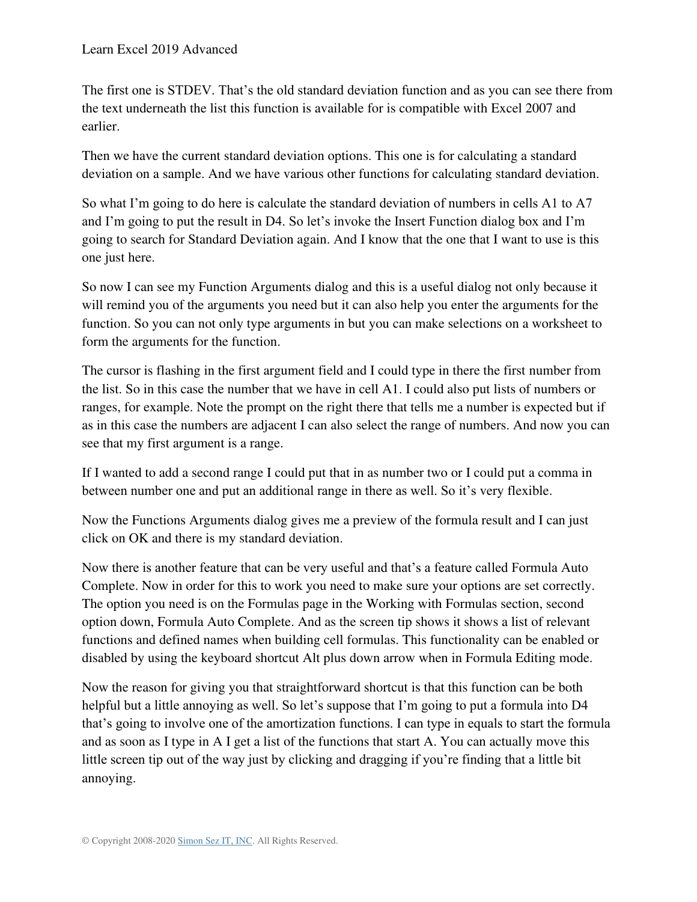The first one is STDEV. That's the old standard deviation function and as you can see there from the text underneath the list this function is available for is compatible with Excel 2007 and earlier.

Then we have the current standard deviation options. This one is for calculating a standard deviation on a sample. And we have various other functions for calculating standard deviation.

So what I'm going to do here is calculate the standard deviation of numbers in cells A1 to A7 and I'm going to put the result in D4. So let's invoke the Insert Function dialog box and I'm going to search for Standard Deviation again. And I know that the one that I want to use is this one just here.

So now I can see my Function Arguments dialog and this is a useful dialog not only because it will remind you of the arguments you need but it can also help you enter the arguments for the function. So you can not only type arguments in but you can make selections on a worksheet to form the arguments for the function.

The cursor is flashing in the first argument field and I could type in there the first number from the list. So in this case the number that we have in cell A1. I could also put lists of numbers or ranges, for example. Note the prompt on the right there that tells me a number is expected but if as in this case the numbers are adjacent I can also select the range of numbers. And now you can see that my first argument is a range.

If I wanted to add a second range I could put that in as number two or I could put a comma in between number one and put an additional range in there as well. So it's very flexible.

Now the Functions Arguments dialog gives me a preview of the formula result and I can just click on OK and there is my standard deviation.

Now there is another feature that can be very useful and that's a feature called Formula Auto Complete. Now in order for this to work you need to make sure your options are set correctly. The option you need is on the Formulas page in the Working with Formulas section, second option down, Formula Auto Complete. And as the screen tip shows it shows a list of relevant functions and defined names when building cell formulas. This functionality can be enabled or disabled by using the keyboard shortcut Alt plus down arrow when in Formula Editing mode.

Now the reason for giving you that straightforward shortcut is that this function can be both helpful but a little annoying as well. So let's suppose that I'm going to put a formula into D4 that's going to involve one of the amortization functions. I can type in equals to start the formula and as soon as I type in A I get a list of the functions that start A. You can actually move this little screen tip out of the way just by clicking and dragging if you're finding that a little bit annoying.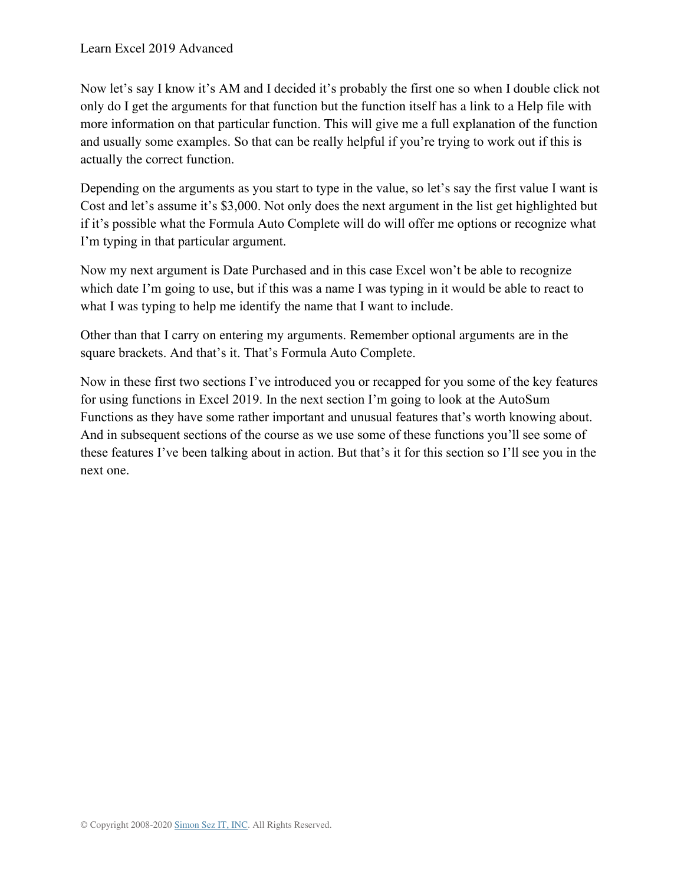Now let's say I know it's AM and I decided it's probably the first one so when I double click not only do I get the arguments for that function but the function itself has a link to a Help file with more information on that particular function. This will give me a full explanation of the function and usually some examples. So that can be really helpful if you're trying to work out if this is actually the correct function.

Depending on the arguments as you start to type in the value, so let's say the first value I want is Cost and let's assume it's $3,000. Not only does the next argument in the list get highlighted but if it's possible what the Formula Auto Complete will do will offer me options or recognize what I'm typing in that particular argument.

Now my next argument is Date Purchased and in this case Excel won't be able to recognize which date I'm going to use, but if this was a name I was typing in it would be able to react to what I was typing to help me identify the name that I want to include.

Other than that I carry on entering my arguments. Remember optional arguments are in the square brackets. And that's it. That's Formula Auto Complete.

Now in these first two sections I've introduced you or recapped for you some of the key features for using functions in Excel 2019. In the next section I'm going to look at the AutoSum Functions as they have some rather important and unusual features that's worth knowing about. And in subsequent sections of the course as we use some of these functions you'll see some of these features I've been talking about in action. But that's it for this section so I'll see you in the next one.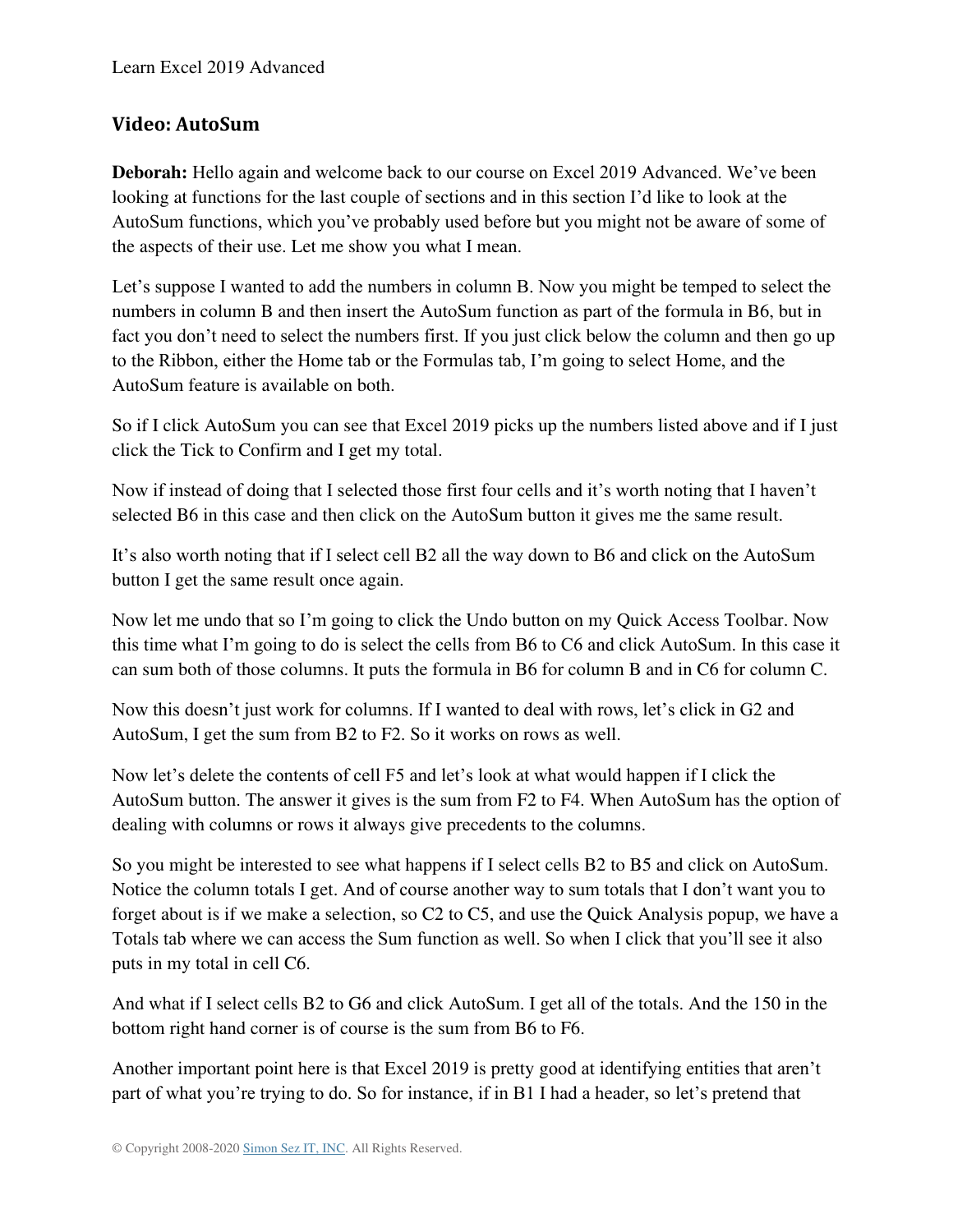## Video: AutoSum

**Deborah:** Hello again and welcome back to our course on Excel 2019 Advanced. We've been looking at functions for the last couple of sections and in this section I'd like to look at the AutoSum functions, which you've probably used before but you might not be aware of some of the aspects of their use. Let me show you what I mean.

Let's suppose I wanted to add the numbers in column B. Now you might be temped to select the numbers in column B and then insert the AutoSum function as part of the formula in B6, but in fact you don't need to select the numbers first. If you just click below the column and then go up to the Ribbon, either the Home tab or the Formulas tab, I'm going to select Home, and the AutoSum feature is available on both.

So if I click AutoSum you can see that Excel 2019 picks up the numbers listed above and if I just click the Tick to Confirm and I get my total.

Now if instead of doing that I selected those first four cells and it's worth noting that I haven't selected B6 in this case and then click on the AutoSum button it gives me the same result.

It's also worth noting that if I select cell B2 all the way down to B6 and click on the AutoSum button I get the same result once again.

Now let me undo that so I'm going to click the Undo button on my Quick Access Toolbar. Now this time what I'm going to do is select the cells from B6 to C6 and click AutoSum. In this case it can sum both of those columns. It puts the formula in B6 for column B and in C6 for column C.

Now this doesn't just work for columns. If I wanted to deal with rows, let's click in G2 and AutoSum, I get the sum from B2 to F2. So it works on rows as well.

Now let's delete the contents of cell F5 and let's look at what would happen if I click the AutoSum button. The answer it gives is the sum from F2 to F4. When AutoSum has the option of dealing with columns or rows it always give precedents to the columns.

So you might be interested to see what happens if I select cells B2 to B5 and click on AutoSum. Notice the column totals I get. And of course another way to sum totals that I don't want you to forget about is if we make a selection, so C2 to C5, and use the Quick Analysis popup, we have a Totals tab where we can access the Sum function as well. So when I click that you'll see it also puts in my total in cell C6.

And what if I select cells B2 to G6 and click AutoSum. I get all of the totals. And the 150 in the bottom right hand corner is of course is the sum from B6 to F6.

Another important point here is that Excel 2019 is pretty good at identifying entities that aren't part of what you're trying to do. So for instance, if in B1 I had a header, so let's pretend that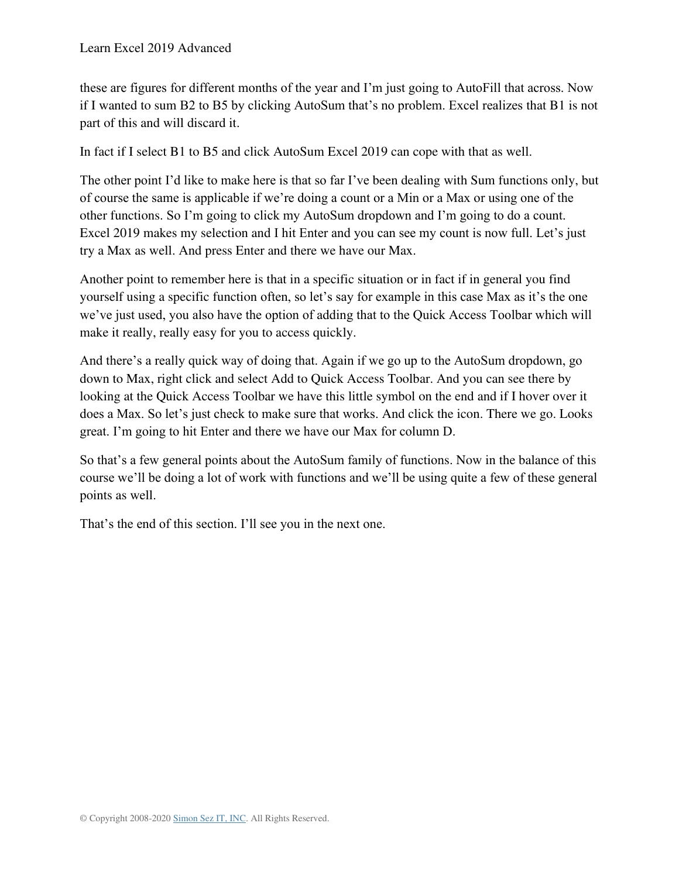these are figures for different months of the year and I'm just going to AutoFill that across. Now if I wanted to sum B2 to B5 by clicking AutoSum that's no problem. Excel realizes that B1 is not part of this and will discard it.

In fact if I select B1 to B5 and click AutoSum Excel 2019 can cope with that as well.

The other point I'd like to make here is that so far I've been dealing with Sum functions only, but of course the same is applicable if we're doing a count or a Min or a Max or using one of the other functions. So I'm going to click my AutoSum dropdown and I'm going to do a count. Excel 2019 makes my selection and I hit Enter and you can see my count is now full. Let's just try a Max as well. And press Enter and there we have our Max.

Another point to remember here is that in a specific situation or in fact if in general you find yourself using a specific function often, so let's say for example in this case Max as it's the one we've just used, you also have the option of adding that to the Quick Access Toolbar which will make it really, really easy for you to access quickly.

And there's a really quick way of doing that. Again if we go up to the AutoSum dropdown, go down to Max, right click and select Add to Quick Access Toolbar. And you can see there by looking at the Quick Access Toolbar we have this little symbol on the end and if I hover over it does a Max. So let's just check to make sure that works. And click the icon. There we go. Looks great. I'm going to hit Enter and there we have our Max for column D.

So that's a few general points about the AutoSum family of functions. Now in the balance of this course we'll be doing a lot of work with functions and we'll be using quite a few of these general points as well.

That's the end of this section. I'll see you in the next one.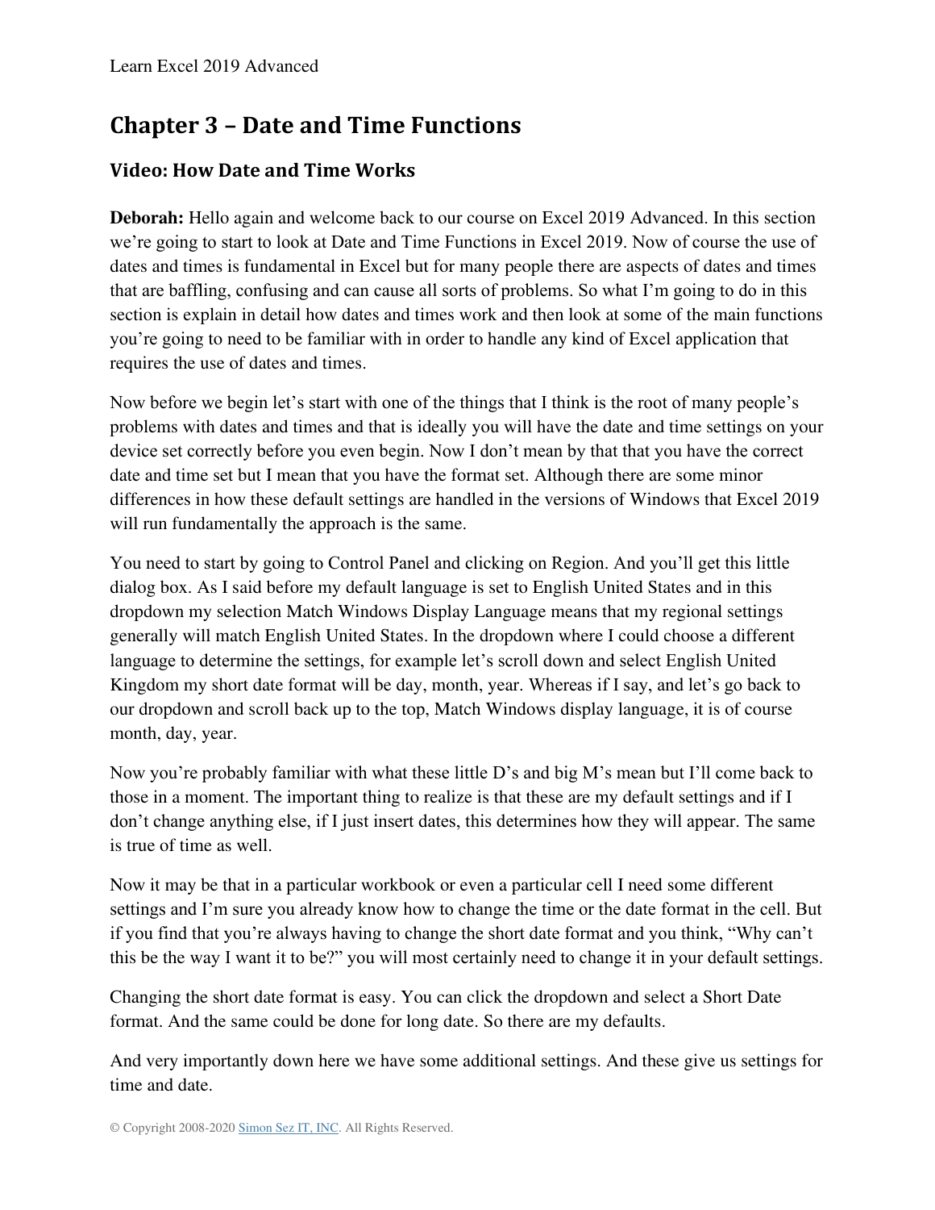## Chapter 3 – Date and Time Functions

### Video: How Date and Time Works

**Deborah:** Hello again and welcome back to our course on Excel 2019 Advanced. In this section we're going to start to look at Date and Time Functions in Excel 2019. Now of course the use of dates and times is fundamental in Excel but for many people there are aspects of dates and times that are baffling, confusing and can cause all sorts of problems. So what I'm going to do in this section is explain in detail how dates and times work and then look at some of the main functions you're going to need to be familiar with in order to handle any kind of Excel application that requires the use of dates and times.

Now before we begin let's start with one of the things that I think is the root of many people's problems with dates and times and that is ideally you will have the date and time settings on your device set correctly before you even begin. Now I don't mean by that that you have the correct date and time set but I mean that you have the format set. Although there are some minor differences in how these default settings are handled in the versions of Windows that Excel 2019 will run fundamentally the approach is the same.

You need to start by going to Control Panel and clicking on Region. And you'll get this little dialog box. As I said before my default language is set to English United States and in this dropdown my selection Match Windows Display Language means that my regional settings generally will match English United States. In the dropdown where I could choose a different language to determine the settings, for example let's scroll down and select English United Kingdom my short date format will be day, month, year. Whereas if I say, and let's go back to our dropdown and scroll back up to the top, Match Windows display language, it is of course month, day, year.

Now you're probably familiar with what these little D's and big M's mean but I'll come back to those in a moment. The important thing to realize is that these are my default settings and if I don't change anything else, if I just insert dates, this determines how they will appear. The same is true of time as well.

Now it may be that in a particular workbook or even a particular cell I need some different settings and I'm sure you already know how to change the time or the date format in the cell. But if you find that you're always having to change the short date format and you think, "Why can't this be the way I want it to be?" you will most certainly need to change it in your default settings.

Changing the short date format is easy. You can click the dropdown and select a Short Date format. And the same could be done for long date. So there are my defaults.

And very importantly down here we have some additional settings. And these give us settings for time and date.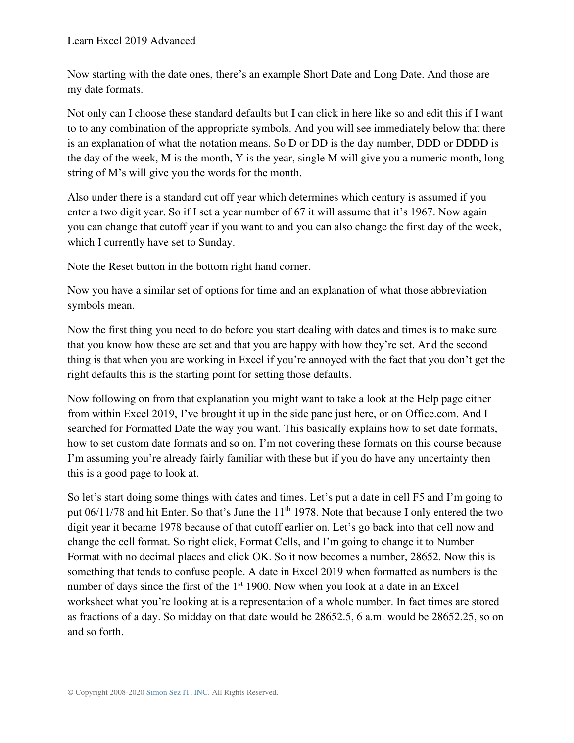Now starting with the date ones, there's an example Short Date and Long Date. And those are my date formats.

Not only can I choose these standard defaults but I can click in here like so and edit this if I want to to any combination of the appropriate symbols. And you will see immediately below that there is an explanation of what the notation means. So D or DD is the day number, DDD or DDDD is the day of the week, M is the month, Y is the year, single M will give you a numeric month, long string of M's will give you the words for the month.

Also under there is a standard cut off year which determines which century is assumed if you enter a two digit year. So if I set a year number of 67 it will assume that it's 1967. Now again you can change that cutoff year if you want to and you can also change the first day of the week, which I currently have set to Sunday.

Note the Reset button in the bottom right hand corner.

Now you have a similar set of options for time and an explanation of what those abbreviation symbols mean.

Now the first thing you need to do before you start dealing with dates and times is to make sure that you know how these are set and that you are happy with how they're set. And the second thing is that when you are working in Excel if you're annoyed with the fact that you don't get the right defaults this is the starting point for setting those defaults.

Now following on from that explanation you might want to take a look at the Help page either from within Excel 2019, I've brought it up in the side pane just here, or on Office.com. And I searched for Formatted Date the way you want. This basically explains how to set date formats, how to set custom date formats and so on. I'm not covering these formats on this course because I'm assuming you're already fairly familiar with these but if you do have any uncertainty then this is a good page to look at.

So let's start doing some things with dates and times. Let's put a date in cell F5 and I'm going to put 06/11/78 and hit Enter. So that's June the 11th 1978. Note that because I only entered the two digit year it became 1978 because of that cutoff earlier on. Let's go back into that cell now and change the cell format. So right click, Format Cells, and I'm going to change it to Number Format with no decimal places and click OK. So it now becomes a number, 28652. Now this is something that tends to confuse people. A date in Excel 2019 when formatted as numbers is the number of days since the first of the 1st 1900. Now when you look at a date in an Excel worksheet what you're looking at is a representation of a whole number. In fact times are stored as fractions of a day. So midday on that date would be 28652.5, 6 a.m. would be 28652.25, so on and so forth.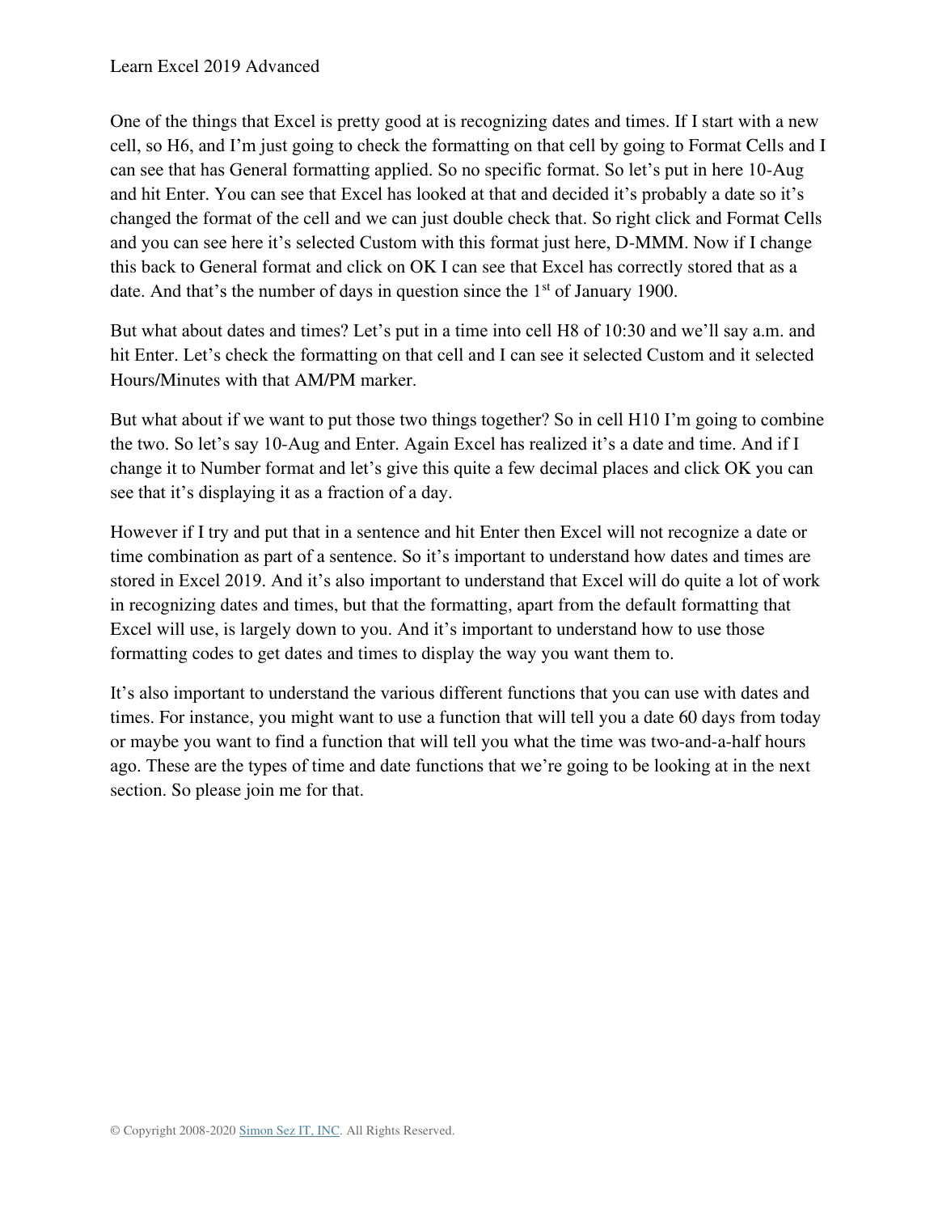One of the things that Excel is pretty good at is recognizing dates and times. If I start with a new cell, so H6, and I'm just going to check the formatting on that cell by going to Format Cells and I can see that has General formatting applied. So no specific format. So let's put in here 10-Aug and hit Enter. You can see that Excel has looked at that and decided it's probably a date so it's changed the format of the cell and we can just double check that. So right click and Format Cells and you can see here it's selected Custom with this format just here, D-MMM. Now if I change this back to General format and click on OK I can see that Excel has correctly stored that as a date. And that's the number of days in question since the 1st of January 1900.

But what about dates and times? Let's put in a time into cell H8 of 10:30 and we'll say a.m. and hit Enter. Let's check the formatting on that cell and I can see it selected Custom and it selected Hours/Minutes with that AM/PM marker.

But what about if we want to put those two things together? So in cell H10 I'm going to combine the two. So let's say 10-Aug and Enter. Again Excel has realized it's a date and time. And if I change it to Number format and let's give this quite a few decimal places and click OK you can see that it's displaying it as a fraction of a day.

However if I try and put that in a sentence and hit Enter then Excel will not recognize a date or time combination as part of a sentence. So it's important to understand how dates and times are stored in Excel 2019. And it's also important to understand that Excel will do quite a lot of work in recognizing dates and times, but that the formatting, apart from the default formatting that Excel will use, is largely down to you. And it's important to understand how to use those formatting codes to get dates and times to display the way you want them to.

It's also important to understand the various different functions that you can use with dates and times. For instance, you might want to use a function that will tell you a date 60 days from today or maybe you want to find a function that will tell you what the time was two-and-a-half hours ago. These are the types of time and date functions that we're going to be looking at in the next section. So please join me for that.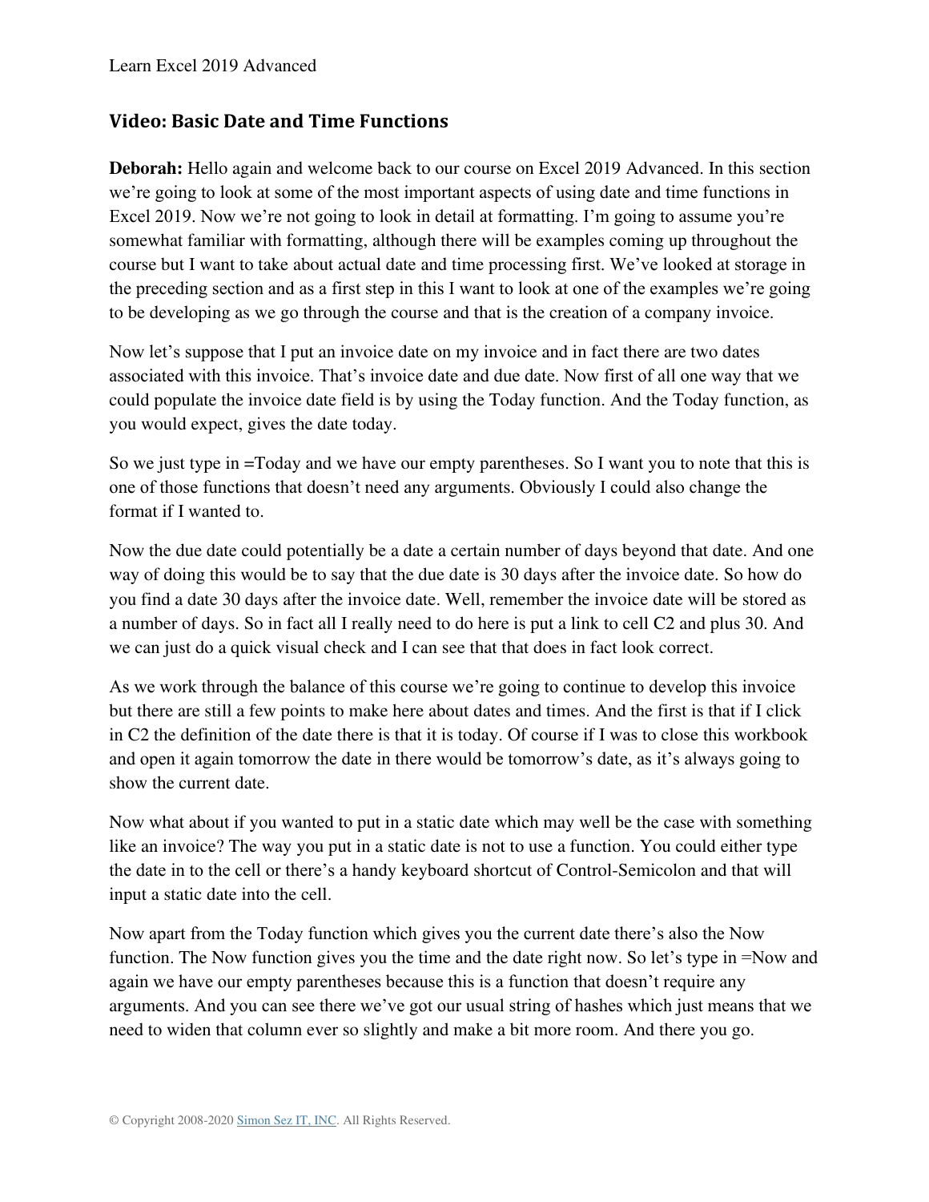## Video: Basic Date and Time Functions

**Deborah:** Hello again and welcome back to our course on Excel 2019 Advanced. In this section we're going to look at some of the most important aspects of using date and time functions in Excel 2019. Now we're not going to look in detail at formatting. I'm going to assume you're somewhat familiar with formatting, although there will be examples coming up throughout the course but I want to take about actual date and time processing first. We've looked at storage in the preceding section and as a first step in this I want to look at one of the examples we're going to be developing as we go through the course and that is the creation of a company invoice.

Now let's suppose that I put an invoice date on my invoice and in fact there are two dates associated with this invoice. That's invoice date and due date. Now first of all one way that we could populate the invoice date field is by using the Today function. And the Today function, as you would expect, gives the date today.

So we just type in =Today and we have our empty parentheses. So I want you to note that this is one of those functions that doesn't need any arguments. Obviously I could also change the format if I wanted to.

Now the due date could potentially be a date a certain number of days beyond that date. And one way of doing this would be to say that the due date is 30 days after the invoice date. So how do you find a date 30 days after the invoice date. Well, remember the invoice date will be stored as a number of days. So in fact all I really need to do here is put a link to cell C2 and plus 30. And we can just do a quick visual check and I can see that that does in fact look correct.

As we work through the balance of this course we're going to continue to develop this invoice but there are still a few points to make here about dates and times. And the first is that if I click in C2 the definition of the date there is that it is today. Of course if I was to close this workbook and open it again tomorrow the date in there would be tomorrow's date, as it's always going to show the current date.

Now what about if you wanted to put in a static date which may well be the case with something like an invoice? The way you put in a static date is not to use a function. You could either type the date in to the cell or there's a handy keyboard shortcut of Control-Semicolon and that will input a static date into the cell.

Now apart from the Today function which gives you the current date there's also the Now function. The Now function gives you the time and the date right now. So let's type in =Now and again we have our empty parentheses because this is a function that doesn't require any arguments. And you can see there we've got our usual string of hashes which just means that we need to widen that column ever so slightly and make a bit more room. And there you go.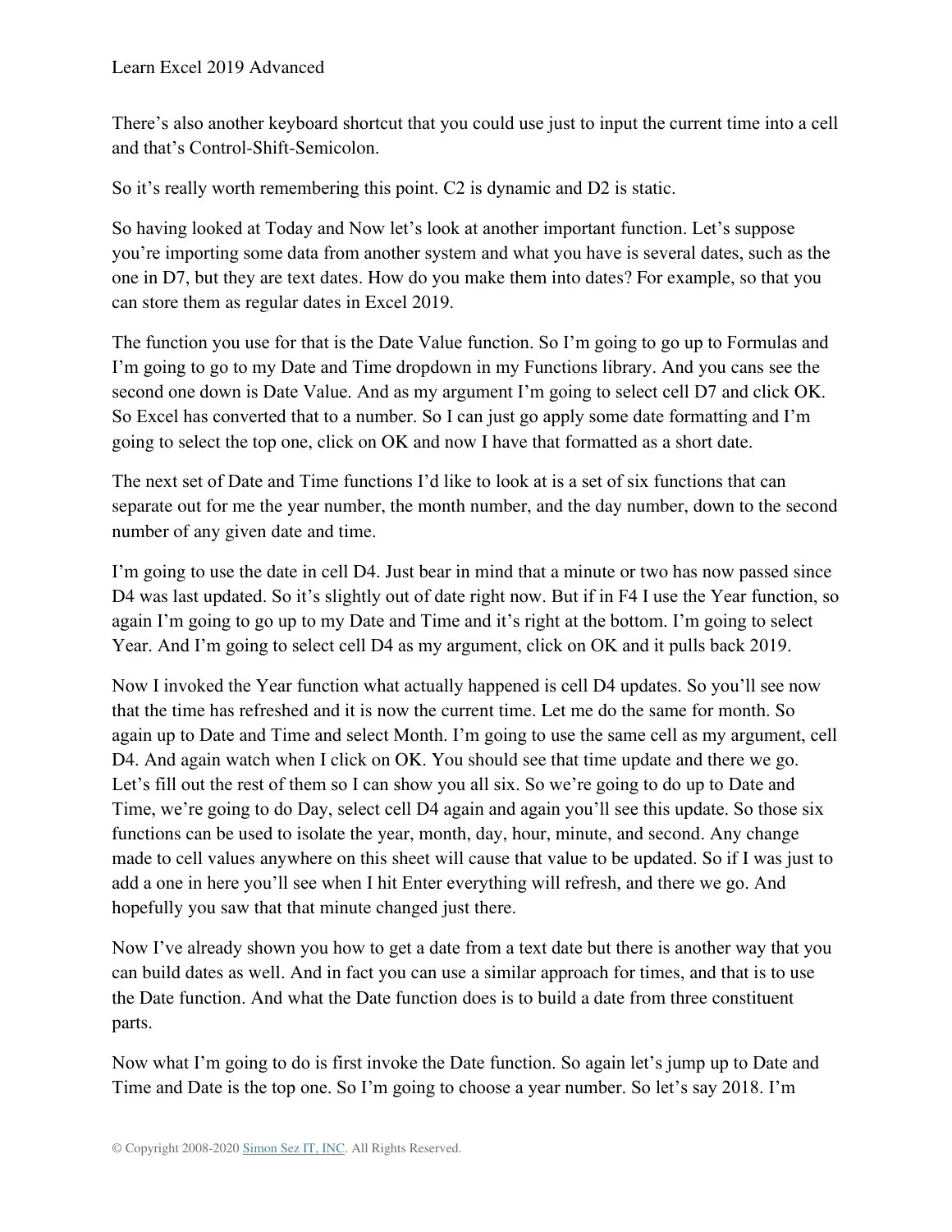There's also another keyboard shortcut that you could use just to input the current time into a cell and that's Control-Shift-Semicolon.

So it's really worth remembering this point. C2 is dynamic and D2 is static.

So having looked at Today and Now let's look at another important function. Let's suppose you're importing some data from another system and what you have is several dates, such as the one in D7, but they are text dates. How do you make them into dates? For example, so that you can store them as regular dates in Excel 2019.

The function you use for that is the Date Value function. So I'm going to go up to Formulas and I'm going to go to my Date and Time dropdown in my Functions library. And you cans see the second one down is Date Value. And as my argument I'm going to select cell D7 and click OK. So Excel has converted that to a number. So I can just go apply some date formatting and I'm going to select the top one, click on OK and now I have that formatted as a short date.

The next set of Date and Time functions I'd like to look at is a set of six functions that can separate out for me the year number, the month number, and the day number, down to the second number of any given date and time.

I'm going to use the date in cell D4. Just bear in mind that a minute or two has now passed since D4 was last updated. So it's slightly out of date right now. But if in F4 I use the Year function, so again I'm going to go up to my Date and Time and it's right at the bottom. I'm going to select Year. And I'm going to select cell D4 as my argument, click on OK and it pulls back 2019.

Now I invoked the Year function what actually happened is cell D4 updates. So you'll see now that the time has refreshed and it is now the current time. Let me do the same for month. So again up to Date and Time and select Month. I'm going to use the same cell as my argument, cell D4. And again watch when I click on OK. You should see that time update and there we go. Let's fill out the rest of them so I can show you all six. So we're going to do up to Date and Time, we're going to do Day, select cell D4 again and again you'll see this update. So those six functions can be used to isolate the year, month, day, hour, minute, and second. Any change made to cell values anywhere on this sheet will cause that value to be updated. So if I was just to add a one in here you'll see when I hit Enter everything will refresh, and there we go. And hopefully you saw that that minute changed just there.

Now I've already shown you how to get a date from a text date but there is another way that you can build dates as well. And in fact you can use a similar approach for times, and that is to use the Date function. And what the Date function does is to build a date from three constituent parts.

Now what I'm going to do is first invoke the Date function. So again let's jump up to Date and Time and Date is the top one. So I'm going to choose a year number. So let's say 2018. I'm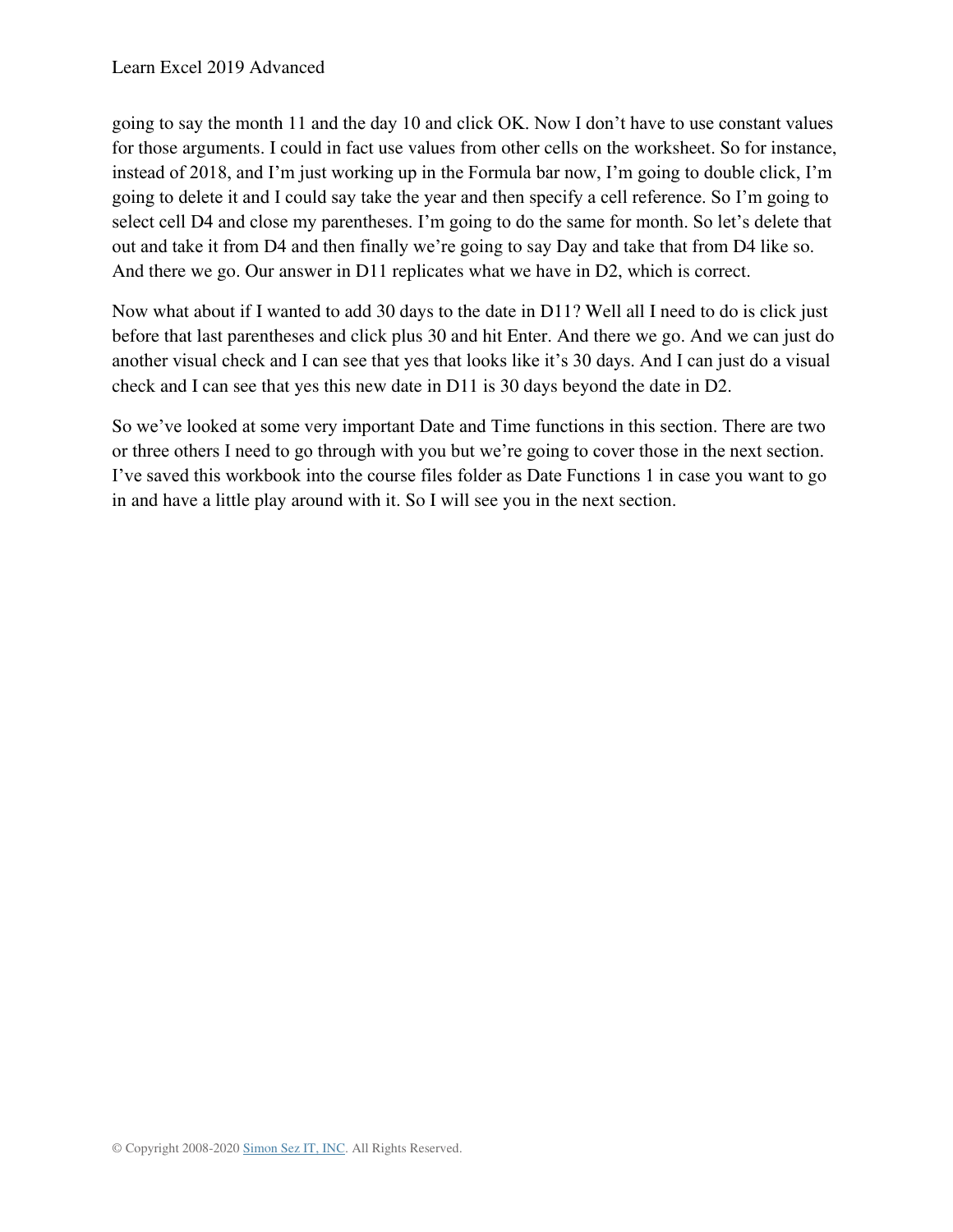going to say the month 11 and the day 10 and click OK. Now I don't have to use constant values for those arguments. I could in fact use values from other cells on the worksheet. So for instance, instead of 2018, and I'm just working up in the Formula bar now, I'm going to double click, I'm going to delete it and I could say take the year and then specify a cell reference. So I'm going to select cell D4 and close my parentheses. I'm going to do the same for month. So let's delete that out and take it from D4 and then finally we're going to say Day and take that from D4 like so. And there we go. Our answer in D11 replicates what we have in D2, which is correct.

Now what about if I wanted to add 30 days to the date in D11? Well all I need to do is click just before that last parentheses and click plus 30 and hit Enter. And there we go. And we can just do another visual check and I can see that yes that looks like it's 30 days. And I can just do a visual check and I can see that yes this new date in D11 is 30 days beyond the date in D2.

So we've looked at some very important Date and Time functions in this section. There are two or three others I need to go through with you but we're going to cover those in the next section. I've saved this workbook into the course files folder as Date Functions 1 in case you want to go in and have a little play around with it. So I will see you in the next section.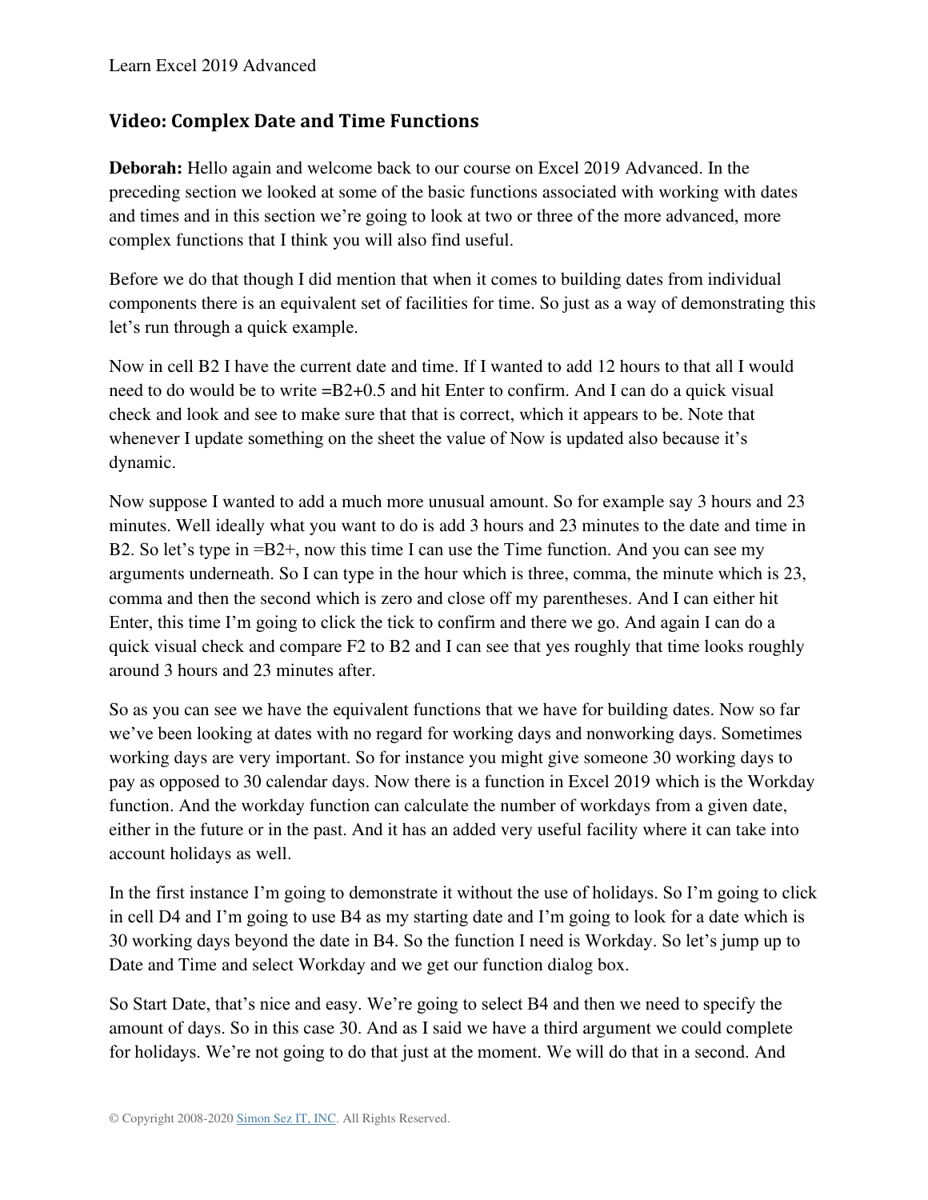## Video: Complex Date and Time Functions

**Deborah:** Hello again and welcome back to our course on Excel 2019 Advanced. In the preceding section we looked at some of the basic functions associated with working with dates and times and in this section we're going to look at two or three of the more advanced, more complex functions that I think you will also find useful.

Before we do that though I did mention that when it comes to building dates from individual components there is an equivalent set of facilities for time. So just as a way of demonstrating this let's run through a quick example.

Now in cell B2 I have the current date and time. If I wanted to add 12 hours to that all I would need to do would be to write =B2+0.5 and hit Enter to confirm. And I can do a quick visual check and look and see to make sure that that is correct, which it appears to be. Note that whenever I update something on the sheet the value of Now is updated also because it's dynamic.

Now suppose I wanted to add a much more unusual amount. So for example say 3 hours and 23 minutes. Well ideally what you want to do is add 3 hours and 23 minutes to the date and time in B2. So let's type in =B2+, now this time I can use the Time function. And you can see my arguments underneath. So I can type in the hour which is three, comma, the minute which is 23, comma and then the second which is zero and close off my parentheses. And I can either hit Enter, this time I'm going to click the tick to confirm and there we go. And again I can do a quick visual check and compare F2 to B2 and I can see that yes roughly that time looks roughly around 3 hours and 23 minutes after.

So as you can see we have the equivalent functions that we have for building dates. Now so far we've been looking at dates with no regard for working days and nonworking days. Sometimes working days are very important. So for instance you might give someone 30 working days to pay as opposed to 30 calendar days. Now there is a function in Excel 2019 which is the Workday function. And the workday function can calculate the number of workdays from a given date, either in the future or in the past. And it has an added very useful facility where it can take into account holidays as well.

In the first instance I'm going to demonstrate it without the use of holidays. So I'm going to click in cell D4 and I'm going to use B4 as my starting date and I'm going to look for a date which is 30 working days beyond the date in B4. So the function I need is Workday. So let's jump up to Date and Time and select Workday and we get our function dialog box.

So Start Date, that's nice and easy. We're going to select B4 and then we need to specify the amount of days. So in this case 30. And as I said we have a third argument we could complete for holidays. We're not going to do that just at the moment. We will do that in a second. And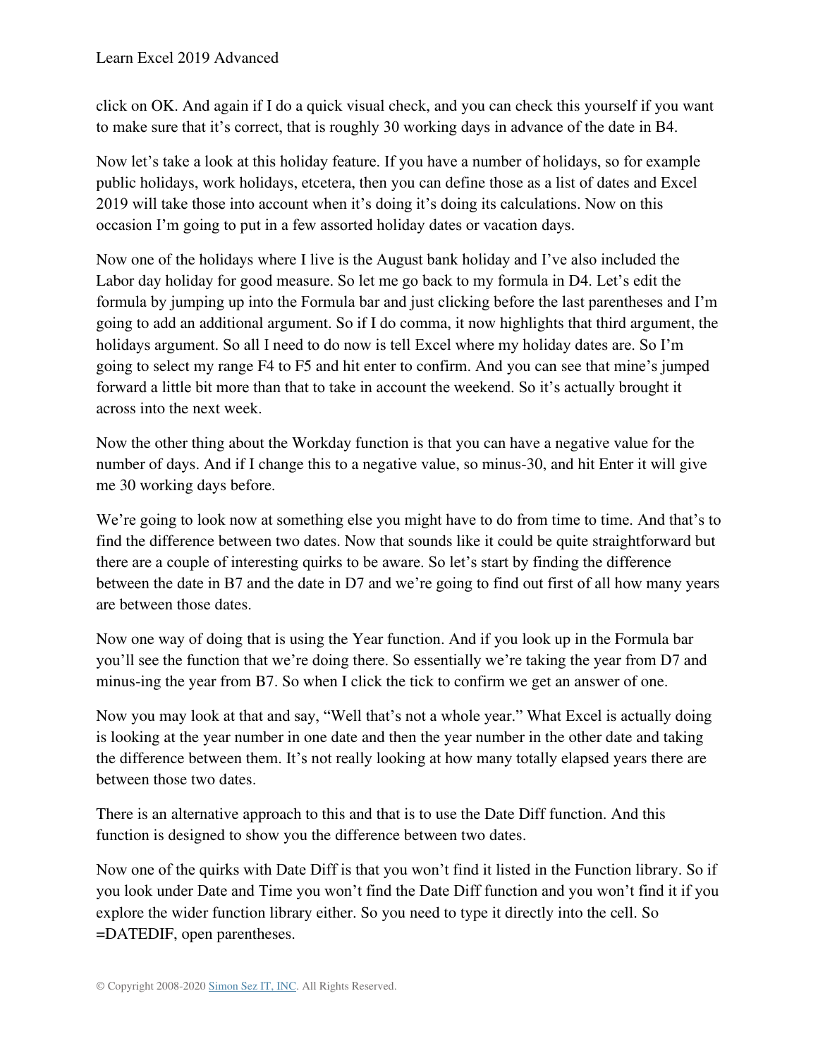click on OK. And again if I do a quick visual check, and you can check this yourself if you want to make sure that it's correct, that is roughly 30 working days in advance of the date in B4.

Now let's take a look at this holiday feature. If you have a number of holidays, so for example public holidays, work holidays, etcetera, then you can define those as a list of dates and Excel 2019 will take those into account when it's doing it's doing its calculations. Now on this occasion I'm going to put in a few assorted holiday dates or vacation days.

Now one of the holidays where I live is the August bank holiday and I've also included the Labor day holiday for good measure. So let me go back to my formula in D4. Let's edit the formula by jumping up into the Formula bar and just clicking before the last parentheses and I'm going to add an additional argument. So if I do comma, it now highlights that third argument, the holidays argument. So all I need to do now is tell Excel where my holiday dates are. So I'm going to select my range F4 to F5 and hit enter to confirm. And you can see that mine's jumped forward a little bit more than that to take in account the weekend. So it's actually brought it across into the next week.

Now the other thing about the Workday function is that you can have a negative value for the number of days. And if I change this to a negative value, so minus-30, and hit Enter it will give me 30 working days before.

We're going to look now at something else you might have to do from time to time. And that's to find the difference between two dates. Now that sounds like it could be quite straightforward but there are a couple of interesting quirks to be aware. So let's start by finding the difference between the date in B7 and the date in D7 and we're going to find out first of all how many years are between those dates.

Now one way of doing that is using the Year function. And if you look up in the Formula bar you'll see the function that we're doing there. So essentially we're taking the year from D7 and minus-ing the year from B7. So when I click the tick to confirm we get an answer of one.

Now you may look at that and say, "Well that's not a whole year." What Excel is actually doing is looking at the year number in one date and then the year number in the other date and taking the difference between them. It's not really looking at how many totally elapsed years there are between those two dates.

There is an alternative approach to this and that is to use the Date Diff function. And this function is designed to show you the difference between two dates.

Now one of the quirks with Date Diff is that you won't find it listed in the Function library. So if you look under Date and Time you won't find the Date Diff function and you won't find it if you explore the wider function library either. So you need to type it directly into the cell. So =DATEDIF, open parentheses.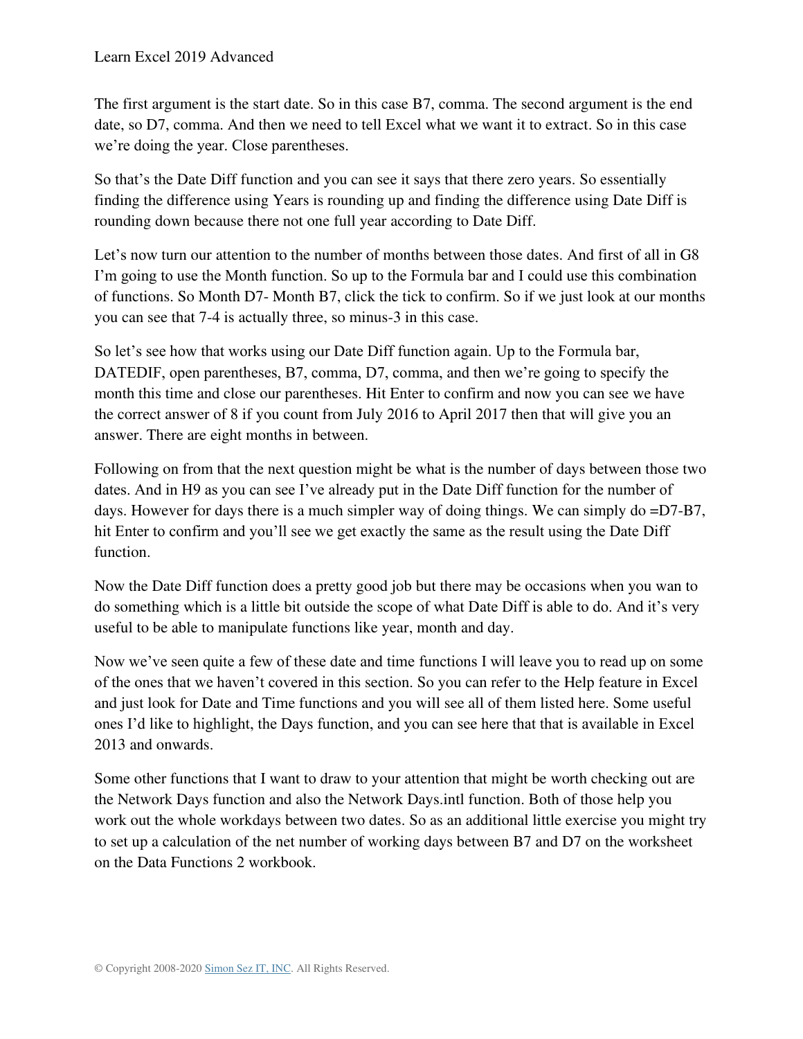The first argument is the start date. So in this case B7, comma. The second argument is the end date, so D7, comma. And then we need to tell Excel what we want it to extract. So in this case we're doing the year. Close parentheses.

So that's the Date Diff function and you can see it says that there zero years. So essentially finding the difference using Years is rounding up and finding the difference using Date Diff is rounding down because there not one full year according to Date Diff.

Let's now turn our attention to the number of months between those dates. And first of all in G8 I'm going to use the Month function. So up to the Formula bar and I could use this combination of functions. So Month D7- Month B7, click the tick to confirm. So if we just look at our months you can see that 7-4 is actually three, so minus-3 in this case.

So let's see how that works using our Date Diff function again. Up to the Formula bar, DATEDIF, open parentheses, B7, comma, D7, comma, and then we're going to specify the month this time and close our parentheses. Hit Enter to confirm and now you can see we have the correct answer of 8 if you count from July 2016 to April 2017 then that will give you an answer. There are eight months in between.

Following on from that the next question might be what is the number of days between those two dates. And in H9 as you can see I've already put in the Date Diff function for the number of days. However for days there is a much simpler way of doing things. We can simply do =D7-B7, hit Enter to confirm and you'll see we get exactly the same as the result using the Date Diff function.

Now the Date Diff function does a pretty good job but there may be occasions when you wan to do something which is a little bit outside the scope of what Date Diff is able to do. And it's very useful to be able to manipulate functions like year, month and day.

Now we've seen quite a few of these date and time functions I will leave you to read up on some of the ones that we haven't covered in this section. So you can refer to the Help feature in Excel and just look for Date and Time functions and you will see all of them listed here. Some useful ones I'd like to highlight, the Days function, and you can see here that that is available in Excel 2013 and onwards.

Some other functions that I want to draw to your attention that might be worth checking out are the Network Days function and also the Network Days.intl function. Both of those help you work out the whole workdays between two dates. So as an additional little exercise you might try to set up a calculation of the net number of working days between B7 and D7 on the worksheet on the Data Functions 2 workbook.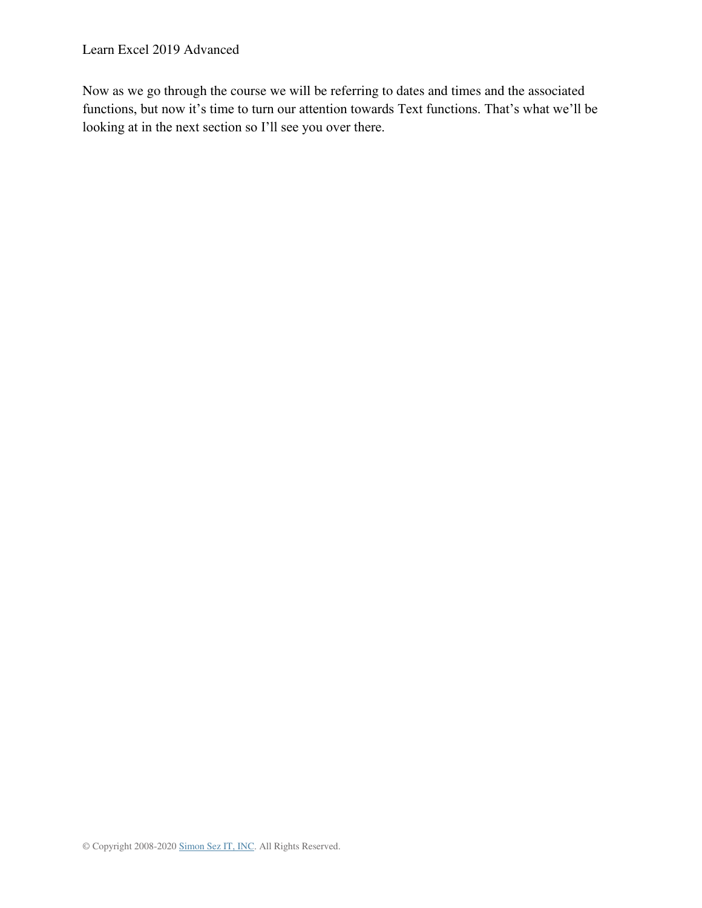Now as we go through the course we will be referring to dates and times and the associated functions, but now it's time to turn our attention towards Text functions. That's what we'll be looking at in the next section so I'll see you over there.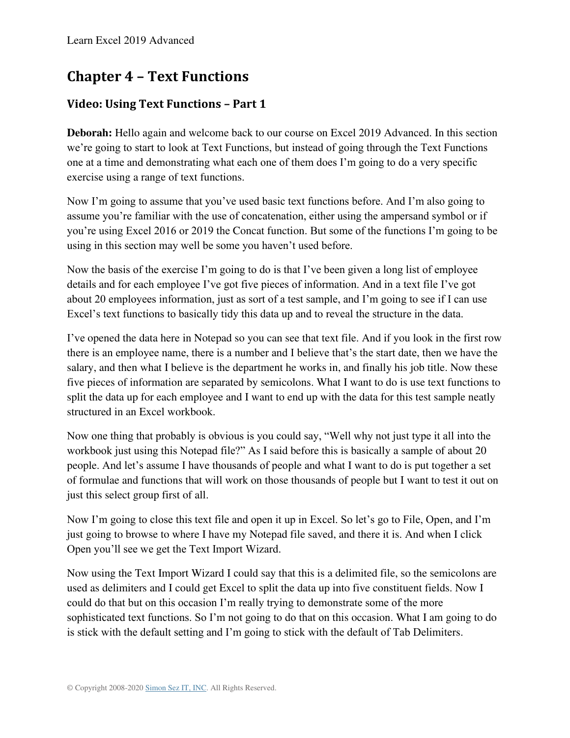# Chapter 4 – Text Functions

## Video: Using Text Functions – Part 1

**Deborah:** Hello again and welcome back to our course on Excel 2019 Advanced. In this section we're going to start to look at Text Functions, but instead of going through the Text Functions one at a time and demonstrating what each one of them does I'm going to do a very specific exercise using a range of text functions.

Now I'm going to assume that you've used basic text functions before. And I'm also going to assume you're familiar with the use of concatenation, either using the ampersand symbol or if you're using Excel 2016 or 2019 the Concat function. But some of the functions I'm going to be using in this section may well be some you haven't used before.

Now the basis of the exercise I'm going to do is that I've been given a long list of employee details and for each employee I've got five pieces of information. And in a text file I've got about 20 employees information, just as sort of a test sample, and I'm going to see if I can use Excel's text functions to basically tidy this data up and to reveal the structure in the data.

I've opened the data here in Notepad so you can see that text file. And if you look in the first row there is an employee name, there is a number and I believe that's the start date, then we have the salary, and then what I believe is the department he works in, and finally his job title. Now these five pieces of information are separated by semicolons. What I want to do is use text functions to split the data up for each employee and I want to end up with the data for this test sample neatly structured in an Excel workbook.

Now one thing that probably is obvious is you could say, "Well why not just type it all into the workbook just using this Notepad file?" As I said before this is basically a sample of about 20 people. And let's assume I have thousands of people and what I want to do is put together a set of formulae and functions that will work on those thousands of people but I want to test it out on just this select group first of all.

Now I'm going to close this text file and open it up in Excel. So let's go to File, Open, and I'm just going to browse to where I have my Notepad file saved, and there it is. And when I click Open you'll see we get the Text Import Wizard.

Now using the Text Import Wizard I could say that this is a delimited file, so the semicolons are used as delimiters and I could get Excel to split the data up into five constituent fields. Now I could do that but on this occasion I'm really trying to demonstrate some of the more sophisticated text functions. So I'm not going to do that on this occasion. What I am going to do is stick with the default setting and I'm going to stick with the default of Tab Delimiters.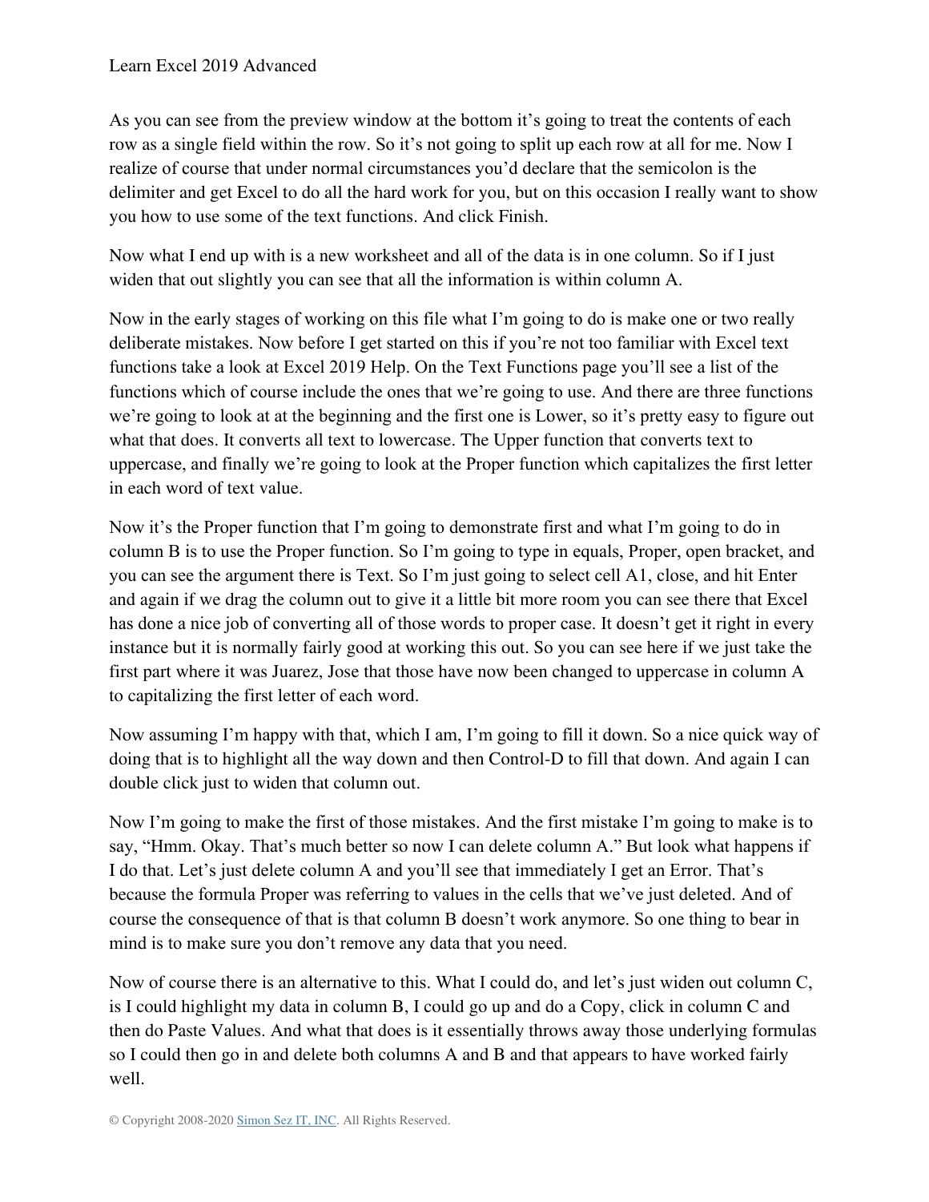As you can see from the preview window at the bottom it's going to treat the contents of each row as a single field within the row. So it's not going to split up each row at all for me. Now I realize of course that under normal circumstances you'd declare that the semicolon is the delimiter and get Excel to do all the hard work for you, but on this occasion I really want to show you how to use some of the text functions. And click Finish.

Now what I end up with is a new worksheet and all of the data is in one column. So if I just widen that out slightly you can see that all the information is within column A.

Now in the early stages of working on this file what I'm going to do is make one or two really deliberate mistakes. Now before I get started on this if you're not too familiar with Excel text functions take a look at Excel 2019 Help. On the Text Functions page you'll see a list of the functions which of course include the ones that we're going to use. And there are three functions we're going to look at at the beginning and the first one is Lower, so it's pretty easy to figure out what that does. It converts all text to lowercase. The Upper function that converts text to uppercase, and finally we're going to look at the Proper function which capitalizes the first letter in each word of text value.

Now it's the Proper function that I'm going to demonstrate first and what I'm going to do in column B is to use the Proper function. So I'm going to type in equals, Proper, open bracket, and you can see the argument there is Text. So I'm just going to select cell A1, close, and hit Enter and again if we drag the column out to give it a little bit more room you can see there that Excel has done a nice job of converting all of those words to proper case. It doesn't get it right in every instance but it is normally fairly good at working this out. So you can see here if we just take the first part where it was Juarez, Jose that those have now been changed to uppercase in column A to capitalizing the first letter of each word.

Now assuming I'm happy with that, which I am, I'm going to fill it down. So a nice quick way of doing that is to highlight all the way down and then Control-D to fill that down. And again I can double click just to widen that column out.

Now I'm going to make the first of those mistakes. And the first mistake I'm going to make is to say, "Hmm. Okay. That's much better so now I can delete column A." But look what happens if I do that. Let's just delete column A and you'll see that immediately I get an Error. That's because the formula Proper was referring to values in the cells that we've just deleted. And of course the consequence of that is that column B doesn't work anymore. So one thing to bear in mind is to make sure you don't remove any data that you need.

Now of course there is an alternative to this. What I could do, and let's just widen out column C, is I could highlight my data in column B, I could go up and do a Copy, click in column C and then do Paste Values. And what that does is it essentially throws away those underlying formulas so I could then go in and delete both columns A and B and that appears to have worked fairly well.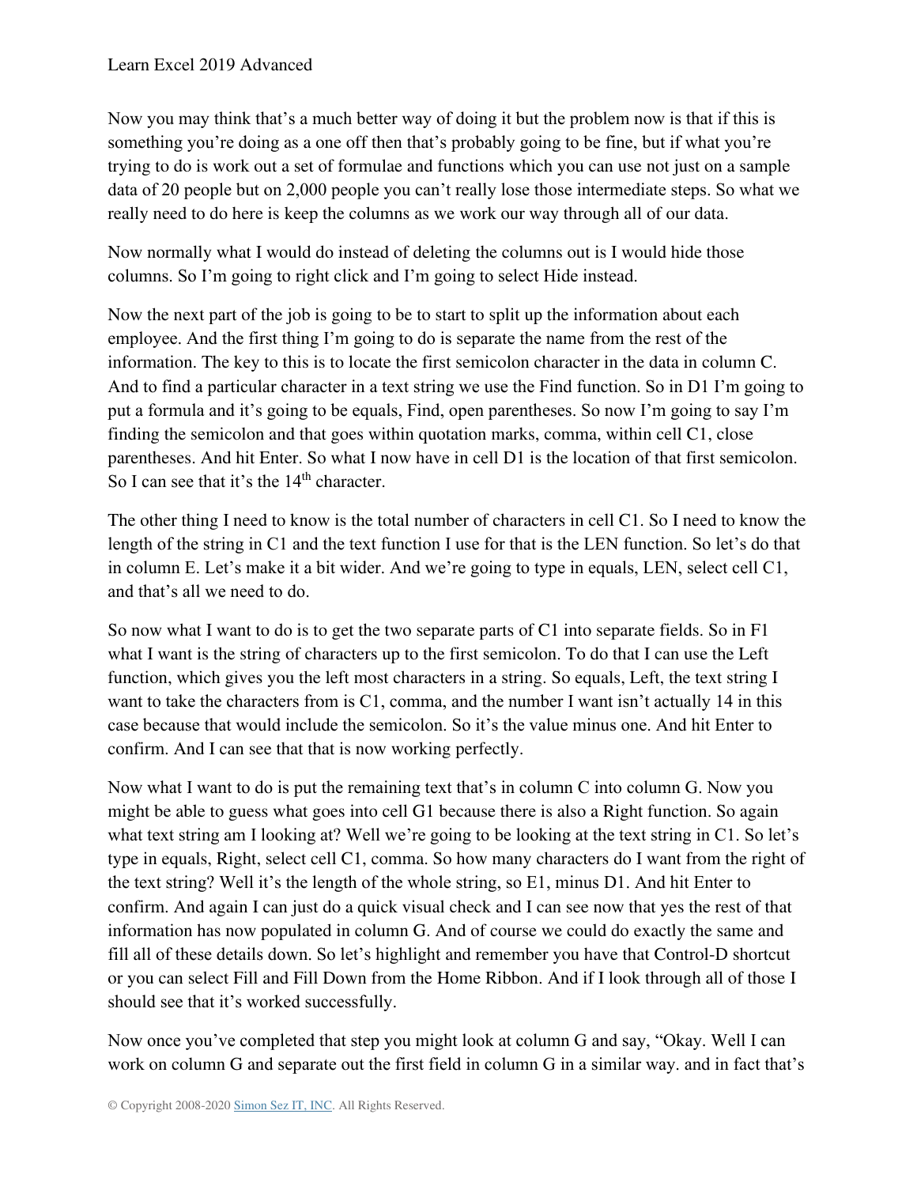Now you may think that's a much better way of doing it but the problem now is that if this is something you're doing as a one off then that's probably going to be fine, but if what you're trying to do is work out a set of formulae and functions which you can use not just on a sample data of 20 people but on 2,000 people you can't really lose those intermediate steps. So what we really need to do here is keep the columns as we work our way through all of our data.

Now normally what I would do instead of deleting the columns out is I would hide those columns. So I'm going to right click and I'm going to select Hide instead.

Now the next part of the job is going to be to start to split up the information about each employee. And the first thing I'm going to do is separate the name from the rest of the information. The key to this is to locate the first semicolon character in the data in column C. And to find a particular character in a text string we use the Find function. So in D1 I'm going to put a formula and it's going to be equals, Find, open parentheses. So now I'm going to say I'm finding the semicolon and that goes within quotation marks, comma, within cell C1, close parentheses. And hit Enter. So what I now have in cell D1 is the location of that first semicolon. So I can see that it's the 14th character.

The other thing I need to know is the total number of characters in cell C1. So I need to know the length of the string in C1 and the text function I use for that is the LEN function. So let's do that in column E. Let's make it a bit wider. And we're going to type in equals, LEN, select cell C1, and that's all we need to do.

So now what I want to do is to get the two separate parts of C1 into separate fields. So in F1 what I want is the string of characters up to the first semicolon. To do that I can use the Left function, which gives you the left most characters in a string. So equals, Left, the text string I want to take the characters from is C1, comma, and the number I want isn't actually 14 in this case because that would include the semicolon. So it's the value minus one. And hit Enter to confirm. And I can see that that is now working perfectly.

Now what I want to do is put the remaining text that's in column C into column G. Now you might be able to guess what goes into cell G1 because there is also a Right function. So again what text string am I looking at? Well we're going to be looking at the text string in C1. So let's type in equals, Right, select cell C1, comma. So how many characters do I want from the right of the text string? Well it's the length of the whole string, so E1, minus D1. And hit Enter to confirm. And again I can just do a quick visual check and I can see now that yes the rest of that information has now populated in column G. And of course we could do exactly the same and fill all of these details down. So let's highlight and remember you have that Control-D shortcut or you can select Fill and Fill Down from the Home Ribbon. And if I look through all of those I should see that it's worked successfully.

Now once you've completed that step you might look at column G and say, "Okay. Well I can work on column G and separate out the first field in column G in a similar way. and in fact that's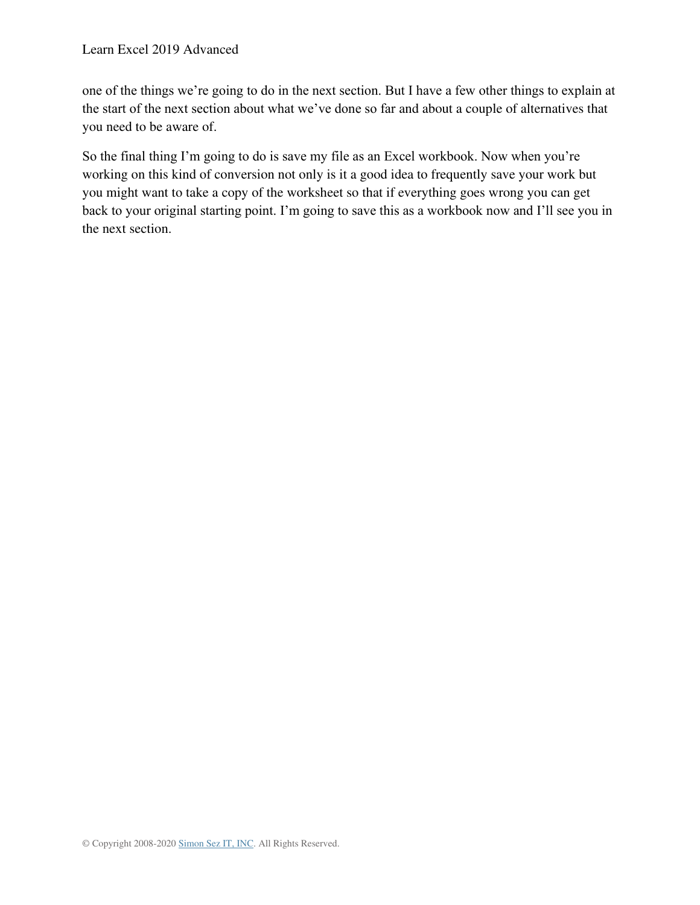one of the things we’re going to do in the next section. But I have a few other things to explain at the start of the next section about what we’ve done so far and about a couple of alternatives that you need to be aware of.

So the final thing I’m going to do is save my file as an Excel workbook. Now when you’re working on this kind of conversion not only is it a good idea to frequently save your work but you might want to take a copy of the worksheet so that if everything goes wrong you can get back to your original starting point. I’m going to save this as a workbook now and I’ll see you in the next section.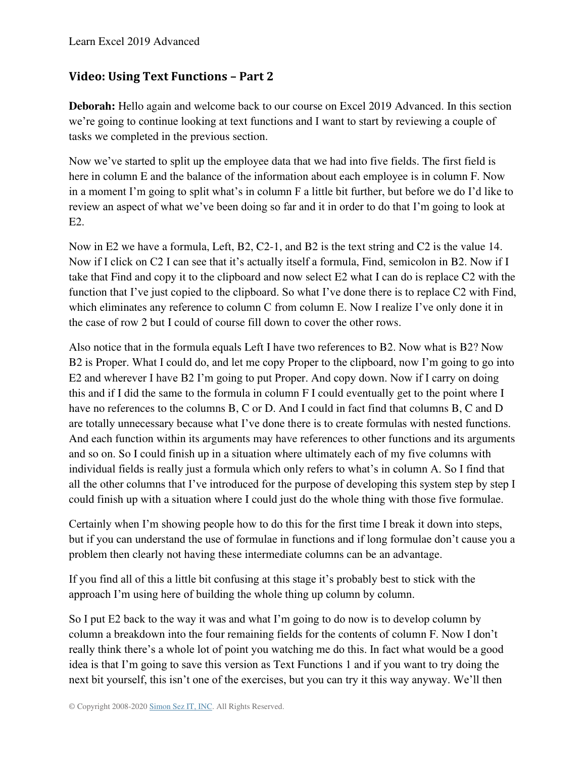## Video: Using Text Functions – Part 2

**Deborah:** Hello again and welcome back to our course on Excel 2019 Advanced. In this section we're going to continue looking at text functions and I want to start by reviewing a couple of tasks we completed in the previous section.

Now we've started to split up the employee data that we had into five fields. The first field is here in column E and the balance of the information about each employee is in column F. Now in a moment I'm going to split what's in column F a little bit further, but before we do I'd like to review an aspect of what we've been doing so far and it in order to do that I'm going to look at E2.

Now in E2 we have a formula, Left, B2, C2-1, and B2 is the text string and C2 is the value 14. Now if I click on C2 I can see that it's actually itself a formula, Find, semicolon in B2. Now if I take that Find and copy it to the clipboard and now select E2 what I can do is replace C2 with the function that I've just copied to the clipboard. So what I've done there is to replace C2 with Find, which eliminates any reference to column C from column E. Now I realize I've only done it in the case of row 2 but I could of course fill down to cover the other rows.

Also notice that in the formula equals Left I have two references to B2. Now what is B2? Now B2 is Proper. What I could do, and let me copy Proper to the clipboard, now I'm going to go into E2 and wherever I have B2 I'm going to put Proper. And copy down. Now if I carry on doing this and if I did the same to the formula in column F I could eventually get to the point where I have no references to the columns B, C or D. And I could in fact find that columns B, C and D are totally unnecessary because what I've done there is to create formulas with nested functions. And each function within its arguments may have references to other functions and its arguments and so on. So I could finish up in a situation where ultimately each of my five columns with individual fields is really just a formula which only refers to what's in column A. So I find that all the other columns that I've introduced for the purpose of developing this system step by step I could finish up with a situation where I could just do the whole thing with those five formulae.

Certainly when I'm showing people how to do this for the first time I break it down into steps, but if you can understand the use of formulae in functions and if long formulae don't cause you a problem then clearly not having these intermediate columns can be an advantage.

If you find all of this a little bit confusing at this stage it's probably best to stick with the approach I'm using here of building the whole thing up column by column.

So I put E2 back to the way it was and what I'm going to do now is to develop column by column a breakdown into the four remaining fields for the contents of column F. Now I don't really think there's a whole lot of point you watching me do this. In fact what would be a good idea is that I'm going to save this version as Text Functions 1 and if you want to try doing the next bit yourself, this isn't one of the exercises, but you can try it this way anyway. We'll then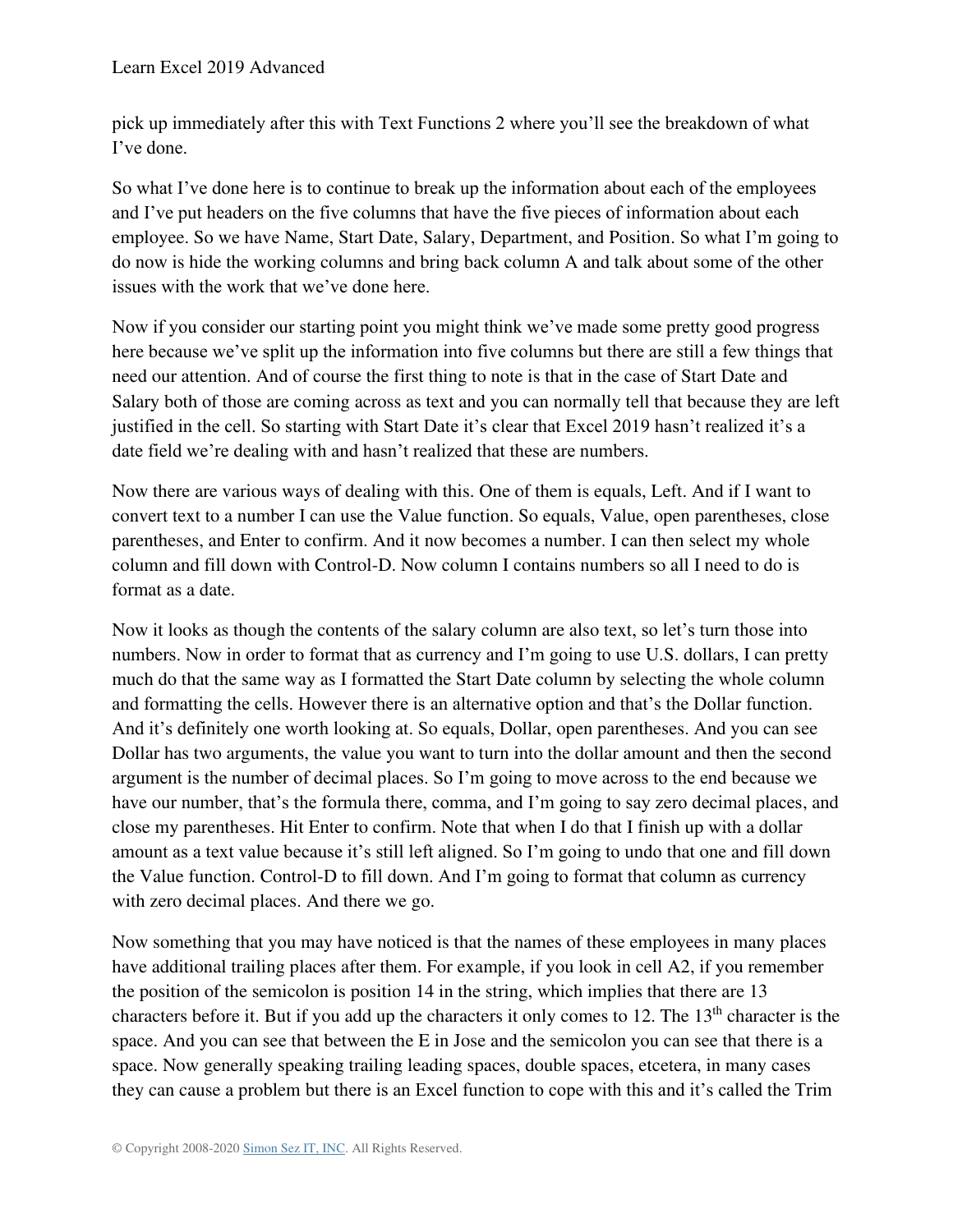pick up immediately after this with Text Functions 2 where you'll see the breakdown of what I've done.

So what I've done here is to continue to break up the information about each of the employees and I've put headers on the five columns that have the five pieces of information about each employee. So we have Name, Start Date, Salary, Department, and Position. So what I'm going to do now is hide the working columns and bring back column A and talk about some of the other issues with the work that we've done here.

Now if you consider our starting point you might think we've made some pretty good progress here because we've split up the information into five columns but there are still a few things that need our attention. And of course the first thing to note is that in the case of Start Date and Salary both of those are coming across as text and you can normally tell that because they are left justified in the cell. So starting with Start Date it's clear that Excel 2019 hasn't realized it's a date field we're dealing with and hasn't realized that these are numbers.

Now there are various ways of dealing with this. One of them is equals, Left. And if I want to convert text to a number I can use the Value function. So equals, Value, open parentheses, close parentheses, and Enter to confirm. And it now becomes a number. I can then select my whole column and fill down with Control-D. Now column I contains numbers so all I need to do is format as a date.

Now it looks as though the contents of the salary column are also text, so let's turn those into numbers. Now in order to format that as currency and I'm going to use U.S. dollars, I can pretty much do that the same way as I formatted the Start Date column by selecting the whole column and formatting the cells. However there is an alternative option and that's the Dollar function. And it's definitely one worth looking at. So equals, Dollar, open parentheses. And you can see Dollar has two arguments, the value you want to turn into the dollar amount and then the second argument is the number of decimal places. So I'm going to move across to the end because we have our number, that's the formula there, comma, and I'm going to say zero decimal places, and close my parentheses. Hit Enter to confirm. Note that when I do that I finish up with a dollar amount as a text value because it's still left aligned. So I'm going to undo that one and fill down the Value function. Control-D to fill down. And I'm going to format that column as currency with zero decimal places. And there we go.

Now something that you may have noticed is that the names of these employees in many places have additional trailing places after them. For example, if you look in cell A2, if you remember the position of the semicolon is position 14 in the string, which implies that there are 13 characters before it. But if you add up the characters it only comes to 12. The 13th character is the space. And you can see that between the E in Jose and the semicolon you can see that there is a space. Now generally speaking trailing leading spaces, double spaces, etcetera, in many cases they can cause a problem but there is an Excel function to cope with this and it's called the Trim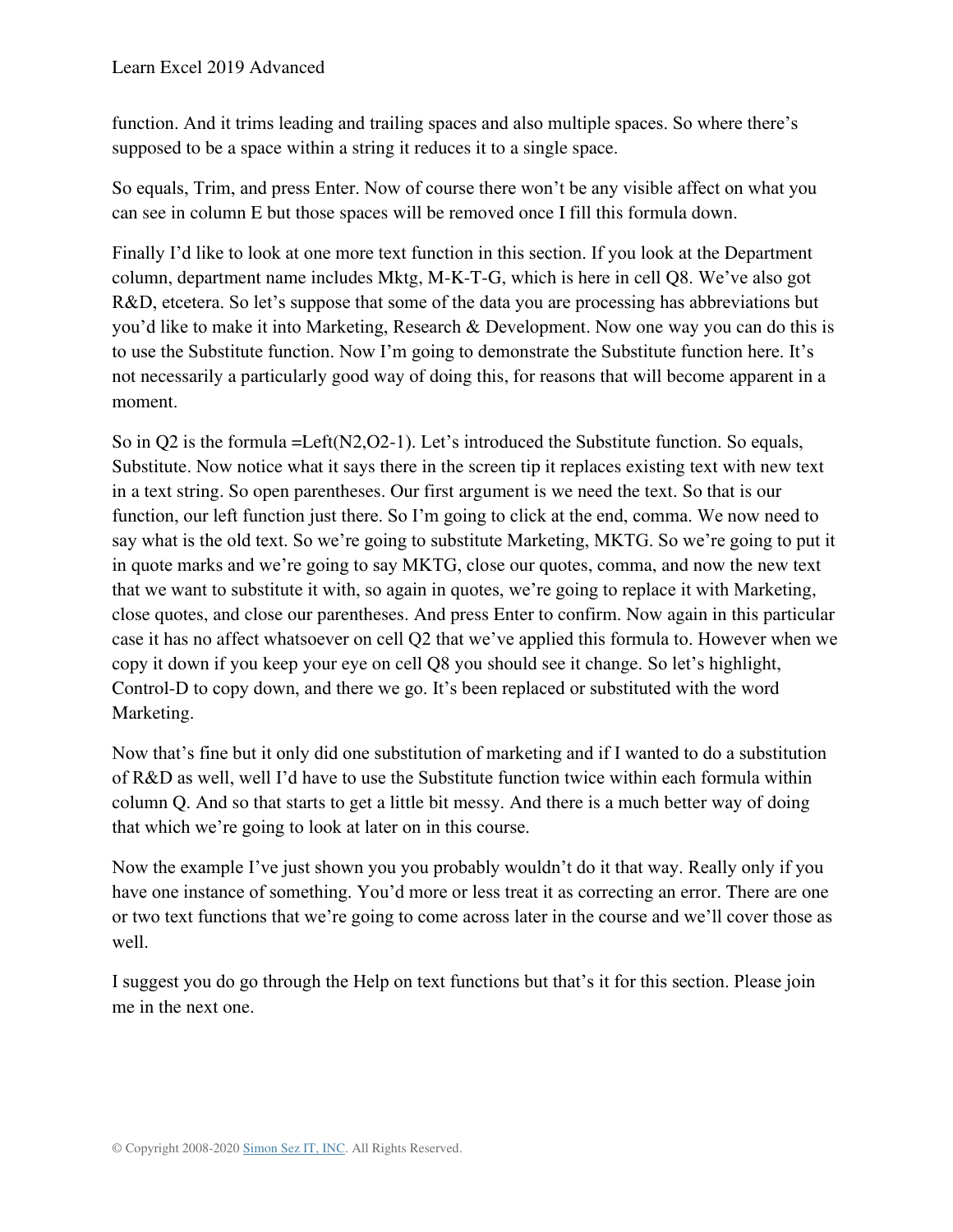function. And it trims leading and trailing spaces and also multiple spaces. So where there's supposed to be a space within a string it reduces it to a single space.

So equals, Trim, and press Enter. Now of course there won't be any visible affect on what you can see in column E but those spaces will be removed once I fill this formula down.

Finally I'd like to look at one more text function in this section. If you look at the Department column, department name includes Mktg, M-K-T-G, which is here in cell Q8. We've also got R&D, etcetera. So let's suppose that some of the data you are processing has abbreviations but you'd like to make it into Marketing, Research & Development. Now one way you can do this is to use the Substitute function. Now I'm going to demonstrate the Substitute function here. It's not necessarily a particularly good way of doing this, for reasons that will become apparent in a moment.

So in Q2 is the formula =Left(N2,O2-1). Let's introduced the Substitute function. So equals, Substitute. Now notice what it says there in the screen tip it replaces existing text with new text in a text string. So open parentheses. Our first argument is we need the text. So that is our function, our left function just there. So I'm going to click at the end, comma. We now need to say what is the old text. So we're going to substitute Marketing, MKTG. So we're going to put it in quote marks and we're going to say MKTG, close our quotes, comma, and now the new text that we want to substitute it with, so again in quotes, we're going to replace it with Marketing, close quotes, and close our parentheses. And press Enter to confirm. Now again in this particular case it has no affect whatsoever on cell Q2 that we've applied this formula to. However when we copy it down if you keep your eye on cell Q8 you should see it change. So let's highlight, Control-D to copy down, and there we go. It's been replaced or substituted with the word Marketing.

Now that's fine but it only did one substitution of marketing and if I wanted to do a substitution of R&D as well, well I'd have to use the Substitute function twice within each formula within column Q. And so that starts to get a little bit messy. And there is a much better way of doing that which we're going to look at later on in this course.

Now the example I've just shown you you probably wouldn't do it that way. Really only if you have one instance of something. You'd more or less treat it as correcting an error. There are one or two text functions that we're going to come across later in the course and we'll cover those as well.

I suggest you do go through the Help on text functions but that's it for this section. Please join me in the next one.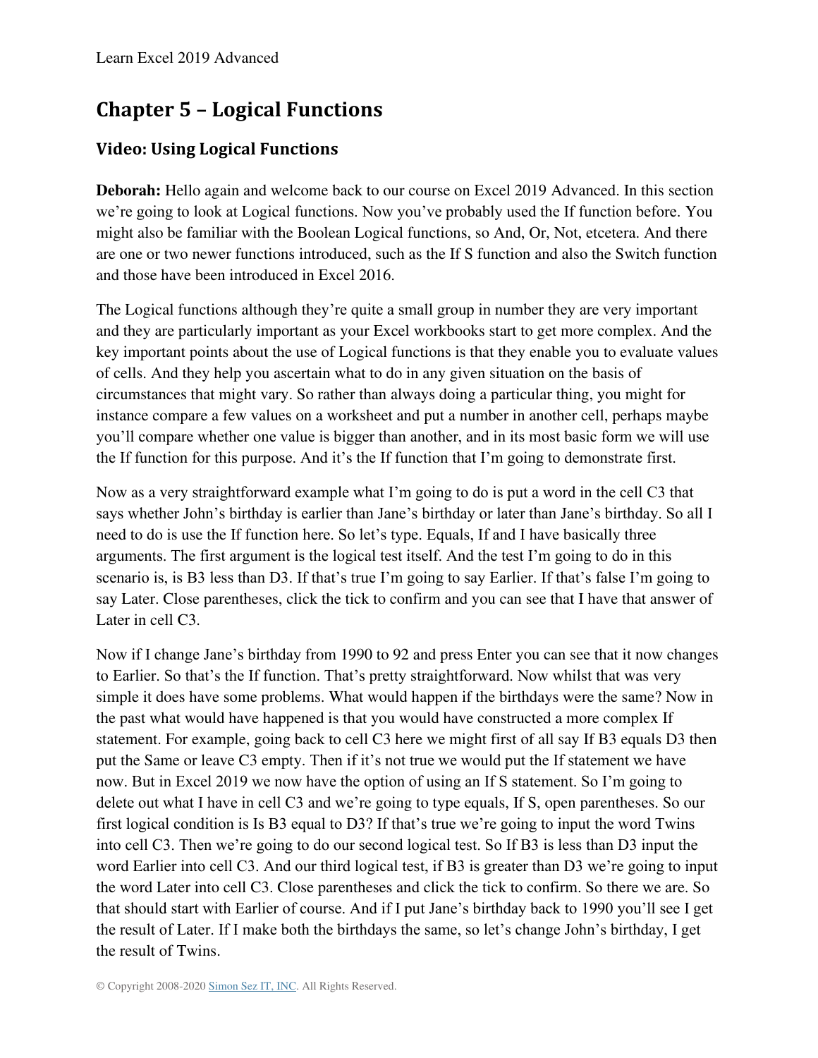## Chapter 5 – Logical Functions

### Video: Using Logical Functions

**Deborah:** Hello again and welcome back to our course on Excel 2019 Advanced. In this section we're going to look at Logical functions. Now you've probably used the If function before. You might also be familiar with the Boolean Logical functions, so And, Or, Not, etcetera. And there are one or two newer functions introduced, such as the If S function and also the Switch function and those have been introduced in Excel 2016.

The Logical functions although they're quite a small group in number they are very important and they are particularly important as your Excel workbooks start to get more complex. And the key important points about the use of Logical functions is that they enable you to evaluate values of cells. And they help you ascertain what to do in any given situation on the basis of circumstances that might vary. So rather than always doing a particular thing, you might for instance compare a few values on a worksheet and put a number in another cell, perhaps maybe you'll compare whether one value is bigger than another, and in its most basic form we will use the If function for this purpose. And it's the If function that I'm going to demonstrate first.

Now as a very straightforward example what I'm going to do is put a word in the cell C3 that says whether John's birthday is earlier than Jane's birthday or later than Jane's birthday. So all I need to do is use the If function here. So let's type. Equals, If and I have basically three arguments. The first argument is the logical test itself. And the test I'm going to do in this scenario is, is B3 less than D3. If that's true I'm going to say Earlier. If that's false I'm going to say Later. Close parentheses, click the tick to confirm and you can see that I have that answer of Later in cell C3.

Now if I change Jane's birthday from 1990 to 92 and press Enter you can see that it now changes to Earlier. So that's the If function. That's pretty straightforward. Now whilst that was very simple it does have some problems. What would happen if the birthdays were the same? Now in the past what would have happened is that you would have constructed a more complex If statement. For example, going back to cell C3 here we might first of all say If B3 equals D3 then put the Same or leave C3 empty. Then if it's not true we would put the If statement we have now. But in Excel 2019 we now have the option of using an If S statement. So I'm going to delete out what I have in cell C3 and we're going to type equals, If S, open parentheses. So our first logical condition is Is B3 equal to D3? If that's true we're going to input the word Twins into cell C3. Then we're going to do our second logical test. So If B3 is less than D3 input the word Earlier into cell C3. And our third logical test, if B3 is greater than D3 we're going to input the word Later into cell C3. Close parentheses and click the tick to confirm. So there we are. So that should start with Earlier of course. And if I put Jane's birthday back to 1990 you'll see I get the result of Later. If I make both the birthdays the same, so let's change John's birthday, I get the result of Twins.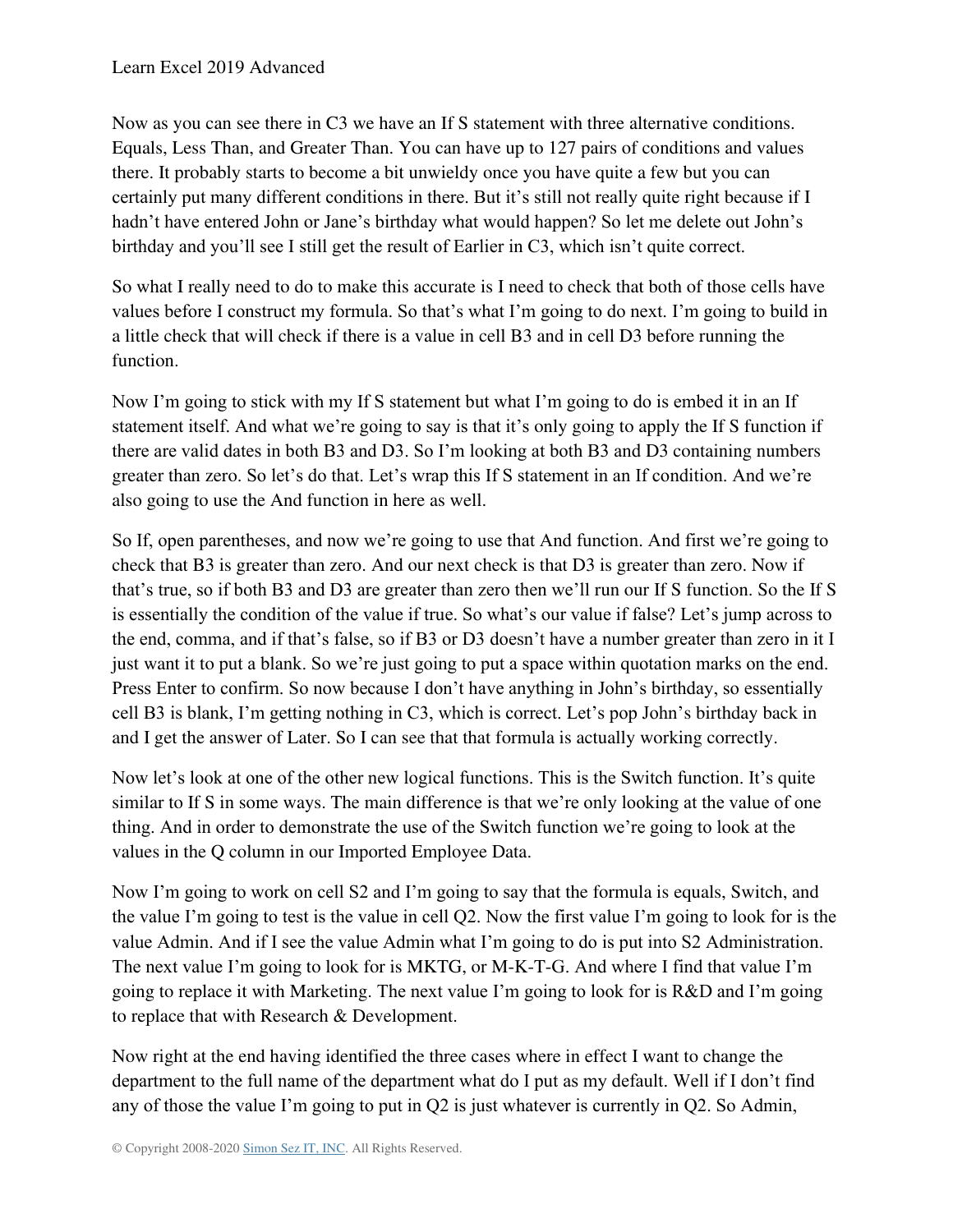Now as you can see there in C3 we have an If S statement with three alternative conditions. Equals, Less Than, and Greater Than. You can have up to 127 pairs of conditions and values there. It probably starts to become a bit unwieldy once you have quite a few but you can certainly put many different conditions in there. But it's still not really quite right because if I hadn't have entered John or Jane's birthday what would happen? So let me delete out John's birthday and you'll see I still get the result of Earlier in C3, which isn't quite correct.

So what I really need to do to make this accurate is I need to check that both of those cells have values before I construct my formula. So that's what I'm going to do next. I'm going to build in a little check that will check if there is a value in cell B3 and in cell D3 before running the function.

Now I'm going to stick with my If S statement but what I'm going to do is embed it in an If statement itself. And what we're going to say is that it's only going to apply the If S function if there are valid dates in both B3 and D3. So I'm looking at both B3 and D3 containing numbers greater than zero. So let's do that. Let's wrap this If S statement in an If condition. And we're also going to use the And function in here as well.

So If, open parentheses, and now we're going to use that And function. And first we're going to check that B3 is greater than zero. And our next check is that D3 is greater than zero. Now if that's true, so if both B3 and D3 are greater than zero then we'll run our If S function. So the If S is essentially the condition of the value if true. So what's our value if false? Let's jump across to the end, comma, and if that's false, so if B3 or D3 doesn't have a number greater than zero in it I just want it to put a blank. So we're just going to put a space within quotation marks on the end. Press Enter to confirm. So now because I don't have anything in John's birthday, so essentially cell B3 is blank, I'm getting nothing in C3, which is correct. Let's pop John's birthday back in and I get the answer of Later. So I can see that that formula is actually working correctly.

Now let's look at one of the other new logical functions. This is the Switch function. It's quite similar to If S in some ways. The main difference is that we're only looking at the value of one thing. And in order to demonstrate the use of the Switch function we're going to look at the values in the Q column in our Imported Employee Data.

Now I'm going to work on cell S2 and I'm going to say that the formula is equals, Switch, and the value I'm going to test is the value in cell Q2. Now the first value I'm going to look for is the value Admin. And if I see the value Admin what I'm going to do is put into S2 Administration. The next value I'm going to look for is MKTG, or M-K-T-G. And where I find that value I'm going to replace it with Marketing. The next value I'm going to look for is R&D and I'm going to replace that with Research & Development.

Now right at the end having identified the three cases where in effect I want to change the department to the full name of the department what do I put as my default. Well if I don't find any of those the value I'm going to put in Q2 is just whatever is currently in Q2. So Admin,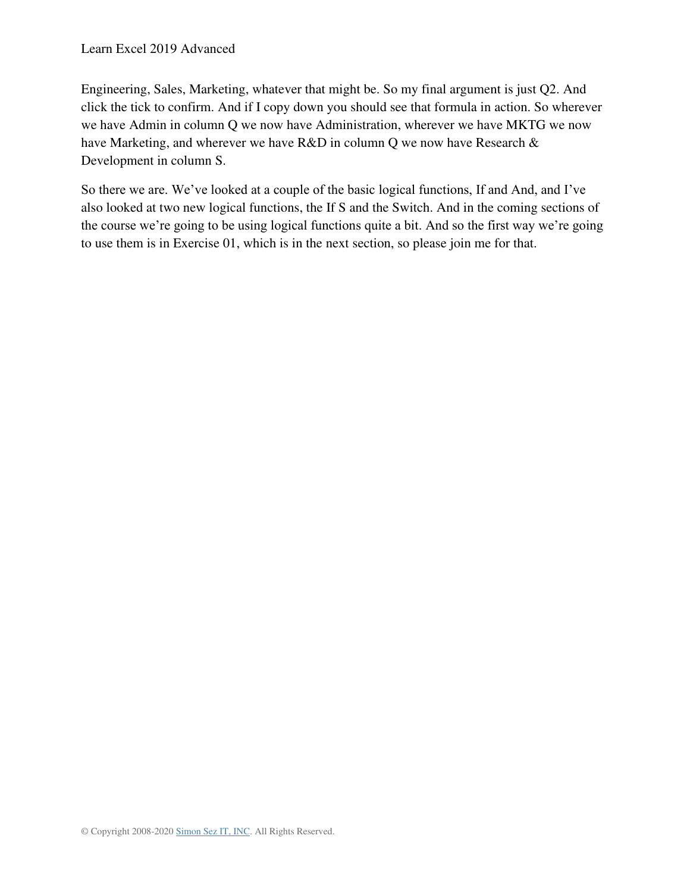Engineering, Sales, Marketing, whatever that might be. So my final argument is just Q2. And click the tick to confirm. And if I copy down you should see that formula in action. So wherever we have Admin in column Q we now have Administration, wherever we have MKTG we now have Marketing, and wherever we have R&D in column Q we now have Research & Development in column S.

So there we are. We've looked at a couple of the basic logical functions, If and And, and I've also looked at two new logical functions, the If S and the Switch. And in the coming sections of the course we're going to be using logical functions quite a bit. And so the first way we're going to use them is in Exercise 01, which is in the next section, so please join me for that.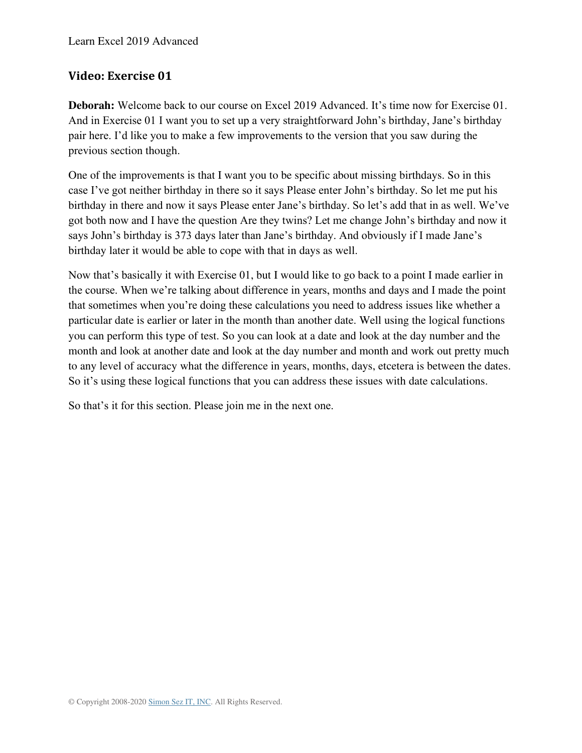## Video: Exercise 01

**Deborah:** Welcome back to our course on Excel 2019 Advanced. It's time now for Exercise 01. And in Exercise 01 I want you to set up a very straightforward John's birthday, Jane's birthday pair here. I'd like you to make a few improvements to the version that you saw during the previous section though.

One of the improvements is that I want you to be specific about missing birthdays. So in this case I've got neither birthday in there so it says Please enter John's birthday. So let me put his birthday in there and now it says Please enter Jane's birthday. So let's add that in as well. We've got both now and I have the question Are they twins? Let me change John's birthday and now it says John's birthday is 373 days later than Jane's birthday. And obviously if I made Jane's birthday later it would be able to cope with that in days as well.

Now that's basically it with Exercise 01, but I would like to go back to a point I made earlier in the course. When we're talking about difference in years, months and days and I made the point that sometimes when you're doing these calculations you need to address issues like whether a particular date is earlier or later in the month than another date. Well using the logical functions you can perform this type of test. So you can look at a date and look at the day number and the month and look at another date and look at the day number and month and work out pretty much to any level of accuracy what the difference in years, months, days, etcetera is between the dates. So it's using these logical functions that you can address these issues with date calculations.

So that's it for this section. Please join me in the next one.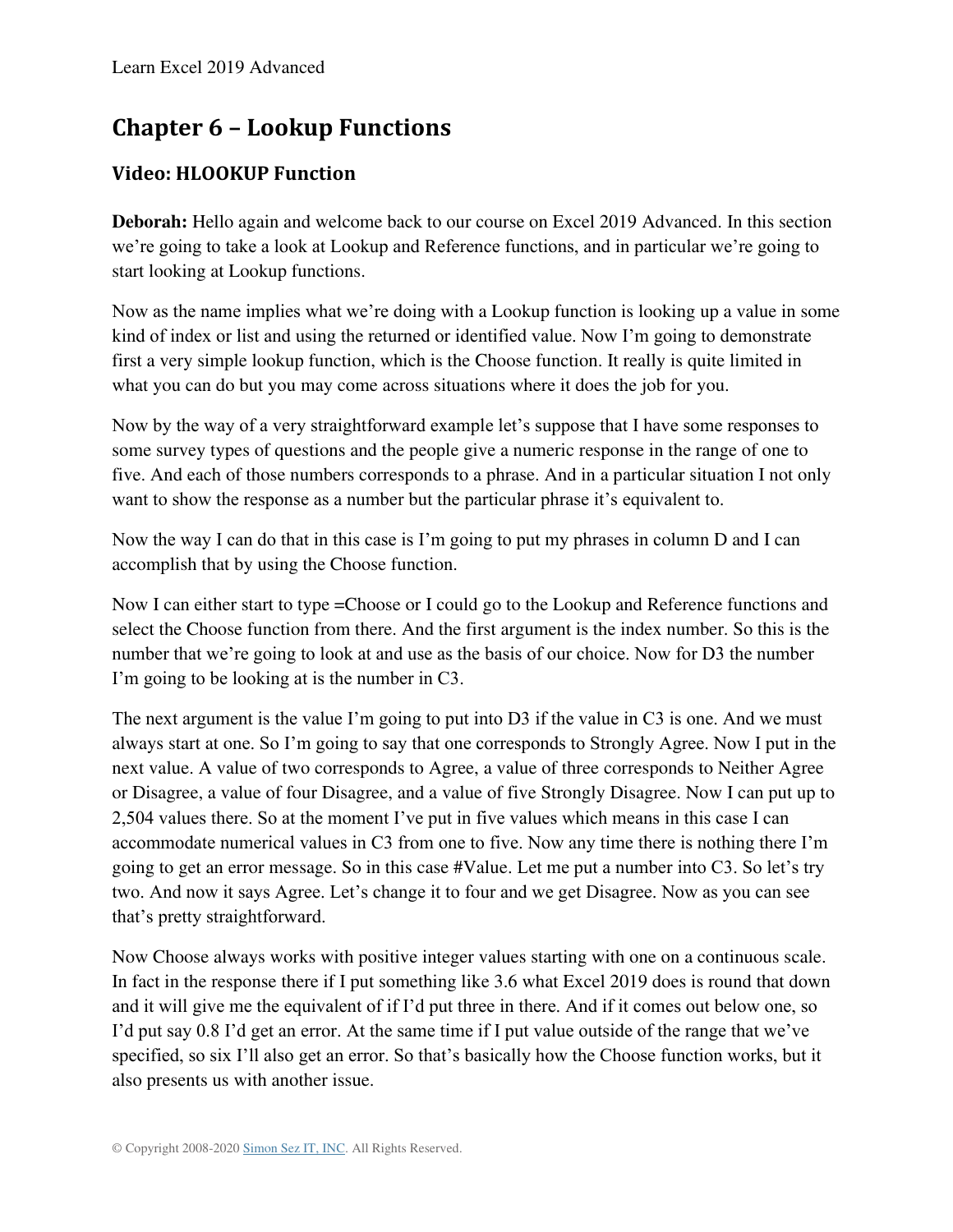# Chapter 6 – Lookup Functions

## Video: HLOOKUP Function

**Deborah:** Hello again and welcome back to our course on Excel 2019 Advanced. In this section we're going to take a look at Lookup and Reference functions, and in particular we're going to start looking at Lookup functions.

Now as the name implies what we're doing with a Lookup function is looking up a value in some kind of index or list and using the returned or identified value. Now I'm going to demonstrate first a very simple lookup function, which is the Choose function. It really is quite limited in what you can do but you may come across situations where it does the job for you.

Now by the way of a very straightforward example let's suppose that I have some responses to some survey types of questions and the people give a numeric response in the range of one to five. And each of those numbers corresponds to a phrase. And in a particular situation I not only want to show the response as a number but the particular phrase it's equivalent to.

Now the way I can do that in this case is I'm going to put my phrases in column D and I can accomplish that by using the Choose function.

Now I can either start to type =Choose or I could go to the Lookup and Reference functions and select the Choose function from there. And the first argument is the index number. So this is the number that we're going to look at and use as the basis of our choice. Now for D3 the number I'm going to be looking at is the number in C3.

The next argument is the value I'm going to put into D3 if the value in C3 is one. And we must always start at one. So I'm going to say that one corresponds to Strongly Agree. Now I put in the next value. A value of two corresponds to Agree, a value of three corresponds to Neither Agree or Disagree, a value of four Disagree, and a value of five Strongly Disagree. Now I can put up to 2,504 values there. So at the moment I've put in five values which means in this case I can accommodate numerical values in C3 from one to five. Now any time there is nothing there I'm going to get an error message. So in this case #Value. Let me put a number into C3. So let's try two. And now it says Agree. Let's change it to four and we get Disagree. Now as you can see that's pretty straightforward.

Now Choose always works with positive integer values starting with one on a continuous scale. In fact in the response there if I put something like 3.6 what Excel 2019 does is round that down and it will give me the equivalent of if I'd put three in there. And if it comes out below one, so I'd put say 0.8 I'd get an error. At the same time if I put value outside of the range that we've specified, so six I'll also get an error. So that's basically how the Choose function works, but it also presents us with another issue.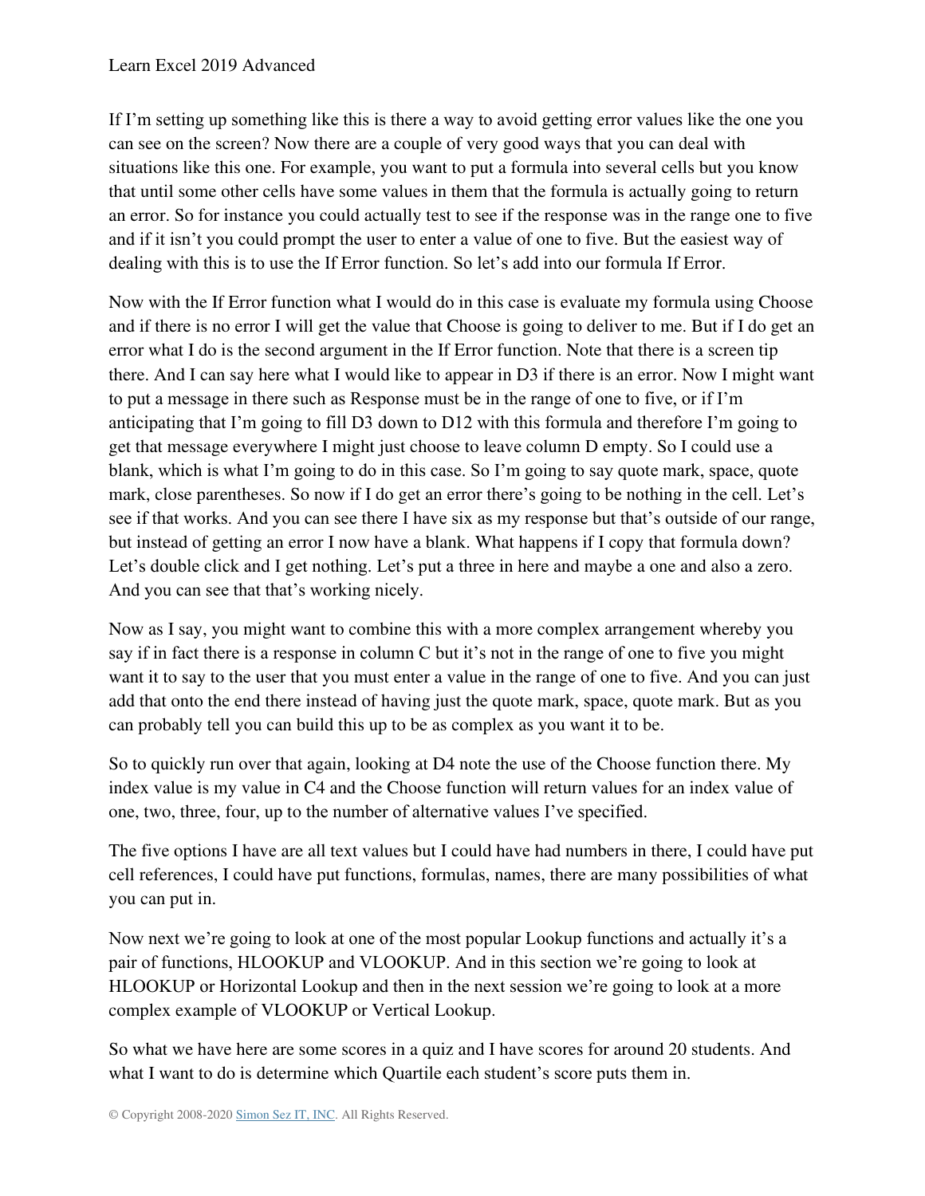If I'm setting up something like this is there a way to avoid getting error values like the one you can see on the screen? Now there are a couple of very good ways that you can deal with situations like this one. For example, you want to put a formula into several cells but you know that until some other cells have some values in them that the formula is actually going to return an error. So for instance you could actually test to see if the response was in the range one to five and if it isn't you could prompt the user to enter a value of one to five. But the easiest way of dealing with this is to use the If Error function. So let's add into our formula If Error.

Now with the If Error function what I would do in this case is evaluate my formula using Choose and if there is no error I will get the value that Choose is going to deliver to me. But if I do get an error what I do is the second argument in the If Error function. Note that there is a screen tip there. And I can say here what I would like to appear in D3 if there is an error. Now I might want to put a message in there such as Response must be in the range of one to five, or if I'm anticipating that I'm going to fill D3 down to D12 with this formula and therefore I'm going to get that message everywhere I might just choose to leave column D empty. So I could use a blank, which is what I'm going to do in this case. So I'm going to say quote mark, space, quote mark, close parentheses. So now if I do get an error there's going to be nothing in the cell. Let's see if that works. And you can see there I have six as my response but that's outside of our range, but instead of getting an error I now have a blank. What happens if I copy that formula down? Let's double click and I get nothing. Let's put a three in here and maybe a one and also a zero. And you can see that that's working nicely.

Now as I say, you might want to combine this with a more complex arrangement whereby you say if in fact there is a response in column C but it's not in the range of one to five you might want it to say to the user that you must enter a value in the range of one to five. And you can just add that onto the end there instead of having just the quote mark, space, quote mark. But as you can probably tell you can build this up to be as complex as you want it to be.

So to quickly run over that again, looking at D4 note the use of the Choose function there. My index value is my value in C4 and the Choose function will return values for an index value of one, two, three, four, up to the number of alternative values I've specified.

The five options I have are all text values but I could have had numbers in there, I could have put cell references, I could have put functions, formulas, names, there are many possibilities of what you can put in.

Now next we're going to look at one of the most popular Lookup functions and actually it's a pair of functions, HLOOKUP and VLOOKUP. And in this section we're going to look at HLOOKUP or Horizontal Lookup and then in the next session we're going to look at a more complex example of VLOOKUP or Vertical Lookup.

So what we have here are some scores in a quiz and I have scores for around 20 students. And what I want to do is determine which Quartile each student's score puts them in.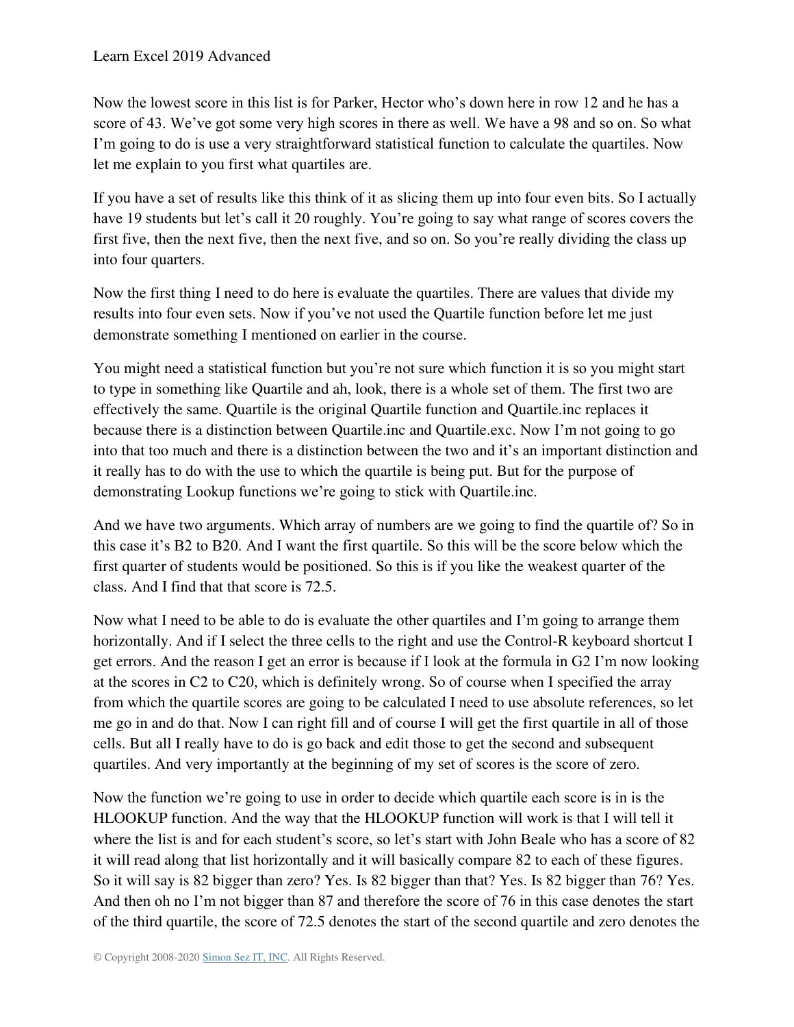Now the lowest score in this list is for Parker, Hector who's down here in row 12 and he has a score of 43. We've got some very high scores in there as well. We have a 98 and so on. So what I'm going to do is use a very straightforward statistical function to calculate the quartiles. Now let me explain to you first what quartiles are.

If you have a set of results like this think of it as slicing them up into four even bits. So I actually have 19 students but let's call it 20 roughly. You're going to say what range of scores covers the first five, then the next five, then the next five, and so on. So you're really dividing the class up into four quarters.

Now the first thing I need to do here is evaluate the quartiles. There are values that divide my results into four even sets. Now if you've not used the Quartile function before let me just demonstrate something I mentioned on earlier in the course.

You might need a statistical function but you're not sure which function it is so you might start to type in something like Quartile and ah, look, there is a whole set of them. The first two are effectively the same. Quartile is the original Quartile function and Quartile.inc replaces it because there is a distinction between Quartile.inc and Quartile.exc. Now I'm not going to go into that too much and there is a distinction between the two and it's an important distinction and it really has to do with the use to which the quartile is being put. But for the purpose of demonstrating Lookup functions we're going to stick with Quartile.inc.

And we have two arguments. Which array of numbers are we going to find the quartile of? So in this case it's B2 to B20. And I want the first quartile. So this will be the score below which the first quarter of students would be positioned. So this is if you like the weakest quarter of the class. And I find that that score is 72.5.

Now what I need to be able to do is evaluate the other quartiles and I'm going to arrange them horizontally. And if I select the three cells to the right and use the Control-R keyboard shortcut I get errors. And the reason I get an error is because if I look at the formula in G2 I'm now looking at the scores in C2 to C20, which is definitely wrong. So of course when I specified the array from which the quartile scores are going to be calculated I need to use absolute references, so let me go in and do that. Now I can right fill and of course I will get the first quartile in all of those cells. But all I really have to do is go back and edit those to get the second and subsequent quartiles. And very importantly at the beginning of my set of scores is the score of zero.

Now the function we're going to use in order to decide which quartile each score is in is the HLOOKUP function. And the way that the HLOOKUP function will work is that I will tell it where the list is and for each student's score, so let's start with John Beale who has a score of 82 it will read along that list horizontally and it will basically compare 82 to each of these figures. So it will say is 82 bigger than zero? Yes. Is 82 bigger than that? Yes. Is 82 bigger than 76? Yes. And then oh no I'm not bigger than 87 and therefore the score of 76 in this case denotes the start of the third quartile, the score of 72.5 denotes the start of the second quartile and zero denotes the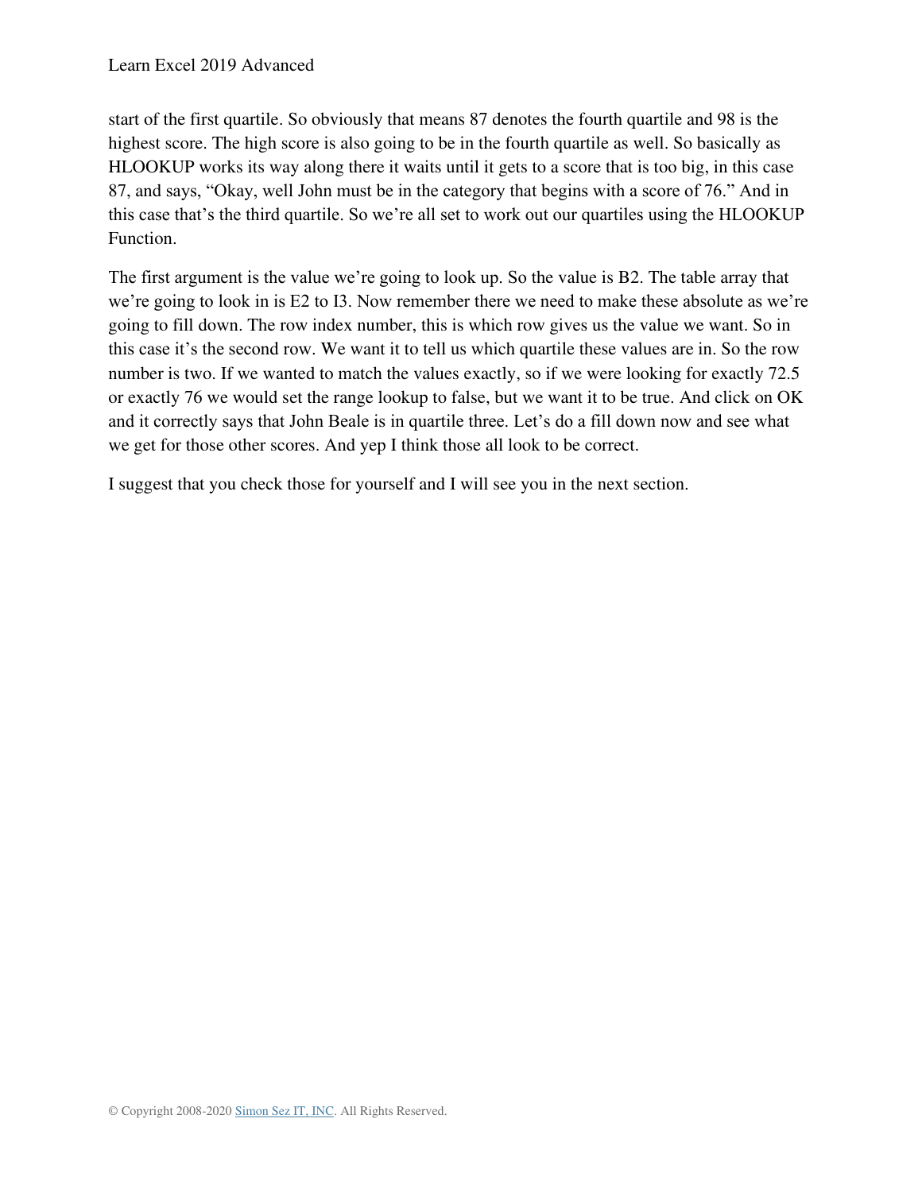start of the first quartile. So obviously that means 87 denotes the fourth quartile and 98 is the highest score. The high score is also going to be in the fourth quartile as well. So basically as HLOOKUP works its way along there it waits until it gets to a score that is too big, in this case 87, and says, "Okay, well John must be in the category that begins with a score of 76." And in this case that's the third quartile. So we're all set to work out our quartiles using the HLOOKUP Function.

The first argument is the value we're going to look up. So the value is B2. The table array that we're going to look in is E2 to I3. Now remember there we need to make these absolute as we're going to fill down. The row index number, this is which row gives us the value we want. So in this case it's the second row. We want it to tell us which quartile these values are in. So the row number is two. If we wanted to match the values exactly, so if we were looking for exactly 72.5 or exactly 76 we would set the range lookup to false, but we want it to be true. And click on OK and it correctly says that John Beale is in quartile three. Let's do a fill down now and see what we get for those other scores. And yep I think those all look to be correct.

I suggest that you check those for yourself and I will see you in the next section.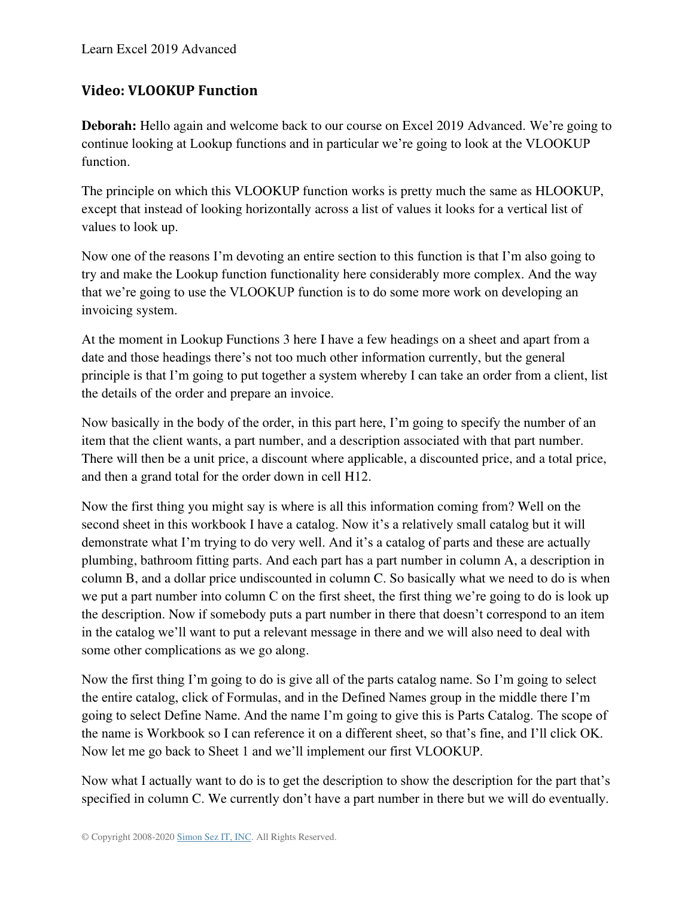## Video: VLOOKUP Function

**Deborah:** Hello again and welcome back to our course on Excel 2019 Advanced. We're going to continue looking at Lookup functions and in particular we're going to look at the VLOOKUP function.

The principle on which this VLOOKUP function works is pretty much the same as HLOOKUP, except that instead of looking horizontally across a list of values it looks for a vertical list of values to look up.

Now one of the reasons I'm devoting an entire section to this function is that I'm also going to try and make the Lookup function functionality here considerably more complex. And the way that we're going to use the VLOOKUP function is to do some more work on developing an invoicing system.

At the moment in Lookup Functions 3 here I have a few headings on a sheet and apart from a date and those headings there's not too much other information currently, but the general principle is that I'm going to put together a system whereby I can take an order from a client, list the details of the order and prepare an invoice.

Now basically in the body of the order, in this part here, I'm going to specify the number of an item that the client wants, a part number, and a description associated with that part number. There will then be a unit price, a discount where applicable, a discounted price, and a total price, and then a grand total for the order down in cell H12.

Now the first thing you might say is where is all this information coming from? Well on the second sheet in this workbook I have a catalog. Now it's a relatively small catalog but it will demonstrate what I'm trying to do very well. And it's a catalog of parts and these are actually plumbing, bathroom fitting parts. And each part has a part number in column A, a description in column B, and a dollar price undiscounted in column C. So basically what we need to do is when we put a part number into column C on the first sheet, the first thing we're going to do is look up the description. Now if somebody puts a part number in there that doesn't correspond to an item in the catalog we'll want to put a relevant message in there and we will also need to deal with some other complications as we go along.

Now the first thing I'm going to do is give all of the parts catalog name. So I'm going to select the entire catalog, click of Formulas, and in the Defined Names group in the middle there I'm going to select Define Name. And the name I'm going to give this is Parts Catalog. The scope of the name is Workbook so I can reference it on a different sheet, so that's fine, and I'll click OK. Now let me go back to Sheet 1 and we'll implement our first VLOOKUP.

Now what I actually want to do is to get the description to show the description for the part that's specified in column C. We currently don't have a part number in there but we will do eventually.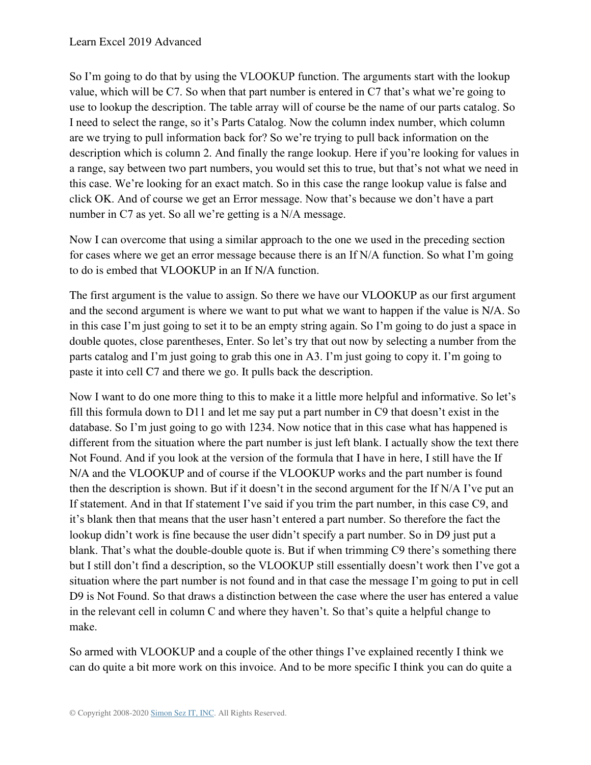So I'm going to do that by using the VLOOKUP function. The arguments start with the lookup value, which will be C7. So when that part number is entered in C7 that's what we're going to use to lookup the description. The table array will of course be the name of our parts catalog. So I need to select the range, so it's Parts Catalog. Now the column index number, which column are we trying to pull information back for? So we're trying to pull back information on the description which is column 2. And finally the range lookup. Here if you're looking for values in a range, say between two part numbers, you would set this to true, but that's not what we need in this case. We're looking for an exact match. So in this case the range lookup value is false and click OK. And of course we get an Error message. Now that's because we don't have a part number in C7 as yet. So all we're getting is a N/A message.

Now I can overcome that using a similar approach to the one we used in the preceding section for cases where we get an error message because there is an If N/A function. So what I'm going to do is embed that VLOOKUP in an If N/A function.

The first argument is the value to assign. So there we have our VLOOKUP as our first argument and the second argument is where we want to put what we want to happen if the value is N/A. So in this case I'm just going to set it to be an empty string again. So I'm going to do just a space in double quotes, close parentheses, Enter. So let's try that out now by selecting a number from the parts catalog and I'm just going to grab this one in A3. I'm just going to copy it. I'm going to paste it into cell C7 and there we go. It pulls back the description.

Now I want to do one more thing to this to make it a little more helpful and informative. So let's fill this formula down to D11 and let me say put a part number in C9 that doesn't exist in the database. So I'm just going to go with 1234. Now notice that in this case what has happened is different from the situation where the part number is just left blank. I actually show the text there Not Found. And if you look at the version of the formula that I have in here, I still have the If N/A and the VLOOKUP and of course if the VLOOKUP works and the part number is found then the description is shown. But if it doesn't in the second argument for the If N/A I've put an If statement. And in that If statement I've said if you trim the part number, in this case C9, and it's blank then that means that the user hasn't entered a part number. So therefore the fact the lookup didn't work is fine because the user didn't specify a part number. So in D9 just put a blank. That's what the double-double quote is. But if when trimming C9 there's something there but I still don't find a description, so the VLOOKUP still essentially doesn't work then I've got a situation where the part number is not found and in that case the message I'm going to put in cell D9 is Not Found. So that draws a distinction between the case where the user has entered a value in the relevant cell in column C and where they haven't. So that's quite a helpful change to make.

So armed with VLOOKUP and a couple of the other things I've explained recently I think we can do quite a bit more work on this invoice. And to be more specific I think you can do quite a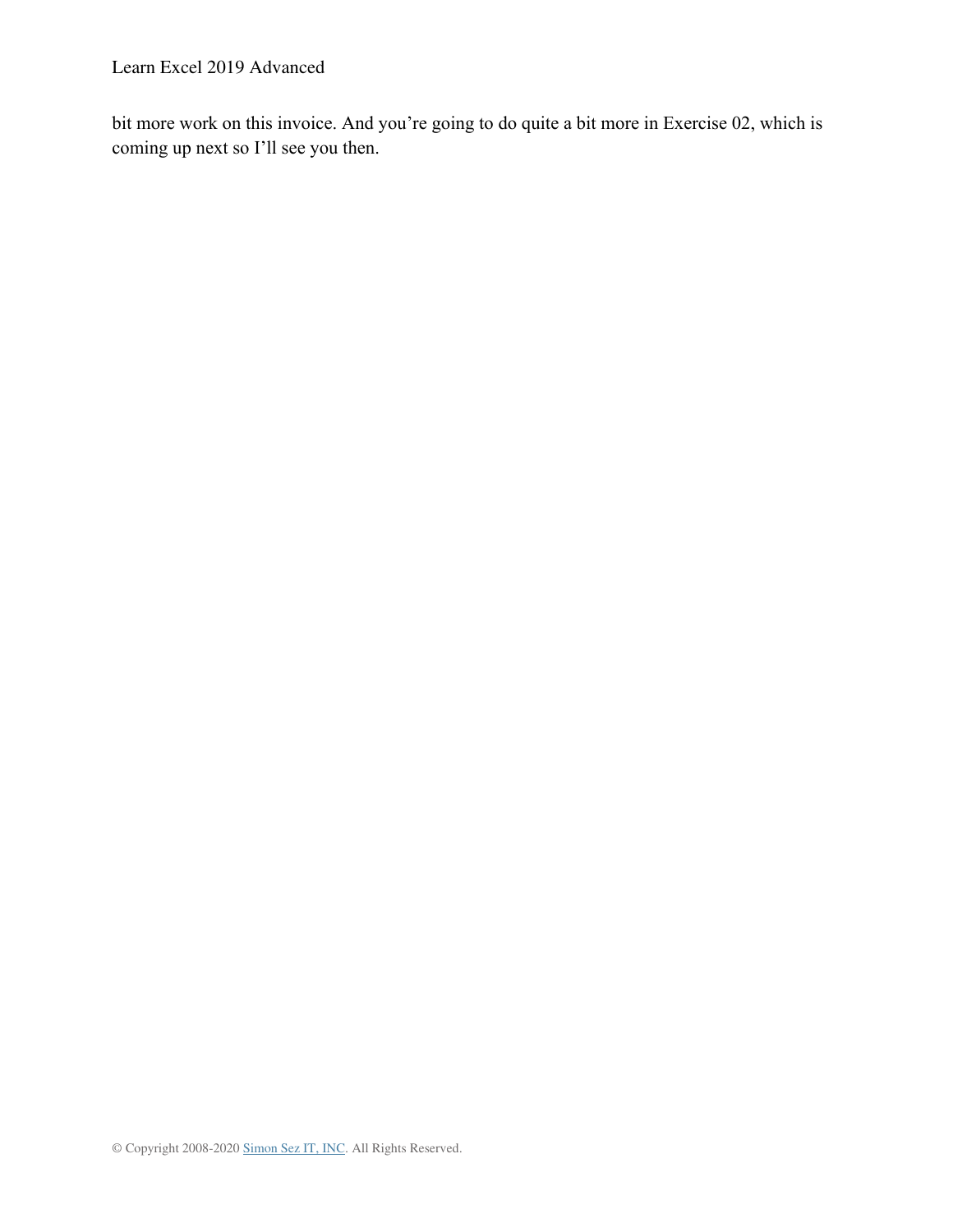bit more work on this invoice. And you're going to do quite a bit more in Exercise 02, which is coming up next so I'll see you then.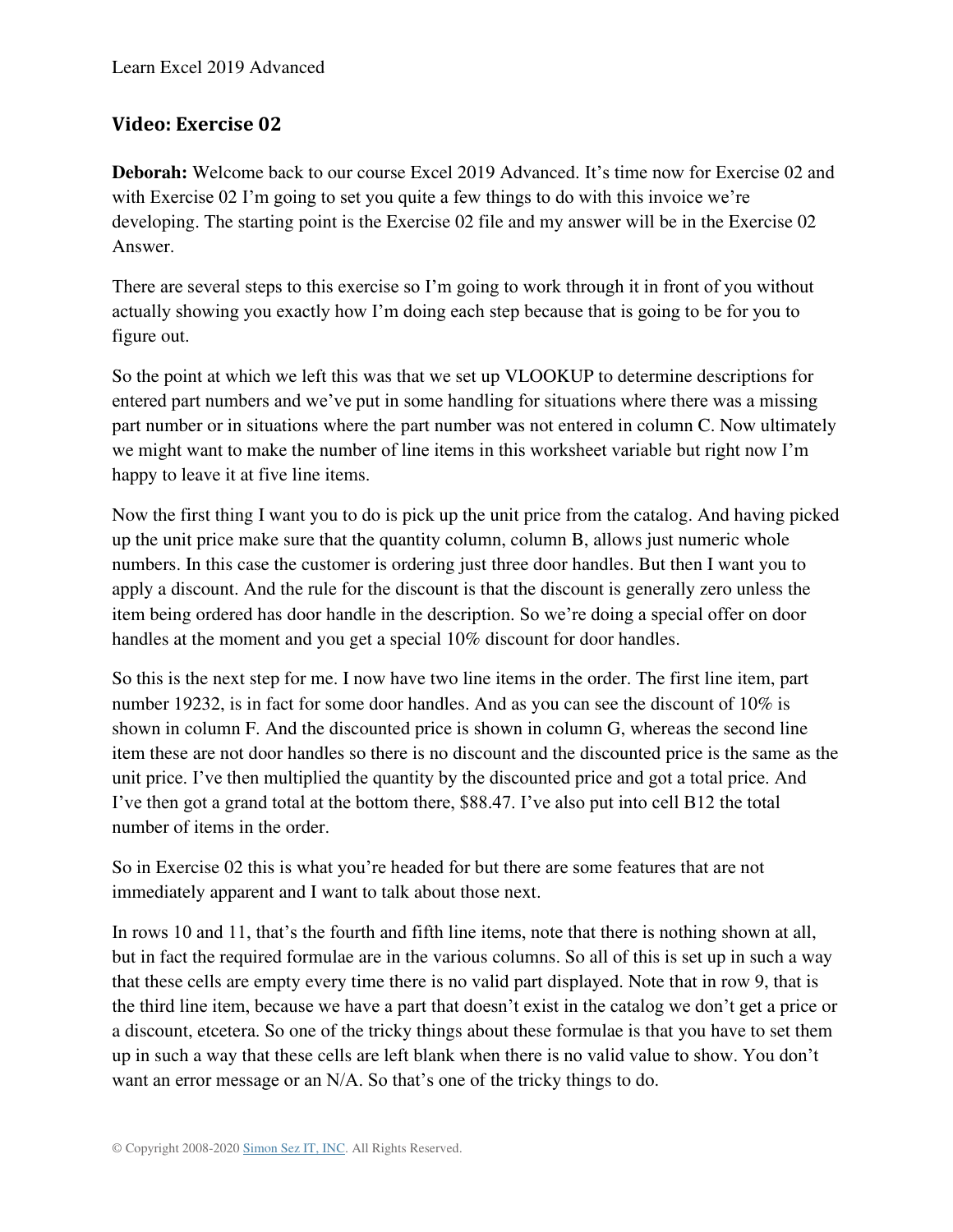## Video: Exercise 02

**Deborah:** Welcome back to our course Excel 2019 Advanced. It's time now for Exercise 02 and with Exercise 02 I'm going to set you quite a few things to do with this invoice we're developing. The starting point is the Exercise 02 file and my answer will be in the Exercise 02 Answer.

There are several steps to this exercise so I'm going to work through it in front of you without actually showing you exactly how I'm doing each step because that is going to be for you to figure out.

So the point at which we left this was that we set up VLOOKUP to determine descriptions for entered part numbers and we've put in some handling for situations where there was a missing part number or in situations where the part number was not entered in column C. Now ultimately we might want to make the number of line items in this worksheet variable but right now I'm happy to leave it at five line items.

Now the first thing I want you to do is pick up the unit price from the catalog. And having picked up the unit price make sure that the quantity column, column B, allows just numeric whole numbers. In this case the customer is ordering just three door handles. But then I want you to apply a discount. And the rule for the discount is that the discount is generally zero unless the item being ordered has door handle in the description. So we're doing a special offer on door handles at the moment and you get a special 10% discount for door handles.

So this is the next step for me. I now have two line items in the order. The first line item, part number 19232, is in fact for some door handles. And as you can see the discount of 10% is shown in column F. And the discounted price is shown in column G, whereas the second line item these are not door handles so there is no discount and the discounted price is the same as the unit price. I've then multiplied the quantity by the discounted price and got a total price. And I've then got a grand total at the bottom there, $88.47. I've also put into cell B12 the total number of items in the order.

So in Exercise 02 this is what you're headed for but there are some features that are not immediately apparent and I want to talk about those next.

In rows 10 and 11, that's the fourth and fifth line items, note that there is nothing shown at all, but in fact the required formulae are in the various columns. So all of this is set up in such a way that these cells are empty every time there is no valid part displayed. Note that in row 9, that is the third line item, because we have a part that doesn't exist in the catalog we don't get a price or a discount, etcetera. So one of the tricky things about these formulae is that you have to set them up in such a way that these cells are left blank when there is no valid value to show. You don't want an error message or an N/A. So that's one of the tricky things to do.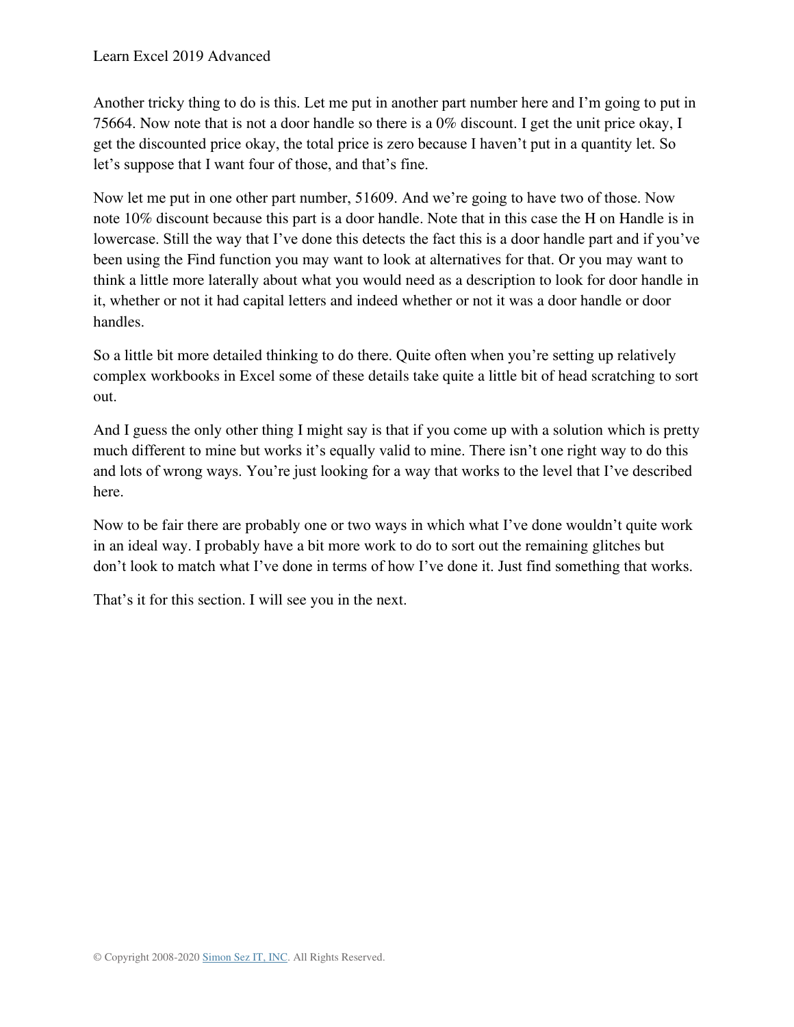Another tricky thing to do is this. Let me put in another part number here and I'm going to put in 75664. Now note that is not a door handle so there is a 0% discount. I get the unit price okay, I get the discounted price okay, the total price is zero because I haven't put in a quantity let. So let's suppose that I want four of those, and that's fine.

Now let me put in one other part number, 51609. And we're going to have two of those. Now note 10% discount because this part is a door handle. Note that in this case the H on Handle is in lowercase. Still the way that I've done this detects the fact this is a door handle part and if you've been using the Find function you may want to look at alternatives for that. Or you may want to think a little more laterally about what you would need as a description to look for door handle in it, whether or not it had capital letters and indeed whether or not it was a door handle or door handles.

So a little bit more detailed thinking to do there. Quite often when you're setting up relatively complex workbooks in Excel some of these details take quite a little bit of head scratching to sort out.

And I guess the only other thing I might say is that if you come up with a solution which is pretty much different to mine but works it's equally valid to mine. There isn't one right way to do this and lots of wrong ways. You're just looking for a way that works to the level that I've described here.

Now to be fair there are probably one or two ways in which what I've done wouldn't quite work in an ideal way. I probably have a bit more work to do to sort out the remaining glitches but don't look to match what I've done in terms of how I've done it. Just find something that works.

That's it for this section. I will see you in the next.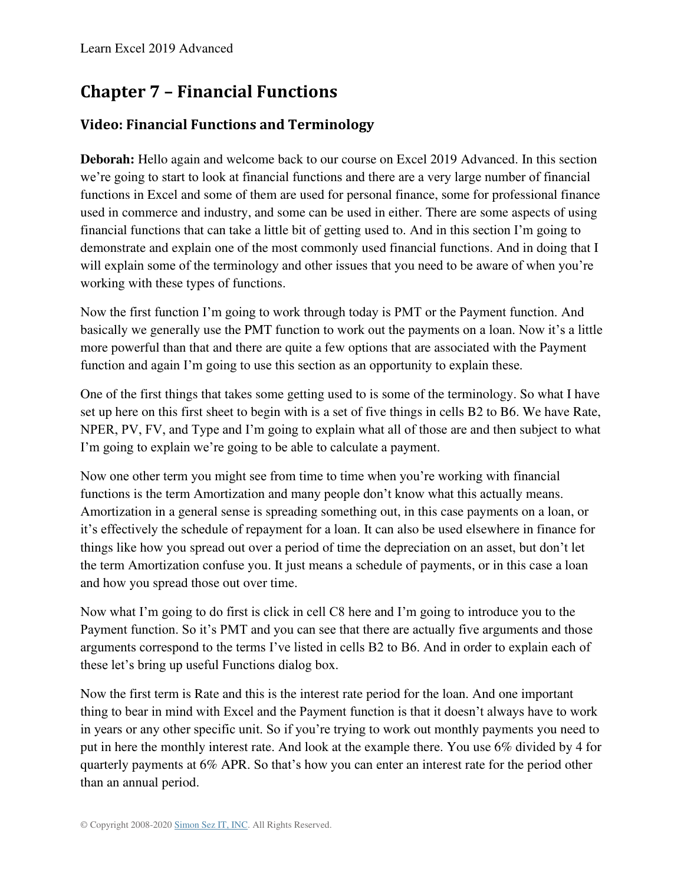# Chapter 7 – Financial Functions

## Video: Financial Functions and Terminology

**Deborah:** Hello again and welcome back to our course on Excel 2019 Advanced. In this section we're going to start to look at financial functions and there are a very large number of financial functions in Excel and some of them are used for personal finance, some for professional finance used in commerce and industry, and some can be used in either. There are some aspects of using financial functions that can take a little bit of getting used to. And in this section I'm going to demonstrate and explain one of the most commonly used financial functions. And in doing that I will explain some of the terminology and other issues that you need to be aware of when you're working with these types of functions.

Now the first function I'm going to work through today is PMT or the Payment function. And basically we generally use the PMT function to work out the payments on a loan. Now it's a little more powerful than that and there are quite a few options that are associated with the Payment function and again I'm going to use this section as an opportunity to explain these.

One of the first things that takes some getting used to is some of the terminology. So what I have set up here on this first sheet to begin with is a set of five things in cells B2 to B6. We have Rate, NPER, PV, FV, and Type and I'm going to explain what all of those are and then subject to what I'm going to explain we're going to be able to calculate a payment.

Now one other term you might see from time to time when you're working with financial functions is the term Amortization and many people don't know what this actually means. Amortization in a general sense is spreading something out, in this case payments on a loan, or it's effectively the schedule of repayment for a loan. It can also be used elsewhere in finance for things like how you spread out over a period of time the depreciation on an asset, but don't let the term Amortization confuse you. It just means a schedule of payments, or in this case a loan and how you spread those out over time.

Now what I'm going to do first is click in cell C8 here and I'm going to introduce you to the Payment function. So it's PMT and you can see that there are actually five arguments and those arguments correspond to the terms I've listed in cells B2 to B6. And in order to explain each of these let's bring up useful Functions dialog box.

Now the first term is Rate and this is the interest rate period for the loan. And one important thing to bear in mind with Excel and the Payment function is that it doesn't always have to work in years or any other specific unit. So if you're trying to work out monthly payments you need to put in here the monthly interest rate. And look at the example there. You use 6% divided by 4 for quarterly payments at 6% APR. So that's how you can enter an interest rate for the period other than an annual period.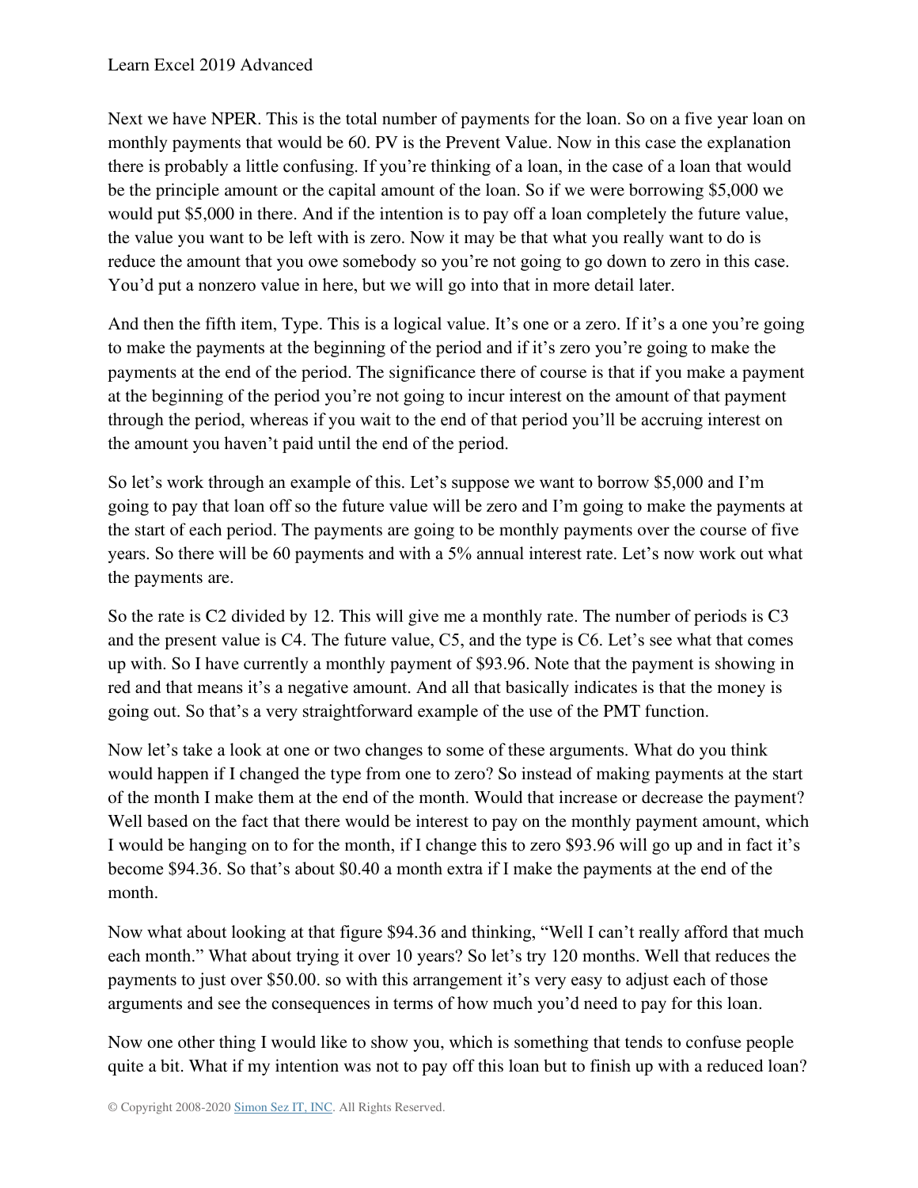Next we have NPER. This is the total number of payments for the loan. So on a five year loan on monthly payments that would be 60. PV is the Prevent Value. Now in this case the explanation there is probably a little confusing. If you're thinking of a loan, in the case of a loan that would be the principle amount or the capital amount of the loan. So if we were borrowing $5,000 we would put $5,000 in there. And if the intention is to pay off a loan completely the future value, the value you want to be left with is zero. Now it may be that what you really want to do is reduce the amount that you owe somebody so you're not going to go down to zero in this case. You'd put a nonzero value in here, but we will go into that in more detail later.

And then the fifth item, Type. This is a logical value. It's one or a zero. If it's a one you're going to make the payments at the beginning of the period and if it's zero you're going to make the payments at the end of the period. The significance there of course is that if you make a payment at the beginning of the period you're not going to incur interest on the amount of that payment through the period, whereas if you wait to the end of that period you'll be accruing interest on the amount you haven't paid until the end of the period.

So let's work through an example of this. Let's suppose we want to borrow $5,000 and I'm going to pay that loan off so the future value will be zero and I'm going to make the payments at the start of each period. The payments are going to be monthly payments over the course of five years. So there will be 60 payments and with a 5% annual interest rate. Let's now work out what the payments are.

So the rate is C2 divided by 12. This will give me a monthly rate. The number of periods is C3 and the present value is C4. The future value, C5, and the type is C6. Let's see what that comes up with. So I have currently a monthly payment of $93.96. Note that the payment is showing in red and that means it's a negative amount. And all that basically indicates is that the money is going out. So that's a very straightforward example of the use of the PMT function.

Now let's take a look at one or two changes to some of these arguments. What do you think would happen if I changed the type from one to zero? So instead of making payments at the start of the month I make them at the end of the month. Would that increase or decrease the payment? Well based on the fact that there would be interest to pay on the monthly payment amount, which I would be hanging on to for the month, if I change this to zero $93.96 will go up and in fact it's become $94.36. So that's about $0.40 a month extra if I make the payments at the end of the month.

Now what about looking at that figure $94.36 and thinking, "Well I can't really afford that much each month." What about trying it over 10 years? So let's try 120 months. Well that reduces the payments to just over $50.00. so with this arrangement it's very easy to adjust each of those arguments and see the consequences in terms of how much you'd need to pay for this loan.

Now one other thing I would like to show you, which is something that tends to confuse people quite a bit. What if my intention was not to pay off this loan but to finish up with a reduced loan?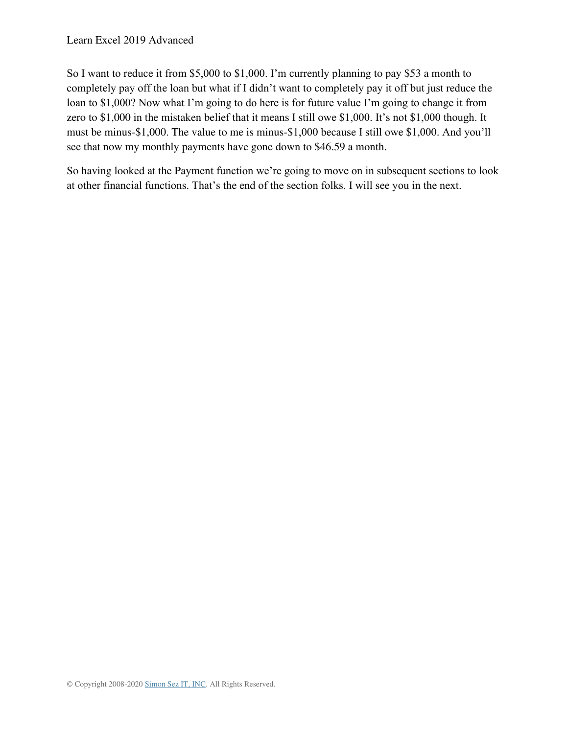So I want to reduce it from $5,000 to $1,000. I'm currently planning to pay $53 a month to completely pay off the loan but what if I didn't want to completely pay it off but just reduce the loan to $1,000? Now what I'm going to do here is for future value I'm going to change it from zero to $1,000 in the mistaken belief that it means I still owe $1,000. It's not $1,000 though. It must be minus-$1,000. The value to me is minus-$1,000 because I still owe $1,000. And you'll see that now my monthly payments have gone down to $46.59 a month.

So having looked at the Payment function we're going to move on in subsequent sections to look at other financial functions. That's the end of the section folks. I will see you in the next.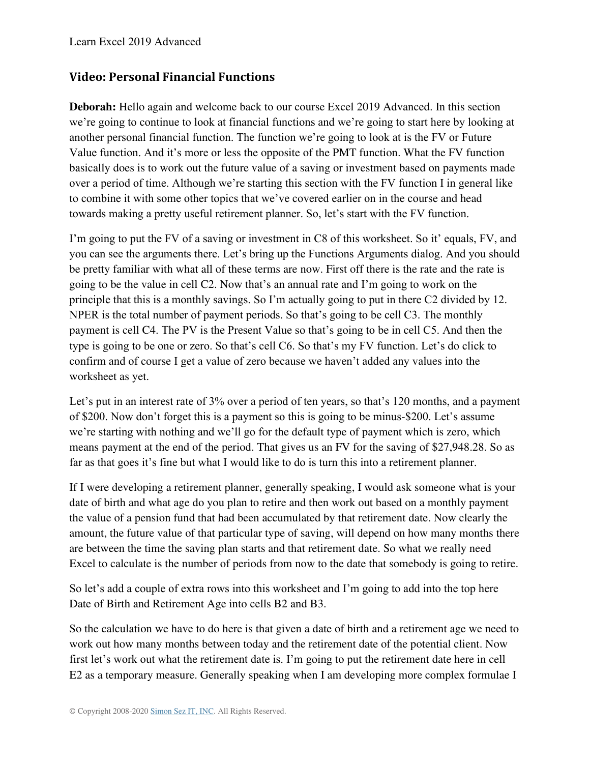## Video: Personal Financial Functions

**Deborah:** Hello again and welcome back to our course Excel 2019 Advanced. In this section we're going to continue to look at financial functions and we're going to start here by looking at another personal financial function. The function we're going to look at is the FV or Future Value function. And it's more or less the opposite of the PMT function. What the FV function basically does is to work out the future value of a saving or investment based on payments made over a period of time. Although we're starting this section with the FV function I in general like to combine it with some other topics that we've covered earlier on in the course and head towards making a pretty useful retirement planner. So, let's start with the FV function.

I'm going to put the FV of a saving or investment in C8 of this worksheet. So it' equals, FV, and you can see the arguments there. Let's bring up the Functions Arguments dialog. And you should be pretty familiar with what all of these terms are now. First off there is the rate and the rate is going to be the value in cell C2. Now that's an annual rate and I'm going to work on the principle that this is a monthly savings. So I'm actually going to put in there C2 divided by 12. NPER is the total number of payment periods. So that's going to be cell C3. The monthly payment is cell C4. The PV is the Present Value so that's going to be in cell C5. And then the type is going to be one or zero. So that's cell C6. So that's my FV function. Let's do click to confirm and of course I get a value of zero because we haven't added any values into the worksheet as yet.

Let's put in an interest rate of 3% over a period of ten years, so that's 120 months, and a payment of $200. Now don't forget this is a payment so this is going to be minus-$200. Let's assume we're starting with nothing and we'll go for the default type of payment which is zero, which means payment at the end of the period. That gives us an FV for the saving of $27,948.28. So as far as that goes it's fine but what I would like to do is turn this into a retirement planner.

If I were developing a retirement planner, generally speaking, I would ask someone what is your date of birth and what age do you plan to retire and then work out based on a monthly payment the value of a pension fund that had been accumulated by that retirement date. Now clearly the amount, the future value of that particular type of saving, will depend on how many months there are between the time the saving plan starts and that retirement date. So what we really need Excel to calculate is the number of periods from now to the date that somebody is going to retire.

So let's add a couple of extra rows into this worksheet and I'm going to add into the top here Date of Birth and Retirement Age into cells B2 and B3.

So the calculation we have to do here is that given a date of birth and a retirement age we need to work out how many months between today and the retirement date of the potential client. Now first let's work out what the retirement date is. I'm going to put the retirement date here in cell E2 as a temporary measure. Generally speaking when I am developing more complex formulae I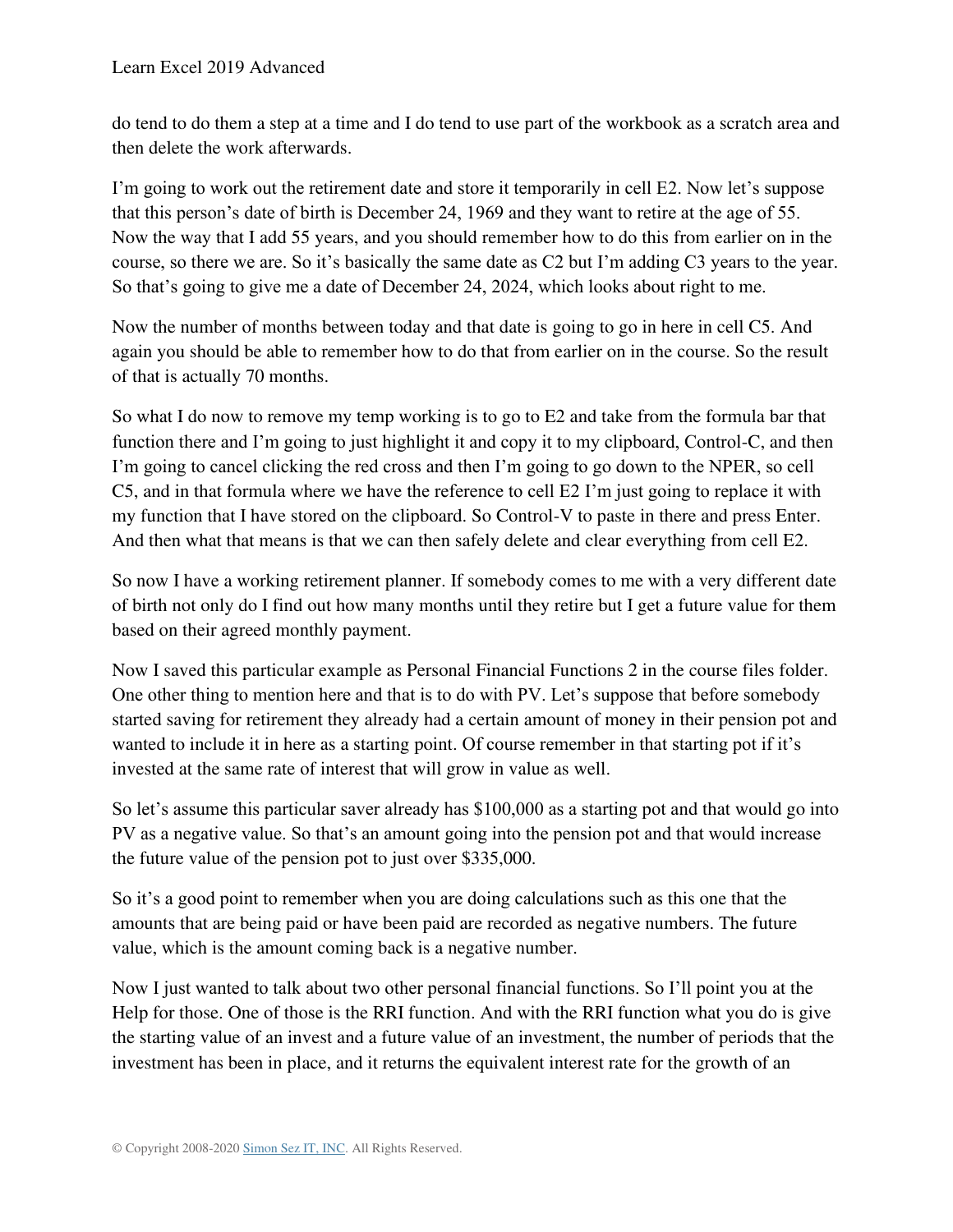do tend to do them a step at a time and I do tend to use part of the workbook as a scratch area and then delete the work afterwards.

I'm going to work out the retirement date and store it temporarily in cell E2. Now let's suppose that this person's date of birth is December 24, 1969 and they want to retire at the age of 55. Now the way that I add 55 years, and you should remember how to do this from earlier on in the course, so there we are. So it's basically the same date as C2 but I'm adding C3 years to the year. So that's going to give me a date of December 24, 2024, which looks about right to me.

Now the number of months between today and that date is going to go in here in cell C5. And again you should be able to remember how to do that from earlier on in the course. So the result of that is actually 70 months.

So what I do now to remove my temp working is to go to E2 and take from the formula bar that function there and I'm going to just highlight it and copy it to my clipboard, Control-C, and then I'm going to cancel clicking the red cross and then I'm going to go down to the NPER, so cell C5, and in that formula where we have the reference to cell E2 I'm just going to replace it with my function that I have stored on the clipboard. So Control-V to paste in there and press Enter. And then what that means is that we can then safely delete and clear everything from cell E2.

So now I have a working retirement planner. If somebody comes to me with a very different date of birth not only do I find out how many months until they retire but I get a future value for them based on their agreed monthly payment.

Now I saved this particular example as Personal Financial Functions 2 in the course files folder. One other thing to mention here and that is to do with PV. Let's suppose that before somebody started saving for retirement they already had a certain amount of money in their pension pot and wanted to include it in here as a starting point. Of course remember in that starting pot if it's invested at the same rate of interest that will grow in value as well.

So let's assume this particular saver already has $100,000 as a starting pot and that would go into PV as a negative value. So that's an amount going into the pension pot and that would increase the future value of the pension pot to just over $335,000.

So it's a good point to remember when you are doing calculations such as this one that the amounts that are being paid or have been paid are recorded as negative numbers. The future value, which is the amount coming back is a negative number.

Now I just wanted to talk about two other personal financial functions. So I'll point you at the Help for those. One of those is the RRI function. And with the RRI function what you do is give the starting value of an invest and a future value of an investment, the number of periods that the investment has been in place, and it returns the equivalent interest rate for the growth of an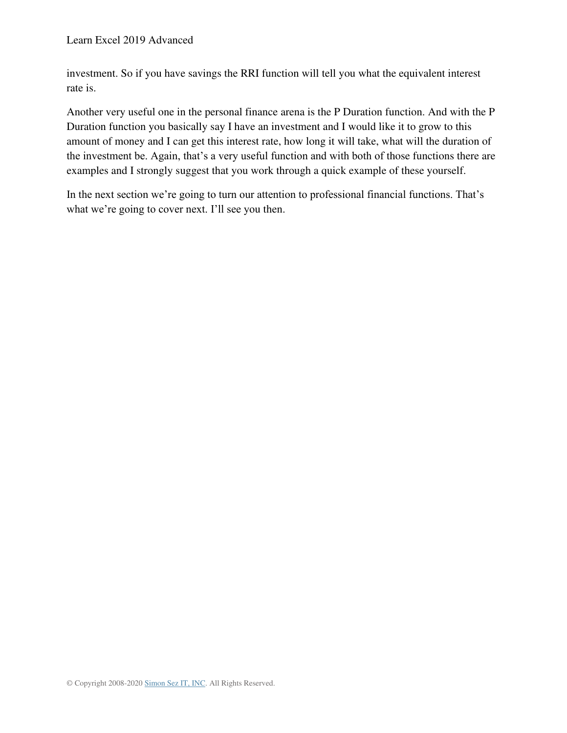investment. So if you have savings the RRI function will tell you what the equivalent interest rate is.

Another very useful one in the personal finance arena is the P Duration function. And with the P Duration function you basically say I have an investment and I would like it to grow to this amount of money and I can get this interest rate, how long it will take, what will the duration of the investment be. Again, that's a very useful function and with both of those functions there are examples and I strongly suggest that you work through a quick example of these yourself.

In the next section we're going to turn our attention to professional financial functions. That's what we're going to cover next. I'll see you then.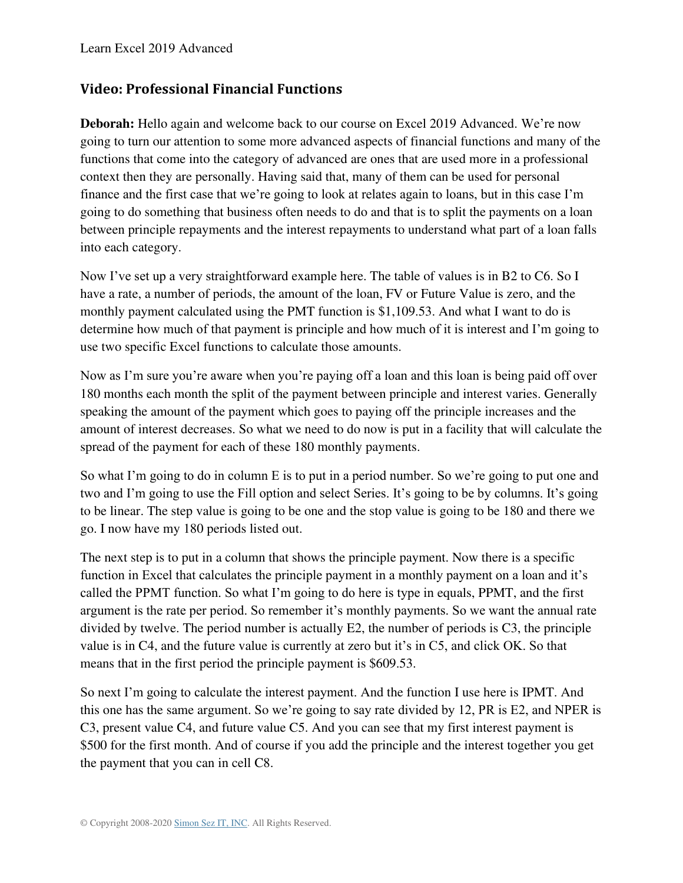## Video: Professional Financial Functions

**Deborah:** Hello again and welcome back to our course on Excel 2019 Advanced. We're now going to turn our attention to some more advanced aspects of financial functions and many of the functions that come into the category of advanced are ones that are used more in a professional context then they are personally. Having said that, many of them can be used for personal finance and the first case that we're going to look at relates again to loans, but in this case I'm going to do something that business often needs to do and that is to split the payments on a loan between principle repayments and the interest repayments to understand what part of a loan falls into each category.

Now I've set up a very straightforward example here. The table of values is in B2 to C6. So I have a rate, a number of periods, the amount of the loan, FV or Future Value is zero, and the monthly payment calculated using the PMT function is $1,109.53. And what I want to do is determine how much of that payment is principle and how much of it is interest and I'm going to use two specific Excel functions to calculate those amounts.

Now as I'm sure you're aware when you're paying off a loan and this loan is being paid off over 180 months each month the split of the payment between principle and interest varies. Generally speaking the amount of the payment which goes to paying off the principle increases and the amount of interest decreases. So what we need to do now is put in a facility that will calculate the spread of the payment for each of these 180 monthly payments.

So what I'm going to do in column E is to put in a period number. So we're going to put one and two and I'm going to use the Fill option and select Series. It's going to be by columns. It's going to be linear. The step value is going to be one and the stop value is going to be 180 and there we go. I now have my 180 periods listed out.

The next step is to put in a column that shows the principle payment. Now there is a specific function in Excel that calculates the principle payment in a monthly payment on a loan and it's called the PPMT function. So what I'm going to do here is type in equals, PPMT, and the first argument is the rate per period. So remember it's monthly payments. So we want the annual rate divided by twelve. The period number is actually E2, the number of periods is C3, the principle value is in C4, and the future value is currently at zero but it's in C5, and click OK. So that means that in the first period the principle payment is $609.53.

So next I'm going to calculate the interest payment. And the function I use here is IPMT. And this one has the same argument. So we're going to say rate divided by 12, PR is E2, and NPER is C3, present value C4, and future value C5. And you can see that my first interest payment is $500 for the first month. And of course if you add the principle and the interest together you get the payment that you can in cell C8.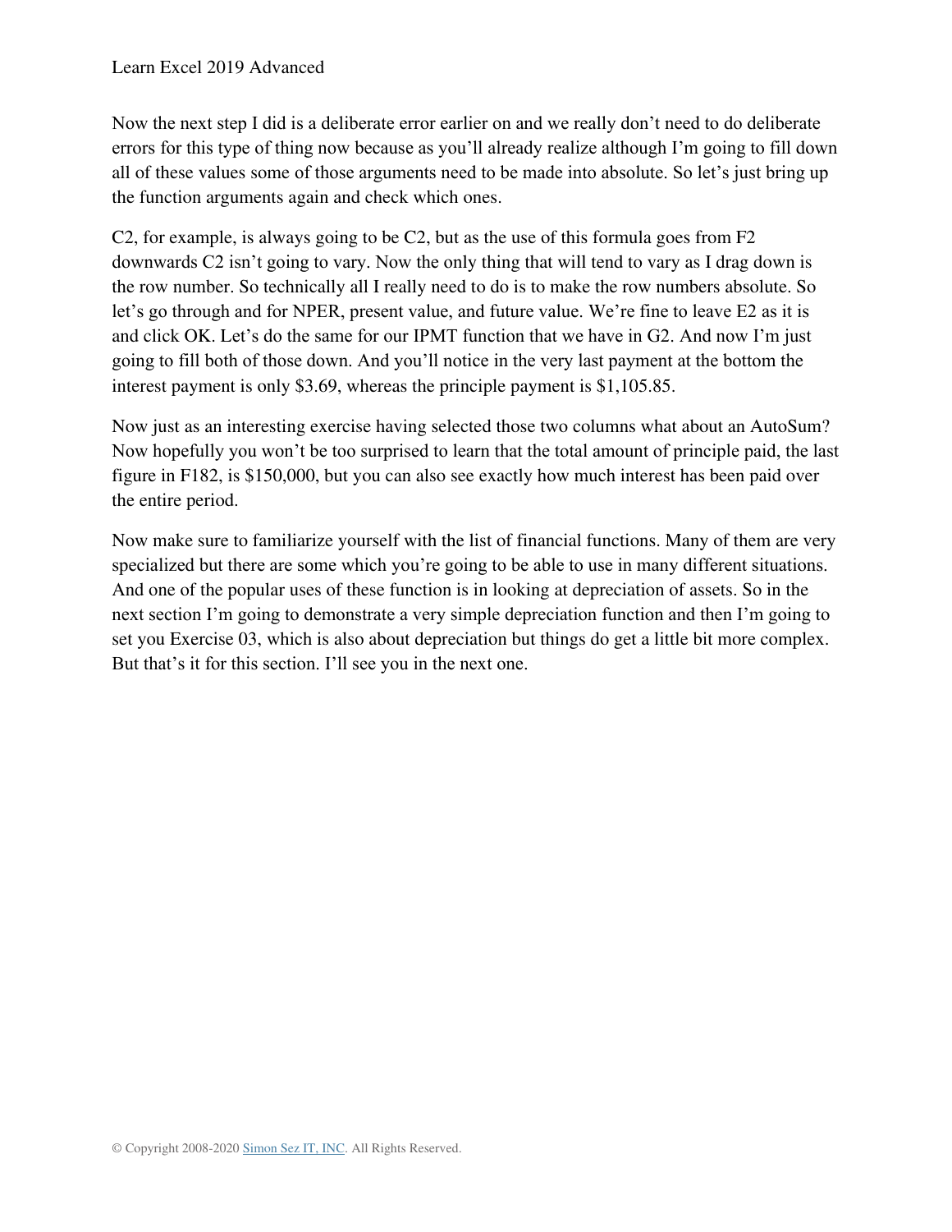Now the next step I did is a deliberate error earlier on and we really don't need to do deliberate errors for this type of thing now because as you'll already realize although I'm going to fill down all of these values some of those arguments need to be made into absolute. So let's just bring up the function arguments again and check which ones.

C2, for example, is always going to be C2, but as the use of this formula goes from F2 downwards C2 isn't going to vary. Now the only thing that will tend to vary as I drag down is the row number. So technically all I really need to do is to make the row numbers absolute. So let's go through and for NPER, present value, and future value. We're fine to leave E2 as it is and click OK. Let's do the same for our IPMT function that we have in G2. And now I'm just going to fill both of those down. And you'll notice in the very last payment at the bottom the interest payment is only $3.69, whereas the principle payment is $1,105.85.

Now just as an interesting exercise having selected those two columns what about an AutoSum? Now hopefully you won't be too surprised to learn that the total amount of principle paid, the last figure in F182, is $150,000, but you can also see exactly how much interest has been paid over the entire period.

Now make sure to familiarize yourself with the list of financial functions. Many of them are very specialized but there are some which you're going to be able to use in many different situations. And one of the popular uses of these function is in looking at depreciation of assets. So in the next section I'm going to demonstrate a very simple depreciation function and then I'm going to set you Exercise 03, which is also about depreciation but things do get a little bit more complex. But that's it for this section. I'll see you in the next one.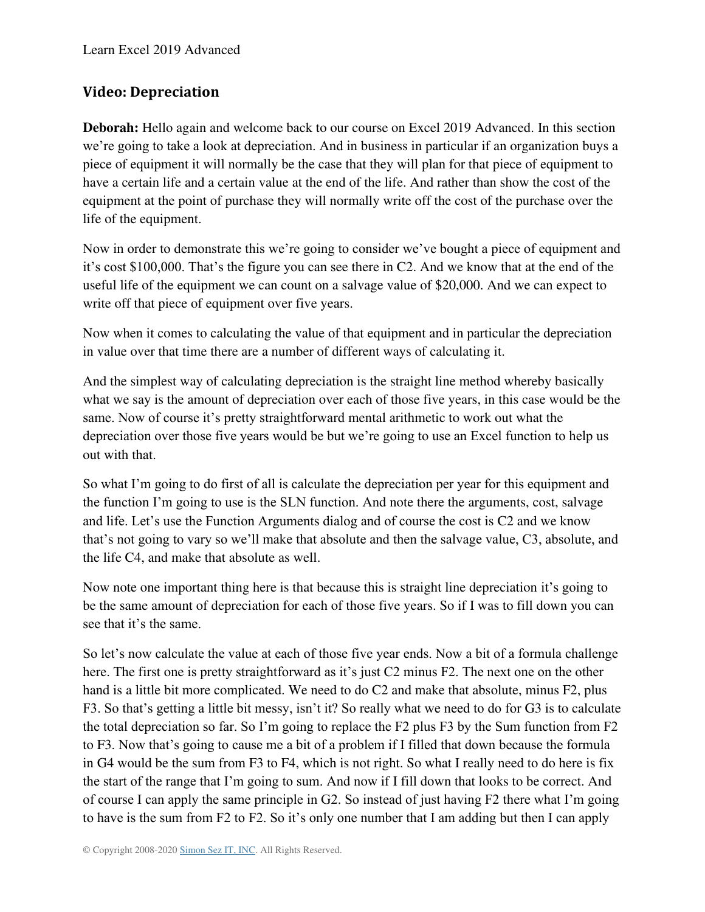## Video: Depreciation

**Deborah:** Hello again and welcome back to our course on Excel 2019 Advanced. In this section we're going to take a look at depreciation. And in business in particular if an organization buys a piece of equipment it will normally be the case that they will plan for that piece of equipment to have a certain life and a certain value at the end of the life. And rather than show the cost of the equipment at the point of purchase they will normally write off the cost of the purchase over the life of the equipment.

Now in order to demonstrate this we're going to consider we've bought a piece of equipment and it's cost $100,000. That's the figure you can see there in C2. And we know that at the end of the useful life of the equipment we can count on a salvage value of $20,000. And we can expect to write off that piece of equipment over five years.

Now when it comes to calculating the value of that equipment and in particular the depreciation in value over that time there are a number of different ways of calculating it.

And the simplest way of calculating depreciation is the straight line method whereby basically what we say is the amount of depreciation over each of those five years, in this case would be the same. Now of course it's pretty straightforward mental arithmetic to work out what the depreciation over those five years would be but we're going to use an Excel function to help us out with that.

So what I'm going to do first of all is calculate the depreciation per year for this equipment and the function I'm going to use is the SLN function. And note there the arguments, cost, salvage and life. Let's use the Function Arguments dialog and of course the cost is C2 and we know that's not going to vary so we'll make that absolute and then the salvage value, C3, absolute, and the life C4, and make that absolute as well.

Now note one important thing here is that because this is straight line depreciation it's going to be the same amount of depreciation for each of those five years. So if I was to fill down you can see that it's the same.

So let's now calculate the value at each of those five year ends. Now a bit of a formula challenge here. The first one is pretty straightforward as it's just C2 minus F2. The next one on the other hand is a little bit more complicated. We need to do C2 and make that absolute, minus F2, plus F3. So that's getting a little bit messy, isn't it? So really what we need to do for G3 is to calculate the total depreciation so far. So I'm going to replace the F2 plus F3 by the Sum function from F2 to F3. Now that's going to cause me a bit of a problem if I filled that down because the formula in G4 would be the sum from F3 to F4, which is not right. So what I really need to do here is fix the start of the range that I'm going to sum. And now if I fill down that looks to be correct. And of course I can apply the same principle in G2. So instead of just having F2 there what I'm going to have is the sum from F2 to F2. So it's only one number that I am adding but then I can apply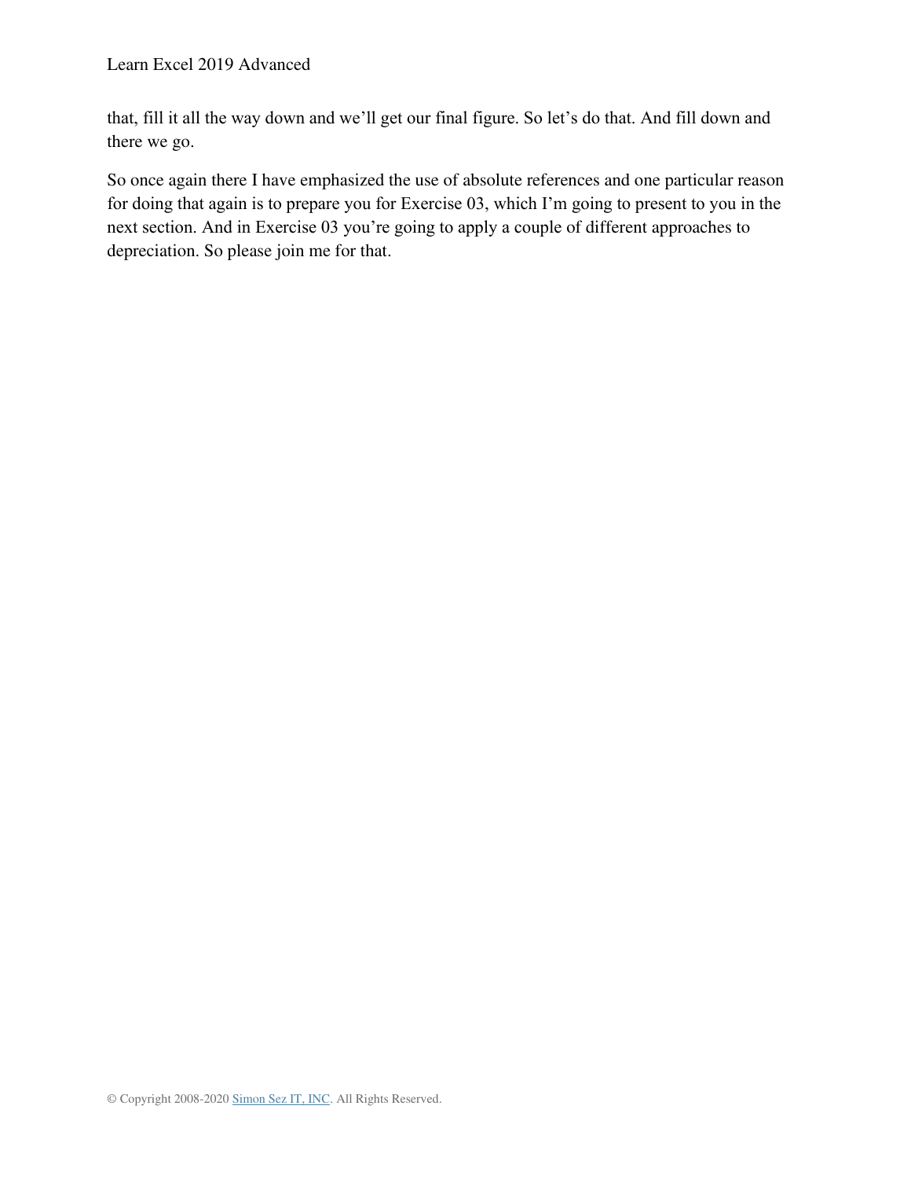that, fill it all the way down and we'll get our final figure. So let's do that. And fill down and there we go.

So once again there I have emphasized the use of absolute references and one particular reason for doing that again is to prepare you for Exercise 03, which I'm going to present to you in the next section. And in Exercise 03 you're going to apply a couple of different approaches to depreciation. So please join me for that.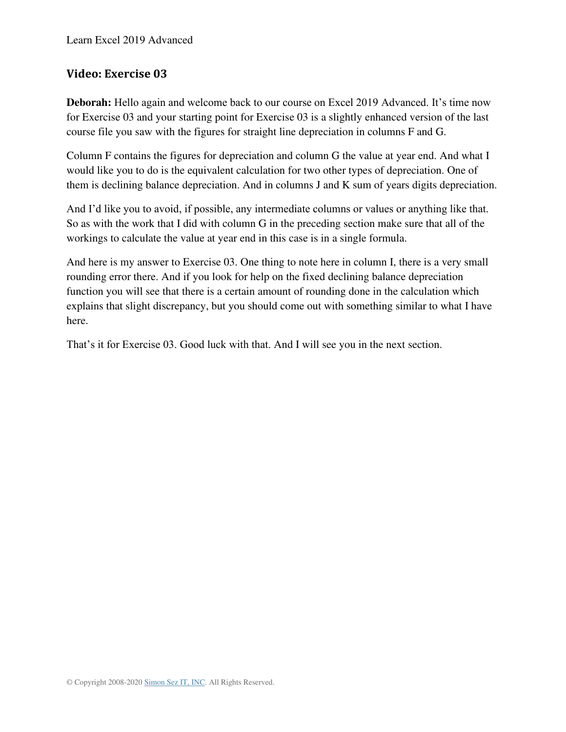## Video: Exercise 03

**Deborah:** Hello again and welcome back to our course on Excel 2019 Advanced. It's time now for Exercise 03 and your starting point for Exercise 03 is a slightly enhanced version of the last course file you saw with the figures for straight line depreciation in columns F and G.

Column F contains the figures for depreciation and column G the value at year end. And what I would like you to do is the equivalent calculation for two other types of depreciation. One of them is declining balance depreciation. And in columns J and K sum of years digits depreciation.

And I'd like you to avoid, if possible, any intermediate columns or values or anything like that. So as with the work that I did with column G in the preceding section make sure that all of the workings to calculate the value at year end in this case is in a single formula.

And here is my answer to Exercise 03. One thing to note here in column I, there is a very small rounding error there. And if you look for help on the fixed declining balance depreciation function you will see that there is a certain amount of rounding done in the calculation which explains that slight discrepancy, but you should come out with something similar to what I have here.

That's it for Exercise 03. Good luck with that. And I will see you in the next section.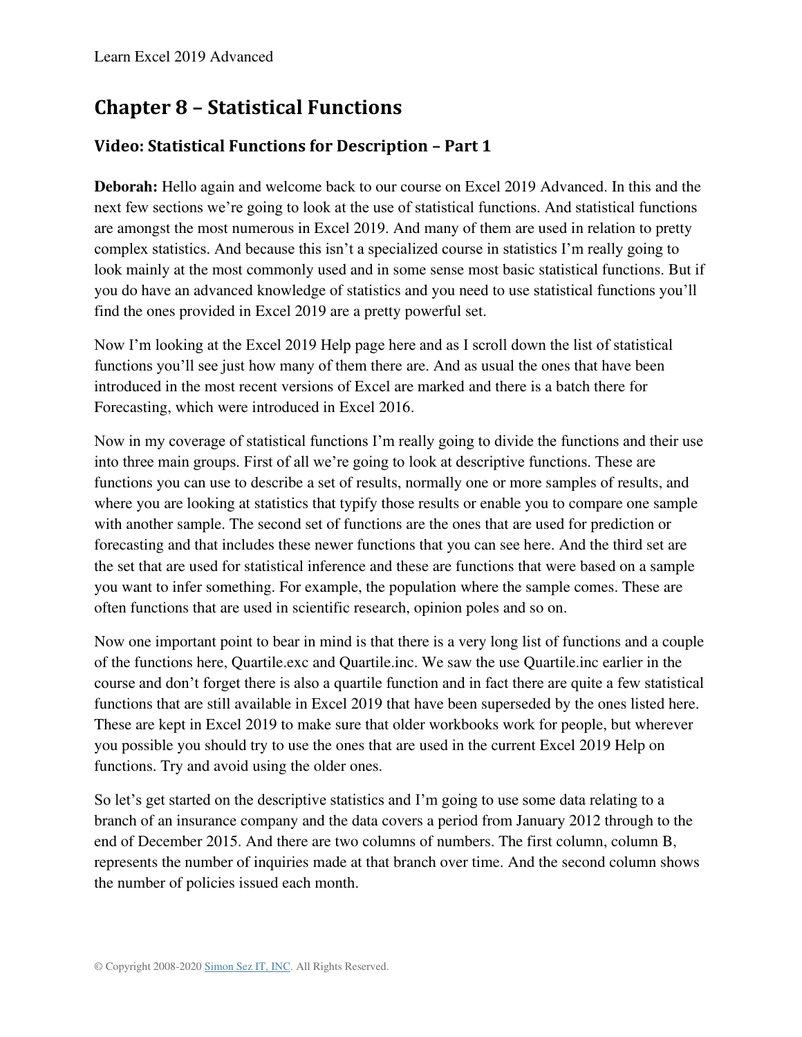# Chapter 8 – Statistical Functions

## Video: Statistical Functions for Description – Part 1

**Deborah:** Hello again and welcome back to our course on Excel 2019 Advanced. In this and the next few sections we're going to look at the use of statistical functions. And statistical functions are amongst the most numerous in Excel 2019. And many of them are used in relation to pretty complex statistics. And because this isn't a specialized course in statistics I'm really going to look mainly at the most commonly used and in some sense most basic statistical functions. But if you do have an advanced knowledge of statistics and you need to use statistical functions you'll find the ones provided in Excel 2019 are a pretty powerful set.

Now I'm looking at the Excel 2019 Help page here and as I scroll down the list of statistical functions you'll see just how many of them there are. And as usual the ones that have been introduced in the most recent versions of Excel are marked and there is a batch there for Forecasting, which were introduced in Excel 2016.

Now in my coverage of statistical functions I'm really going to divide the functions and their use into three main groups. First of all we're going to look at descriptive functions. These are functions you can use to describe a set of results, normally one or more samples of results, and where you are looking at statistics that typify those results or enable you to compare one sample with another sample. The second set of functions are the ones that are used for prediction or forecasting and that includes these newer functions that you can see here. And the third set are the set that are used for statistical inference and these are functions that were based on a sample you want to infer something. For example, the population where the sample comes. These are often functions that are used in scientific research, opinion poles and so on.

Now one important point to bear in mind is that there is a very long list of functions and a couple of the functions here, Quartile.exc and Quartile.inc. We saw the use Quartile.inc earlier in the course and don't forget there is also a quartile function and in fact there are quite a few statistical functions that are still available in Excel 2019 that have been superseded by the ones listed here. These are kept in Excel 2019 to make sure that older workbooks work for people, but wherever you possible you should try to use the ones that are used in the current Excel 2019 Help on functions. Try and avoid using the older ones.

So let's get started on the descriptive statistics and I'm going to use some data relating to a branch of an insurance company and the data covers a period from January 2012 through to the end of December 2015. And there are two columns of numbers. The first column, column B, represents the number of inquiries made at that branch over time. And the second column shows the number of policies issued each month.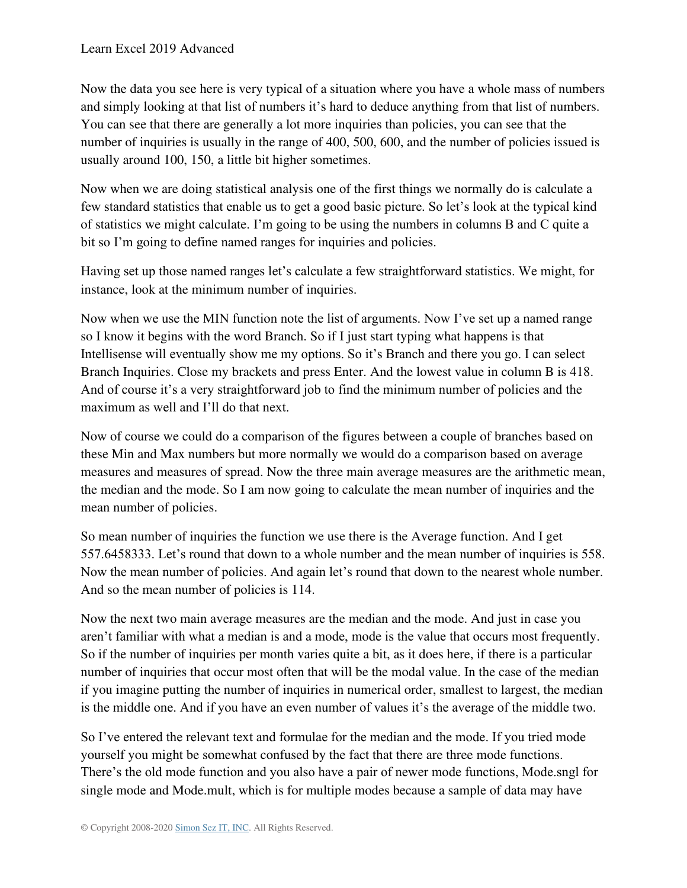Now the data you see here is very typical of a situation where you have a whole mass of numbers and simply looking at that list of numbers it's hard to deduce anything from that list of numbers. You can see that there are generally a lot more inquiries than policies, you can see that the number of inquiries is usually in the range of 400, 500, 600, and the number of policies issued is usually around 100, 150, a little bit higher sometimes.

Now when we are doing statistical analysis one of the first things we normally do is calculate a few standard statistics that enable us to get a good basic picture. So let's look at the typical kind of statistics we might calculate. I'm going to be using the numbers in columns B and C quite a bit so I'm going to define named ranges for inquiries and policies.

Having set up those named ranges let's calculate a few straightforward statistics. We might, for instance, look at the minimum number of inquiries.

Now when we use the MIN function note the list of arguments. Now I've set up a named range so I know it begins with the word Branch. So if I just start typing what happens is that Intellisense will eventually show me my options. So it's Branch and there you go. I can select Branch Inquiries. Close my brackets and press Enter. And the lowest value in column B is 418. And of course it's a very straightforward job to find the minimum number of policies and the maximum as well and I'll do that next.

Now of course we could do a comparison of the figures between a couple of branches based on these Min and Max numbers but more normally we would do a comparison based on average measures and measures of spread. Now the three main average measures are the arithmetic mean, the median and the mode. So I am now going to calculate the mean number of inquiries and the mean number of policies.

So mean number of inquiries the function we use there is the Average function. And I get 557.6458333. Let's round that down to a whole number and the mean number of inquiries is 558. Now the mean number of policies. And again let's round that down to the nearest whole number. And so the mean number of policies is 114.

Now the next two main average measures are the median and the mode. And just in case you aren't familiar with what a median is and a mode, mode is the value that occurs most frequently. So if the number of inquiries per month varies quite a bit, as it does here, if there is a particular number of inquiries that occur most often that will be the modal value. In the case of the median if you imagine putting the number of inquiries in numerical order, smallest to largest, the median is the middle one. And if you have an even number of values it's the average of the middle two.

So I've entered the relevant text and formulae for the median and the mode. If you tried mode yourself you might be somewhat confused by the fact that there are three mode functions. There's the old mode function and you also have a pair of newer mode functions, Mode.sngl for single mode and Mode.mult, which is for multiple modes because a sample of data may have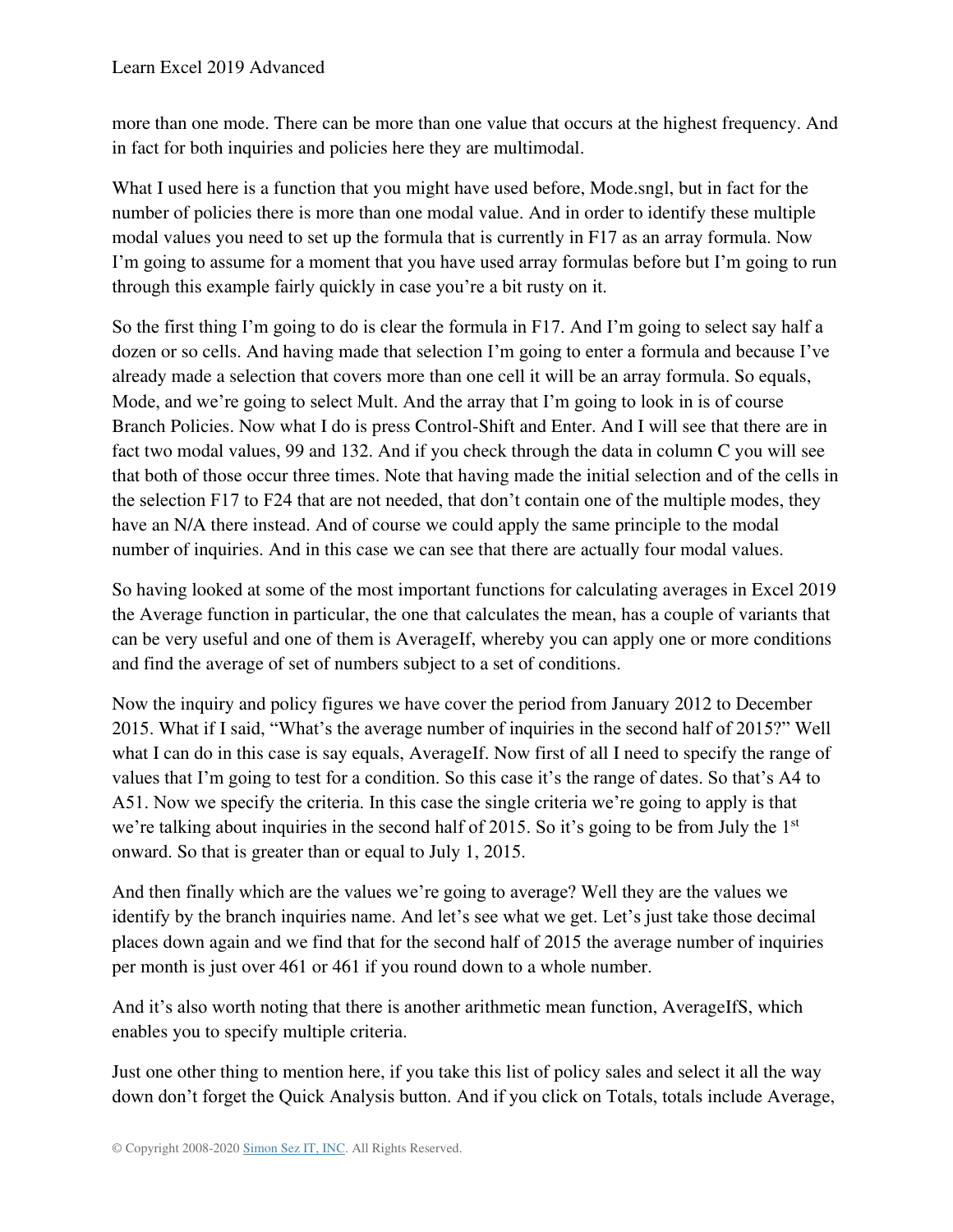more than one mode. There can be more than one value that occurs at the highest frequency. And in fact for both inquiries and policies here they are multimodal.

What I used here is a function that you might have used before, Mode.sngl, but in fact for the number of policies there is more than one modal value. And in order to identify these multiple modal values you need to set up the formula that is currently in F17 as an array formula. Now I'm going to assume for a moment that you have used array formulas before but I'm going to run through this example fairly quickly in case you're a bit rusty on it.

So the first thing I'm going to do is clear the formula in F17. And I'm going to select say half a dozen or so cells. And having made that selection I'm going to enter a formula and because I've already made a selection that covers more than one cell it will be an array formula. So equals, Mode, and we're going to select Mult. And the array that I'm going to look in is of course Branch Policies. Now what I do is press Control-Shift and Enter. And I will see that there are in fact two modal values, 99 and 132. And if you check through the data in column C you will see that both of those occur three times. Note that having made the initial selection and of the cells in the selection F17 to F24 that are not needed, that don't contain one of the multiple modes, they have an N/A there instead. And of course we could apply the same principle to the modal number of inquiries. And in this case we can see that there are actually four modal values.

So having looked at some of the most important functions for calculating averages in Excel 2019 the Average function in particular, the one that calculates the mean, has a couple of variants that can be very useful and one of them is AverageIf, whereby you can apply one or more conditions and find the average of set of numbers subject to a set of conditions.

Now the inquiry and policy figures we have cover the period from January 2012 to December 2015. What if I said, "What's the average number of inquiries in the second half of 2015?" Well what I can do in this case is say equals, AverageIf. Now first of all I need to specify the range of values that I'm going to test for a condition. So this case it's the range of dates. So that's A4 to A51. Now we specify the criteria. In this case the single criteria we're going to apply is that we're talking about inquiries in the second half of 2015. So it's going to be from July the 1st onward. So that is greater than or equal to July 1, 2015.

And then finally which are the values we're going to average? Well they are the values we identify by the branch inquiries name. And let's see what we get. Let's just take those decimal places down again and we find that for the second half of 2015 the average number of inquiries per month is just over 461 or 461 if you round down to a whole number.

And it's also worth noting that there is another arithmetic mean function, AverageIfS, which enables you to specify multiple criteria.

Just one other thing to mention here, if you take this list of policy sales and select it all the way down don't forget the Quick Analysis button. And if you click on Totals, totals include Average,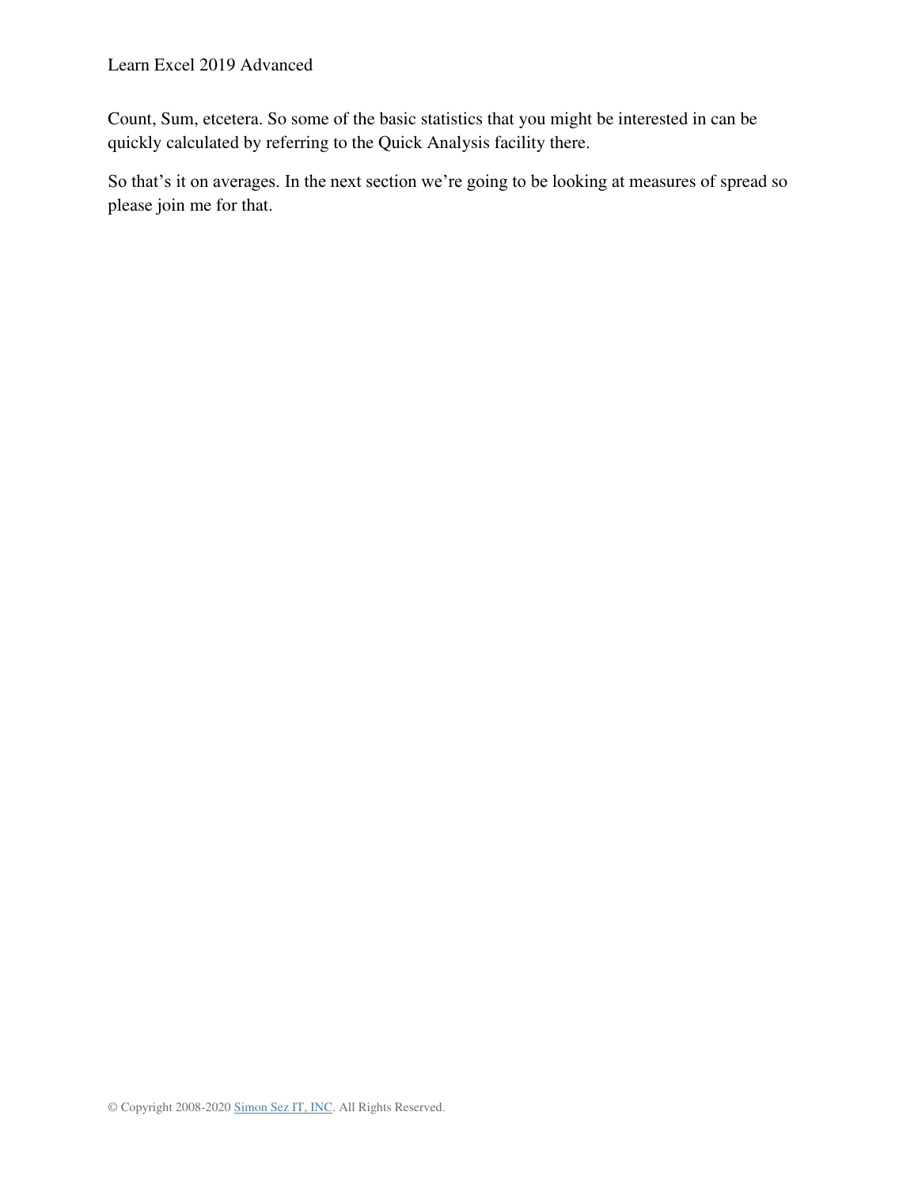Count, Sum, etcetera. So some of the basic statistics that you might be interested in can be quickly calculated by referring to the Quick Analysis facility there.

So that's it on averages. In the next section we're going to be looking at measures of spread so please join me for that.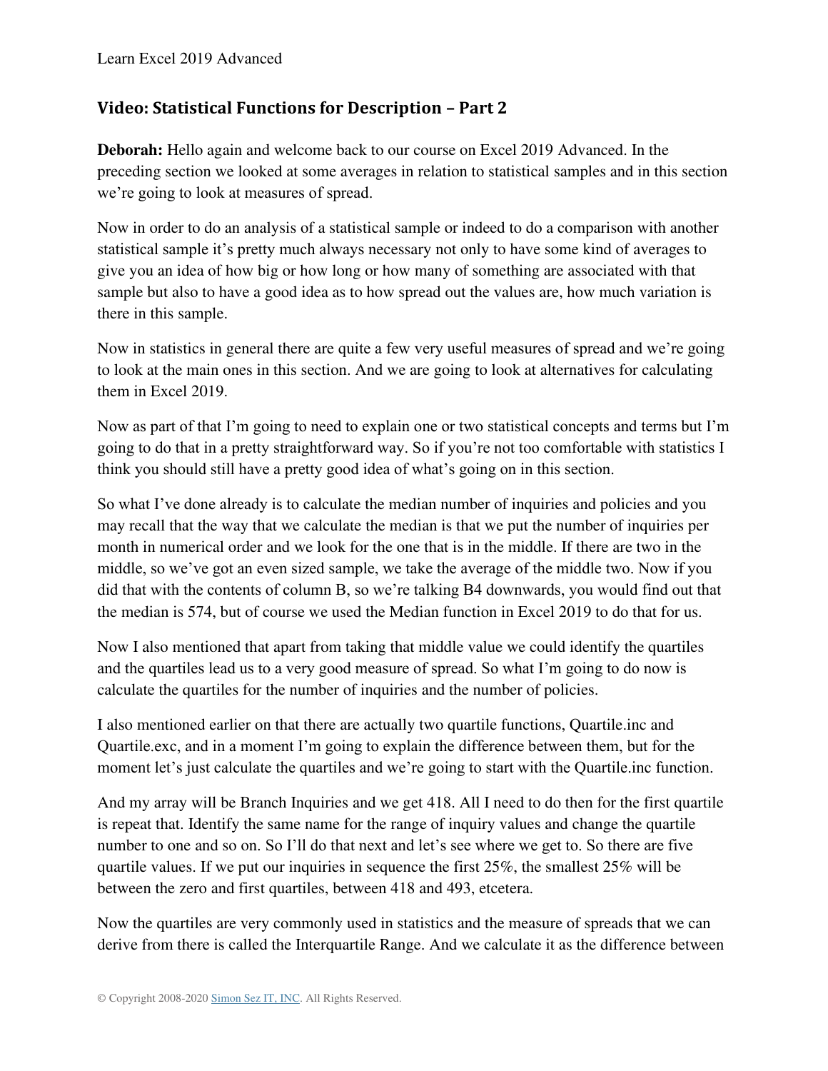## Video: Statistical Functions for Description – Part 2

**Deborah:** Hello again and welcome back to our course on Excel 2019 Advanced. In the preceding section we looked at some averages in relation to statistical samples and in this section we're going to look at measures of spread.

Now in order to do an analysis of a statistical sample or indeed to do a comparison with another statistical sample it's pretty much always necessary not only to have some kind of averages to give you an idea of how big or how long or how many of something are associated with that sample but also to have a good idea as to how spread out the values are, how much variation is there in this sample.

Now in statistics in general there are quite a few very useful measures of spread and we're going to look at the main ones in this section. And we are going to look at alternatives for calculating them in Excel 2019.

Now as part of that I'm going to need to explain one or two statistical concepts and terms but I'm going to do that in a pretty straightforward way. So if you're not too comfortable with statistics I think you should still have a pretty good idea of what's going on in this section.

So what I've done already is to calculate the median number of inquiries and policies and you may recall that the way that we calculate the median is that we put the number of inquiries per month in numerical order and we look for the one that is in the middle. If there are two in the middle, so we've got an even sized sample, we take the average of the middle two. Now if you did that with the contents of column B, so we're talking B4 downwards, you would find out that the median is 574, but of course we used the Median function in Excel 2019 to do that for us.

Now I also mentioned that apart from taking that middle value we could identify the quartiles and the quartiles lead us to a very good measure of spread. So what I'm going to do now is calculate the quartiles for the number of inquiries and the number of policies.

I also mentioned earlier on that there are actually two quartile functions, Quartile.inc and Quartile.exc, and in a moment I'm going to explain the difference between them, but for the moment let's just calculate the quartiles and we're going to start with the Quartile.inc function.

And my array will be Branch Inquiries and we get 418. All I need to do then for the first quartile is repeat that. Identify the same name for the range of inquiry values and change the quartile number to one and so on. So I'll do that next and let's see where we get to. So there are five quartile values. If we put our inquiries in sequence the first 25%, the smallest 25% will be between the zero and first quartiles, between 418 and 493, etcetera.

Now the quartiles are very commonly used in statistics and the measure of spreads that we can derive from there is called the Interquartile Range. And we calculate it as the difference between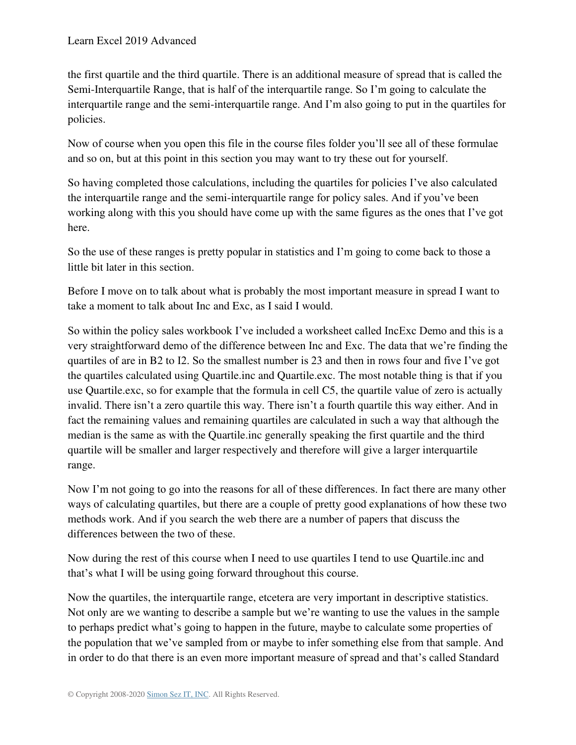the first quartile and the third quartile. There is an additional measure of spread that is called the Semi-Interquartile Range, that is half of the interquartile range. So I'm going to calculate the interquartile range and the semi-interquartile range. And I'm also going to put in the quartiles for policies.

Now of course when you open this file in the course files folder you'll see all of these formulae and so on, but at this point in this section you may want to try these out for yourself.

So having completed those calculations, including the quartiles for policies I've also calculated the interquartile range and the semi-interquartile for policy sales. And if you've been working along with this you should have come up with the same figures as the ones that I've got here.

So the use of these ranges is pretty popular in statistics and I'm going to come back to those a little bit later in this section.

Before I move on to talk about what is probably the most important measure in spread I want to take a moment to talk about Inc and Exc, as I said I would.

So within the policy sales workbook I've included a worksheet called IncExc Demo and this is a very straightforward demo of the difference between Inc and Exc. The data that we're finding the quartiles of are in B2 to I2. So the smallest number is 23 and then in rows four and five I've got the quartiles calculated using Quartile.inc and Quartile.exc. The most notable thing is that if you use Quartile.exc, so for example that the formula in cell C5, the quartile value of zero is actually invalid. There isn't a zero quartile this way. There isn't a fourth quartile this way either. And in fact the remaining values and remaining quartiles are calculated in such a way that although the median is the same as with the Quartile.inc generally speaking the first quartile and the third quartile will be smaller and larger respectively and therefore will give a larger interquartile range.

Now I'm not going to go into the reasons for all of these differences. In fact there are many other ways of calculating quartiles, but there are a couple of pretty good explanations of how these two methods work. And if you search the web there are a number of papers that discuss the differences between the two of these.

Now during the rest of this course when I need to use quartiles I tend to use Quartile.inc and that's what I will be using going forward throughout this course.

Now the quartiles, the interquartile range, etcetera are very important in descriptive statistics. Not only are we wanting to describe a sample but we're wanting to use the values in the sample to perhaps predict what's going to happen in the future, maybe to calculate some properties of the population that we've sampled from or maybe to infer something else from that sample. And in order to do that there is an even more important measure of spread and that's called Standard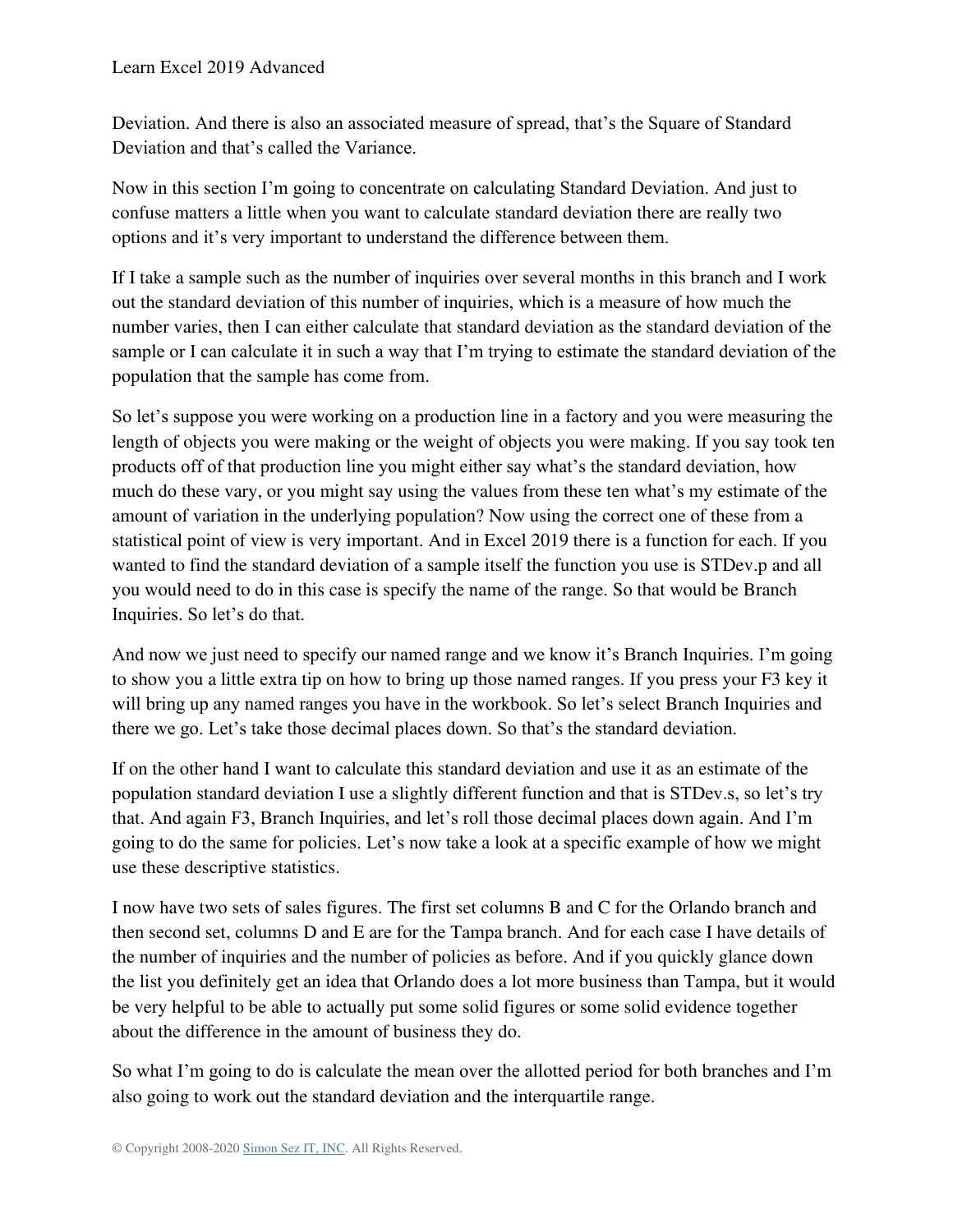Deviation. And there is also an associated measure of spread, that's the Square of Standard Deviation and that's called the Variance.

Now in this section I'm going to concentrate on calculating Standard Deviation. And just to confuse matters a little when you want to calculate standard deviation there are really two options and it's very important to understand the difference between them.

If I take a sample such as the number of inquiries over several months in this branch and I work out the standard deviation of this number of inquiries, which is a measure of how much the number varies, then I can either calculate that standard deviation as the standard deviation of the sample or I can calculate it in such a way that I'm trying to estimate the standard deviation of the population that the sample has come from.

So let's suppose you were working on a production line in a factory and you were measuring the length of objects you were making or the weight of objects you were making. If you say took ten products off of that production line you might either say what's the standard deviation, how much do these vary, or you might say using the values from these ten what's my estimate of the amount of variation in the underlying population? Now using the correct one of these from a statistical point of view is very important. And in Excel 2019 there is a function for each. If you wanted to find the standard deviation of a sample itself the function you use is STDev.p and all you would need to do in this case is specify the name of the range. So that would be Branch Inquiries. So let's do that.

And now we just need to specify our named range and we know it's Branch Inquiries. I'm going to show you a little extra tip on how to bring up those named ranges. If you press your F3 key it will bring up any named ranges you have in the workbook. So let's select Branch Inquiries and there we go. Let's take those decimal places down. So that's the standard deviation.

If on the other hand I want to calculate this standard deviation and use it as an estimate of the population standard deviation I use a slightly different function and that is STDev.s, so let's try that. And again F3, Branch Inquiries, and let's roll those decimal places down again. And I'm going to do the same for policies. Let's now take a look at a specific example of how we might use these descriptive statistics.

I now have two sets of sales figures. The first set columns B and C for the Orlando branch and then second set, columns D and E are for the Tampa branch. And for each case I have details of the number of inquiries and the number of policies as before. And if you quickly glance down the list you definitely get an idea that Orlando does a lot more business than Tampa, but it would be very helpful to be able to actually put some solid figures or some solid evidence together about the difference in the amount of business they do.

So what I'm going to do is calculate the mean over the allotted period for both branches and I'm also going to work out the standard deviation and the interquartile range.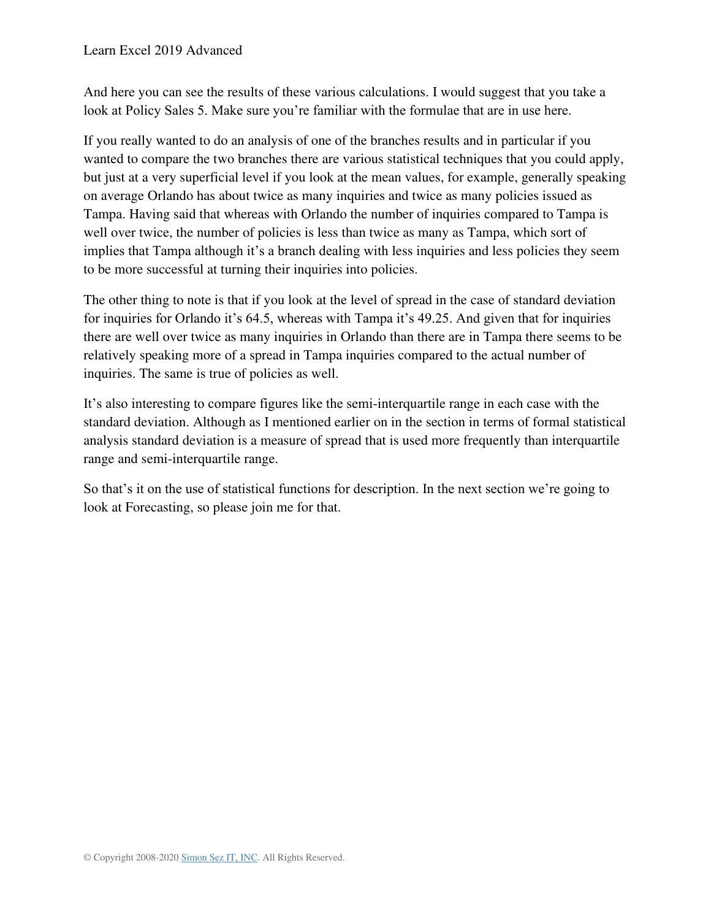And here you can see the results of these various calculations. I would suggest that you take a look at Policy Sales 5. Make sure you're familiar with the formulae that are in use here.

If you really wanted to do an analysis of one of the branches results and in particular if you wanted to compare the two branches there are various statistical techniques that you could apply, but just at a very superficial level if you look at the mean values, for example, generally speaking on average Orlando has about twice as many inquiries and twice as many policies issued as Tampa. Having said that whereas with Orlando the number of inquiries compared to Tampa is well over twice, the number of policies is less than twice as many as Tampa, which sort of implies that Tampa although it's a branch dealing with less inquiries and less policies they seem to be more successful at turning their inquiries into policies.

The other thing to note is that if you look at the level of spread in the case of standard deviation for inquiries for Orlando it's 64.5, whereas with Tampa it's 49.25. And given that for inquiries there are well over twice as many inquiries in Orlando than there are in Tampa there seems to be relatively speaking more of a spread in Tampa inquiries compared to the actual number of inquiries. The same is true of policies as well.

It's also interesting to compare figures like the semi-interquartile range in each case with the standard deviation. Although as I mentioned earlier on in the section in terms of formal statistical analysis standard deviation is a measure of spread that is used more frequently than interquartile range and semi-interquartile range.

So that's it on the use of statistical functions for description. In the next section we're going to look at Forecasting, so please join me for that.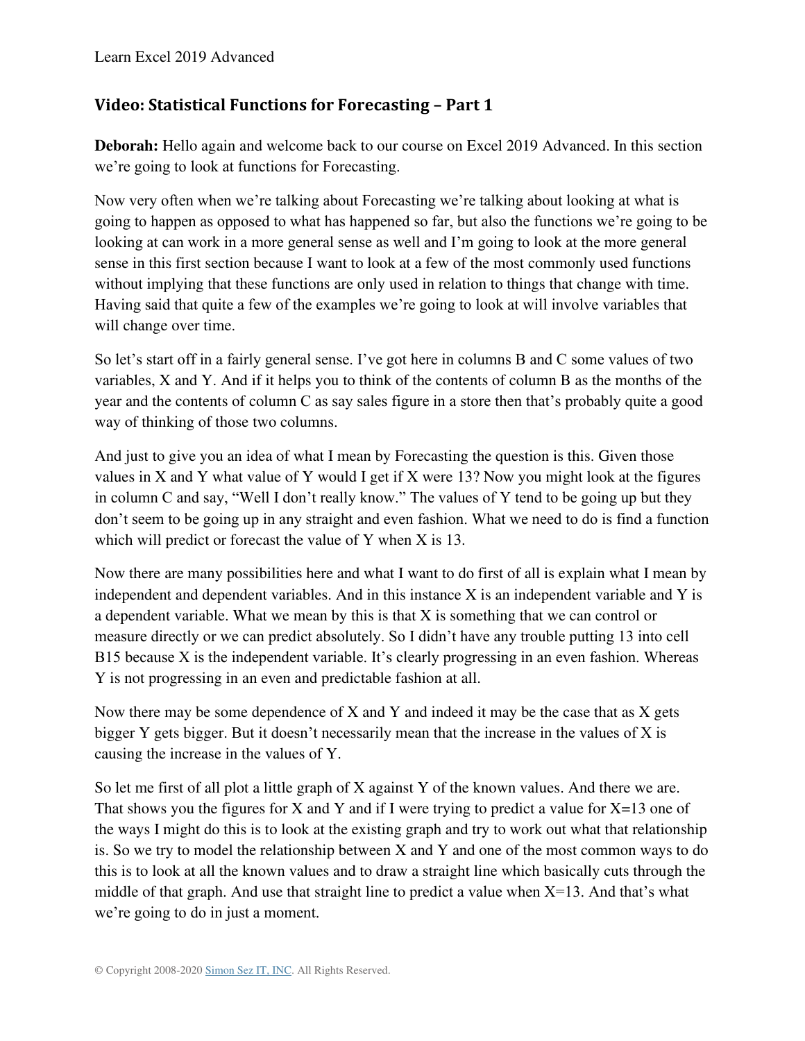## Video: Statistical Functions for Forecasting – Part 1

**Deborah:** Hello again and welcome back to our course on Excel 2019 Advanced. In this section we're going to look at functions for Forecasting.

Now very often when we're talking about Forecasting we're talking about looking at what is going to happen as opposed to what has happened so far, but also the functions we're going to be looking at can work in a more general sense as well and I'm going to look at the more general sense in this first section because I want to look at a few of the most commonly used functions without implying that these functions are only used in relation to things that change with time. Having said that quite a few of the examples we're going to look at will involve variables that will change over time.

So let's start off in a fairly general sense. I've got here in columns B and C some values of two variables, X and Y. And if it helps you to think of the contents of column B as the months of the year and the contents of column C as say sales figure in a store then that's probably quite a good way of thinking of those two columns.

And just to give you an idea of what I mean by Forecasting the question is this. Given those values in X and Y what value of Y would I get if X were 13? Now you might look at the figures in column C and say, "Well I don't really know." The values of Y tend to be going up but they don't seem to be going up in any straight and even fashion. What we need to do is find a function which will predict or forecast the value of Y when X is 13.

Now there are many possibilities here and what I want to do first of all is explain what I mean by independent and dependent variables. And in this instance X is an independent variable and Y is a dependent variable. What we mean by this is that X is something that we can control or measure directly or we can predict absolutely. So I didn't have any trouble putting 13 into cell B15 because X is the independent variable. It's clearly progressing in an even fashion. Whereas Y is not progressing in an even and predictable fashion at all.

Now there may be some dependence of X and Y and indeed it may be the case that as X gets bigger Y gets bigger. But it doesn't necessarily mean that the increase in the values of X is causing the increase in the values of Y.

So let me first of all plot a little graph of X against Y of the known values. And there we are. That shows you the figures for X and Y and if I were trying to predict a value for X=13 one of the ways I might do this is to look at the existing graph and try to work out what that relationship is. So we try to model the relationship between X and Y and one of the most common ways to do this is to look at all the known values and to draw a straight line which basically cuts through the middle of that graph. And use that straight line to predict a value when X=13. And that's what we're going to do in just a moment.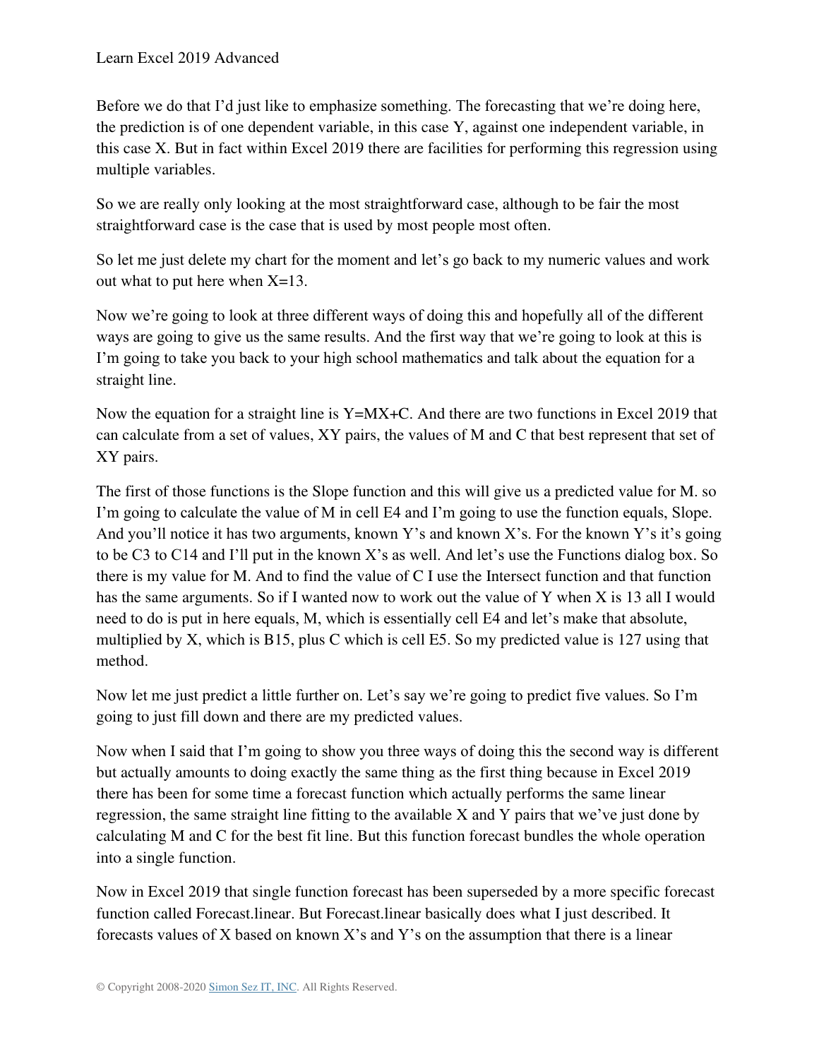Before we do that I'd just like to emphasize something. The forecasting that we're doing here, the prediction is of one dependent variable, in this case Y, against one independent variable, in this case X. But in fact within Excel 2019 there are facilities for performing this regression using multiple variables.

So we are really only looking at the most straightforward case, although to be fair the most straightforward case is the case that is used by most people most often.

So let me just delete my chart for the moment and let's go back to my numeric values and work out what to put here when X=13.

Now we're going to look at three different ways of doing this and hopefully all of the different ways are going to give us the same results. And the first way that we're going to look at this is I'm going to take you back to your high school mathematics and talk about the equation for a straight line.

Now the equation for a straight line is Y=MX+C. And there are two functions in Excel 2019 that can calculate from a set of values, XY pairs, the values of M and C that best represent that set of XY pairs.

The first of those functions is the Slope function and this will give us a predicted value for M. so I'm going to calculate the value of M in cell E4 and I'm going to use the function equals, Slope. And you'll notice it has two arguments, known Y's and known X's. For the known Y's it's going to be C3 to C14 and I'll put in the known X's as well. And let's use the Functions dialog box. So there is my value for M. And to find the value of C I use the Intersect function and that function has the same arguments. So if I wanted now to work out the value of Y when X is 13 all I would need to do is put in here equals, M, which is essentially cell E4 and let's make that absolute, multiplied by X, which is B15, plus C which is cell E5. So my predicted value is 127 using that method.

Now let me just predict a little further on. Let's say we're going to predict five values. So I'm going to just fill down and there are my predicted values.

Now when I said that I'm going to show you three ways of doing this the second way is different but actually amounts to doing exactly the same thing as the first thing because in Excel 2019 there has been for some time a forecast function which actually performs the same linear regression, the same straight line fitting to the available X and Y pairs that we've just done by calculating M and C for the best fit line. But this function forecast bundles the whole operation into a single function.

Now in Excel 2019 that single function forecast has been superseded by a more specific forecast function called Forecast.linear. But Forecast.linear basically does what I just described. It forecasts values of X based on known X's and Y's on the assumption that there is a linear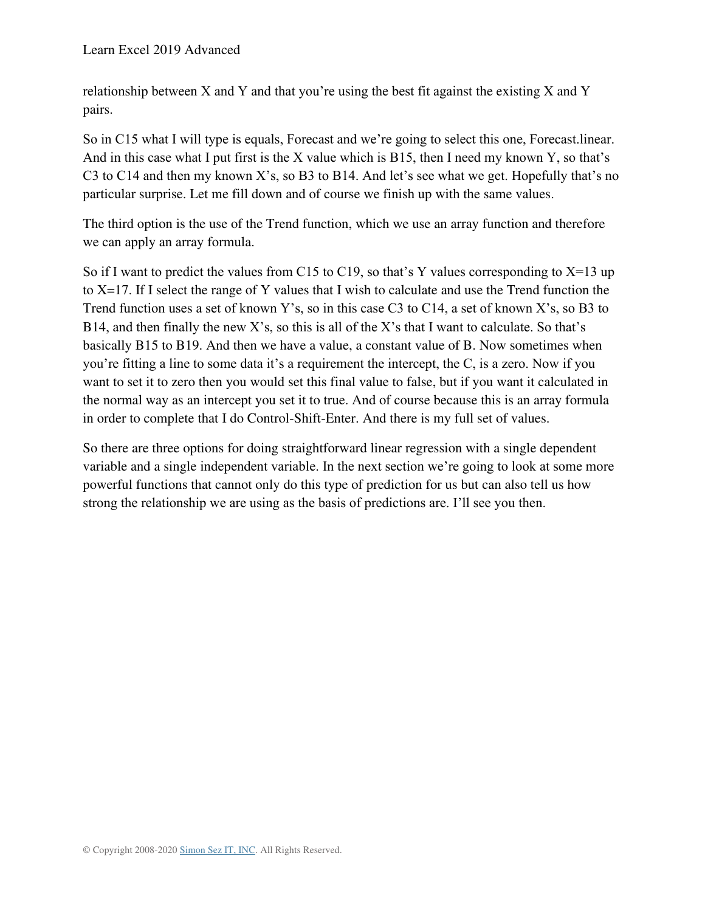relationship between X and Y and that you're using the best fit against the existing X and Y pairs.

So in C15 what I will type is equals, Forecast and we're going to select this one, Forecast.linear. And in this case what I put first is the X value which is B15, then I need my known Y, so that's C3 to C14 and then my known X's, so B3 to B14. And let's see what we get. Hopefully that's no particular surprise. Let me fill down and of course we finish up with the same values.

The third option is the use of the Trend function, which we use an array function and therefore we can apply an array formula.

So if I want to predict the values from C15 to C19, so that's Y values corresponding to X=13 up to X=17. If I select the range of Y values that I wish to calculate and use the Trend function the Trend function uses a set of known Y's, so in this case C3 to C14, a set of known X's, so B3 to B14, and then finally the new X's, so this is all of the X's that I want to calculate. So that's basically B15 to B19. And then we have a value, a constant value of B. Now sometimes when you're fitting a line to some data it's a requirement the intercept, the C, is a zero. Now if you want to set it to zero then you would set this final value to false, but if you want it calculated in the normal way as an intercept you set it to true. And of course because this is an array formula in order to complete that I do Control-Shift-Enter. And there is my full set of values.

So there are three options for doing straightforward linear regression with a single dependent variable and a single independent variable. In the next section we're going to look at some more powerful functions that cannot only do this type of prediction for us but can also tell us how strong the relationship we are using as the basis of predictions are. I'll see you then.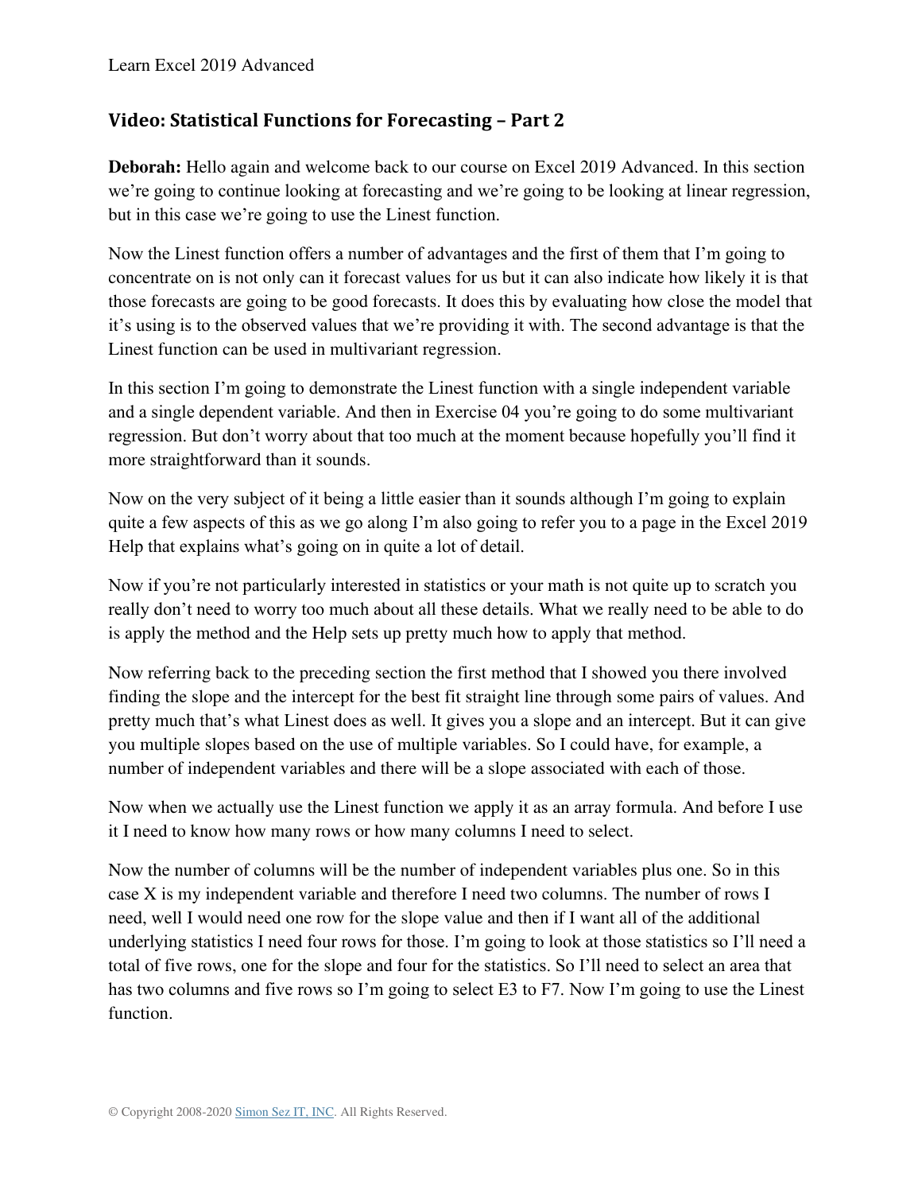## Video: Statistical Functions for Forecasting – Part 2

**Deborah:** Hello again and welcome back to our course on Excel 2019 Advanced. In this section we're going to continue looking at forecasting and we're going to be looking at linear regression, but in this case we're going to use the Linest function.

Now the Linest function offers a number of advantages and the first of them that I'm going to concentrate on is not only can it forecast values for us but it can also indicate how likely it is that those forecasts are going to be good forecasts. It does this by evaluating how close the model that it's using is to the observed values that we're providing it with. The second advantage is that the Linest function can be used in multivariant regression.

In this section I'm going to demonstrate the Linest function with a single independent variable and a single dependent variable. And then in Exercise 04 you're going to do some multivariant regression. But don't worry about that too much at the moment because hopefully you'll find it more straightforward than it sounds.

Now on the very subject of it being a little easier than it sounds although I'm going to explain quite a few aspects of this as we go along I'm also going to refer you to a page in the Excel 2019 Help that explains what's going on in quite a lot of detail.

Now if you're not particularly interested in statistics or your math is not quite up to scratch you really don't need to worry too much about all these details. What we really need to be able to do is apply the method and the Help sets up pretty much how to apply that method.

Now referring back to the preceding section the first method that I showed you there involved finding the slope and the intercept for the best fit straight line through some pairs of values. And pretty much that's what Linest does as well. It gives you a slope and an intercept. But it can give you multiple slopes based on the use of multiple variables. So I could have, for example, a number of independent variables and there will be a slope associated with each of those.

Now when we actually use the Linest function we apply it as an array formula. And before I use it I need to know how many rows or how many columns I need to select.

Now the number of columns will be the number of independent variables plus one. So in this case X is my independent variable and therefore I need two columns. The number of rows I need, well I would need one row for the slope value and then if I want all of the additional underlying statistics I need four rows for those. I'm going to look at those statistics so I'll need a total of five rows, one for the slope and four for the statistics. So I'll need to select an area that has two columns and five rows so I'm going to select E3 to F7. Now I'm going to use the Linest function.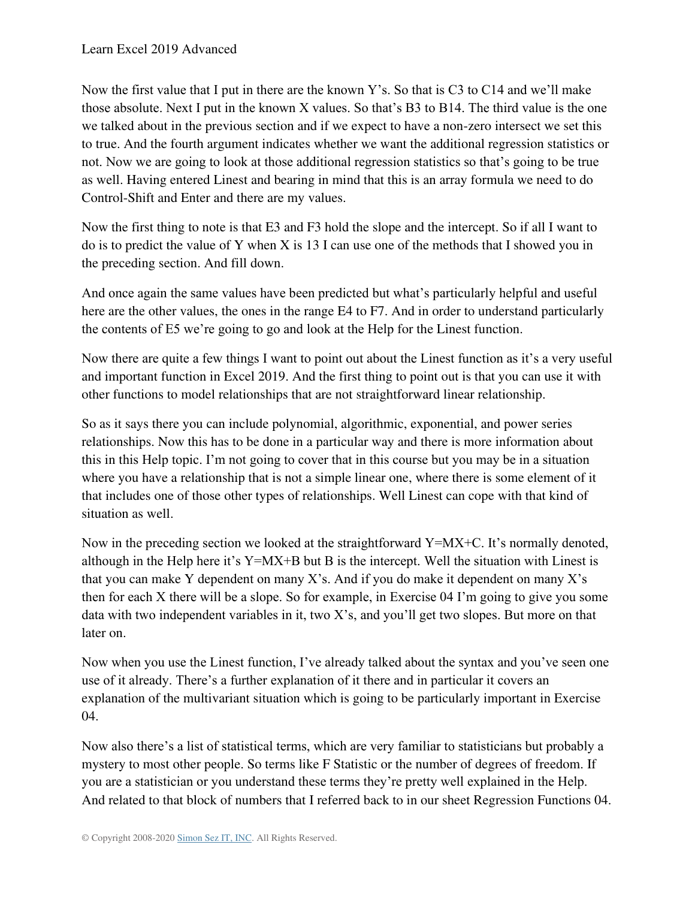Now the first value that I put in there are the known Y's. So that is C3 to C14 and we'll make those absolute. Next I put in the known X values. So that's B3 to B14. The third value is the one we talked about in the previous section and if we expect to have a non-zero intersect we set this to true. And the fourth argument indicates whether we want the additional regression statistics or not. Now we are going to look at those additional regression statistics so that's going to be true as well. Having entered Linest and bearing in mind that this is an array formula we need to do Control-Shift and Enter and there are my values.

Now the first thing to note is that E3 and F3 hold the slope and the intercept. So if all I want to do is to predict the value of Y when X is 13 I can use one of the methods that I showed you in the preceding section. And fill down.

And once again the same values have been predicted but what's particularly helpful and useful here are the other values, the ones in the range E4 to F7. And in order to understand particularly the contents of E5 we're going to go and look at the Help for the Linest function.

Now there are quite a few things I want to point out about the Linest function as it's a very useful and important function in Excel 2019. And the first thing to point out is that you can use it with other functions to model relationships that are not straightforward linear relationship.

So as it says there you can include polynomial, algorithmic, exponential, and power series relationships. Now this has to be done in a particular way and there is more information about this in this Help topic. I'm not going to cover that in this course but you may be in a situation where you have a relationship that is not a simple linear one, where there is some element of it that includes one of those other types of relationships. Well Linest can cope with that kind of situation as well.

Now in the preceding section we looked at the straightforward Y=MX+C. It's normally denoted, although in the Help here it's Y=MX+B but B is the intercept. Well the situation with Linest is that you can make Y dependent on many X's. And if you do make it dependent on many X's then for each X there will be a slope. So for example, in Exercise 04 I'm going to give you some data with two independent variables in it, two X's, and you'll get two slopes. But more on that later on.

Now when you use the Linest function, I've already talked about the syntax and you've seen one use of it already. There's a further explanation of it there and in particular it covers an explanation of the multivariant situation which is going to be particularly important in Exercise 04.

Now also there's a list of statistical terms, which are very familiar to statisticians but probably a mystery to most other people. So terms like F Statistic or the number of degrees of freedom. If you are a statistician or you understand these terms they're pretty well explained in the Help. And related to that block of numbers that I referred back to in our sheet Regression Functions 04.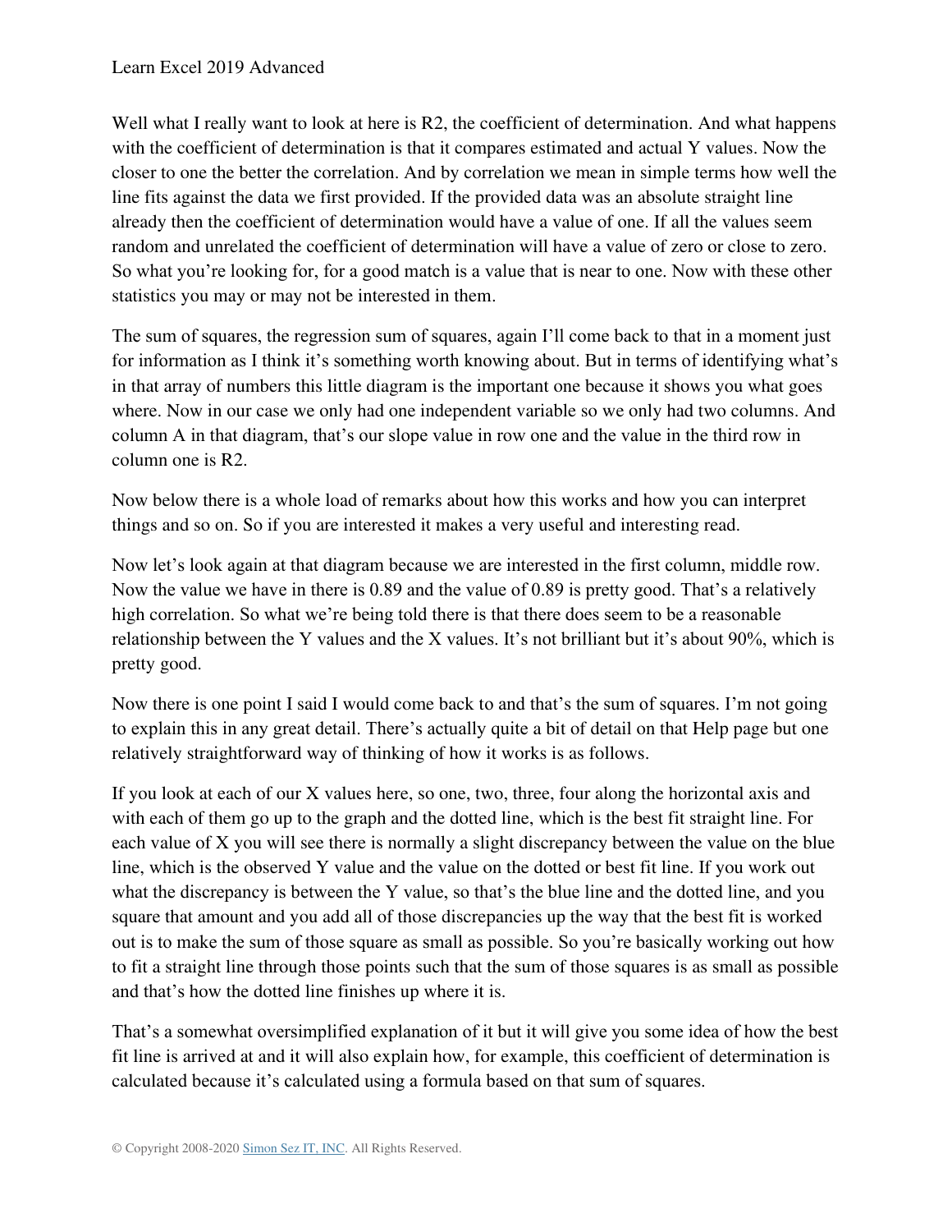Well what I really want to look at here is R2, the coefficient of determination. And what happens with the coefficient of determination is that it compares estimated and actual Y values. Now the closer to one the better the correlation. And by correlation we mean in simple terms how well the line fits against the data we first provided. If the provided data was an absolute straight line already then the coefficient of determination would have a value of one. If all the values seem random and unrelated the coefficient of determination will have a value of zero or close to zero. So what you're looking for, for a good match is a value that is near to one. Now with these other statistics you may or may not be interested in them.

The sum of squares, the regression sum of squares, again I'll come back to that in a moment just for information as I think it's something worth knowing about. But in terms of identifying what's in that array of numbers this little diagram is the important one because it shows you what goes where. Now in our case we only had one independent variable so we only had two columns. And column A in that diagram, that's our slope value in row one and the value in the third row in column one is R2.

Now below there is a whole load of remarks about how this works and how you can interpret things and so on. So if you are interested it makes a very useful and interesting read.

Now let's look again at that diagram because we are interested in the first column, middle row. Now the value we have in there is 0.89 and the value of 0.89 is pretty good. That's a relatively high correlation. So what we're being told there is that there does seem to be a reasonable relationship between the Y values and the X values. It's not brilliant but it's about 90%, which is pretty good.

Now there is one point I said I would come back to and that's the sum of squares. I'm not going to explain this in any great detail. There's actually quite a bit of detail on that Help page but one relatively straightforward way of thinking of how it works is as follows.

If you look at each of our X values here, so one, two, three, four along the horizontal axis and with each of them go up to the graph and the dotted line, which is the best fit straight line. For each value of X you will see there is normally a slight discrepancy between the value on the blue line, which is the observed Y value and the value on the dotted or best fit line. If you work out what the discrepancy is between the Y value, so that's the blue line and the dotted line, and you square that amount and you add all of those discrepancies up the way that the best fit is worked out is to make the sum of those square as small as possible. So you're basically working out how to fit a straight line through those points such that the sum of those squares is as small as possible and that's how the dotted line finishes up where it is.

That's a somewhat oversimplified explanation of it but it will give you some idea of how the best fit line is arrived at and it will also explain how, for example, this coefficient of determination is calculated because it's calculated using a formula based on that sum of squares.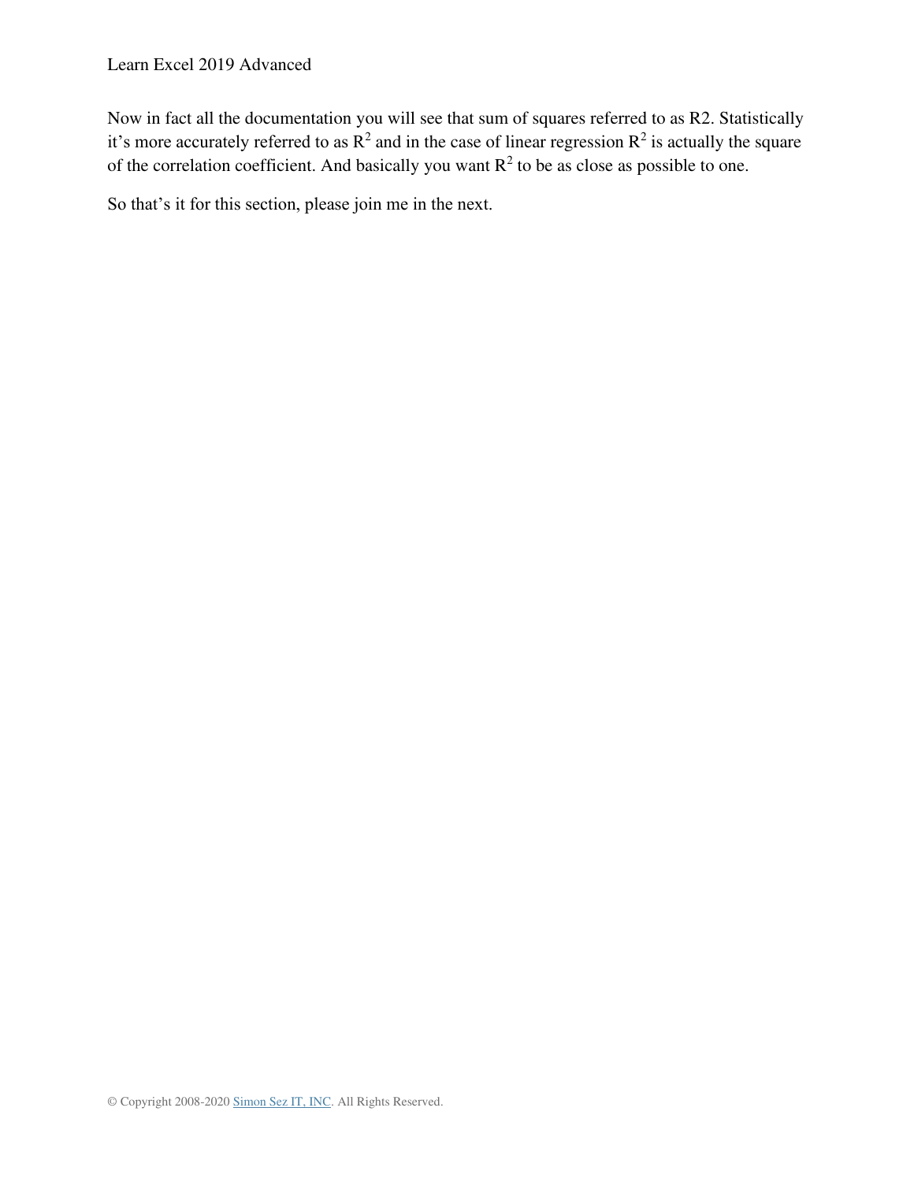Now in fact all the documentation you will see that sum of squares referred to as R2. Statistically it's more accurately referred to as $R^2$ and in the case of linear regression $R^2$ is actually the square of the correlation coefficient. And basically you want $R^2$ to be as close as possible to one.

So that's it for this section, please join me in the next.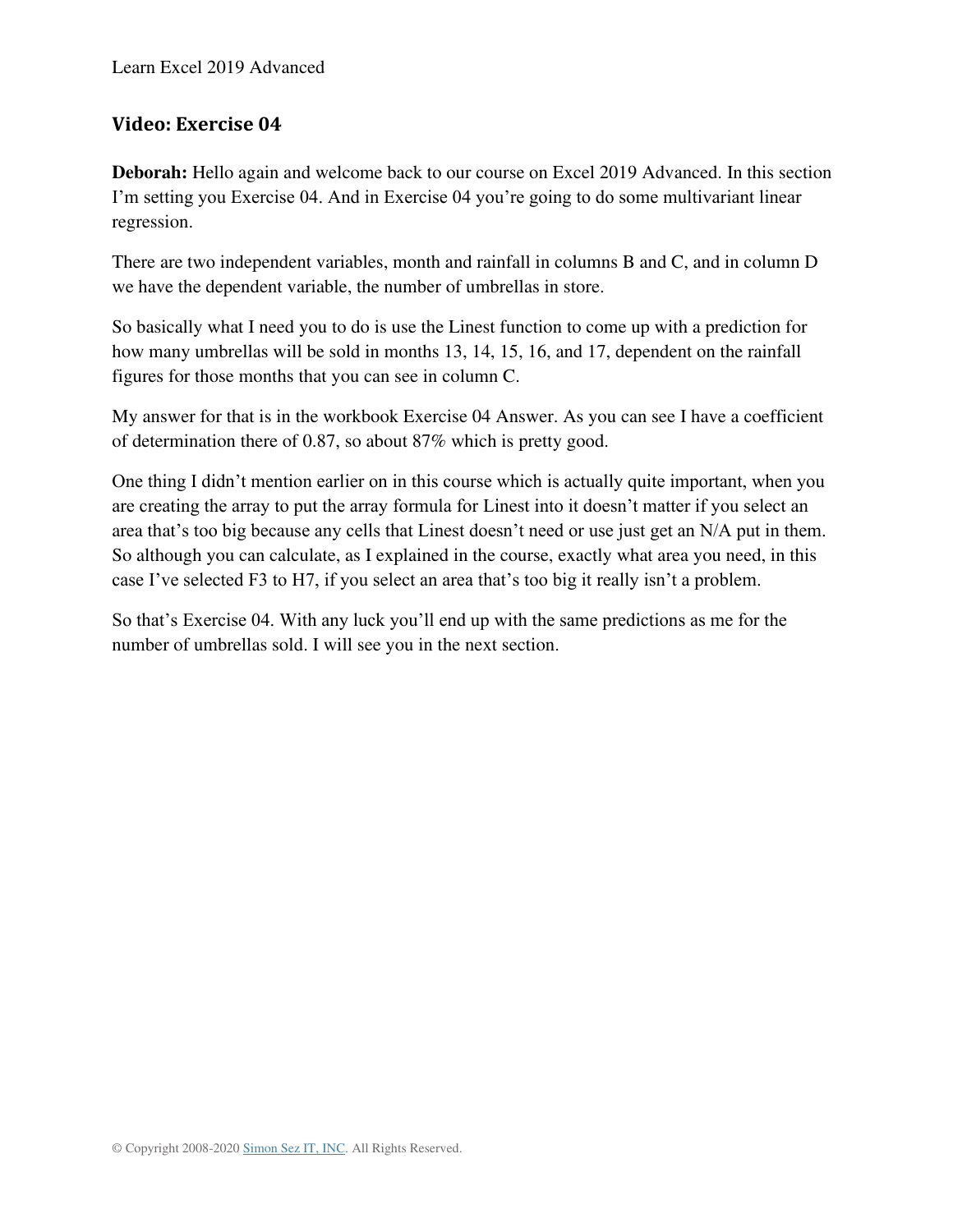## Video: Exercise 04

**Deborah:** Hello again and welcome back to our course on Excel 2019 Advanced. In this section I'm setting you Exercise 04. And in Exercise 04 you're going to do some multivariant linear regression.

There are two independent variables, month and rainfall in columns B and C, and in column D we have the dependent variable, the number of umbrellas in store.

So basically what I need you to do is use the Linest function to come up with a prediction for how many umbrellas will be sold in months 13, 14, 15, 16, and 17, dependent on the rainfall figures for those months that you can see in column C.

My answer for that is in the workbook Exercise 04 Answer. As you can see I have a coefficient of determination there of 0.87, so about 87% which is pretty good.

One thing I didn't mention earlier on in this course which is actually quite important, when you are creating the array to put the array formula for Linest into it doesn't matter if you select an area that's too big because any cells that Linest doesn't need or use just get an N/A put in them. So although you can calculate, as I explained in the course, exactly what area you need, in this case I've selected F3 to H7, if you select an area that's too big it really isn't a problem.

So that's Exercise 04. With any luck you'll end up with the same predictions as me for the number of umbrellas sold. I will see you in the next section.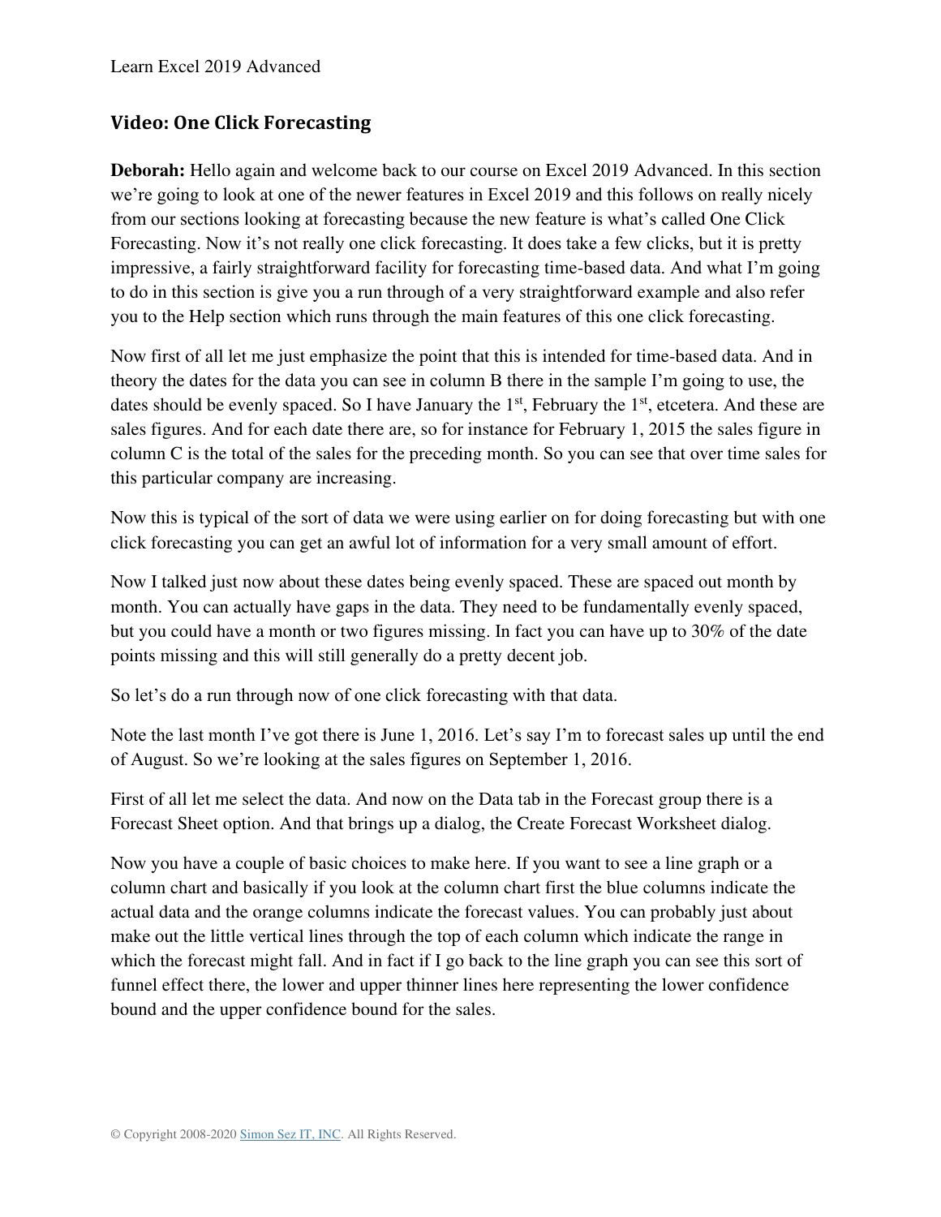## Video: One Click Forecasting

**Deborah:** Hello again and welcome back to our course on Excel 2019 Advanced. In this section we're going to look at one of the newer features in Excel 2019 and this follows on really nicely from our sections looking at forecasting because the new feature is what's called One Click Forecasting. Now it's not really one click forecasting. It does take a few clicks, but it is pretty impressive, a fairly straightforward facility for forecasting time-based data. And what I'm going to do in this section is give you a run through of a very straightforward example and also refer you to the Help section which runs through the main features of this one click forecasting.

Now first of all let me just emphasize the point that this is intended for time-based data. And in theory the dates for the data you can see in column B there in the sample I'm going to use, the dates should be evenly spaced. So I have January the 1st, February the 1st, etcetera. And these are sales figures. And for each date there are, so for instance for February 1, 2015 the sales figure in column C is the total of the sales for the preceding month. So you can see that over time sales for this particular company are increasing.

Now this is typical of the sort of data we were using earlier on for doing forecasting but with one click forecasting you can get an awful lot of information for a very small amount of effort.

Now I talked just now about these dates being evenly spaced. These are spaced out month by month. You can actually have gaps in the data. They need to be fundamentally evenly spaced, but you could have a month or two figures missing. In fact you can have up to 30% of the date points missing and this will still generally do a pretty decent job.

So let's do a run through now of one click forecasting with that data.

Note the last month I've got there is June 1, 2016. Let's say I'm to forecast sales up until the end of August. So we're looking at the sales figures on September 1, 2016.

First of all let me select the data. And now on the Data tab in the Forecast group there is a Forecast Sheet option. And that brings up a dialog, the Create Forecast Worksheet dialog.

Now you have a couple of basic choices to make here. If you want to see a line graph or a column chart and basically if you look at the column chart first the blue columns indicate the actual data and the orange columns indicate the forecast values. You can probably just about make out the little vertical lines through the top of each column which indicate the range in which the forecast might fall. And in fact if I go back to the line graph you can see this sort of funnel effect there, the lower and upper thinner lines here representing the lower confidence bound and the upper confidence bound for the sales.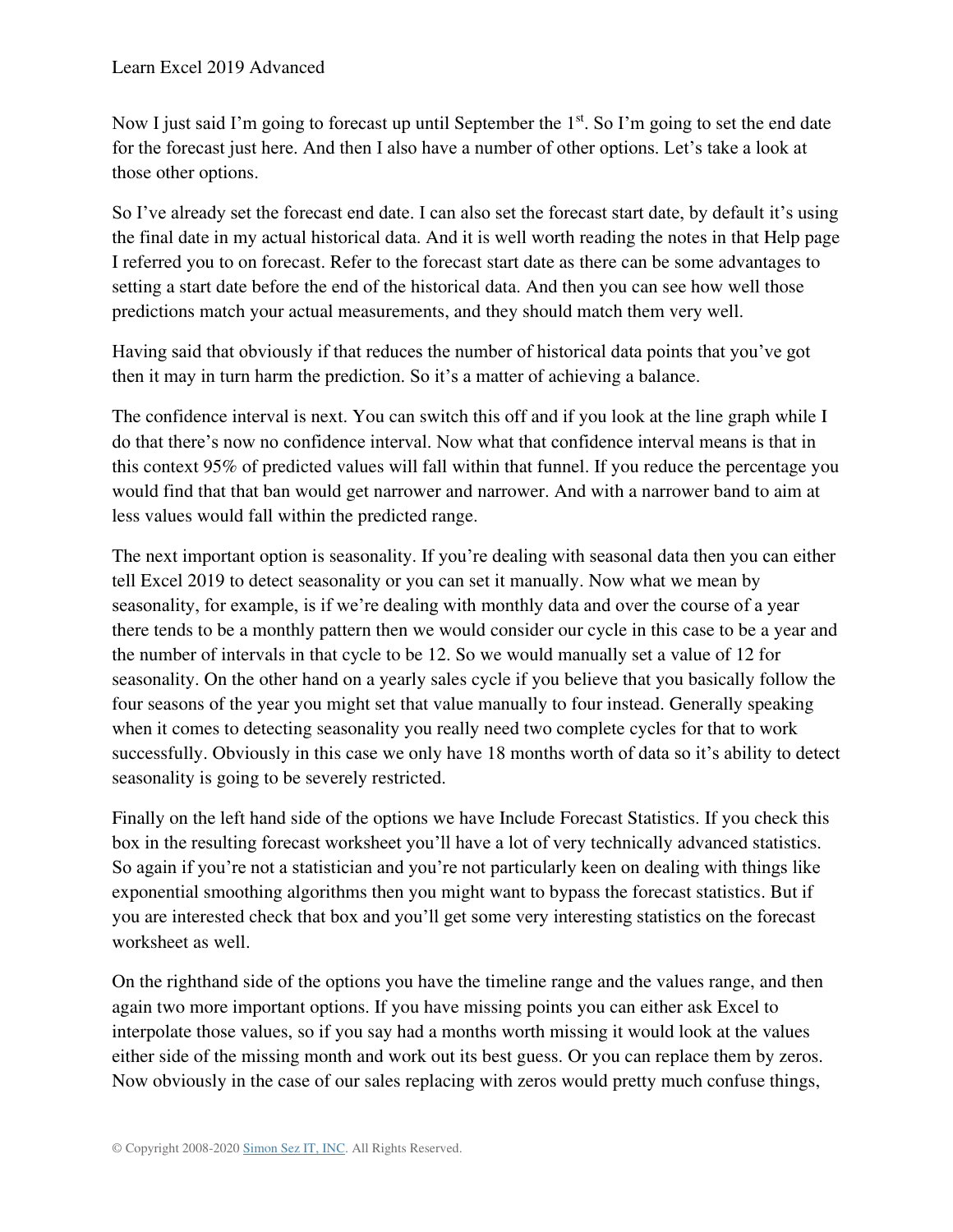Now I just said I'm going to forecast up until September the 1st. So I'm going to set the end date for the forecast just here. And then I also have a number of other options. Let's take a look at those other options.

So I've already set the forecast end date. I can also set the forecast start date, by default it's using the final date in my actual historical data. And it is well worth reading the notes in that Help page I referred you to on forecast. Refer to the forecast start date as there can be some advantages to setting a start date before the end of the historical data. And then you can see how well those predictions match your actual measurements, and they should match them very well.

Having said that obviously if that reduces the number of historical data points that you've got then it may in turn harm the prediction. So it's a matter of achieving a balance.

The confidence interval is next. You can switch this off and if you look at the line graph while I do that there's now no confidence interval. Now what that confidence interval means is that in this context 95% of predicted values will fall within that funnel. If you reduce the percentage you would find that that ban would get narrower and narrower. And with a narrower band to aim at less values would fall within the predicted range.

The next important option is seasonality. If you're dealing with seasonal data then you can either tell Excel 2019 to detect seasonality or you can set it manually. Now what we mean by seasonality, for example, is if we're dealing with monthly data and over the course of a year there tends to be a monthly pattern then we would consider our cycle in this case to be a year and the number of intervals in that cycle to be 12. So we would manually set a value of 12 for seasonality. On the other hand on a yearly sales cycle if you believe that you basically follow the four seasons of the year you might set that value manually to four instead. Generally speaking when it comes to detecting seasonality you really need two complete cycles for that to work successfully. Obviously in this case we only have 18 months worth of data so it's ability to detect seasonality is going to be severely restricted.

Finally on the left hand side of the options we have Include Forecast Statistics. If you check this box in the resulting forecast worksheet you'll have a lot of very technically advanced statistics. So again if you're not a statistician and you're not particularly keen on dealing with things like exponential smoothing algorithms then you might want to bypass the forecast statistics. But if you are interested check that box and you'll get some very interesting statistics on the forecast worksheet as well.

On the righthand side of the options you have the timeline range and the values range, and then again two more important options. If you have missing points you can either ask Excel to interpolate those values, so if you say had a months worth missing it would look at the values either side of the missing month and work out its best guess. Or you can replace them by zeros. Now obviously in the case of our sales replacing with zeros would pretty much confuse things,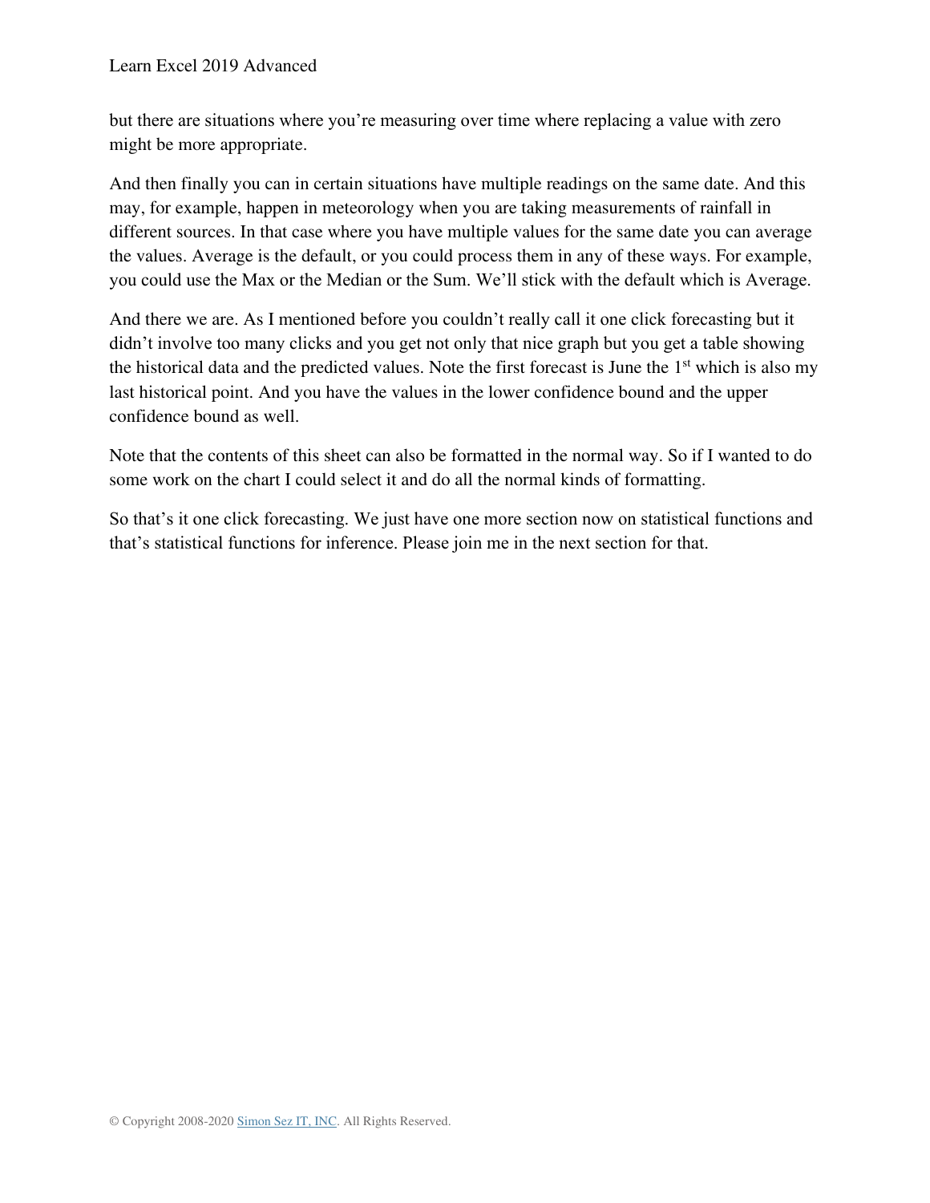but there are situations where you're measuring over time where replacing a value with zero might be more appropriate.

And then finally you can in certain situations have multiple readings on the same date. And this may, for example, happen in meteorology when you are taking measurements of rainfall in different sources. In that case where you have multiple values for the same date you can average the values. Average is the default, or you could process them in any of these ways. For example, you could use the Max or the Median or the Sum. We'll stick with the default which is Average.

And there we are. As I mentioned before you couldn't really call it one click forecasting but it didn't involve too many clicks and you get not only that nice graph but you get a table showing the historical data and the predicted values. Note the first forecast is June the 1st which is also my last historical point. And you have the values in the lower confidence bound and the upper confidence bound as well.

Note that the contents of this sheet can also be formatted in the normal way. So if I wanted to do some work on the chart I could select it and do all the normal kinds of formatting.

So that's it one click forecasting. We just have one more section now on statistical functions and that's statistical functions for inference. Please join me in the next section for that.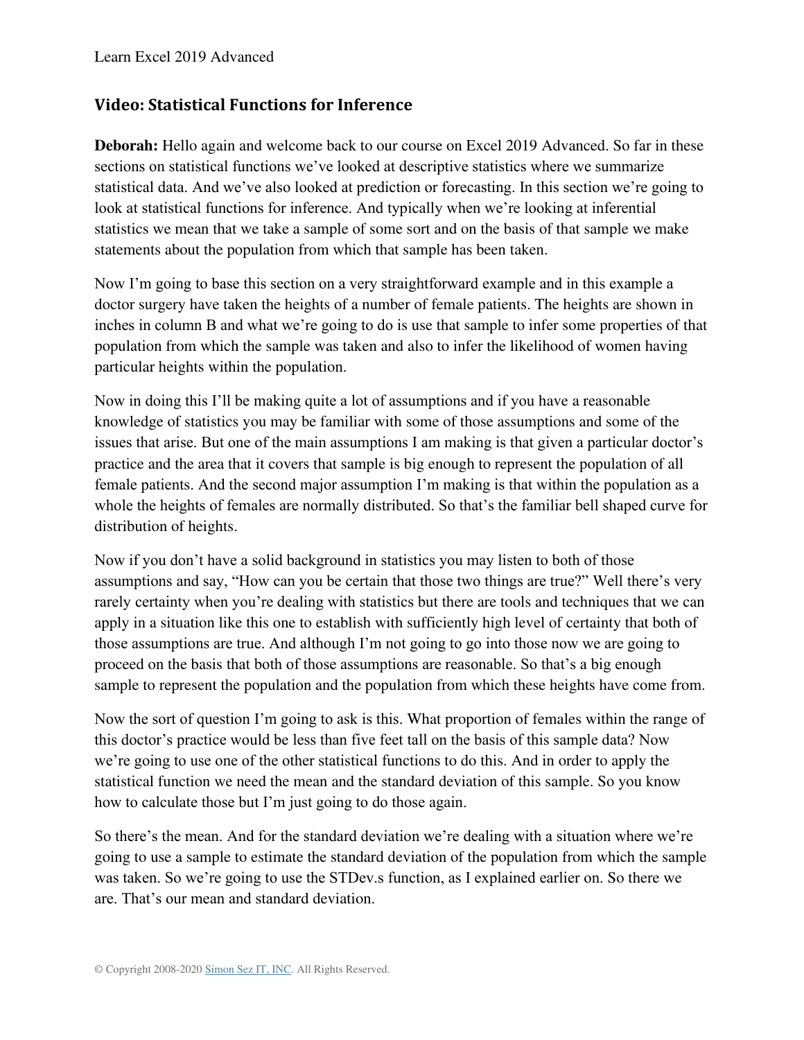## Video: Statistical Functions for Inference

**Deborah:** Hello again and welcome back to our course on Excel 2019 Advanced. So far in these sections on statistical functions we've looked at descriptive statistics where we summarize statistical data. And we've also looked at prediction or forecasting. In this section we're going to look at statistical functions for inference. And typically when we're looking at inferential statistics we mean that we take a sample of some sort and on the basis of that sample we make statements about the population from which that sample has been taken.

Now I'm going to base this section on a very straightforward example and in this example a doctor surgery have taken the heights of a number of female patients. The heights are shown in inches in column B and what we're going to do is use that sample to infer some properties of that population from which the sample was taken and also to infer the likelihood of women having particular heights within the population.

Now in doing this I'll be making quite a lot of assumptions and if you have a reasonable knowledge of statistics you may be familiar with some of those assumptions and some of the issues that arise. But one of the main assumptions I am making is that given a particular doctor's practice and the area that it covers that sample is big enough to represent the population of all female patients. And the second major assumption I'm making is that within the population as a whole the heights of females are normally distributed. So that's the familiar bell shaped curve for distribution of heights.

Now if you don't have a solid background in statistics you may listen to both of those assumptions and say, "How can you be certain that those two things are true?" Well there's very rarely certainty when you're dealing with statistics but there are tools and techniques that we can apply in a situation like this one to establish with sufficiently high level of certainty that both of those assumptions are true. And although I'm not going to go into those now we are going to proceed on the basis that both of those assumptions are reasonable. So that's a big enough sample to represent the population and the population from which these heights have come from.

Now the sort of question I'm going to ask is this. What proportion of females within the range of this doctor's practice would be less than five feet tall on the basis of this sample data? Now we're going to use one of the other statistical functions to do this. And in order to apply the statistical function we need the mean and the standard deviation of this sample. So you know how to calculate those but I'm just going to do those again.

So there's the mean. And for the standard deviation we're dealing with a situation where we're going to use a sample to estimate the standard deviation of the population from which the sample was taken. So we're going to use the STDev.s function, as I explained earlier on. So there we are. That's our mean and standard deviation.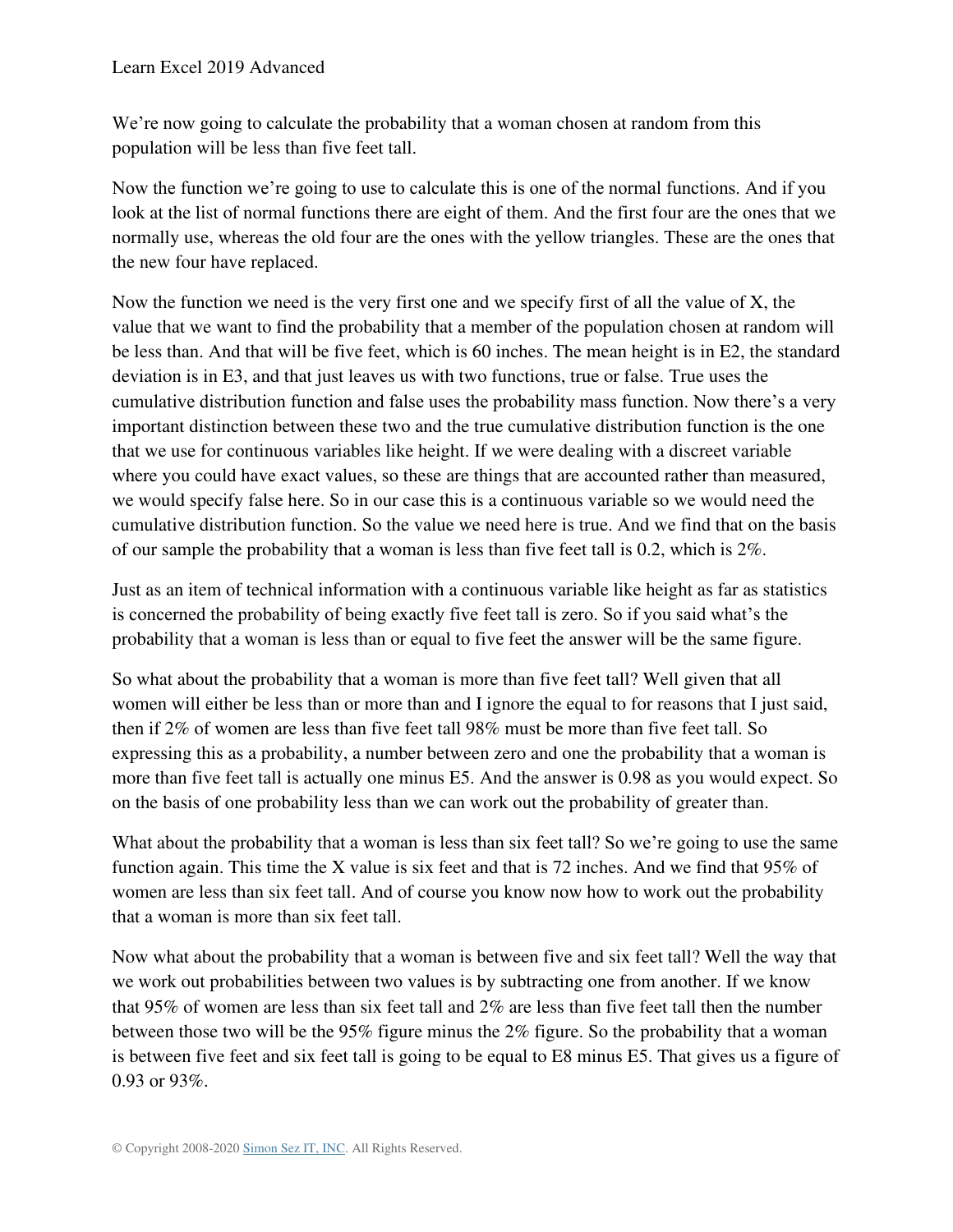We're now going to calculate the probability that a woman chosen at random from this population will be less than five feet tall.

Now the function we're going to use to calculate this is one of the normal functions. And if you look at the list of normal functions there are eight of them. And the first four are the ones that we normally use, whereas the old four are the ones with the yellow triangles. These are the ones that the new four have replaced.

Now the function we need is the very first one and we specify first of all the value of X, the value that we want to find the probability that a member of the population chosen at random will be less than. And that will be five feet, which is 60 inches. The mean height is in E2, the standard deviation is in E3, and that just leaves us with two functions, true or false. True uses the cumulative distribution function and false uses the probability mass function. Now there's a very important distinction between these two and the true cumulative distribution function is the one that we use for continuous variables like height. If we were dealing with a discreet variable where you could have exact values, so these are things that are accounted rather than measured, we would specify false here. So in our case this is a continuous variable so we would need the cumulative distribution function. So the value we need here is true. And we find that on the basis of our sample the probability that a woman is less than five feet tall is 0.2, which is 2%.

Just as an item of technical information with a continuous variable like height as far as statistics is concerned the probability of being exactly five feet tall is zero. So if you said what's the probability that a woman is less than or equal to five feet the answer will be the same figure.

So what about the probability that a woman is more than five feet tall? Well given that all women will either be less than or more than and I ignore the equal to for reasons that I just said, then if 2% of women are less than five feet tall 98% must be more than five feet tall. So expressing this as a probability, a number between zero and one the probability that a woman is more than five feet tall is actually one minus E5. And the answer is 0.98 as you would expect. So on the basis of one probability less than we can work out the probability of greater than.

What about the probability that a woman is less than six feet tall? So we're going to use the same function again. This time the X value is six feet and that is 72 inches. And we find that 95% of women are less than six feet tall. And of course you know now how to work out the probability that a woman is more than six feet tall.

Now what about the probability that a woman is between five and six feet tall? Well the way that we work out probabilities between two values is by subtracting one from another. If we know that 95% of women are less than six feet tall and 2% are less than five feet tall then the number between those two will be the 95% figure minus the 2% figure. So the probability that a woman is between five feet and six feet tall is going to be equal to E8 minus E5. That gives us a figure of 0.93 or 93%.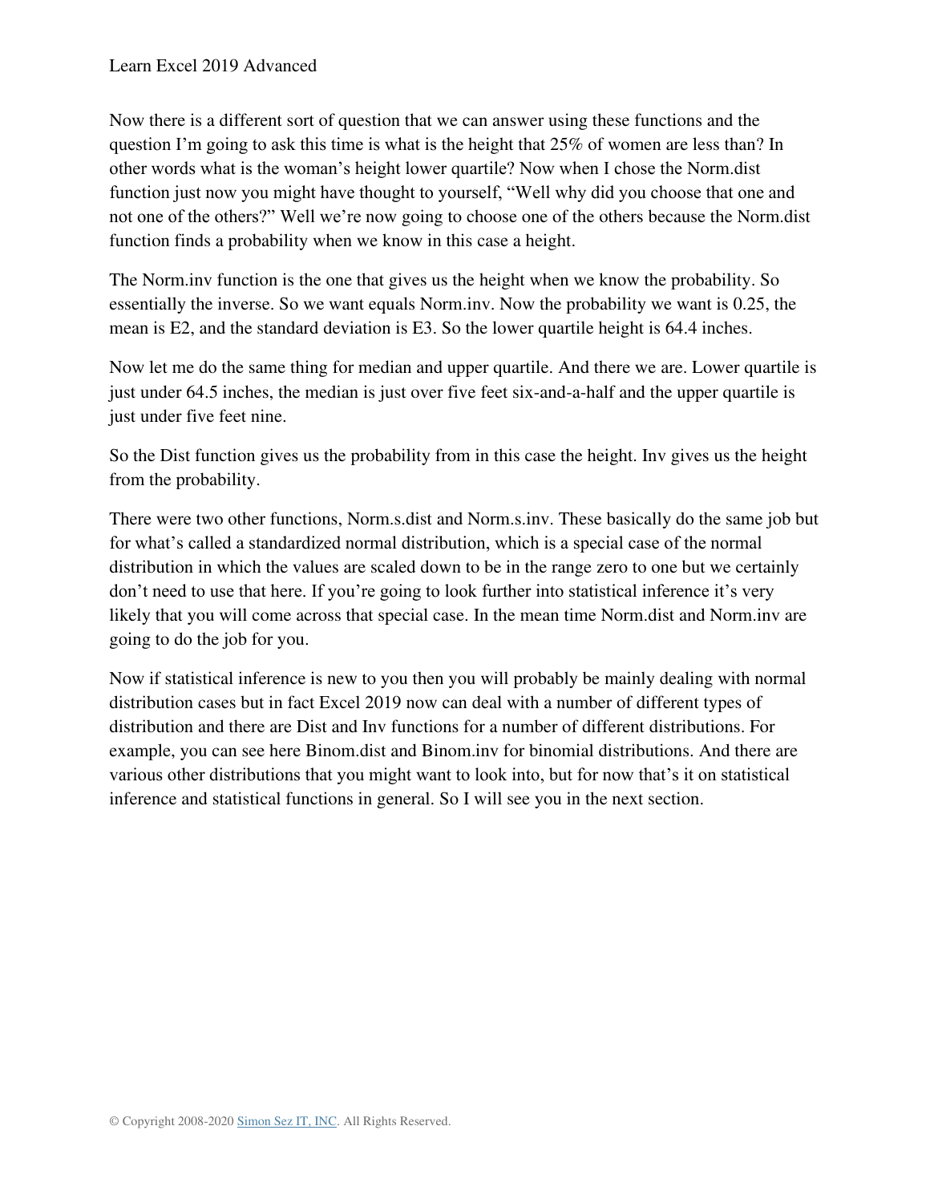Now there is a different sort of question that we can answer using these functions and the question I'm going to ask this time is what is the height that 25% of women are less than? In other words what is the woman's height lower quartile? Now when I chose the Norm.dist function just now you might have thought to yourself, "Well why did you choose that one and not one of the others?" Well we're now going to choose one of the others because the Norm.dist function finds a probability when we know in this case a height.

The Norm.inv function is the one that gives us the height when we know the probability. So essentially the inverse. So we want equals Norm.inv. Now the probability we want is 0.25, the mean is E2, and the standard deviation is E3. So the lower quartile height is 64.4 inches.

Now let me do the same thing for median and upper quartile. And there we are. Lower quartile is just under 64.5 inches, the median is just over five feet six-and-a-half and the upper quartile is just under five feet nine.

So the Dist function gives us the probability from in this case the height. Inv gives us the height from the probability.

There were two other functions, Norm.s.dist and Norm.s.inv. These basically do the same job but for what's called a standardized normal distribution, which is a special case of the normal distribution in which the values are scaled down to be in the range zero to one but we certainly don't need to use that here. If you're going to look further into statistical inference it's very likely that you will come across that special case. In the mean time Norm.dist and Norm.inv are going to do the job for you.

Now if statistical inference is new to you then you will probably be mainly dealing with normal distribution cases but in fact Excel 2019 now can deal with a number of different types of distribution and there are Dist and Inv functions for a number of different distributions. For example, you can see here Binom.dist and Binom.inv for binomial distributions. And there are various other distributions that you might want to look into, but for now that's it on statistical inference and statistical functions in general. So I will see you in the next section.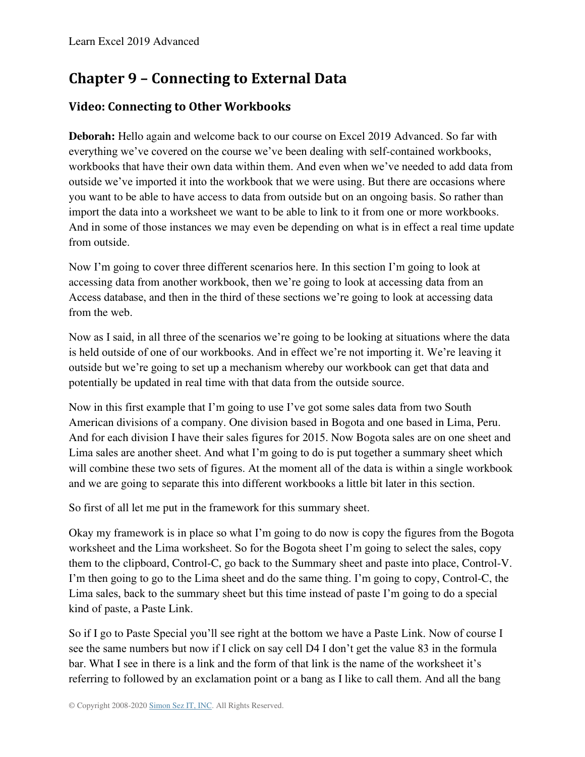## Chapter 9 – Connecting to External Data

### Video: Connecting to Other Workbooks

**Deborah:** Hello again and welcome back to our course on Excel 2019 Advanced. So far with everything we've covered on the course we've been dealing with self-contained workbooks, workbooks that have their own data within them. And even when we've needed to add data from outside we've imported it into the workbook that we were using. But there are occasions where you want to be able to have access to data from outside but on an ongoing basis. So rather than import the data into a worksheet we want to be able to link to it from one or more workbooks. And in some of those instances we may even be depending on what is in effect a real time update from outside.

Now I'm going to cover three different scenarios here. In this section I'm going to look at accessing data from another workbook, then we're going to look at accessing data from an Access database, and then in the third of these sections we're going to look at accessing data from the web.

Now as I said, in all three of the scenarios we're going to be looking at situations where the data is held outside of one of our workbooks. And in effect we're not importing it. We're leaving it outside but we're going to set up a mechanism whereby our workbook can get that data and potentially be updated in real time with that data from the outside source.

Now in this first example that I'm going to use I've got some sales data from two South American divisions of a company. One division based in Bogota and one based in Lima, Peru. And for each division I have their sales figures for 2015. Now Bogota sales are on one sheet and Lima sales are another sheet. And what I'm going to do is put together a summary sheet which will combine these two sets of figures. At the moment all of the data is within a single workbook and we are going to separate this into different workbooks a little bit later in this section.

So first of all let me put in the framework for this summary sheet.

Okay my framework is in place so what I'm going to do now is copy the figures from the Bogota worksheet and the Lima worksheet. So for the Bogota sheet I'm going to select the sales, copy them to the clipboard, Control-C, go back to the Summary sheet and paste into place, Control-V. I'm then going to go to the Lima sheet and do the same thing. I'm going to copy, Control-C, the Lima sales, back to the summary sheet but this time instead of paste I'm going to do a special kind of paste, a Paste Link.

So if I go to Paste Special you'll see right at the bottom we have a Paste Link. Now of course I see the same numbers but now if I click on say cell D4 I don't get the value 83 in the formula bar. What I see in there is a link and the form of that link is the name of the worksheet it's referring to followed by an exclamation point or a bang as I like to call them. And all the bang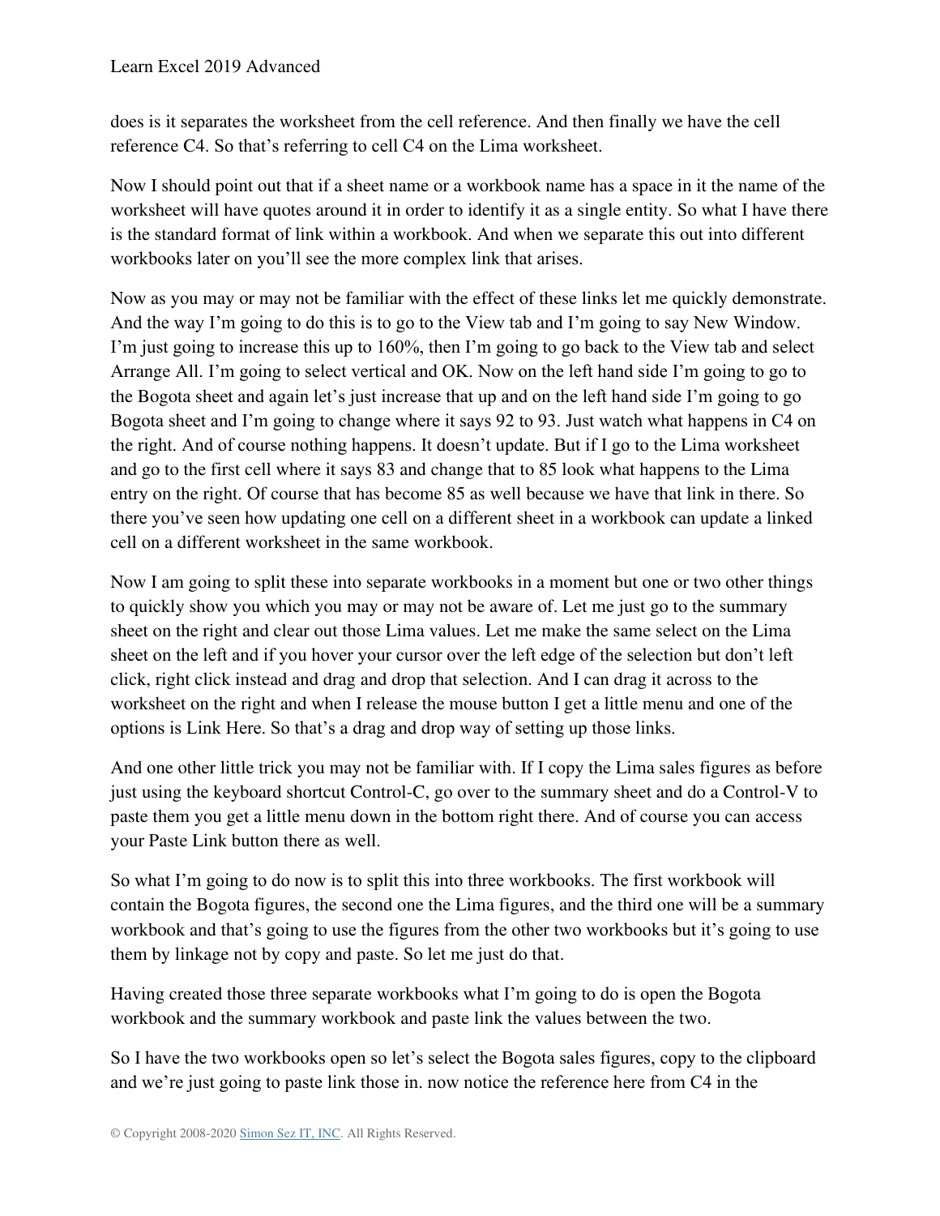does is it separates the worksheet from the cell reference. And then finally we have the cell reference C4. So that's referring to cell C4 on the Lima worksheet.

Now I should point out that if a sheet name or a workbook name has a space in it the name of the worksheet will have quotes around it in order to identify it as a single entity. So what I have there is the standard format of link within a workbook. And when we separate this out into different workbooks later on you'll see the more complex link that arises.

Now as you may or may not be familiar with the effect of these links let me quickly demonstrate. And the way I'm going to do this is to go to the View tab and I'm going to say New Window. I'm just going to increase this up to 160%, then I'm going to go back to the View tab and select Arrange All. I'm going to select vertical and OK. Now on the left hand side I'm going to go to the Bogota sheet and again let's just increase that up and on the left hand side I'm going to go Bogota sheet and I'm going to change where it says 92 to 93. Just watch what happens in C4 on the right. And of course nothing happens. It doesn't update. But if I go to the Lima worksheet and go to the first cell where it says 83 and change that to 85 look what happens to the Lima entry on the right. Of course that has become 85 as well because we have that link in there. So there you've seen how updating one cell on a different sheet in a workbook can update a linked cell on a different worksheet in the same workbook.

Now I am going to split these into separate workbooks in a moment but one or two other things to quickly show you which you may or may not be aware of. Let me just go to the summary sheet on the right and clear out those Lima values. Let me make the same select on the Lima sheet on the left and if you hover your cursor over the left edge of the selection but don't left click, right click instead and drag and drop that selection. And I can drag it across to the worksheet on the right and when I release the mouse button I get a little menu and one of the options is Link Here. So that's a drag and drop way of setting up those links.

And one other little trick you may not be familiar with. If I copy the Lima sales figures as before just using the keyboard shortcut Control-C, go over to the summary sheet and do a Control-V to paste them you get a little menu down in the bottom right there. And of course you can access your Paste Link button there as well.

So what I'm going to do now is to split this into three workbooks. The first workbook will contain the Bogota figures, the second one the Lima figures, and the third one will be a summary workbook and that's going to use the figures from the other two workbooks but it's going to use them by linkage not by copy and paste. So let me just do that.

Having created those three separate workbooks what I'm going to do is open the Bogota workbook and the summary workbook and paste link the values between the two.

So I have the two workbooks open so let's select the Bogota sales figures, copy to the clipboard and we're just going to paste link those in. now notice the reference here from C4 in the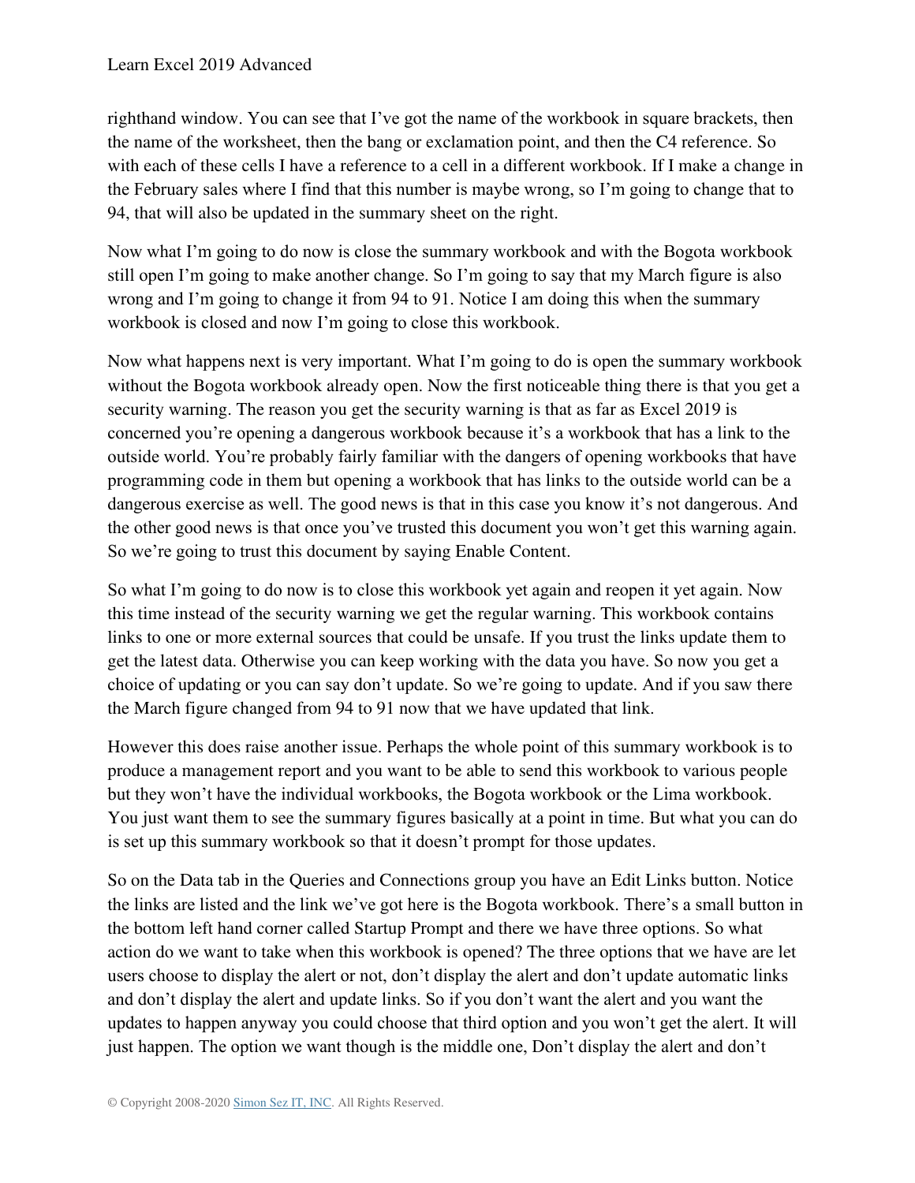righthand window. You can see that I've got the name of the workbook in square brackets, then the name of the worksheet, then the bang or exclamation point, and then the C4 reference. So with each of these cells I have a reference to a cell in a different workbook. If I make a change in the February sales where I find that this number is maybe wrong, so I'm going to change that to 94, that will also be updated in the summary sheet on the right.

Now what I'm going to do now is close the summary workbook and with the Bogota workbook still open I'm going to make another change. So I'm going to say that my March figure is also wrong and I'm going to change it from 94 to 91. Notice I am doing this when the summary workbook is closed and now I'm going to close this workbook.

Now what happens next is very important. What I'm going to do is open the summary workbook without the Bogota workbook already open. Now the first noticeable thing there is that you get a security warning. The reason you get the security warning is that as far as Excel 2019 is concerned you're opening a dangerous workbook because it's a workbook that has a link to the outside world. You're probably fairly familiar with the dangers of opening workbooks that have programming code in them but opening a workbook that has links to the outside world can be a dangerous exercise as well. The good news is that in this case you know it's not dangerous. And the other good news is that once you've trusted this document you won't get this warning again. So we're going to trust this document by saying Enable Content.

So what I'm going to do now is to close this workbook yet again and reopen it yet again. Now this time instead of the security warning we get the regular warning. This workbook contains links to one or more external sources that could be unsafe. If you trust the links update them to get the latest data. Otherwise you can keep working with the data you have. So now you get a choice of updating or you can say don't update. So we're going to update. And if you saw there the March figure changed from 94 to 91 now that we have updated that link.

However this does raise another issue. Perhaps the whole point of this summary workbook is to produce a management report and you want to be able to send this workbook to various people but they won't have the individual workbooks, the Bogota workbook or the Lima workbook. You just want them to see the summary figures basically at a point in time. But what you can do is set up this summary workbook so that it doesn't prompt for those updates.

So on the Data tab in the Queries and Connections group you have an Edit Links button. Notice the links are listed and the link we've got here is the Bogota workbook. There's a small button in the bottom left hand corner called Startup Prompt and there we have three options. So what action do we want to take when this workbook is opened? The three options that we have are let users choose to display the alert or not, don't display the alert and don't update automatic links and don't display the alert and update links. So if you don't want the alert and you want the updates to happen anyway you could choose that third option and you won't get the alert. It will just happen. The option we want though is the middle one, Don't display the alert and don't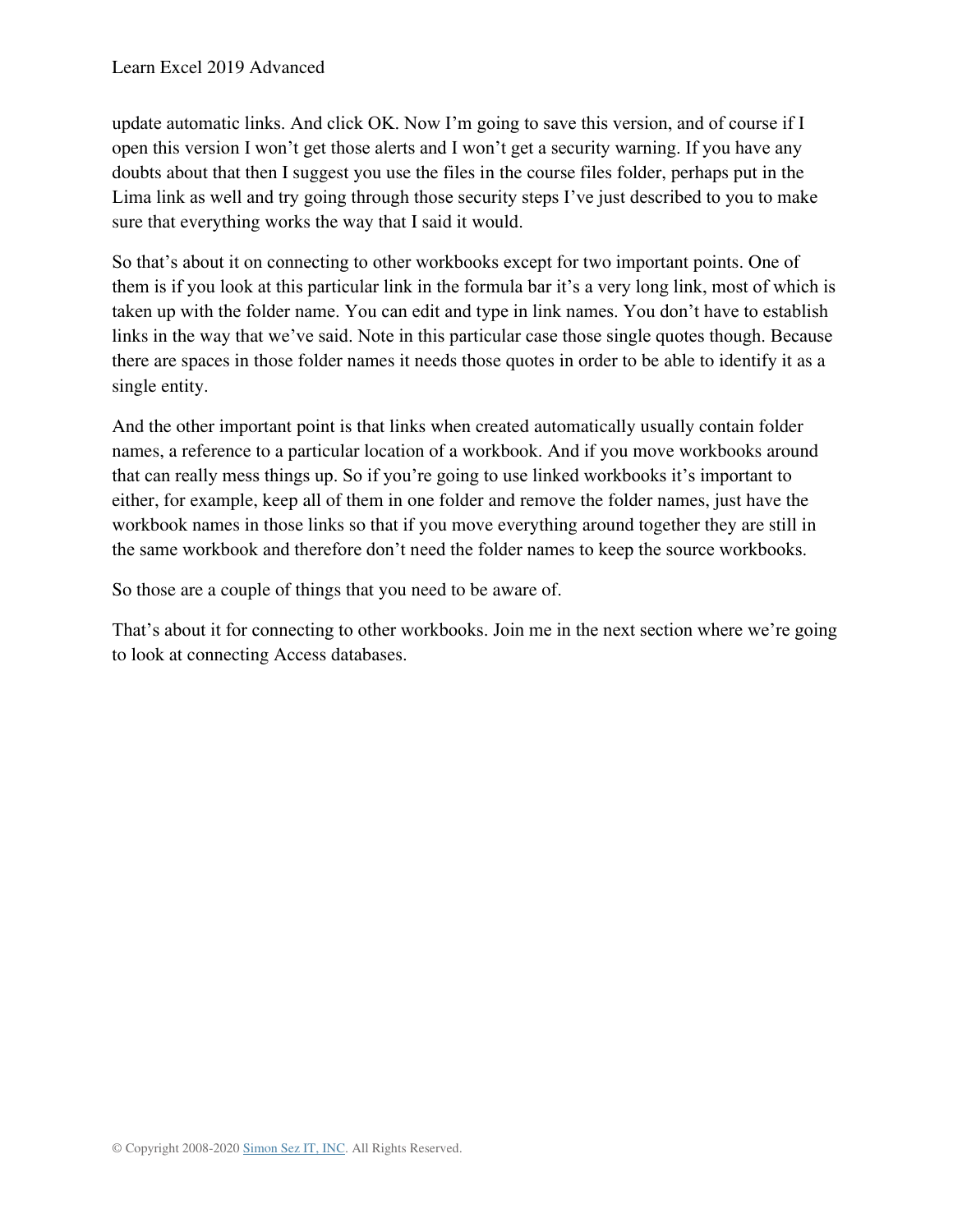update automatic links. And click OK. Now I'm going to save this version, and of course if I open this version I won't get those alerts and I won't get a security warning. If you have any doubts about that then I suggest you use the files in the course files folder, perhaps put in the Lima link as well and try going through those security steps I've just described to you to make sure that everything works the way that I said it would.

So that's about it on connecting to other workbooks except for two important points. One of them is if you look at this particular link in the formula bar it's a very long link, most of which is taken up with the folder name. You can edit and type in link names. You don't have to establish links in the way that we've said. Note in this particular case those single quotes though. Because there are spaces in those folder names it needs those quotes in order to be able to identify it as a single entity.

And the other important point is that links when created automatically usually contain folder names, a reference to a particular location of a workbook. And if you move workbooks around that can really mess things up. So if you're going to use linked workbooks it's important to either, for example, keep all of them in one folder and remove the folder names, just have the workbook names in those links so that if you move everything around together they are still in the same workbook and therefore don't need the folder names to keep the source workbooks.

So those are a couple of things that you need to be aware of.

That's about it for connecting to other workbooks. Join me in the next section where we're going to look at connecting Access databases.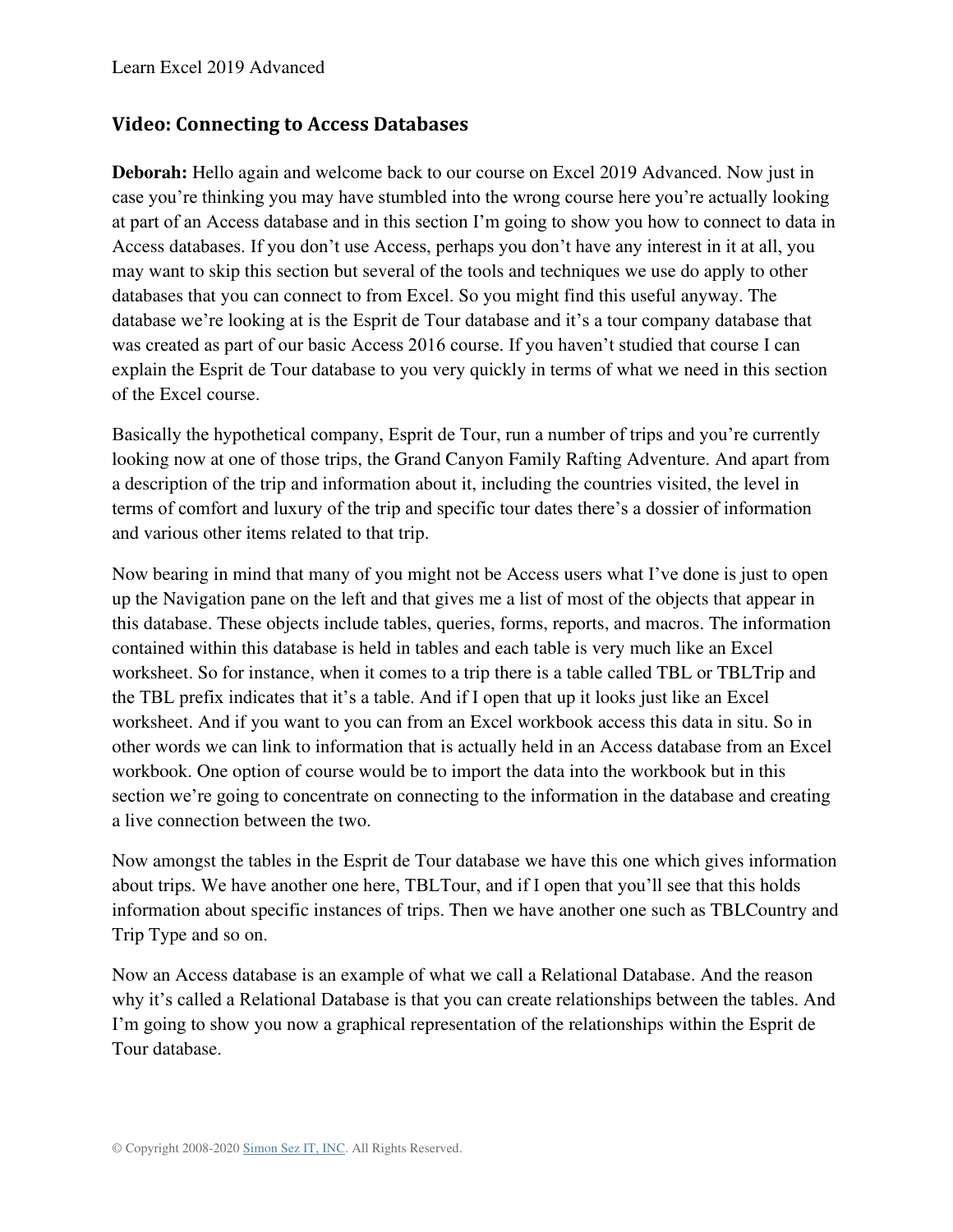## Video: Connecting to Access Databases

**Deborah:** Hello again and welcome back to our course on Excel 2019 Advanced. Now just in case you're thinking you may have stumbled into the wrong course here you're actually looking at part of an Access database and in this section I'm going to show you how to connect to data in Access databases. If you don't use Access, perhaps you don't have any interest in it at all, you may want to skip this section but several of the tools and techniques we use do apply to other databases that you can connect to from Excel. So you might find this useful anyway. The database we're looking at is the Esprit de Tour database and it's a tour company database that was created as part of our basic Access 2016 course. If you haven't studied that course I can explain the Esprit de Tour database to you very quickly in terms of what we need in this section of the Excel course.

Basically the hypothetical company, Esprit de Tour, run a number of trips and you're currently looking now at one of those trips, the Grand Canyon Family Rafting Adventure. And apart from a description of the trip and information about it, including the countries visited, the level in terms of comfort and luxury of the trip and specific tour dates there's a dossier of information and various other items related to that trip.

Now bearing in mind that many of you might not be Access users what I've done is just to open up the Navigation pane on the left and that gives me a list of most of the objects that appear in this database. These objects include tables, queries, forms, reports, and macros. The information contained within this database is held in tables and each table is very much like an Excel worksheet. So for instance, when it comes to a trip there is a table called TBL or TBLTrip and the TBL prefix indicates that it's a table. And if I open that up it looks just like an Excel worksheet. And if you want to you can from an Excel workbook access this data in situ. So in other words we can link to information that is actually held in an Access database from an Excel workbook. One option of course would be to import the data into the workbook but in this section we're going to concentrate on connecting to the information in the database and creating a live connection between the two.

Now amongst the tables in the Esprit de Tour database we have this one which gives information about trips. We have another one here, TBLTour, and if I open that you'll see that this holds information about specific instances of trips. Then we have another one such as TBLCountry and Trip Type and so on.

Now an Access database is an example of what we call a Relational Database. And the reason why it's called a Relational Database is that you can create relationships between the tables. And I'm going to show you now a graphical representation of the relationships within the Esprit de Tour database.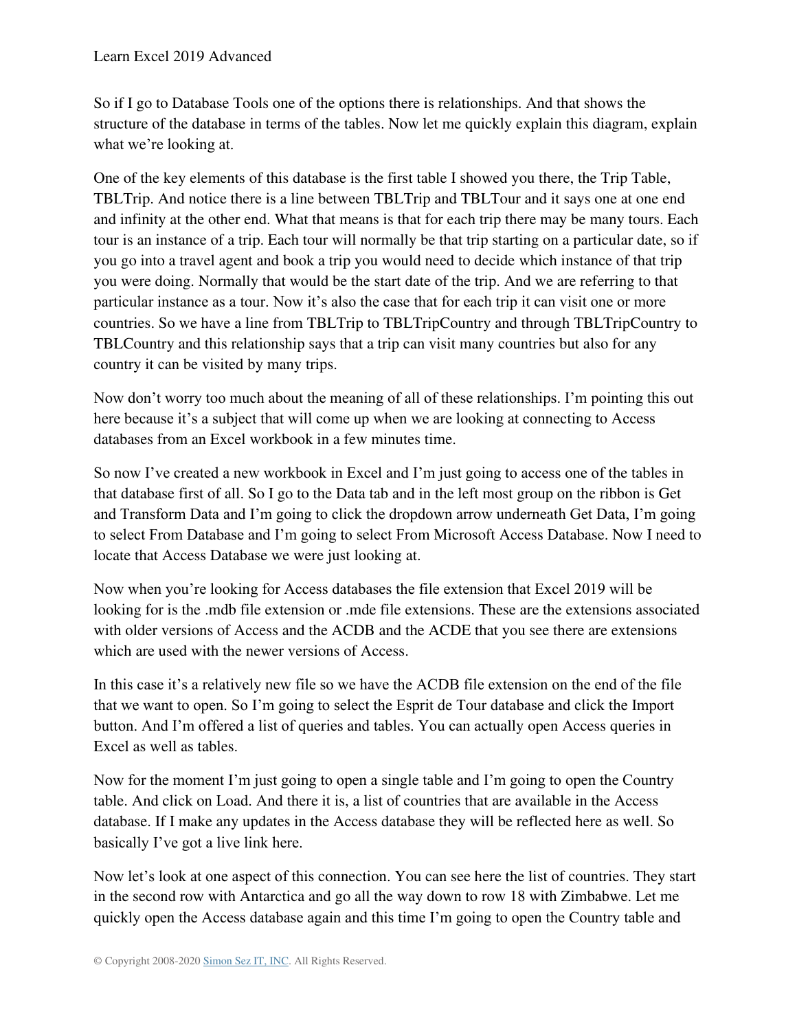So if I go to Database Tools one of the options there is relationships. And that shows the structure of the database in terms of the tables. Now let me quickly explain this diagram, explain what we're looking at.

One of the key elements of this database is the first table I showed you there, the Trip Table, TBLTrip. And notice there is a line between TBLTrip and TBLTour and it says one at one end and infinity at the other end. What that means is that for each trip there may be many tours. Each tour is an instance of a trip. Each tour will normally be that trip starting on a particular date, so if you go into a travel agent and book a trip you would need to decide which instance of that trip you were doing. Normally that would be the start date of the trip. And we are referring to that particular instance as a tour. Now it's also the case that for each trip it can visit one or more countries. So we have a line from TBLTrip to TBLTripCountry and through TBLTripCountry to TBLCountry and this relationship says that a trip can visit many countries but also for any country it can be visited by many trips.

Now don't worry too much about the meaning of all of these relationships. I'm pointing this out here because it's a subject that will come up when we are looking at connecting to Access databases from an Excel workbook in a few minutes time.

So now I've created a new workbook in Excel and I'm just going to access one of the tables in that database first of all. So I go to the Data tab and in the left most group on the ribbon is Get and Transform Data and I'm going to click the dropdown arrow underneath Get Data, I'm going to select From Database and I'm going to select From Microsoft Access Database. Now I need to locate that Access Database we were just looking at.

Now when you're looking for Access databases the file extension that Excel 2019 will be looking for is the .mdb file extension or .mde file extensions. These are the extensions associated with older versions of Access and the ACDB and the ACDE that you see there are extensions which are used with the newer versions of Access.

In this case it's a relatively new file so we have the ACDB file extension on the end of the file that we want to open. So I'm going to select the Esprit de Tour database and click the Import button. And I'm offered a list of queries and tables. You can actually open Access queries in Excel as well as tables.

Now for the moment I'm just going to open a single table and I'm going to open the Country table. And click on Load. And there it is, a list of countries that are available in the Access database. If I make any updates in the Access database they will be reflected here as well. So basically I've got a live link here.

Now let's look at one aspect of this connection. You can see here the list of countries. They start in the second row with Antarctica and go all the way down to row 18 with Zimbabwe. Let me quickly open the Access database again and this time I'm going to open the Country table and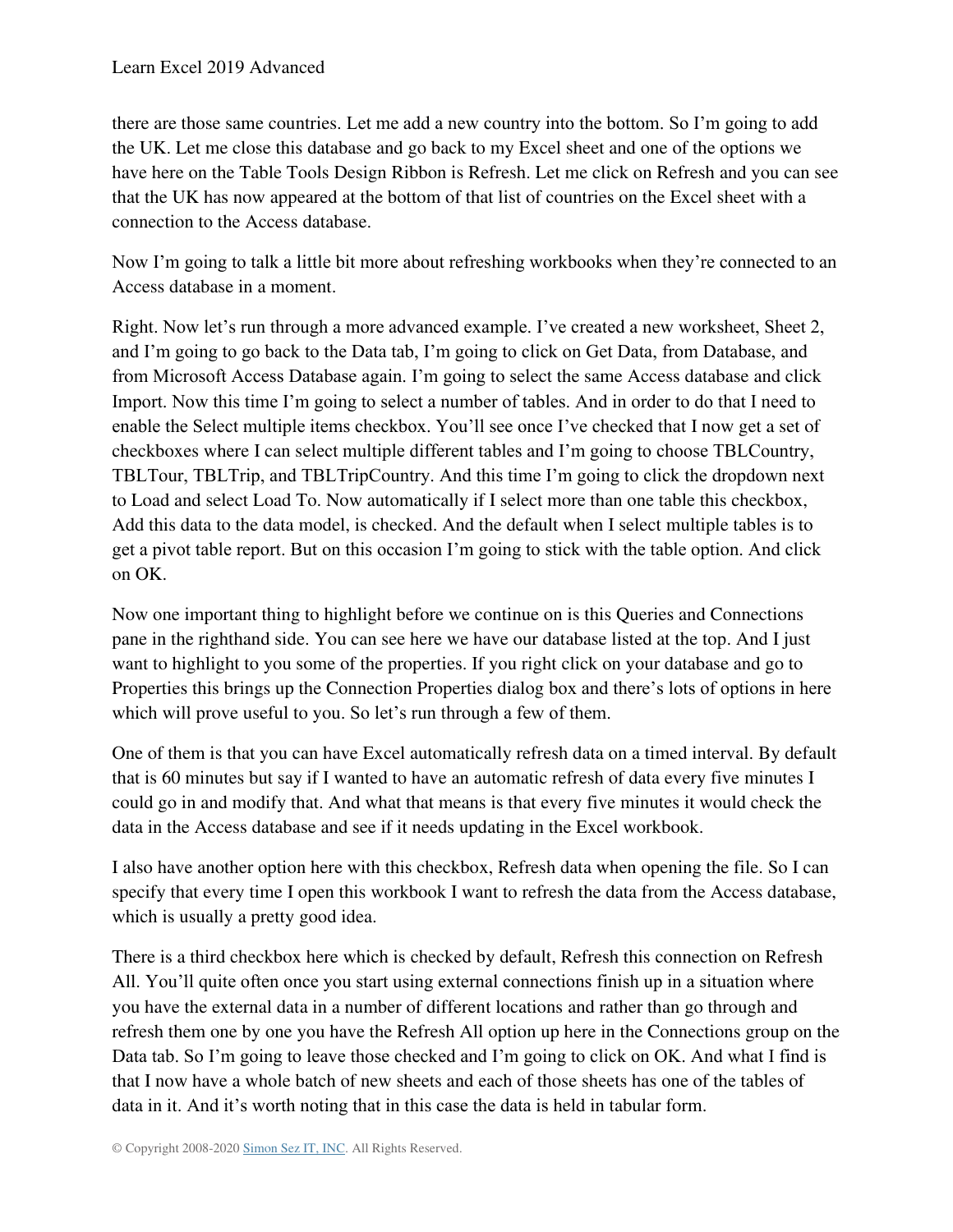there are those same countries. Let me add a new country into the bottom. So I'm going to add the UK. Let me close this database and go back to my Excel sheet and one of the options we have here on the Table Tools Design Ribbon is Refresh. Let me click on Refresh and you can see that the UK has now appeared at the bottom of that list of countries on the Excel sheet with a connection to the Access database.

Now I'm going to talk a little bit more about refreshing workbooks when they're connected to an Access database in a moment.

Right. Now let's run through a more advanced example. I've created a new worksheet, Sheet 2, and I'm going to go back to the Data tab, I'm going to click on Get Data, from Database, and from Microsoft Access Database again. I'm going to select the same Access database and click Import. Now this time I'm going to select a number of tables. And in order to do that I need to enable the Select multiple items checkbox. You'll see once I've checked that I now get a set of checkboxes where I can select multiple different tables and I'm going to choose TBLCountry, TBLTour, TBLTrip, and TBLTripCountry. And this time I'm going to click the dropdown next to Load and select Load To. Now automatically if I select more than one table this checkbox, Add this data to the data model, is checked. And the default when I select multiple tables is to get a pivot table report. But on this occasion I'm going to stick with the table option. And click on OK.

Now one important thing to highlight before we continue on is this Queries and Connections pane in the righthand side. You can see here we have our database listed at the top. And I just want to highlight to you some of the properties. If you right click on your database and go to Properties this brings up the Connection Properties dialog box and there's lots of options in here which will prove useful to you. So let's run through a few of them.

One of them is that you can have Excel automatically refresh data on a timed interval. By default that is 60 minutes but say if I wanted to have an automatic refresh of data every five minutes I could go in and modify that. And what that means is that every five minutes it would check the data in the Access database and see if it needs updating in the Excel workbook.

I also have another option here with this checkbox, Refresh data when opening the file. So I can specify that every time I open this workbook I want to refresh the data from the Access database, which is usually a pretty good idea.

There is a third checkbox here which is checked by default, Refresh this connection on Refresh All. You'll quite often once you start using external connections finish up in a situation where you have the external data in a number of different locations and rather than go through and refresh them one by one you have the Refresh All option up here in the Connections group on the Data tab. So I'm going to leave those checked and I'm going to click on OK. And what I find is that I now have a whole batch of new sheets and each of those sheets has one of the tables of data in it. And it's worth noting that in this case the data is held in tabular form.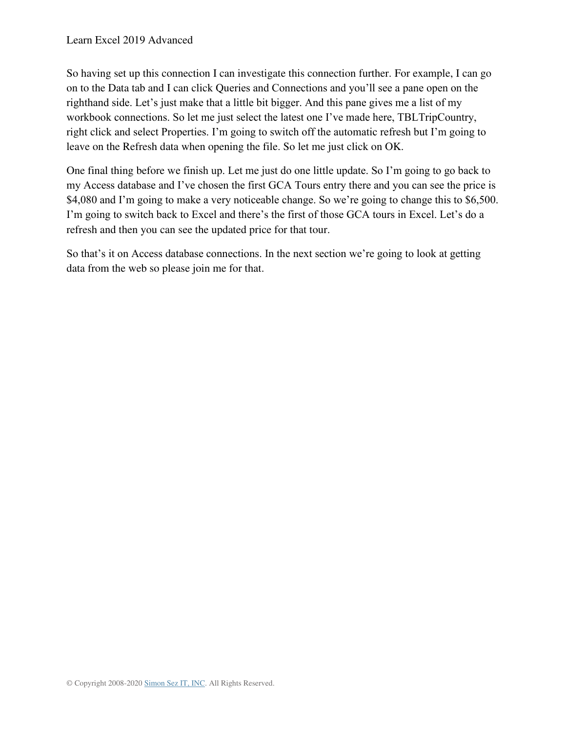So having set up this connection I can investigate this connection further. For example, I can go on to the Data tab and I can click Queries and Connections and you'll see a pane open on the righthand side. Let's just make that a little bit bigger. And this pane gives me a list of my workbook connections. So let me just select the latest one I've made here, TBLTripCountry, right click and select Properties. I'm going to switch off the automatic refresh but I'm going to leave on the Refresh data when opening the file. So let me just click on OK.

One final thing before we finish up. Let me just do one little update. So I'm going to go back to my Access database and I've chosen the first GCA Tours entry there and you can see the price is $4,080 and I'm going to make a very noticeable change. So we're going to change this to $6,500. I'm going to switch back to Excel and there's the first of those GCA tours in Excel. Let's do a refresh and then you can see the updated price for that tour.

So that's it on Access database connections. In the next section we're going to look at getting data from the web so please join me for that.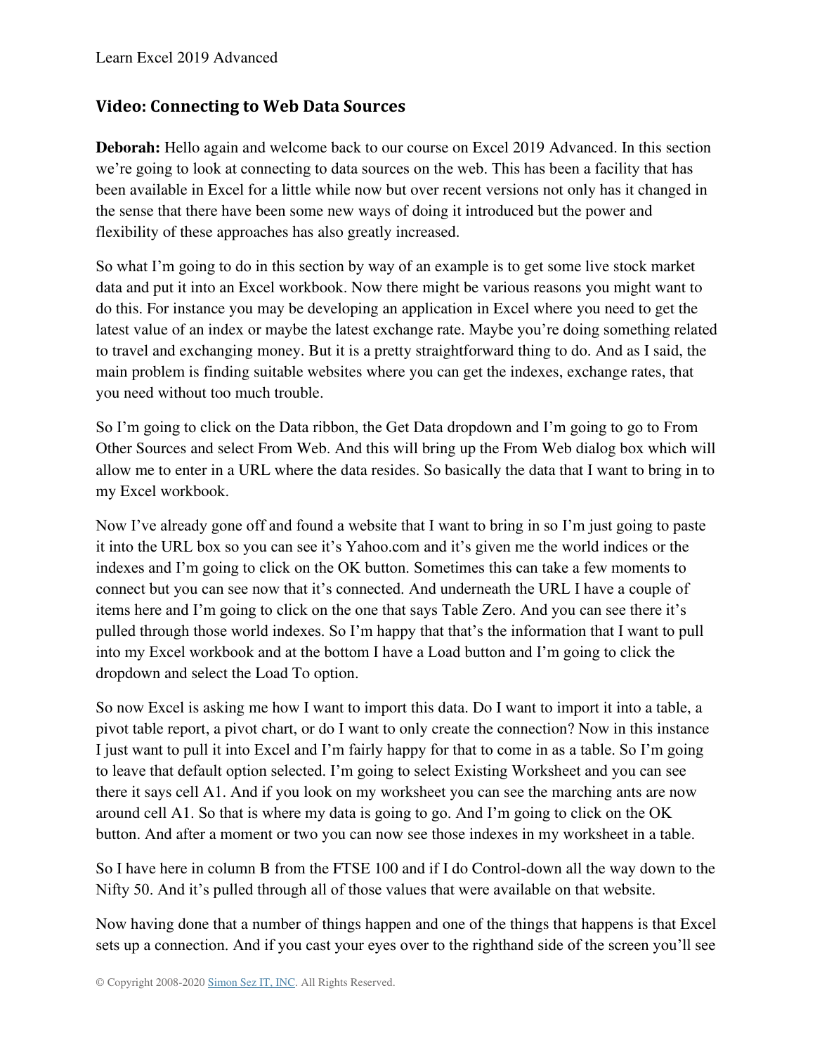## Video: Connecting to Web Data Sources

**Deborah:** Hello again and welcome back to our course on Excel 2019 Advanced. In this section we're going to look at connecting to data sources on the web. This has been a facility that has been available in Excel for a little while now but over recent versions not only has it changed in the sense that there have been some new ways of doing it introduced but the power and flexibility of these approaches has also greatly increased.

So what I'm going to do in this section by way of an example is to get some live stock market data and put it into an Excel workbook. Now there might be various reasons you might want to do this. For instance you may be developing an application in Excel where you need to get the latest value of an index or maybe the latest exchange rate. Maybe you're doing something related to travel and exchanging money. But it is a pretty straightforward thing to do. And as I said, the main problem is finding suitable websites where you can get the indexes, exchange rates, that you need without too much trouble.

So I'm going to click on the Data ribbon, the Get Data dropdown and I'm going to go to From Other Sources and select From Web. And this will bring up the From Web dialog box which will allow me to enter in a URL where the data resides. So basically the data that I want to bring in to my Excel workbook.

Now I've already gone off and found a website that I want to bring in so I'm just going to paste it into the URL box so you can see it's Yahoo.com and it's given me the world indices or the indexes and I'm going to click on the OK button. Sometimes this can take a few moments to connect but you can see now that it's connected. And underneath the URL I have a couple of items here and I'm going to click on the one that says Table Zero. And you can see there it's pulled through those world indexes. So I'm happy that that's the information that I want to pull into my Excel workbook and at the bottom I have a Load button and I'm going to click the dropdown and select the Load To option.

So now Excel is asking me how I want to import this data. Do I want to import it into a table, a pivot table report, a pivot chart, or do I want to only create the connection? Now in this instance I just want to pull it into Excel and I'm fairly happy for that to come in as a table. So I'm going to leave that default option selected. I'm going to select Existing Worksheet and you can see there it says cell A1. And if you look on my worksheet you can see the marching ants are now around cell A1. So that is where my data is going to go. And I'm going to click on the OK button. And after a moment or two you can now see those indexes in my worksheet in a table.

So I have here in column B from the FTSE 100 and if I do Control-down all the way down to the Nifty 50. And it's pulled through all of those values that were available on that website.

Now having done that a number of things happen and one of the things that happens is that Excel sets up a connection. And if you cast your eyes over to the righthand side of the screen you'll see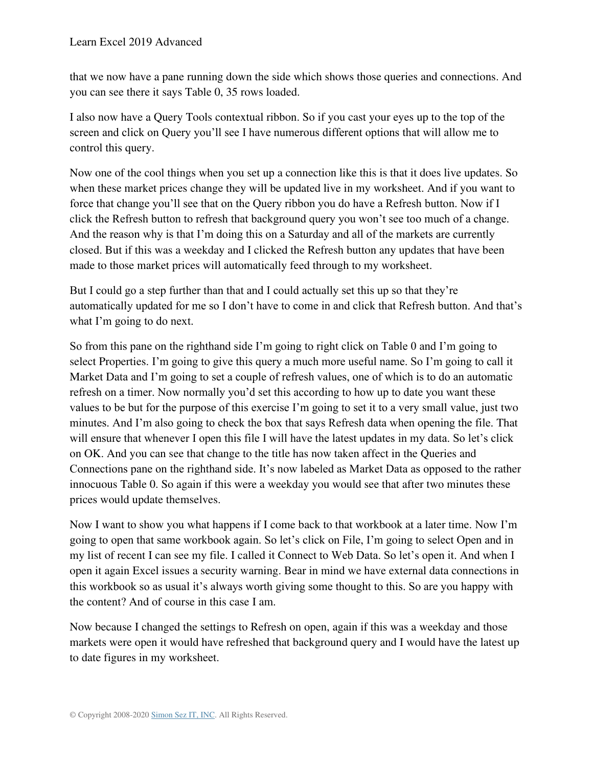that we now have a pane running down the side which shows those queries and connections. And you can see there it says Table 0, 35 rows loaded.

I also now have a Query Tools contextual ribbon. So if you cast your eyes up to the top of the screen and click on Query you'll see I have numerous different options that will allow me to control this query.

Now one of the cool things when you set up a connection like this is that it does live updates. So when these market prices change they will be updated live in my worksheet. And if you want to force that change you'll see that on the Query ribbon you do have a Refresh button. Now if I click the Refresh button to refresh that background query you won't see too much of a change. And the reason why is that I'm doing this on a Saturday and all of the markets are currently closed. But if this was a weekday and I clicked the Refresh button any updates that have been made to those market prices will automatically feed through to my worksheet.

But I could go a step further than that and I could actually set this up so that they're automatically updated for me so I don't have to come in and click that Refresh button. And that's what I'm going to do next.

So from this pane on the righthand side I'm going to right click on Table 0 and I'm going to select Properties. I'm going to give this query a much more useful name. So I'm going to call it Market Data and I'm going to set a couple of refresh values, one of which is to do an automatic refresh on a timer. Now normally you'd set this according to how up to date you want these values to be but for the purpose of this exercise I'm going to set it to a very small value, just two minutes. And I'm also going to check the box that says Refresh data when opening the file. That will ensure that whenever I open this file I will have the latest updates in my data. So let's click on OK. And you can see that change to the title has now taken affect in the Queries and Connections pane on the righthand side. It's now labeled as Market Data as opposed to the rather innocuous Table 0. So again if this were a weekday you would see that after two minutes these prices would update themselves.

Now I want to show you what happens if I come back to that workbook at a later time. Now I'm going to open that same workbook again. So let's click on File, I'm going to select Open and in my list of recent I can see my file. I called it Connect to Web Data. So let's open it. And when I open it again Excel issues a security warning. Bear in mind we have external data connections in this workbook so as usual it's always worth giving some thought to this. So are you happy with the content? And of course in this case I am.

Now because I changed the settings to Refresh on open, again if this was a weekday and those markets were open it would have refreshed that background query and I would have the latest up to date figures in my worksheet.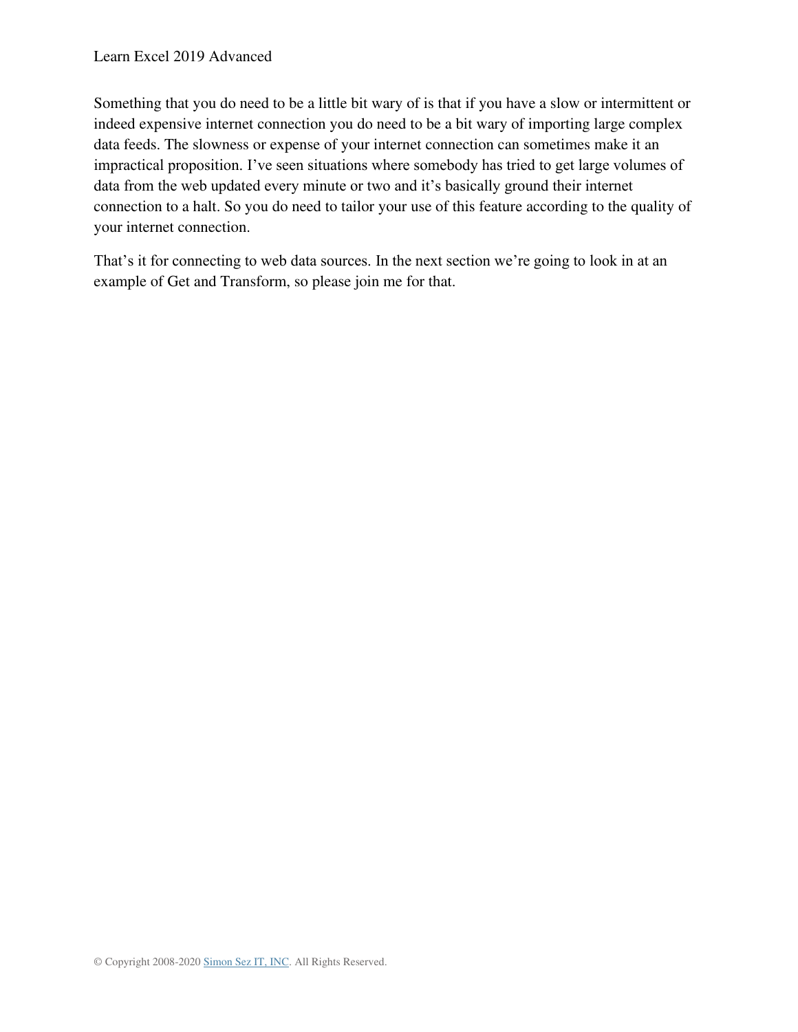Something that you do need to be a little bit wary of is that if you have a slow or intermittent or indeed expensive internet connection you do need to be a bit wary of importing large complex data feeds. The slowness or expense of your internet connection can sometimes make it an impractical proposition. I've seen situations where somebody has tried to get large volumes of data from the web updated every minute or two and it's basically ground their internet connection to a halt. So you do need to tailor your use of this feature according to the quality of your internet connection.

That's it for connecting to web data sources. In the next section we're going to look in at an example of Get and Transform, so please join me for that.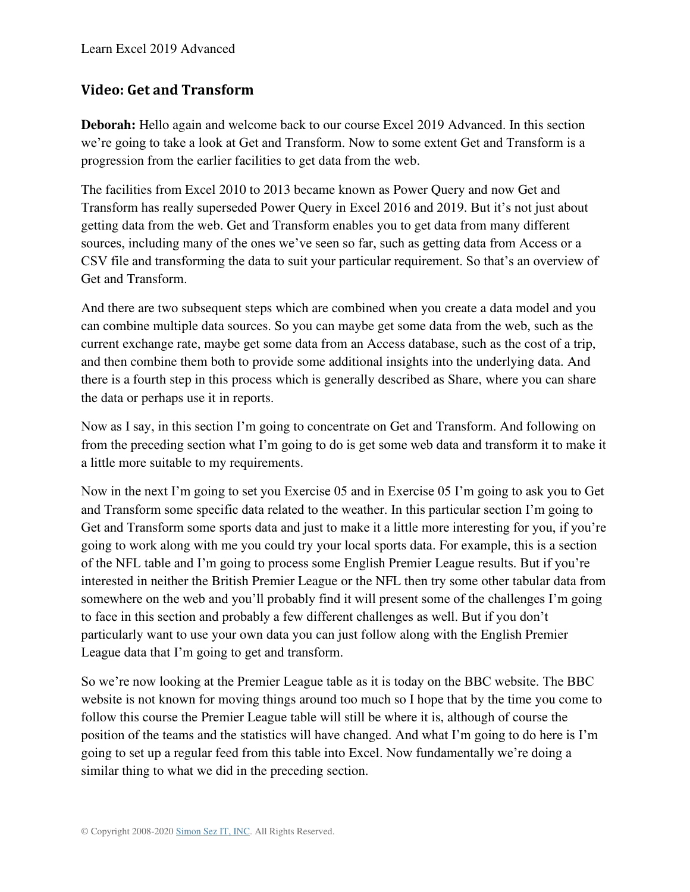## Video: Get and Transform

**Deborah:** Hello again and welcome back to our course Excel 2019 Advanced. In this section we're going to take a look at Get and Transform. Now to some extent Get and Transform is a progression from the earlier facilities to get data from the web.

The facilities from Excel 2010 to 2013 became known as Power Query and now Get and Transform has really superseded Power Query in Excel 2016 and 2019. But it's not just about getting data from the web. Get and Transform enables you to get data from many different sources, including many of the ones we've seen so far, such as getting data from Access or a CSV file and transforming the data to suit your particular requirement. So that's an overview of Get and Transform.

And there are two subsequent steps which are combined when you create a data model and you can combine multiple data sources. So you can maybe get some data from the web, such as the current exchange rate, maybe get some data from an Access database, such as the cost of a trip, and then combine them both to provide some additional insights into the underlying data. And there is a fourth step in this process which is generally described as Share, where you can share the data or perhaps use it in reports.

Now as I say, in this section I'm going to concentrate on Get and Transform. And following on from the preceding section what I'm going to do is get some web data and transform it to make it a little more suitable to my requirements.

Now in the next I'm going to set you Exercise 05 and in Exercise 05 I'm going to ask you to Get and Transform some specific data related to the weather. In this particular section I'm going to Get and Transform some sports data and just to make it a little more interesting for you, if you're going to work along with me you could try your local sports data. For example, this is a section of the NFL table and I'm going to process some English Premier League results. But if you're interested in neither the British Premier League or the NFL then try some other tabular data from somewhere on the web and you'll probably find it will present some of the challenges I'm going to face in this section and probably a few different challenges as well. But if you don't particularly want to use your own data you can just follow along with the English Premier League data that I'm going to get and transform.

So we're now looking at the Premier League table as it is today on the BBC website. The BBC website is not known for moving things around too much so I hope that by the time you come to follow this course the Premier League table will still be where it is, although of course the position of the teams and the statistics will have changed. And what I'm going to do here is I'm going to set up a regular feed from this table into Excel. Now fundamentally we're doing a similar thing to what we did in the preceding section.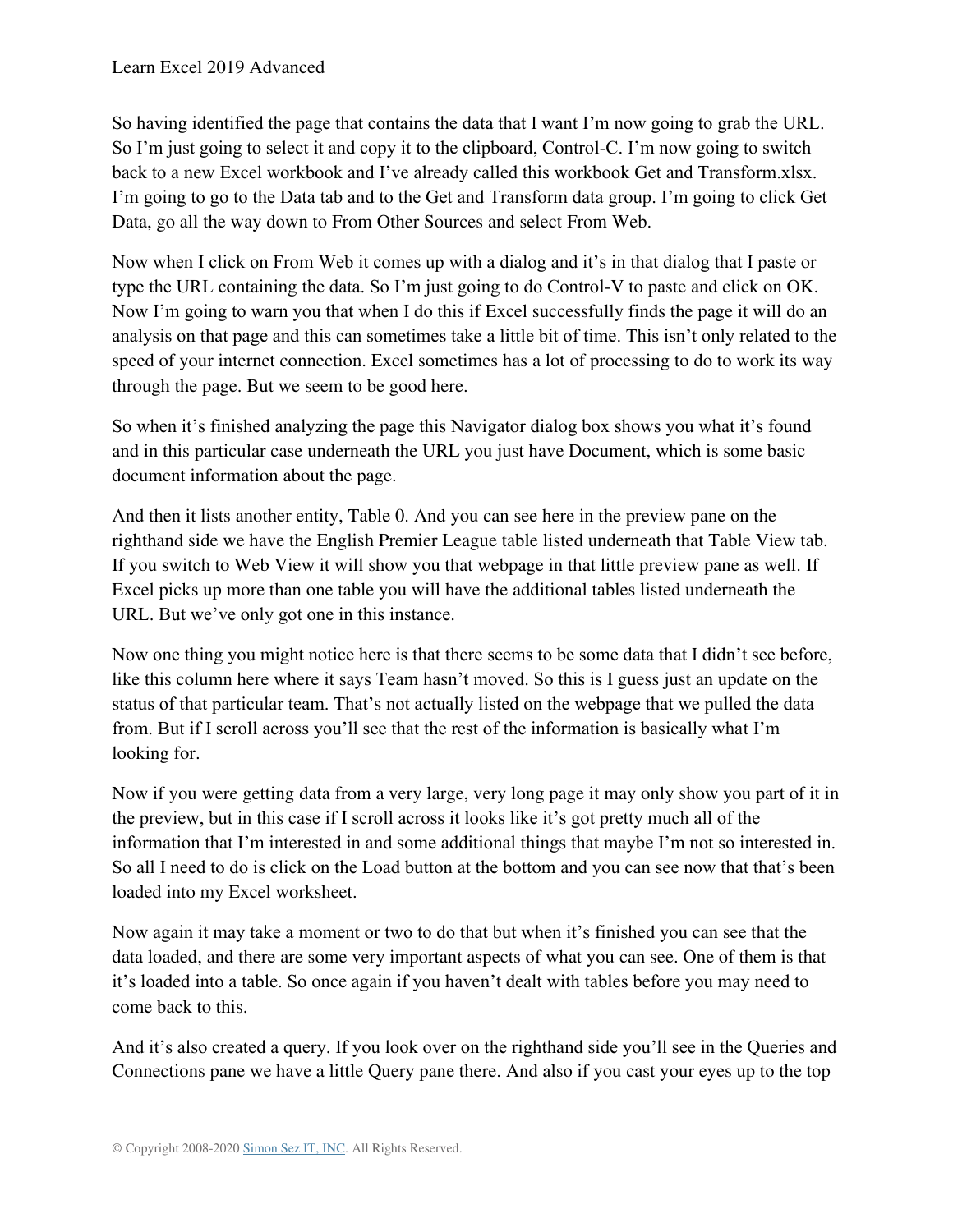So having identified the page that contains the data that I want I'm now going to grab the URL. So I'm just going to select it and copy it to the clipboard, Control-C. I'm now going to switch back to a new Excel workbook and I've already called this workbook Get and Transform.xlsx. I'm going to go to the Data tab and to the Get and Transform data group. I'm going to click Get Data, go all the way down to From Other Sources and select From Web.

Now when I click on From Web it comes up with a dialog and it's in that dialog that I paste or type the URL containing the data. So I'm just going to do Control-V to paste and click on OK. Now I'm going to warn you that when I do this if Excel successfully finds the page it will do an analysis on that page and this can sometimes take a little bit of time. This isn't only related to the speed of your internet connection. Excel sometimes has a lot of processing to do to work its way through the page. But we seem to be good here.

So when it's finished analyzing the page this Navigator dialog box shows you what it's found and in this particular case underneath the URL you just have Document, which is some basic document information about the page.

And then it lists another entity, Table 0. And you can see here in the preview pane on the righthand side we have the English Premier League table listed underneath that Table View tab. If you switch to Web View it will show you that webpage in that little preview pane as well. If Excel picks up more than one table you will have the additional tables listed underneath the URL. But we've only got one in this instance.

Now one thing you might notice here is that there seems to be some data that I didn't see before, like this column here where it says Team hasn't moved. So this is I guess just an update on the status of that particular team. That's not actually listed on the webpage that we pulled the data from. But if I scroll across you'll see that the rest of the information is basically what I'm looking for.

Now if you were getting data from a very large, very long page it may only show you part of it in the preview, but in this case if I scroll across it looks like it's got pretty much all of the information that I'm interested in and some additional things that maybe I'm not so interested in. So all I need to do is click on the Load button at the bottom and you can see now that that's been loaded into my Excel worksheet.

Now again it may take a moment or two to do that but when it's finished you can see that the data loaded, and there are some very important aspects of what you can see. One of them is that it's loaded into a table. So once again if you haven't dealt with tables before you may need to come back to this.

And it's also created a query. If you look over on the righthand side you'll see in the Queries and Connections pane we have a little Query pane there. And also if you cast your eyes up to the top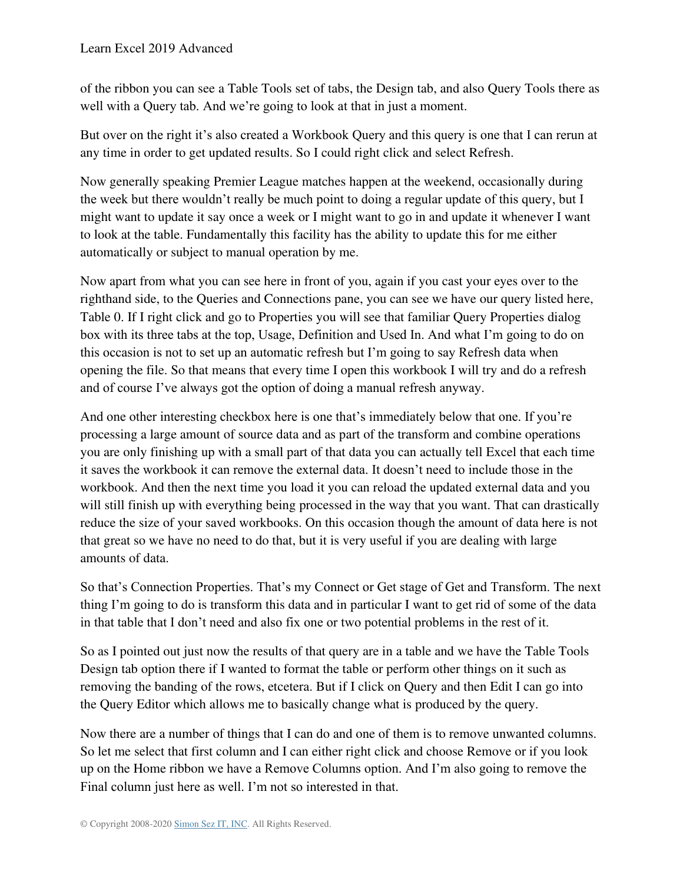of the ribbon you can see a Table Tools set of tabs, the Design tab, and also Query Tools there as well with a Query tab. And we're going to look at that in just a moment.

But over on the right it's also created a Workbook Query and this query is one that I can rerun at any time in order to get updated results. So I could right click and select Refresh.

Now generally speaking Premier League matches happen at the weekend, occasionally during the week but there wouldn't really be much point to doing a regular update of this query, but I might want to update it say once a week or I might want to go in and update it whenever I want to look at the table. Fundamentally this facility has the ability to update this for me either automatically or subject to manual operation by me.

Now apart from what you can see here in front of you, again if you cast your eyes over to the righthand side, to the Queries and Connections pane, you can see we have our query listed here, Table 0. If I right click and go to Properties you will see that familiar Query Properties dialog box with its three tabs at the top, Usage, Definition and Used In. And what I'm going to do on this occasion is not to set up an automatic refresh but I'm going to say Refresh data when opening the file. So that means that every time I open this workbook I will try and do a refresh and of course I've always got the option of doing a manual refresh anyway.

And one other interesting checkbox here is one that's immediately below that one. If you're processing a large amount of source data and as part of the transform and combine operations you are only finishing up with a small part of that data you can actually tell Excel that each time it saves the workbook it can remove the external data. It doesn't need to include those in the workbook. And then the next time you load it you can reload the updated external data and you will still finish up with everything being processed in the way that you want. That can drastically reduce the size of your saved workbooks. On this occasion though the amount of data here is not that great so we have no need to do that, but it is very useful if you are dealing with large amounts of data.

So that's Connection Properties. That's my Connect or Get stage of Get and Transform. The next thing I'm going to do is transform this data and in particular I want to get rid of some of the data in that table that I don't need and also fix one or two potential problems in the rest of it.

So as I pointed out just now the results of that query are in a table and we have the Table Tools Design tab option there if I wanted to format the table or perform other things on it such as removing the banding of the rows, etcetera. But if I click on Query and then Edit I can go into the Query Editor which allows me to basically change what is produced by the query.

Now there are a number of things that I can do and one of them is to remove unwanted columns. So let me select that first column and I can either right click and choose Remove or if you look up on the Home ribbon we have a Remove Columns option. And I'm also going to remove the Final column just here as well. I'm not so interested in that.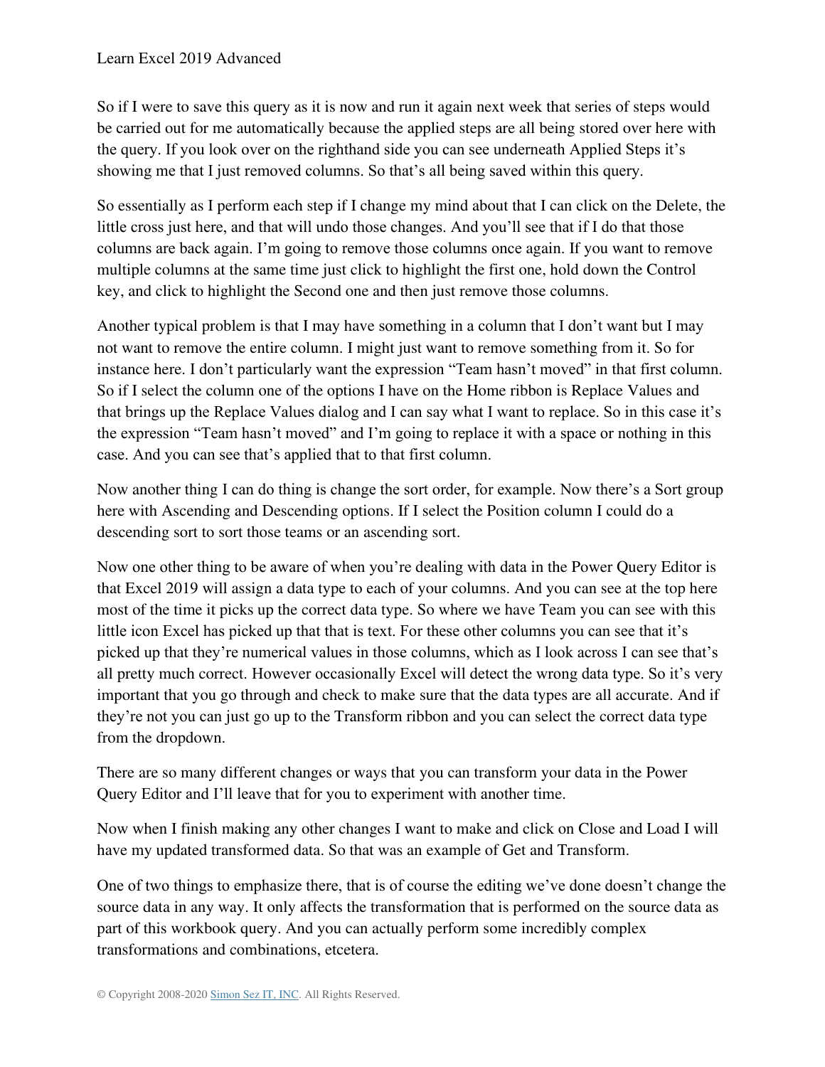So if I were to save this query as it is now and run it again next week that series of steps would be carried out for me automatically because the applied steps are all being stored over here with the query. If you look over on the righthand side you can see underneath Applied Steps it's showing me that I just removed columns. So that's all being saved within this query.

So essentially as I perform each step if I change my mind about that I can click on the Delete, the little cross just here, and that will undo those changes. And you'll see that if I do that those columns are back again. I'm going to remove those columns once again. If you want to remove multiple columns at the same time just click to highlight the first one, hold down the Control key, and click to highlight the Second one and then just remove those columns.

Another typical problem is that I may have something in a column that I don't want but I may not want to remove the entire column. I might just want to remove something from it. So for instance here. I don't particularly want the expression "Team hasn't moved" in that first column. So if I select the column one of the options I have on the Home ribbon is Replace Values and that brings up the Replace Values dialog and I can say what I want to replace. So in this case it's the expression "Team hasn't moved" and I'm going to replace it with a space or nothing in this case. And you can see that's applied that to that first column.

Now another thing I can do thing is change the sort order, for example. Now there's a Sort group here with Ascending and Descending options. If I select the Position column I could do a descending sort to sort those teams or an ascending sort.

Now one other thing to be aware of when you're dealing with data in the Power Query Editor is that Excel 2019 will assign a data type to each of your columns. And you can see at the top here most of the time it picks up the correct data type. So where we have Team you can see with this little icon Excel has picked up that that is text. For these other columns you can see that it's picked up that they're numerical values in those columns, which as I look across I can see that's all pretty much correct. However occasionally Excel will detect the wrong data type. So it's very important that you go through and check to make sure that the data types are all accurate. And if they're not you can just go up to the Transform ribbon and you can select the correct data type from the dropdown.

There are so many different changes or ways that you can transform your data in the Power Query Editor and I'll leave that for you to experiment with another time.

Now when I finish making any other changes I want to make and click on Close and Load I will have my updated transformed data. So that was an example of Get and Transform.

One of two things to emphasize there, that is of course the editing we've done doesn't change the source data in any way. It only affects the transformation that is performed on the source data as part of this workbook query. And you can actually perform some incredibly complex transformations and combinations, etcetera.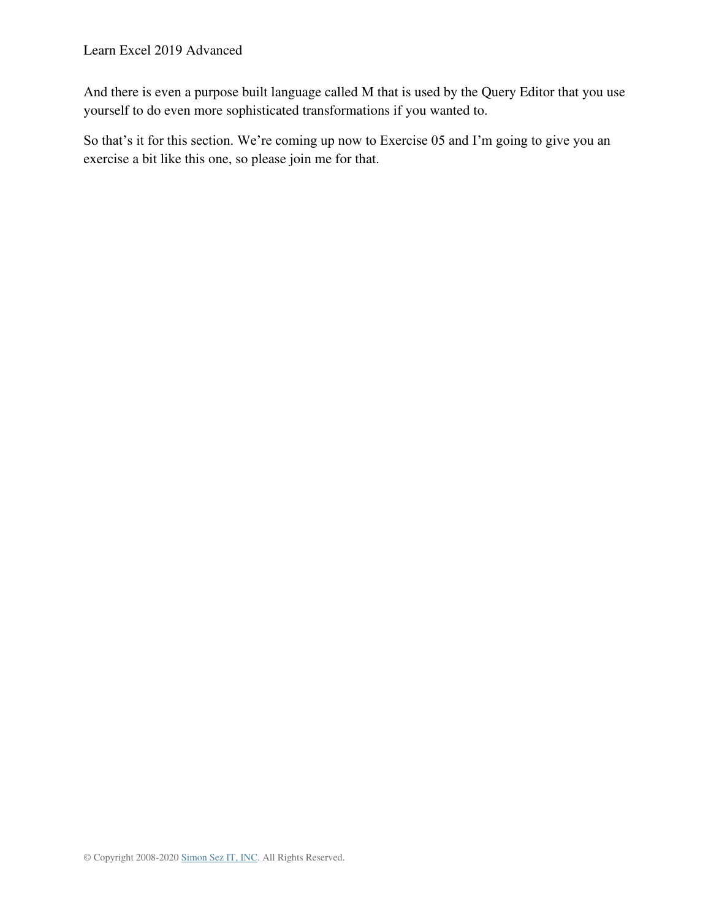And there is even a purpose built language called M that is used by the Query Editor that you use yourself to do even more sophisticated transformations if you wanted to.

So that's it for this section. We're coming up now to Exercise 05 and I'm going to give you an exercise a bit like this one, so please join me for that.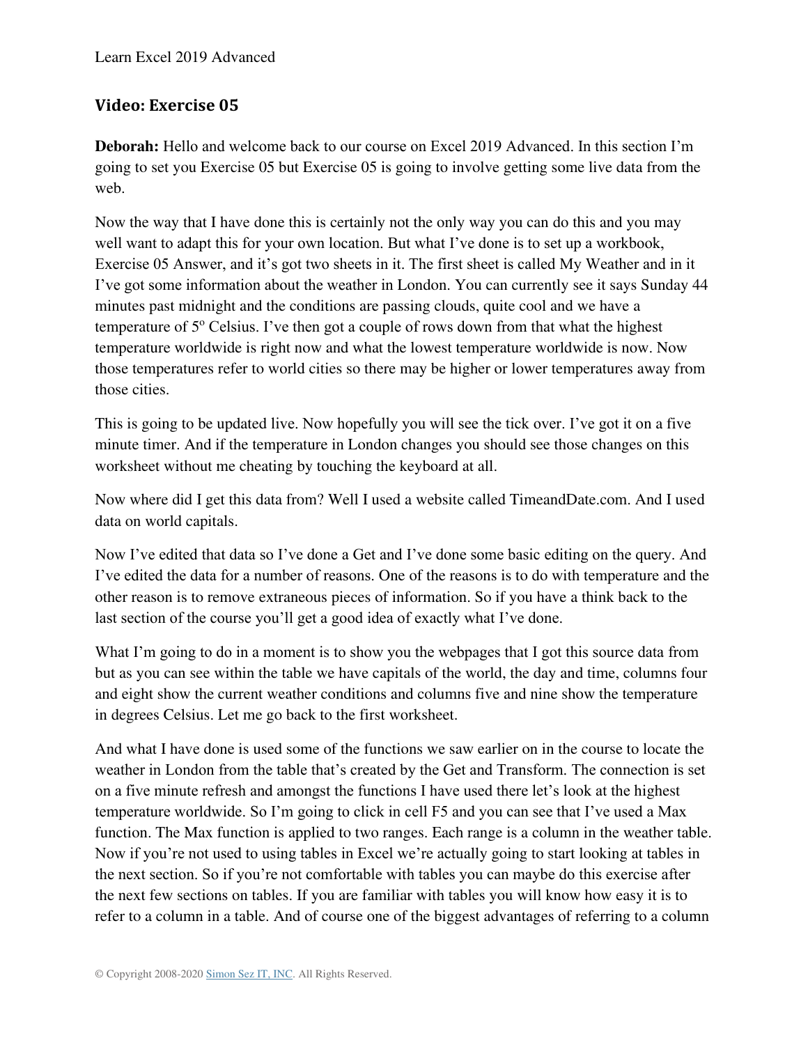## Video: Exercise 05

**Deborah:** Hello and welcome back to our course on Excel 2019 Advanced. In this section I'm going to set you Exercise 05 but Exercise 05 is going to involve getting some live data from the web.

Now the way that I have done this is certainly not the only way you can do this and you may well want to adapt this for your own location. But what I've done is to set up a workbook, Exercise 05 Answer, and it's got two sheets in it. The first sheet is called My Weather and in it I've got some information about the weather in London. You can currently see it says Sunday 44 minutes past midnight and the conditions are passing clouds, quite cool and we have a temperature of 5° Celsius. I've then got a couple of rows down from that what the highest temperature worldwide is right now and what the lowest temperature worldwide is now. Now those temperatures refer to world cities so there may be higher or lower temperatures away from those cities.

This is going to be updated live. Now hopefully you will see the tick over. I've got it on a five minute timer. And if the temperature in London changes you should see those changes on this worksheet without me cheating by touching the keyboard at all.

Now where did I get this data from? Well I used a website called TimeandDate.com. And I used data on world capitals.

Now I've edited that data so I've done a Get and I've done some basic editing on the query. And I've edited the data for a number of reasons. One of the reasons is to do with temperature and the other reason is to remove extraneous pieces of information. So if you have a think back to the last section of the course you'll get a good idea of exactly what I've done.

What I'm going to do in a moment is to show you the webpages that I got this source data from but as you can see within the table we have capitals of the world, the day and time, columns four and eight show the current weather conditions and columns five and nine show the temperature in degrees Celsius. Let me go back to the first worksheet.

And what I have done is used some of the functions we saw earlier on in the course to locate the weather in London from the table that's created by the Get and Transform. The connection is set on a five minute refresh and amongst the functions I have used there let's look at the highest temperature worldwide. So I'm going to click in cell F5 and you can see that I've used a Max function. The Max function is applied to two ranges. Each range is a column in the weather table. Now if you're not used to using tables in Excel we're actually going to start looking at tables in the next section. So if you're not comfortable with tables you can maybe do this exercise after the next few sections on tables. If you are familiar with tables you will know how easy it is to refer to a column in a table. And of course one of the biggest advantages of referring to a column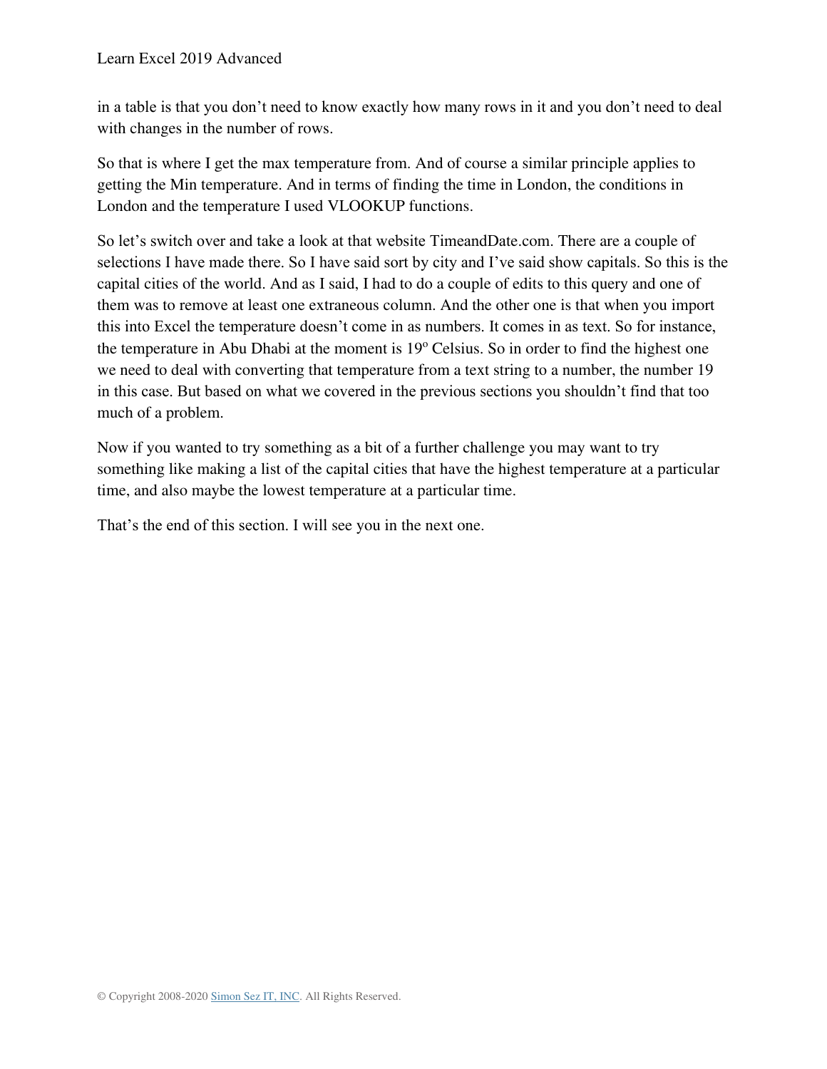in a table is that you don't need to know exactly how many rows in it and you don't need to deal with changes in the number of rows.

So that is where I get the max temperature from. And of course a similar principle applies to getting the Min temperature. And in terms of finding the time in London, the conditions in London and the temperature I used VLOOKUP functions.

So let's switch over and take a look at that website TimeandDate.com. There are a couple of selections I have made there. So I have said sort by city and I've said show capitals. So this is the capital cities of the world. And as I said, I had to do a couple of edits to this query and one of them was to remove at least one extraneous column. And the other one is that when you import this into Excel the temperature doesn't come in as numbers. It comes in as text. So for instance, the temperature in Abu Dhabi at the moment is 19° Celsius. So in order to find the highest one we need to deal with converting that temperature from a text string to a number, the number 19 in this case. But based on what we covered in the previous sections you shouldn't find that too much of a problem.

Now if you wanted to try something as a bit of a further challenge you may want to try something like making a list of the capital cities that have the highest temperature at a particular time, and also maybe the lowest temperature at a particular time.

That's the end of this section. I will see you in the next one.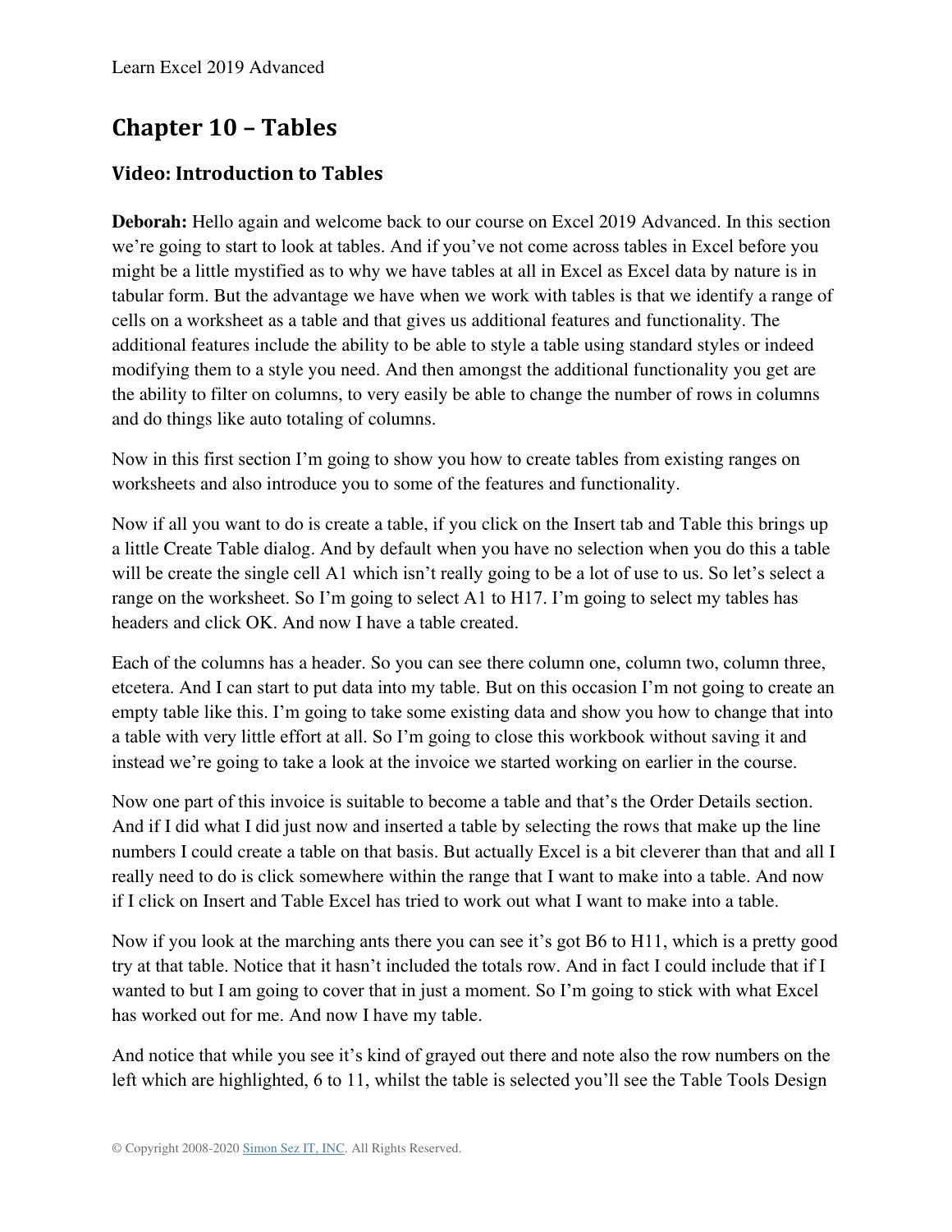## Chapter 10 – Tables

### Video: Introduction to Tables

**Deborah:** Hello again and welcome back to our course on Excel 2019 Advanced. In this section we're going to start to look at tables. And if you've not come across tables in Excel before you might be a little mystified as to why we have tables at all in Excel as Excel data by nature is in tabular form. But the advantage we have when we work with tables is that we identify a range of cells on a worksheet as a table and that gives us additional features and functionality. The additional features include the ability to be able to style a table using standard styles or indeed modifying them to a style you need. And then amongst the additional functionality you get are the ability to filter on columns, to very easily be able to change the number of rows in columns and do things like auto totaling of columns.

Now in this first section I'm going to show you how to create tables from existing ranges on worksheets and also introduce you to some of the features and functionality.

Now if all you want to do is create a table, if you click on the Insert tab and Table this brings up a little Create Table dialog. And by default when you have no selection when you do this a table will be create the single cell A1 which isn't really going to be a lot of use to us. So let's select a range on the worksheet. So I'm going to select A1 to H17. I'm going to select my tables has headers and click OK. And now I have a table created.

Each of the columns has a header. So you can see there column one, column two, column three, etcetera. And I can start to put data into my table. But on this occasion I'm not going to create an empty table like this. I'm going to take some existing data and show you how to change that into a table with very little effort at all. So I'm going to close this workbook without saving it and instead we're going to take a look at the invoice we started working on earlier in the course.

Now one part of this invoice is suitable to become a table and that's the Order Details section. And if I did what I did just now and inserted a table by selecting the rows that make up the line numbers I could create a table on that basis. But actually Excel is a bit cleverer than that and all I really need to do is click somewhere within the range that I want to make into a table. And now if I click on Insert and Table Excel has tried to work out what I want to make into a table.

Now if you look at the marching ants there you can see it's got B6 to H11, which is a pretty good try at that table. Notice that it hasn't included the totals row. And in fact I could include that if I wanted to but I am going to cover that in just a moment. So I'm going to stick with what Excel has worked out for me. And now I have my table.

And notice that while you see it's kind of grayed out there and note also the row numbers on the left which are highlighted, 6 to 11, whilst the table is selected you'll see the Table Tools Design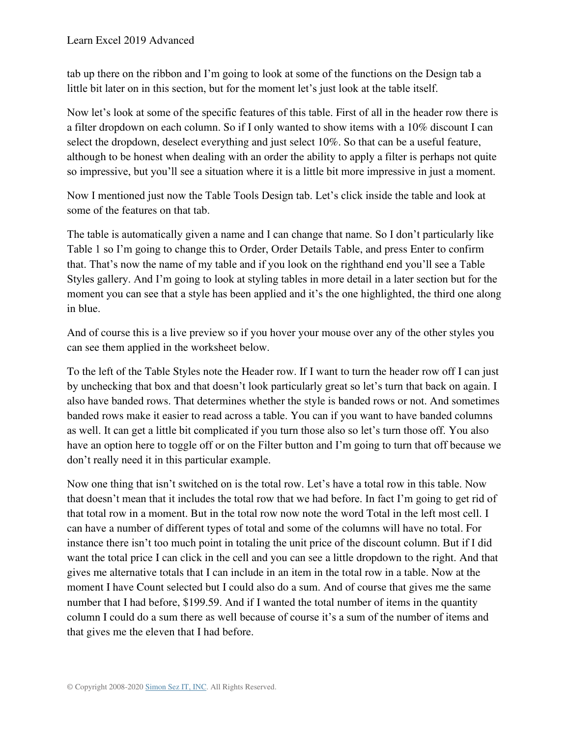tab up there on the ribbon and I'm going to look at some of the functions on the Design tab a little bit later on in this section, but for the moment let's just look at the table itself.

Now let's look at some of the specific features of this table. First of all in the header row there is a filter dropdown on each column. So if I only wanted to show items with a 10% discount I can select the dropdown, deselect everything and just select 10%. So that can be a useful feature, although to be honest when dealing with an order the ability to apply a filter is perhaps not quite so impressive, but you'll see a situation where it is a little bit more impressive in just a moment.

Now I mentioned just now the Table Tools Design tab. Let's click inside the table and look at some of the features on that tab.

The table is automatically given a name and I can change that name. So I don't particularly like Table 1 so I'm going to change this to Order, Order Details Table, and press Enter to confirm that. That's now the name of my table and if you look on the righthand end you'll see a Table Styles gallery. And I'm going to look at styling tables in more detail in a later section but for the moment you can see that a style has been applied and it's the one highlighted, the third one along in blue.

And of course this is a live preview so if you hover your mouse over any of the other styles you can see them applied in the worksheet below.

To the left of the Table Styles note the Header row. If I want to turn the header row off I can just by unchecking that box and that doesn't look particularly great so let's turn that back on again. I also have banded rows. That determines whether the style is banded rows or not. And sometimes banded rows make it easier to read across a table. You can if you want to have banded columns as well. It can get a little bit complicated if you turn those also so let's turn those off. You also have an option here to toggle off or on the Filter button and I'm going to turn that off because we don't really need it in this particular example.

Now one thing that isn't switched on is the total row. Let's have a total row in this table. Now that doesn't mean that it includes the total row that we had before. In fact I'm going to get rid of that total row in a moment. But in the total row now note the word Total in the left most cell. I can have a number of different types of total and some of the columns will have no total. For instance there isn't too much point in totaling the unit price of the discount column. But if I did want the total price I can click in the cell and you can see a little dropdown to the right. And that gives me alternative totals that I can include in an item in the total row in a table. Now at the moment I have Count selected but I could also do a sum. And of course that gives me the same number that I had before, $199.59. And if I wanted the total number of items in the quantity column I could do a sum there as well because of course it's a sum of the number of items and that gives me the eleven that I had before.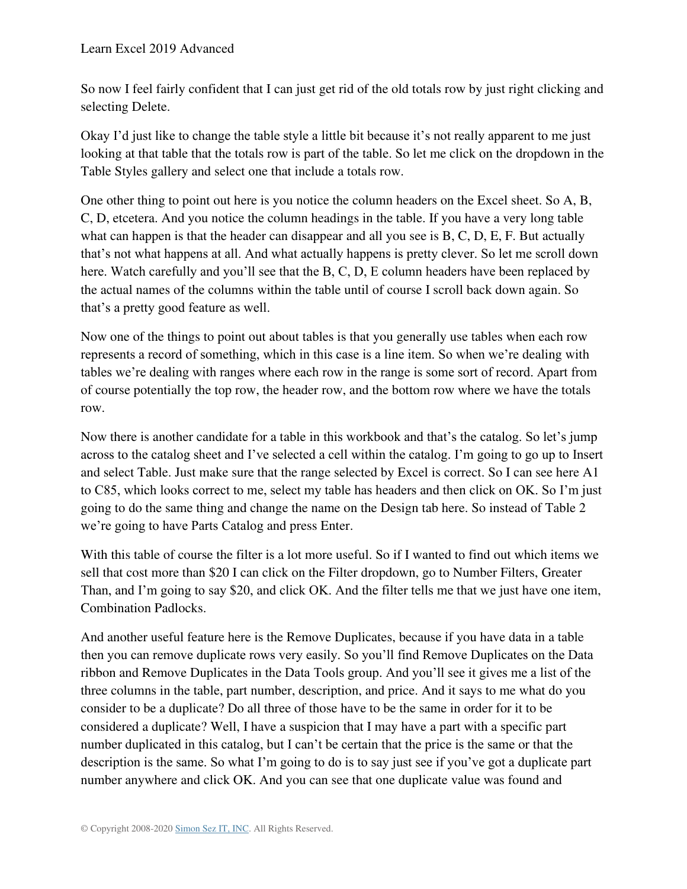So now I feel fairly confident that I can just get rid of the old totals row by just right clicking and selecting Delete.

Okay I'd just like to change the table style a little bit because it's not really apparent to me just looking at that table that the totals row is part of the table. So let me click on the dropdown in the Table Styles gallery and select one that include a totals row.

One other thing to point out here is you notice the column headers on the Excel sheet. So A, B, C, D, etcetera. And you notice the column headings in the table. If you have a very long table what can happen is that the header can disappear and all you see is B, C, D, E, F. But actually that's not what happens at all. And what actually happens is pretty clever. So let me scroll down here. Watch carefully and you'll see that the B, C, D, E column headers have been replaced by the actual names of the columns within the table until of course I scroll back down again. So that's a pretty good feature as well.

Now one of the things to point out about tables is that you generally use tables when each row represents a record of something, which in this case is a line item. So when we're dealing with tables we're dealing with ranges where each row in the range is some sort of record. Apart from of course potentially the top row, the header row, and the bottom row where we have the totals row.

Now there is another candidate for a table in this workbook and that's the catalog. So let's jump across to the catalog sheet and I've selected a cell within the catalog. I'm going to go up to Insert and select Table. Just make sure that the range selected by Excel is correct. So I can see here A1 to C85, which looks correct to me, select my table has headers and then click on OK. So I'm just going to do the same thing and change the name on the Design tab here. So instead of Table 2 we're going to have Parts Catalog and press Enter.

With this table of course the filter is a lot more useful. So if I wanted to find out which items we sell that cost more than $20 I can click on the Filter dropdown, go to Number Filters, Greater Than, and I'm going to say $20, and click OK. And the filter tells me that we just have one item, Combination Padlocks.

And another useful feature here is the Remove Duplicates, because if you have data in a table then you can remove duplicate rows very easily. So you'll find Remove Duplicates on the Data ribbon and Remove Duplicates in the Data Tools group. And you'll see it gives me a list of the three columns in the table, part number, description, and price. And it says to me what do you consider to be a duplicate? Do all three of those have to be the same in order for it to be considered a duplicate? Well, I have a suspicion that I may have a part with a specific part number duplicated in this catalog, but I can't be certain that the price is the same or that the description is the same. So what I'm going to do is to say just see if you've got a duplicate part number anywhere and click OK. And you can see that one duplicate value was found and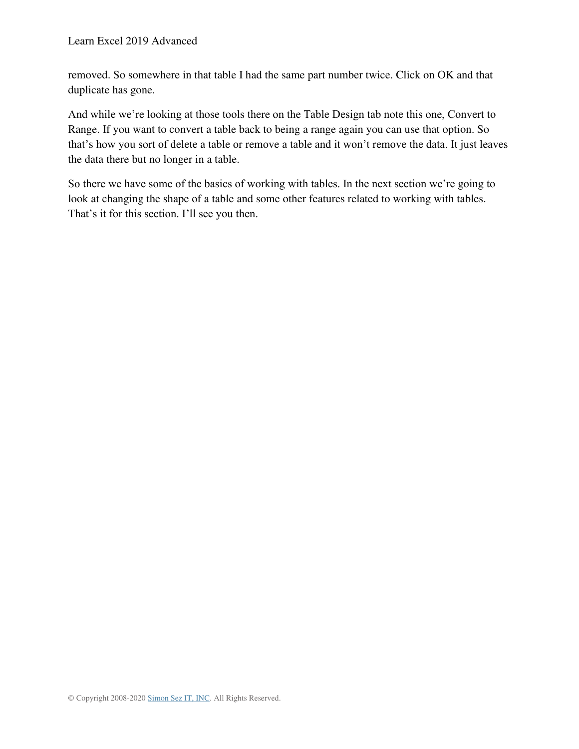removed. So somewhere in that table I had the same part number twice. Click on OK and that duplicate has gone.

And while we're looking at those tools there on the Table Design tab note this one, Convert to Range. If you want to convert a table back to being a range again you can use that option. So that's how you sort of delete a table or remove a table and it won't remove the data. It just leaves the data there but no longer in a table.

So there we have some of the basics of working with tables. In the next section we're going to look at changing the shape of a table and some other features related to working with tables. That's it for this section. I'll see you then.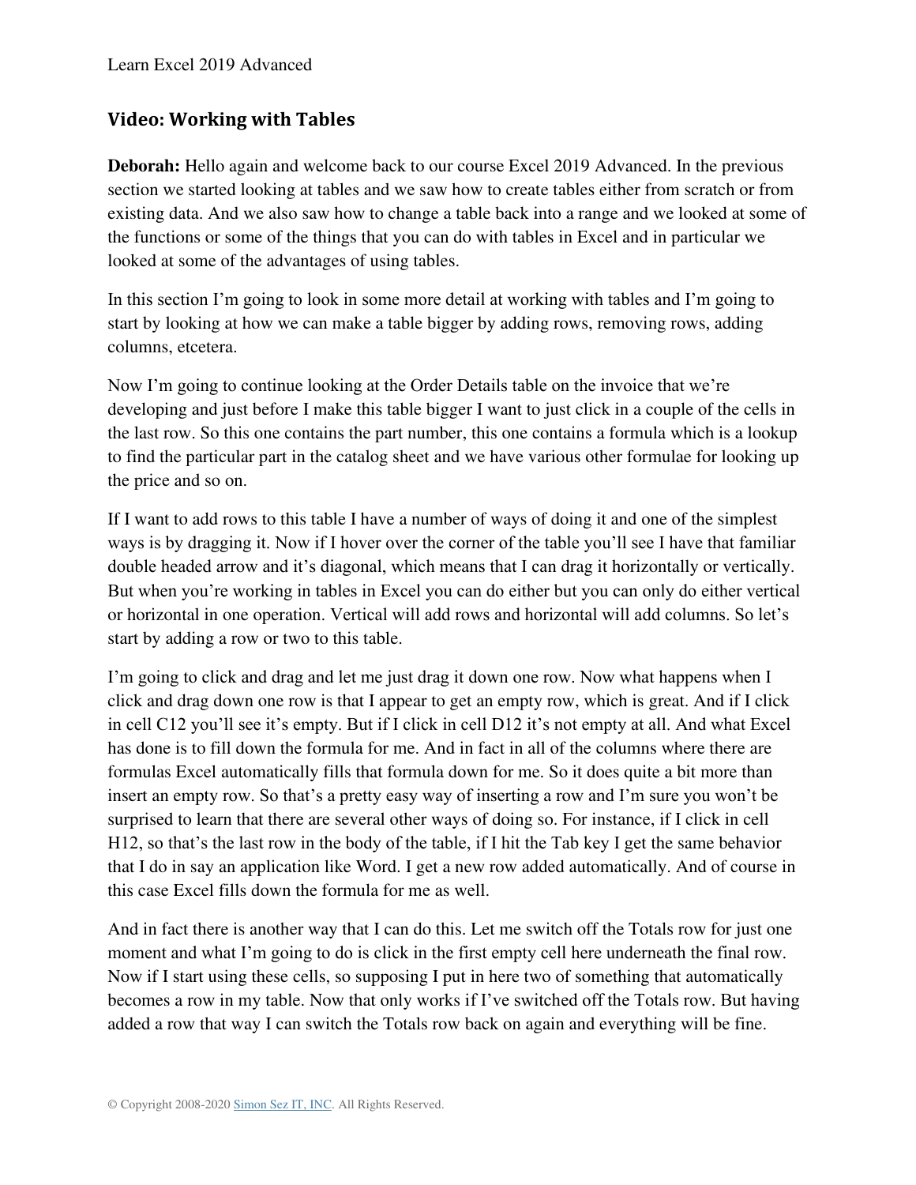## Video: Working with Tables

**Deborah:** Hello again and welcome back to our course Excel 2019 Advanced. In the previous section we started looking at tables and we saw how to create tables either from scratch or from existing data. And we also saw how to change a table back into a range and we looked at some of the functions or some of the things that you can do with tables in Excel and in particular we looked at some of the advantages of using tables.

In this section I'm going to look in some more detail at working with tables and I'm going to start by looking at how we can make a table bigger by adding rows, removing rows, adding columns, etcetera.

Now I'm going to continue looking at the Order Details table on the invoice that we're developing and just before I make this table bigger I want to just click in a couple of the cells in the last row. So this one contains the part number, this one contains a formula which is a lookup to find the particular part in the catalog sheet and we have various other formulae for looking up the price and so on.

If I want to add rows to this table I have a number of ways of doing it and one of the simplest ways is by dragging it. Now if I hover over the corner of the table you'll see I have that familiar double headed arrow and it's diagonal, which means that I can drag it horizontally or vertically. But when you're working in tables in Excel you can do either but you can only do either vertical or horizontal in one operation. Vertical will add rows and horizontal will add columns. So let's start by adding a row or two to this table.

I'm going to click and drag and let me just drag it down one row. Now what happens when I click and drag down one row is that I appear to get an empty row, which is great. And if I click in cell C12 you'll see it's empty. But if I click in cell D12 it's not empty at all. And what Excel has done is to fill down the formula for me. And in fact in all of the columns where there are formulas Excel automatically fills that formula down for me. So it does quite a bit more than insert an empty row. So that's a pretty easy way of inserting a row and I'm sure you won't be surprised to learn that there are several other ways of doing so. For instance, if I click in cell H12, so that's the last row in the body of the table, if I hit the Tab key I get the same behavior that I do in say an application like Word. I get a new row added automatically. And of course in this case Excel fills down the formula for me as well.

And in fact there is another way that I can do this. Let me switch off the Totals row for just one moment and what I'm going to do is click in the first empty cell here underneath the final row. Now if I start using these cells, so supposing I put in here two of something that automatically becomes a row in my table. Now that only works if I've switched off the Totals row. But having added a row that way I can switch the Totals row back on again and everything will be fine.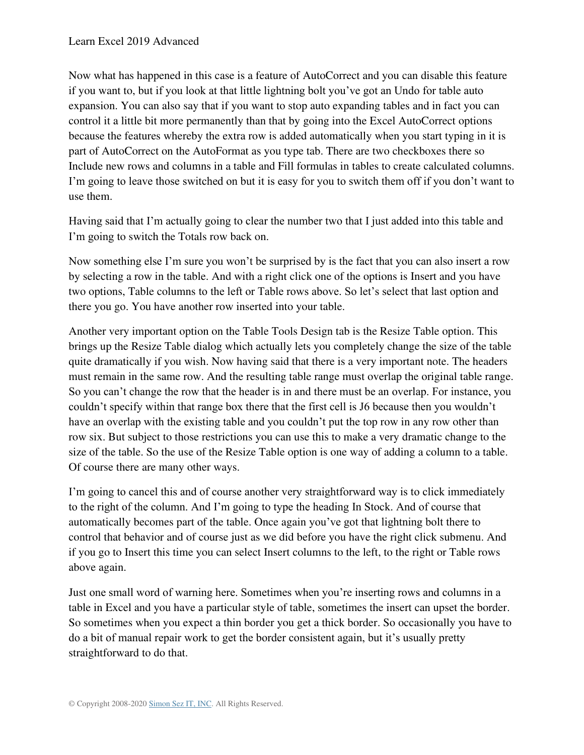Now what has happened in this case is a feature of AutoCorrect and you can disable this feature if you want to, but if you look at that little lightning bolt you've got an Undo for table auto expansion. You can also say that if you want to stop auto expanding tables and in fact you can control it a little bit more permanently than that by going into the Excel AutoCorrect options because the features whereby the extra row is added automatically when you start typing in it is part of AutoCorrect on the AutoFormat as you type tab. There are two checkboxes there so Include new rows and columns in a table and Fill formulas in tables to create calculated columns. I'm going to leave those switched on but it is easy for you to switch them off if you don't want to use them.

Having said that I'm actually going to clear the number two that I just added into this table and I'm going to switch the Totals row back on.

Now something else I'm sure you won't be surprised by is the fact that you can also insert a row by selecting a row in the table. And with a right click one of the options is Insert and you have two options, Table columns to the left or Table rows above. So let's select that last option and there you go. You have another row inserted into your table.

Another very important option on the Table Tools Design tab is the Resize Table option. This brings up the Resize Table dialog which actually lets you completely change the size of the table quite dramatically if you wish. Now having said that there is a very important note. The headers must remain in the same row. And the resulting table range must overlap the original table range. So you can't change the row that the header is in and there must be an overlap. For instance, you couldn't specify within that range box there that the first cell is J6 because then you wouldn't have an overlap with the existing table and you couldn't put the top row in any row other than row six. But subject to those restrictions you can use this to make a very dramatic change to the size of the table. So the use of the Resize Table option is one way of adding a column to a table. Of course there are many other ways.

I'm going to cancel this and of course another very straightforward way is to click immediately to the right of the column. And I'm going to type the heading In Stock. And of course that automatically becomes part of the table. Once again you've got that lightning bolt there to control that behavior and of course just as we did before you have the right click submenu. And if you go to Insert this time you can select Insert columns to the left, to the right or Table rows above again.

Just one small word of warning here. Sometimes when you're inserting rows and columns in a table in Excel and you have a particular style of table, sometimes the insert can upset the border. So sometimes when you expect a thin border you get a thick border. So occasionally you have to do a bit of manual repair work to get the border consistent again, but it's usually pretty straightforward to do that.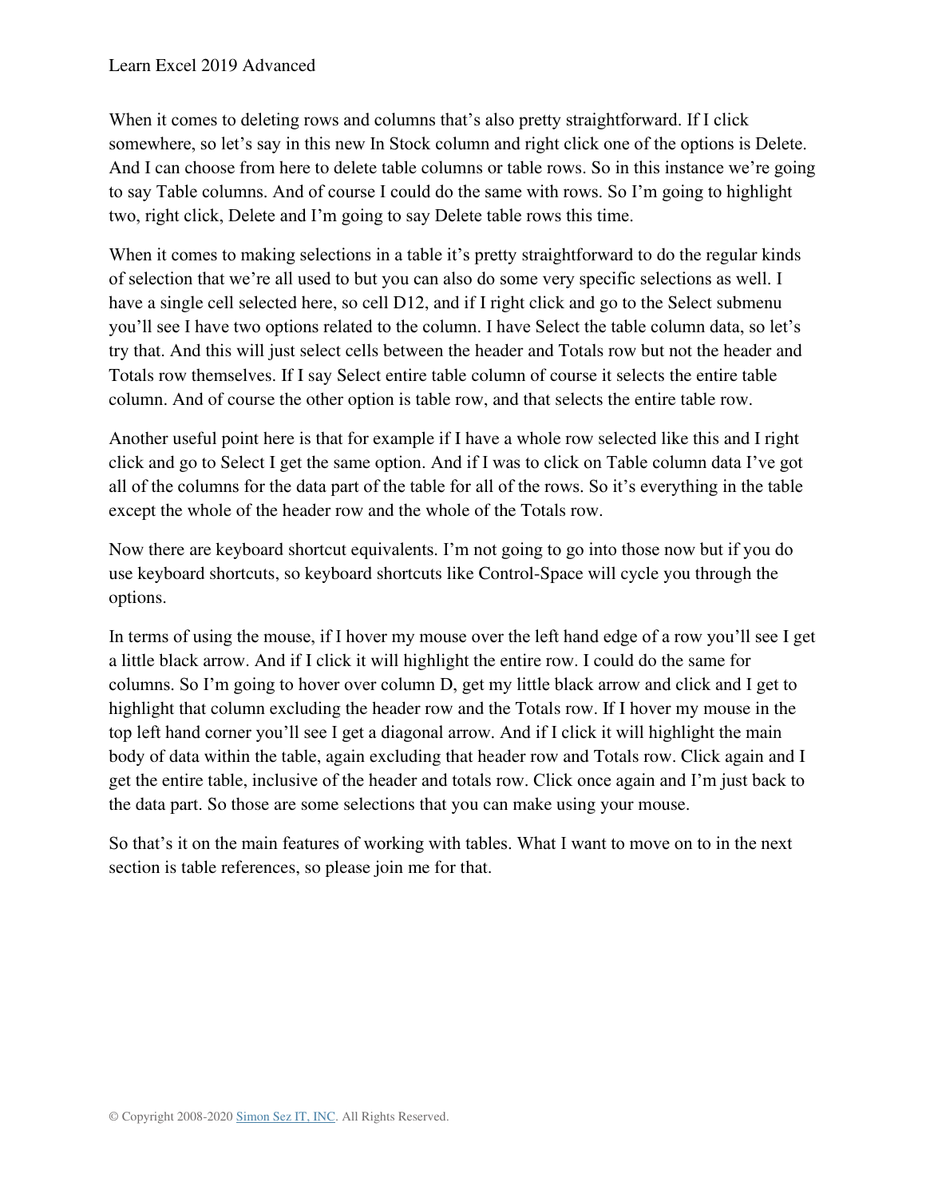When it comes to deleting rows and columns that's also pretty straightforward. If I click somewhere, so let's say in this new In Stock column and right click one of the options is Delete. And I can choose from here to delete table columns or table rows. So in this instance we're going to say Table columns. And of course I could do the same with rows. So I'm going to highlight two, right click, Delete and I'm going to say Delete table rows this time.

When it comes to making selections in a table it's pretty straightforward to do the regular kinds of selection that we're all used to but you can also do some very specific selections as well. I have a single cell selected here, so cell D12, and if I right click and go to the Select submenu you'll see I have two options related to the column. I have Select the table column data, so let's try that. And this will just select cells between the header and Totals row but not the header and Totals row themselves. If I say Select entire table column of course it selects the entire table column. And of course the other option is table row, and that selects the entire table row.

Another useful point here is that for example if I have a whole row selected like this and I right click and go to Select I get the same option. And if I was to click on Table column data I've got all of the columns for the data part of the table for all of the rows. So it's everything in the table except the whole of the header row and the whole of the Totals row.

Now there are keyboard shortcut equivalents. I'm not going to go into those now but if you do use keyboard shortcuts, so keyboard shortcuts like Control-Space will cycle you through the options.

In terms of using the mouse, if I hover my mouse over the left hand edge of a row you'll see I get a little black arrow. And if I click it will highlight the entire row. I could do the same for columns. So I'm going to hover over column D, get my little black arrow and click and I get to highlight that column excluding the header row and the Totals row. If I hover my mouse in the top left hand corner you'll see I get a diagonal arrow. And if I click it will highlight the main body of data within the table, again excluding that header row and Totals row. Click again and I get the entire table, inclusive of the header and totals row. Click once again and I'm just back to the data part. So those are some selections that you can make using your mouse.

So that's it on the main features of working with tables. What I want to move on to in the next section is table references, so please join me for that.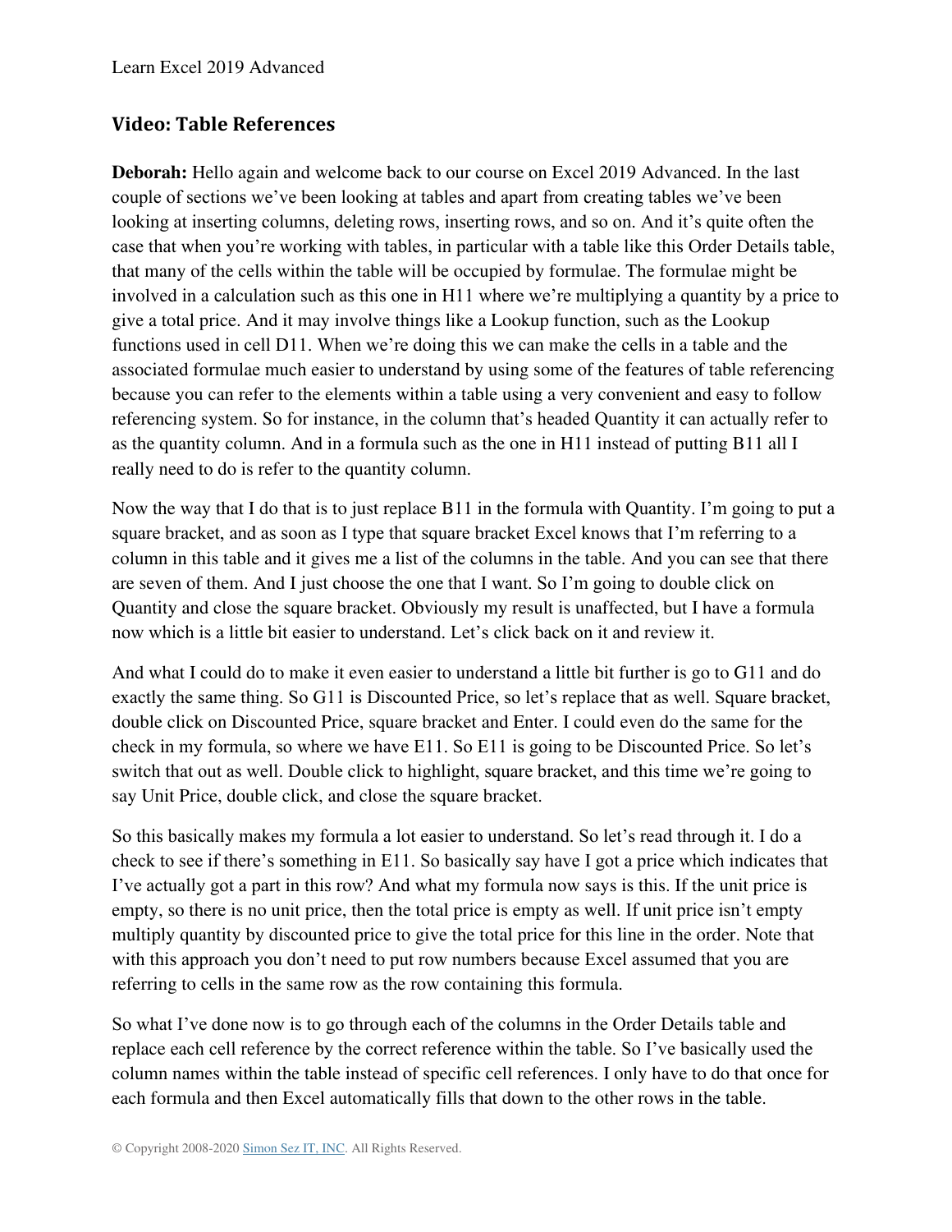## Video: Table References

**Deborah:** Hello again and welcome back to our course on Excel 2019 Advanced. In the last couple of sections we've been looking at tables and apart from creating tables we've been looking at inserting columns, deleting rows, inserting rows, and so on. And it's quite often the case that when you're working with tables, in particular with a table like this Order Details table, that many of the cells within the table will be occupied by formulae. The formulae might be involved in a calculation such as this one in H11 where we're multiplying a quantity by a price to give a total price. And it may involve things like a Lookup function, such as the Lookup functions used in cell D11. When we're doing this we can make the cells in a table and the associated formulae much easier to understand by using some of the features of table referencing because you can refer to the elements within a table using a very convenient and easy to follow referencing system. So for instance, in the column that's headed Quantity it can actually refer to as the quantity column. And in a formula such as the one in H11 instead of putting B11 all I really need to do is refer to the quantity column.

Now the way that I do that is to just replace B11 in the formula with Quantity. I'm going to put a square bracket, and as soon as I type that square bracket Excel knows that I'm referring to a column in this table and it gives me a list of the columns in the table. And you can see that there are seven of them. And I just choose the one that I want. So I'm going to double click on Quantity and close the square bracket. Obviously my result is unaffected, but I have a formula now which is a little bit easier to understand. Let's click back on it and review it.

And what I could do to make it even easier to understand a little bit further is go to G11 and do exactly the same thing. So G11 is Discounted Price, so let's replace that as well. Square bracket, double click on Discounted Price, square bracket and Enter. I could even do the same for the check in my formula, so where we have E11. So E11 is going to be Discounted Price. So let's switch that out as well. Double click to highlight, square bracket, and this time we're going to say Unit Price, double click, and close the square bracket.

So this basically makes my formula a lot easier to understand. So let's read through it. I do a check to see if there's something in E11. So basically say have I got a price which indicates that I've actually got a part in this row? And what my formula now says is this. If the unit price is empty, so there is no unit price, then the total price is empty as well. If unit price isn't empty multiply quantity by discounted price to give the total price for this line in the order. Note that with this approach you don't need to put row numbers because Excel assumed that you are referring to cells in the same row as the row containing this formula.

So what I've done now is to go through each of the columns in the Order Details table and replace each cell reference by the correct reference within the table. So I've basically used the column names within the table instead of specific cell references. I only have to do that once for each formula and then Excel automatically fills that down to the other rows in the table.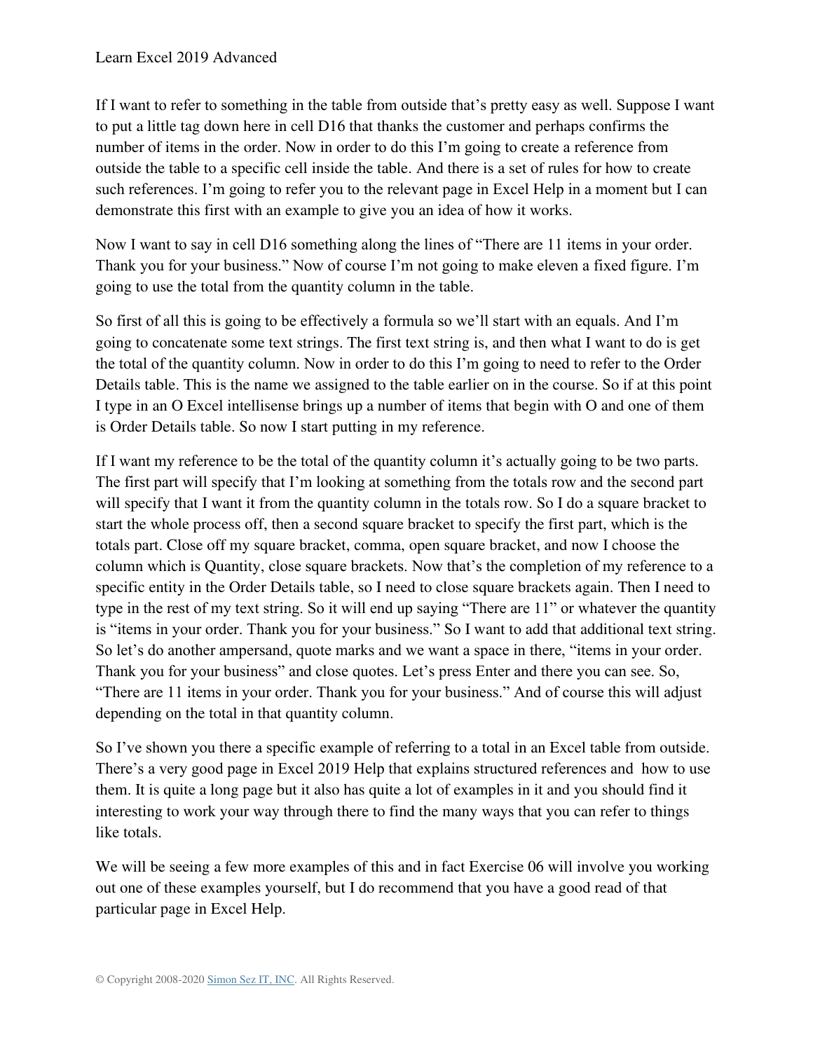If I want to refer to something in the table from outside that's pretty easy as well. Suppose I want to put a little tag down here in cell D16 that thanks the customer and perhaps confirms the number of items in the order. Now in order to do this I'm going to create a reference from outside the table to a specific cell inside the table. And there is a set of rules for how to create such references. I'm going to refer you to the relevant page in Excel Help in a moment but I can demonstrate this first with an example to give you an idea of how it works.

Now I want to say in cell D16 something along the lines of "There are 11 items in your order. Thank you for your business." Now of course I'm not going to make eleven a fixed figure. I'm going to use the total from the quantity column in the table.

So first of all this is going to be effectively a formula so we'll start with an equals. And I'm going to concatenate some text strings. The first text string is, and then what I want to do is get the total of the quantity column. Now in order to do this I'm going to need to refer to the Order Details table. This is the name we assigned to the table earlier on in the course. So if at this point I type in an O Excel intellisense brings up a number of items that begin with O and one of them is Order Details table. So now I start putting in my reference.

If I want my reference to be the total of the quantity column it's actually going to be two parts. The first part will specify that I'm looking at something from the totals row and the second part will specify that I want it from the quantity column in the totals row. So I do a square bracket to start the whole process off, then a second square bracket to specify the first part, which is the totals part. Close off my square bracket, comma, open square bracket, and now I choose the column which is Quantity, close square brackets. Now that's the completion of my reference to a specific entity in the Order Details table, so I need to close square brackets again. Then I need to type in the rest of my text string. So it will end up saying "There are 11" or whatever the quantity is "items in your order. Thank you for your business." So I want to add that additional text string. So let's do another ampersand, quote marks and we want a space in there, "items in your order. Thank you for your business" and close quotes. Let's press Enter and there you can see. So, "There are 11 items in your order. Thank you for your business." And of course this will adjust depending on the total in that quantity column.

So I've shown you there a specific example of referring to a total in an Excel table from outside. There's a very good page in Excel 2019 Help that explains structured references and how to use them. It is quite a long page but it also has quite a lot of examples in it and you should find it interesting to work your way through there to find the many ways that you can refer to things like totals.

We will be seeing a few more examples of this and in fact Exercise 06 will involve you working out one of these examples yourself, but I do recommend that you have a good read of that particular page in Excel Help.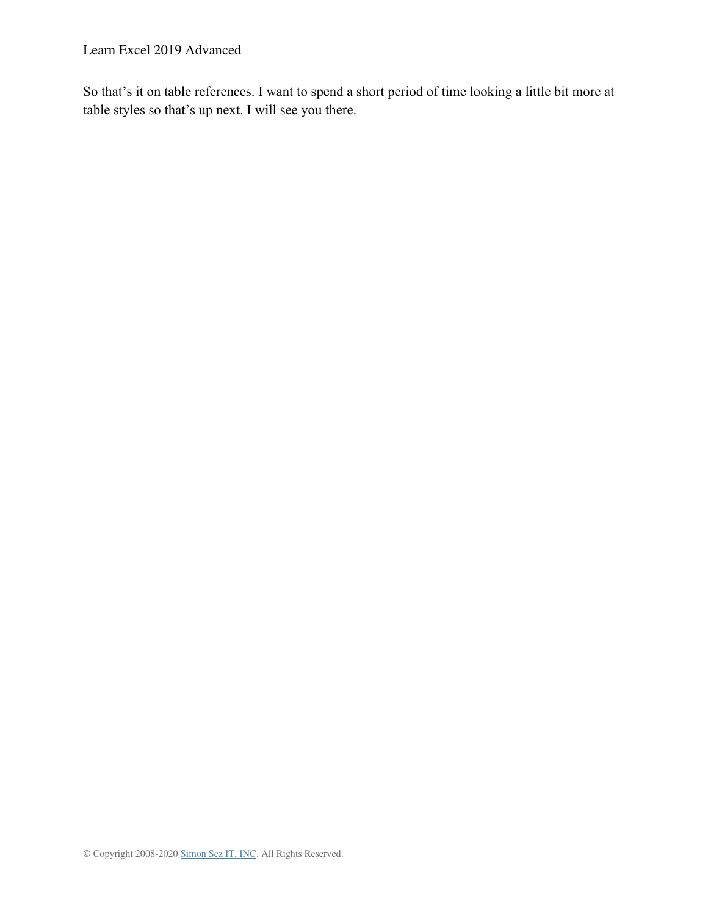So that's it on table references. I want to spend a short period of time looking a little bit more at table styles so that's up next. I will see you there.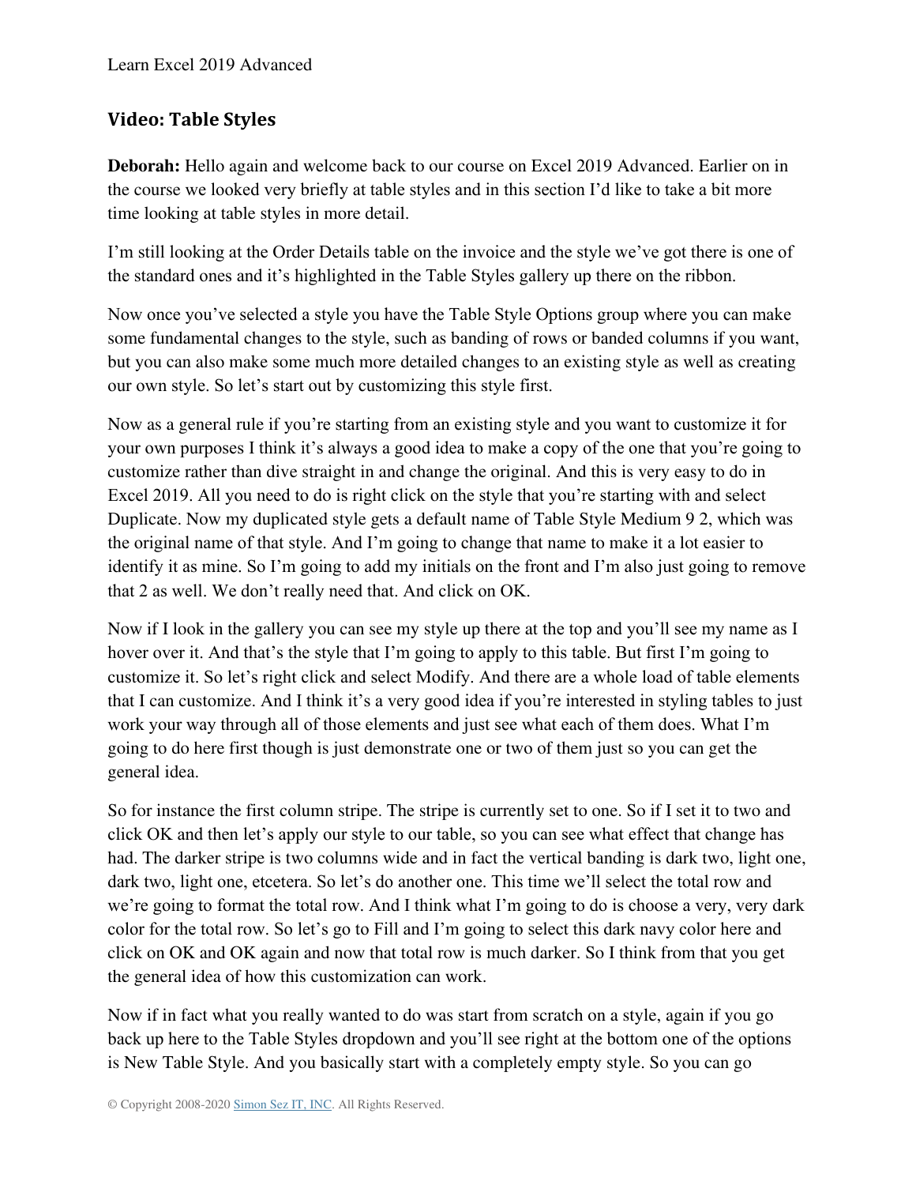## Video: Table Styles

**Deborah:** Hello again and welcome back to our course on Excel 2019 Advanced. Earlier on in the course we looked very briefly at table styles and in this section I'd like to take a bit more time looking at table styles in more detail.

I'm still looking at the Order Details table on the invoice and the style we've got there is one of the standard ones and it's highlighted in the Table Styles gallery up there on the ribbon.

Now once you've selected a style you have the Table Style Options group where you can make some fundamental changes to the style, such as banding of rows or banded columns if you want, but you can also make some much more detailed changes to an existing style as well as creating our own style. So let's start out by customizing this style first.

Now as a general rule if you're starting from an existing style and you want to customize it for your own purposes I think it's always a good idea to make a copy of the one that you're going to customize rather than dive straight in and change the original. And this is very easy to do in Excel 2019. All you need to do is right click on the style that you're starting with and select Duplicate. Now my duplicated style gets a default name of Table Style Medium 9 2, which was the original name of that style. And I'm going to change that name to make it a lot easier to identify it as mine. So I'm going to add my initials on the front and I'm also just going to remove that 2 as well. We don't really need that. And click on OK.

Now if I look in the gallery you can see my style up there at the top and you'll see my name as I hover over it. And that's the style that I'm going to apply to this table. But first I'm going to customize it. So let's right click and select Modify. And there are a whole load of table elements that I can customize. And I think it's a very good idea if you're interested in styling tables to just work your way through all of those elements and just see what each of them does. What I'm going to do here first though is just demonstrate one or two of them just so you can get the general idea.

So for instance the first column stripe. The stripe is currently set to one. So if I set it to two and click OK and then let's apply our style to our table, so you can see what effect that change has had. The darker stripe is two columns wide and in fact the vertical banding is dark two, light one, dark two, light one, etcetera. So let's do another one. This time we'll select the total row and we're going to format the total row. And I think what I'm going to do is choose a very, very dark color for the total row. So let's go to Fill and I'm going to select this dark navy color here and click on OK and OK again and now that total row is much darker. So I think from that you get the general idea of how this customization can work.

Now if in fact what you really wanted to do was start from scratch on a style, again if you go back up here to the Table Styles dropdown and you'll see right at the bottom one of the options is New Table Style. And you basically start with a completely empty style. So you can go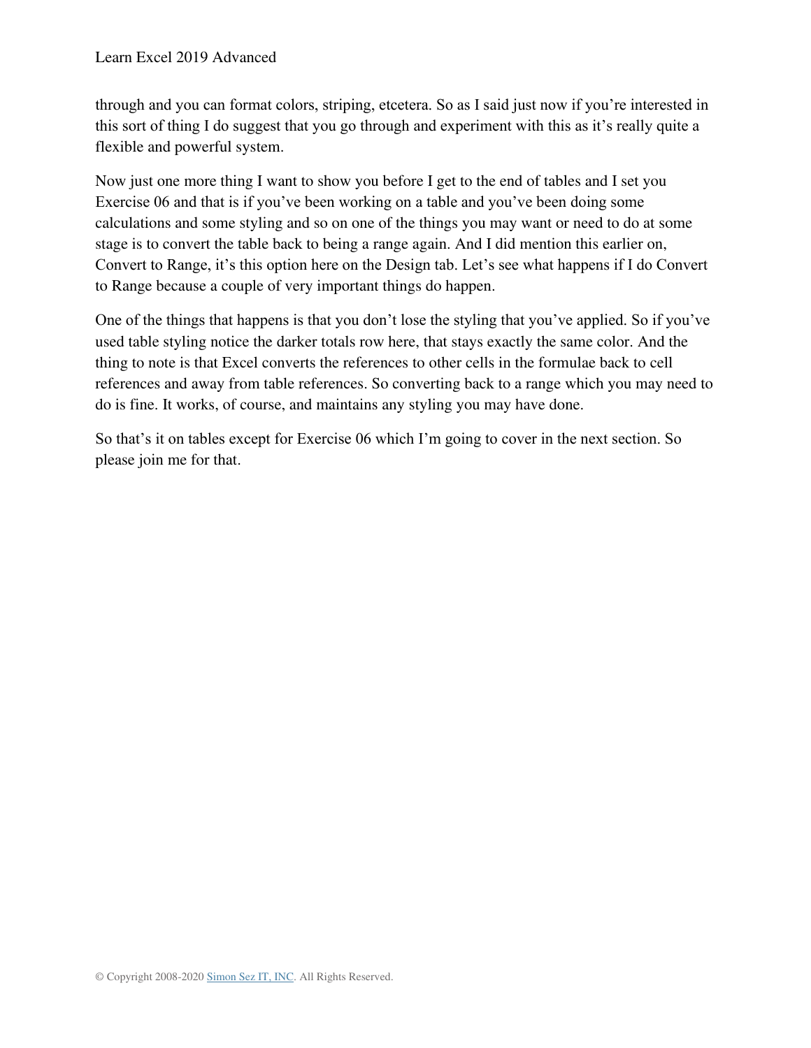through and you can format colors, striping, etcetera. So as I said just now if you're interested in this sort of thing I do suggest that you go through and experiment with this as it's really quite a flexible and powerful system.

Now just one more thing I want to show you before I get to the end of tables and I set you Exercise 06 and that is if you've been working on a table and you've been doing some calculations and some styling and so on one of the things you may want or need to do at some stage is to convert the table back to being a range again. And I did mention this earlier on, Convert to Range, it's this option here on the Design tab. Let's see what happens if I do Convert to Range because a couple of very important things do happen.

One of the things that happens is that you don't lose the styling that you've applied. So if you've used table styling notice the darker totals row here, that stays exactly the same color. And the thing to note is that Excel converts the references to other cells in the formulae back to cell references and away from table references. So converting back to a range which you may need to do is fine. It works, of course, and maintains any styling you may have done.

So that's it on tables except for Exercise 06 which I'm going to cover in the next section. So please join me for that.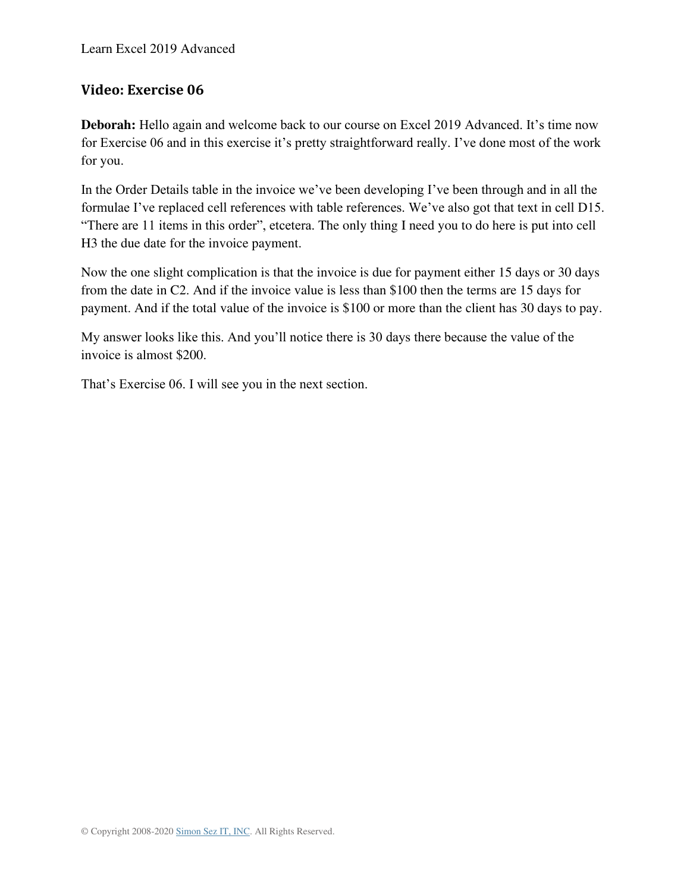## Video: Exercise 06

**Deborah:** Hello again and welcome back to our course on Excel 2019 Advanced. It's time now for Exercise 06 and in this exercise it's pretty straightforward really. I've done most of the work for you.

In the Order Details table in the invoice we've been developing I've been through and in all the formulae I've replaced cell references with table references. We've also got that text in cell D15. "There are 11 items in this order", etcetera. The only thing I need you to do here is put into cell H3 the due date for the invoice payment.

Now the one slight complication is that the invoice is due for payment either 15 days or 30 days from the date in C2. And if the invoice value is less than $100 then the terms are 15 days for payment. And if the total value of the invoice is $100 or more than the client has 30 days to pay.

My answer looks like this. And you'll notice there is 30 days there because the value of the invoice is almost $200.

That's Exercise 06. I will see you in the next section.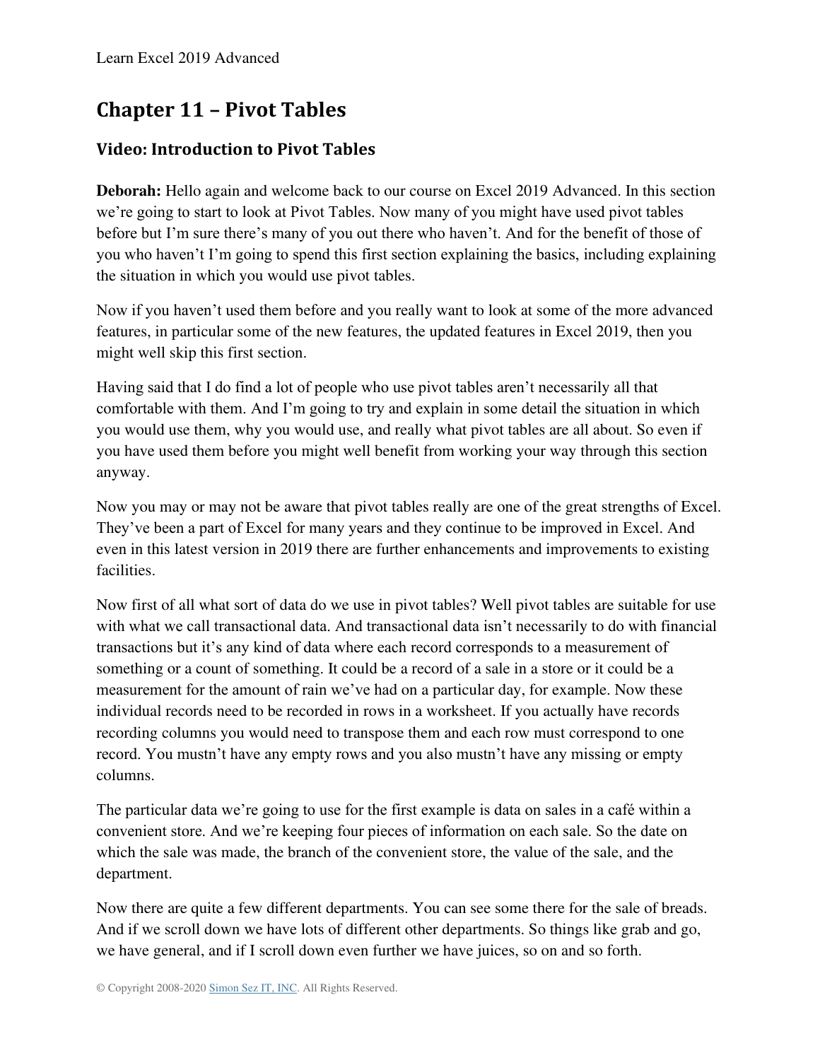# Chapter 11 – Pivot Tables

## Video: Introduction to Pivot Tables

**Deborah:** Hello again and welcome back to our course on Excel 2019 Advanced. In this section we're going to start to look at Pivot Tables. Now many of you might have used pivot tables before but I'm sure there's many of you out there who haven't. And for the benefit of those of you who haven't I'm going to spend this first section explaining the basics, including explaining the situation in which you would use pivot tables.

Now if you haven't used them before and you really want to look at some of the more advanced features, in particular some of the new features, the updated features in Excel 2019, then you might well skip this first section.

Having said that I do find a lot of people who use pivot tables aren't necessarily all that comfortable with them. And I'm going to try and explain in some detail the situation in which you would use them, why you would use, and really what pivot tables are all about. So even if you have used them before you might well benefit from working your way through this section anyway.

Now you may or may not be aware that pivot tables really are one of the great strengths of Excel. They've been a part of Excel for many years and they continue to be improved in Excel. And even in this latest version in 2019 there are further enhancements and improvements to existing facilities.

Now first of all what sort of data do we use in pivot tables? Well pivot tables are suitable for use with what we call transactional data. And transactional data isn't necessarily to do with financial transactions but it's any kind of data where each record corresponds to a measurement of something or a count of something. It could be a record of a sale in a store or it could be a measurement for the amount of rain we've had on a particular day, for example. Now these individual records need to be recorded in rows in a worksheet. If you actually have records recording columns you would need to transpose them and each row must correspond to one record. You mustn't have any empty rows and you also mustn't have any missing or empty columns.

The particular data we're going to use for the first example is data on sales in a café within a convenient store. And we're keeping four pieces of information on each sale. So the date on which the sale was made, the branch of the convenient store, the value of the sale, and the department.

Now there are quite a few different departments. You can see some there for the sale of breads. And if we scroll down we have lots of different other departments. So things like grab and go, we have general, and if I scroll down even further we have juices, so on and so forth.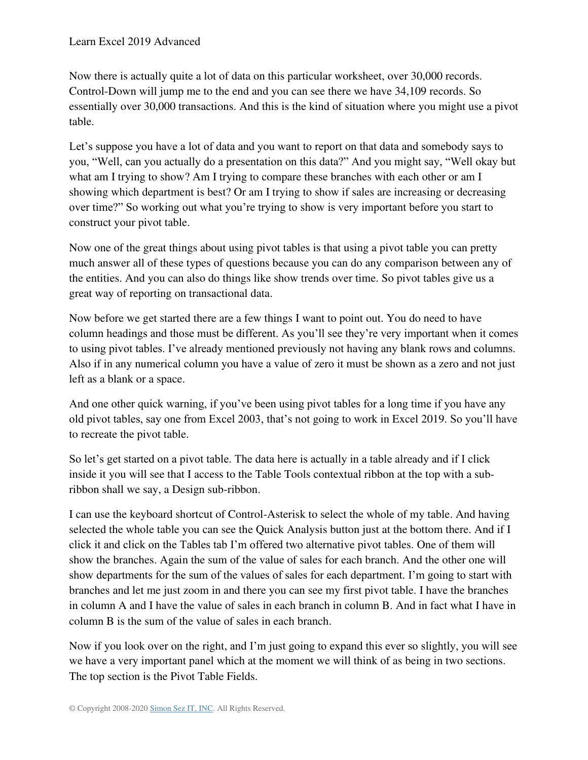Now there is actually quite a lot of data on this particular worksheet, over 30,000 records. Control-Down will jump me to the end and you can see there we have 34,109 records. So essentially over 30,000 transactions. And this is the kind of situation where you might use a pivot table.

Let's suppose you have a lot of data and you want to report on that data and somebody says to you, "Well, can you actually do a presentation on this data?" And you might say, "Well okay but what am I trying to show? Am I trying to compare these branches with each other or am I showing which department is best? Or am I trying to show if sales are increasing or decreasing over time?" So working out what you're trying to show is very important before you start to construct your pivot table.

Now one of the great things about using pivot tables is that using a pivot table you can pretty much answer all of these types of questions because you can do any comparison between any of the entities. And you can also do things like show trends over time. So pivot tables give us a great way of reporting on transactional data.

Now before we get started there are a few things I want to point out. You do need to have column headings and those must be different. As you'll see they're very important when it comes to using pivot tables. I've already mentioned previously not having any blank rows and columns. Also if in any numerical column you have a value of zero it must be shown as a zero and not just left as a blank or a space.

And one other quick warning, if you've been using pivot tables for a long time if you have any old pivot tables, say one from Excel 2003, that's not going to work in Excel 2019. So you'll have to recreate the pivot table.

So let's get started on a pivot table. The data here is actually in a table already and if I click inside it you will see that I access to the Table Tools contextual ribbon at the top with a sub-ribbon shall we say, a Design sub-ribbon.

I can use the keyboard shortcut of Control-Asterisk to select the whole of my table. And having selected the whole table you can see the Quick Analysis button just at the bottom there. And if I click it and click on the Tables tab I'm offered two alternative pivot tables. One of them will show the branches. Again the sum of the value of sales for each branch. And the other one will show departments for the sum of the values of sales for each department. I'm going to start with branches and let me just zoom in and there you can see my first pivot table. I have the branches in column A and I have the value of sales in each branch in column B. And in fact what I have in column B is the sum of the value of sales in each branch.

Now if you look over on the right, and I'm just going to expand this ever so slightly, you will see we have a very important panel which at the moment we will think of as being in two sections. The top section is the Pivot Table Fields.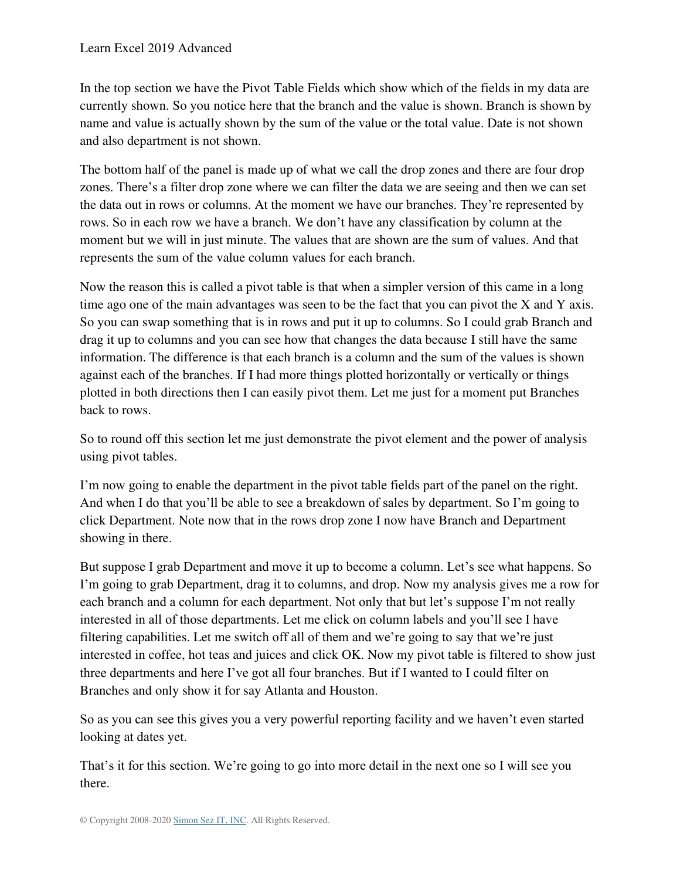In the top section we have the Pivot Table Fields which show which of the fields in my data are currently shown. So you notice here that the branch and the value is shown. Branch is shown by name and value is actually shown by the sum of the value or the total value. Date is not shown and also department is not shown.

The bottom half of the panel is made up of what we call the drop zones and there are four drop zones. There's a filter drop zone where we can filter the data we are seeing and then we can set the data out in rows or columns. At the moment we have our branches. They're represented by rows. So in each row we have a branch. We don't have any classification by column at the moment but we will in just minute. The values that are shown are the sum of values. And that represents the sum of the value column values for each branch.

Now the reason this is called a pivot table is that when a simpler version of this came in a long time ago one of the main advantages was seen to be the fact that you can pivot the X and Y axis. So you can swap something that is in rows and put it up to columns. So I could grab Branch and drag it up to columns and you can see how that changes the data because I still have the same information. The difference is that each branch is a column and the sum of the values is shown against each of the branches. If I had more things plotted horizontally or vertically or things plotted in both directions then I can easily pivot them. Let me just for a moment put Branches back to rows.

So to round off this section let me just demonstrate the pivot element and the power of analysis using pivot tables.

I'm now going to enable the department in the pivot table fields part of the panel on the right. And when I do that you'll be able to see a breakdown of sales by department. So I'm going to click Department. Note now that in the rows drop zone I now have Branch and Department showing in there.

But suppose I grab Department and move it up to become a column. Let's see what happens. So I'm going to grab Department, drag it to columns, and drop. Now my analysis gives me a row for each branch and a column for each department. Not only that but let's suppose I'm not really interested in all of those departments. Let me click on column labels and you'll see I have filtering capabilities. Let me switch off all of them and we're going to say that we're just interested in coffee, hot teas and juices and click OK. Now my pivot table is filtered to show just three departments and here I've got all four branches. But if I wanted to I could filter on Branches and only show it for say Atlanta and Houston.

So as you can see this gives you a very powerful reporting facility and we haven't even started looking at dates yet.

That's it for this section. We're going to go into more detail in the next one so I will see you there.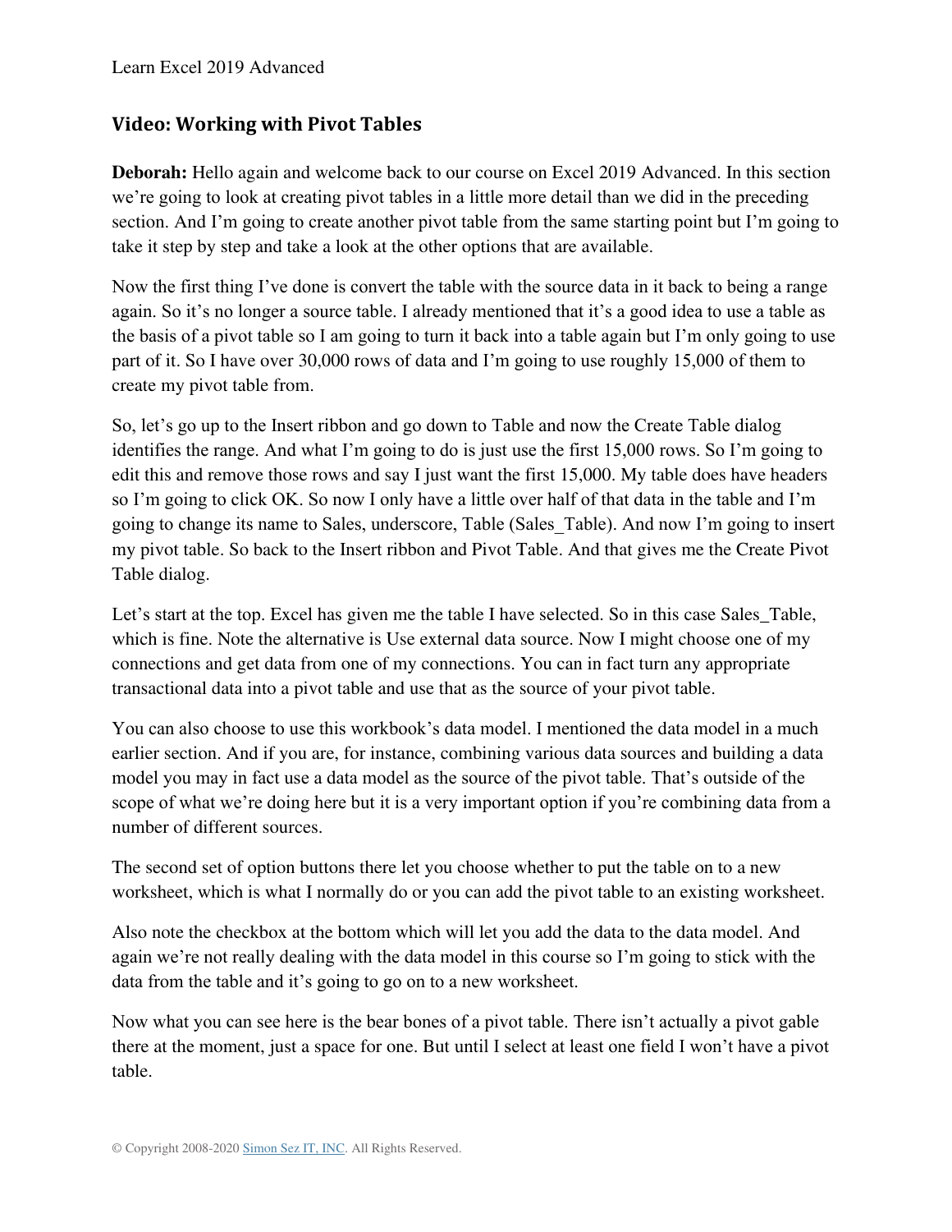## Video: Working with Pivot Tables

**Deborah:** Hello again and welcome back to our course on Excel 2019 Advanced. In this section we're going to look at creating pivot tables in a little more detail than we did in the preceding section. And I'm going to create another pivot table from the same starting point but I'm going to take it step by step and take a look at the other options that are available.

Now the first thing I've done is convert the table with the source data in it back to being a range again. So it's no longer a source table. I already mentioned that it's a good idea to use a table as the basis of a pivot table so I am going to turn it back into a table again but I'm only going to use part of it. So I have over 30,000 rows of data and I'm going to use roughly 15,000 of them to create my pivot table from.

So, let's go up to the Insert ribbon and go down to Table and now the Create Table dialog identifies the range. And what I'm going to do is just use the first 15,000 rows. So I'm going to edit this and remove those rows and say I just want the first 15,000. My table does have headers so I'm going to click OK. So now I only have a little over half of that data in the table and I'm going to change its name to Sales, underscore, Table (Sales_Table). And now I'm going to insert my pivot table. So back to the Insert ribbon and Pivot Table. And that gives me the Create Pivot Table dialog.

Let's start at the top. Excel has given me the table I have selected. So in this case Sales_Table, which is fine. Note the alternative is Use external data source. Now I might choose one of my connections and get data from one of my connections. You can in fact turn any appropriate transactional data into a pivot table and use that as the source of your pivot table.

You can also choose to use this workbook's data model. I mentioned the data model in a much earlier section. And if you are, for instance, combining various data sources and building a data model you may in fact use a data model as the source of the pivot table. That's outside of the scope of what we're doing here but it is a very important option if you're combining data from a number of different sources.

The second set of option buttons there let you choose whether to put the table on to a new worksheet, which is what I normally do or you can add the pivot table to an existing worksheet.

Also note the checkbox at the bottom which will let you add the data to the data model. And again we're not really dealing with the data model in this course so I'm going to stick with the data from the table and it's going to go on to a new worksheet.

Now what you can see here is the bear bones of a pivot table. There isn't actually a pivot gable there at the moment, just a space for one. But until I select at least one field I won't have a pivot table.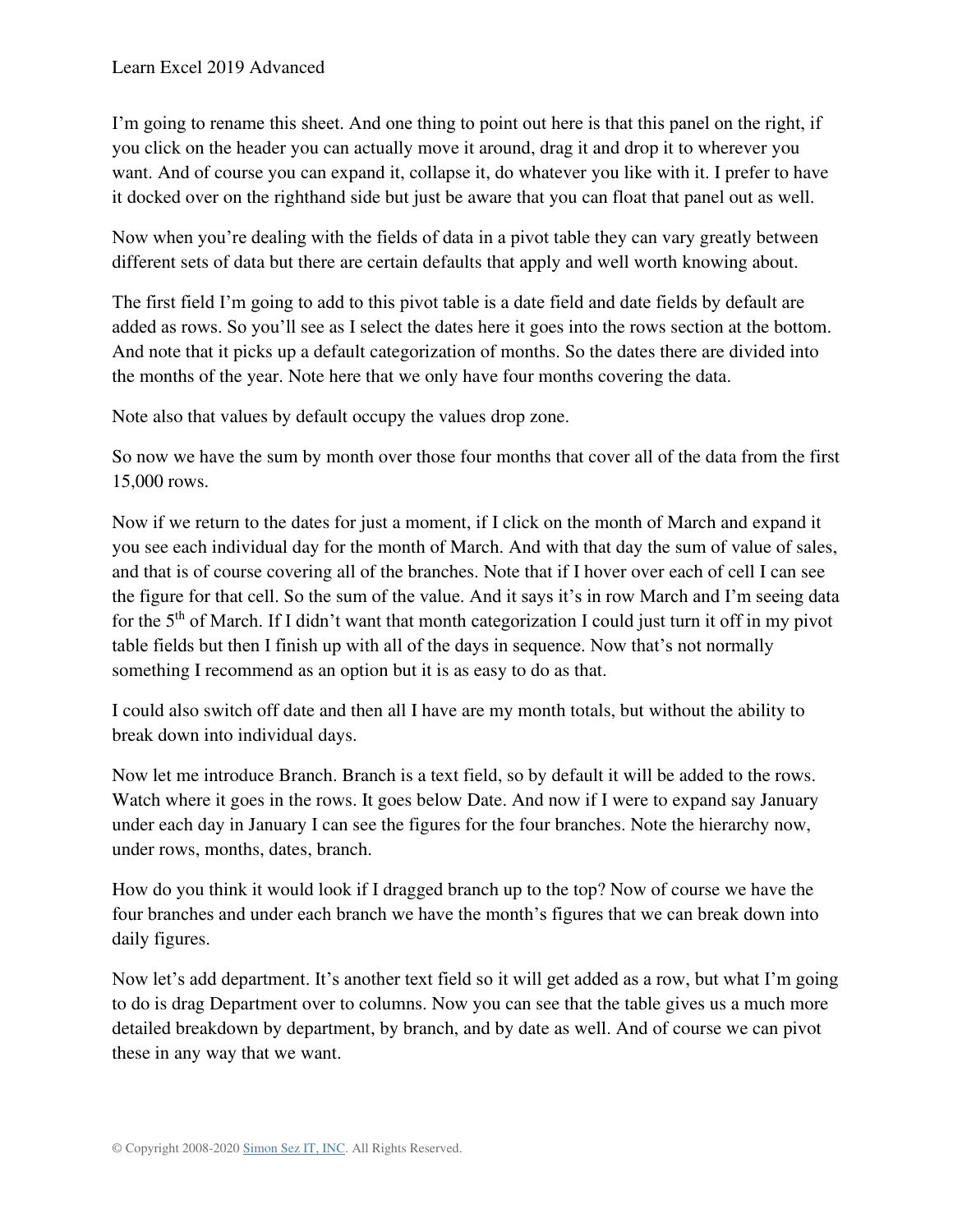I'm going to rename this sheet. And one thing to point out here is that this panel on the right, if you click on the header you can actually move it around, drag it and drop it to wherever you want. And of course you can expand it, collapse it, do whatever you like with it. I prefer to have it docked over on the righthand side but just be aware that you can float that panel out as well.

Now when you're dealing with the fields of data in a pivot table they can vary greatly between different sets of data but there are certain defaults that apply and well worth knowing about.

The first field I'm going to add to this pivot table is a date field and date fields by default are added as rows. So you'll see as I select the dates here it goes into the rows section at the bottom. And note that it picks up a default categorization of months. So the dates there are divided into the months of the year. Note here that we only have four months covering the data.

Note also that values by default occupy the values drop zone.

So now we have the sum by month over those four months that cover all of the data from the first 15,000 rows.

Now if we return to the dates for just a moment, if I click on the month of March and expand it you see each individual day for the month of March. And with that day the sum of value of sales, and that is of course covering all of the branches. Note that if I hover over each of cell I can see the figure for that cell. So the sum of the value. And it says it's in row March and I'm seeing data for the 5th of March. If I didn't want that month categorization I could just turn it off in my pivot table fields but then I finish up with all of the days in sequence. Now that's not normally something I recommend as an option but it is as easy to do as that.

I could also switch off date and then all I have are my month totals, but without the ability to break down into individual days.

Now let me introduce Branch. Branch is a text field, so by default it will be added to the rows. Watch where it goes in the rows. It goes below Date. And now if I were to expand say January under each day in January I can see the figures for the four branches. Note the hierarchy now, under rows, months, dates, branch.

How do you think it would look if I dragged branch up to the top? Now of course we have the four branches and under each branch we have the month's figures that we can break down into daily figures.

Now let's add department. It's another text field so it will get added as a row, but what I'm going to do is drag Department over to columns. Now you can see that the table gives us a much more detailed breakdown by department, by branch, and by date as well. And of course we can pivot these in any way that we want.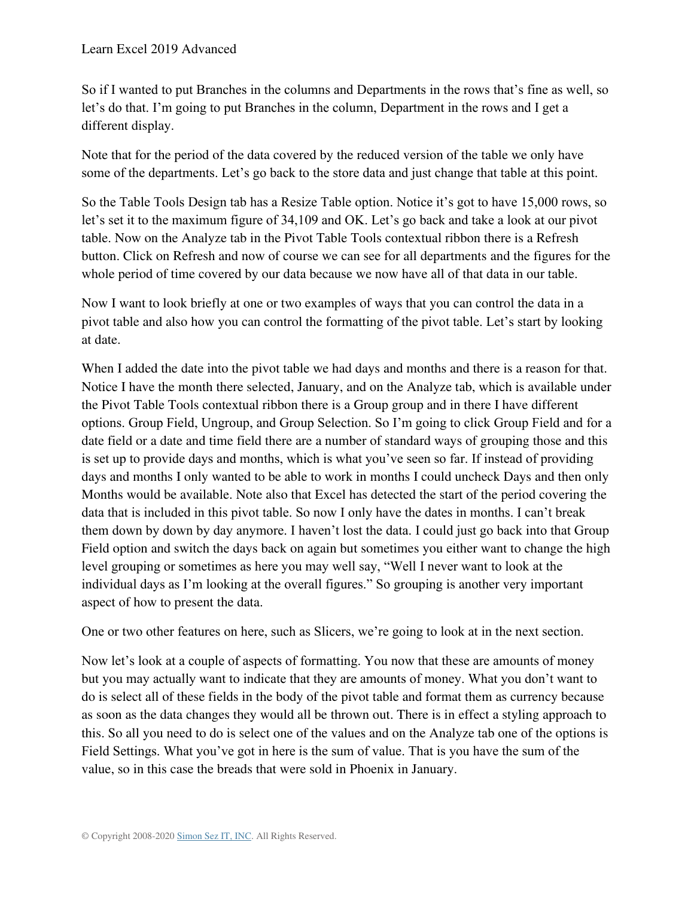So if I wanted to put Branches in the columns and Departments in the rows that's fine as well, so let's do that. I'm going to put Branches in the column, Department in the rows and I get a different display.

Note that for the period of the data covered by the reduced version of the table we only have some of the departments. Let's go back to the store data and just change that table at this point.

So the Table Tools Design tab has a Resize Table option. Notice it's got to have 15,000 rows, so let's set it to the maximum figure of 34,109 and OK. Let's go back and take a look at our pivot table. Now on the Analyze tab in the Pivot Table Tools contextual ribbon there is a Refresh button. Click on Refresh and now of course we can see for all departments and the figures for the whole period of time covered by our data because we now have all of that data in our table.

Now I want to look briefly at one or two examples of ways that you can control the data in a pivot table and also how you can control the formatting of the pivot table. Let's start by looking at date.

When I added the date into the pivot table we had days and months and there is a reason for that. Notice I have the month there selected, January, and on the Analyze tab, which is available under the Pivot Table Tools contextual ribbon there is a Group group and in there I have different options. Group Field, Ungroup, and Group Selection. So I'm going to click Group Field and for a date field or a date and time field there are a number of standard ways of grouping those and this is set up to provide days and months, which is what you've seen so far. If instead of providing days and months I only wanted to be able to work in months I could uncheck Days and then only Months would be available. Note also that Excel has detected the start of the period covering the data that is included in this pivot table. So now I only have the dates in months. I can't break them down by down by day anymore. I haven't lost the data. I could just go back into that Group Field option and switch the days back on again but sometimes you either want to change the high level grouping or sometimes as here you may well say, "Well I never want to look at the individual days as I'm looking at the overall figures." So grouping is another very important aspect of how to present the data.

One or two other features on here, such as Slicers, we're going to look at in the next section.

Now let's look at a couple of aspects of formatting. You now that these are amounts of money but you may actually want to indicate that they are amounts of money. What you don't want to do is select all of these fields in the body of the pivot table and format them as currency because as soon as the data changes they would all be thrown out. There is in effect a styling approach to this. So all you need to do is select one of the values and on the Analyze tab one of the options is Field Settings. What you've got in here is the sum of value. That is you have the sum of the value, so in this case the breads that were sold in Phoenix in January.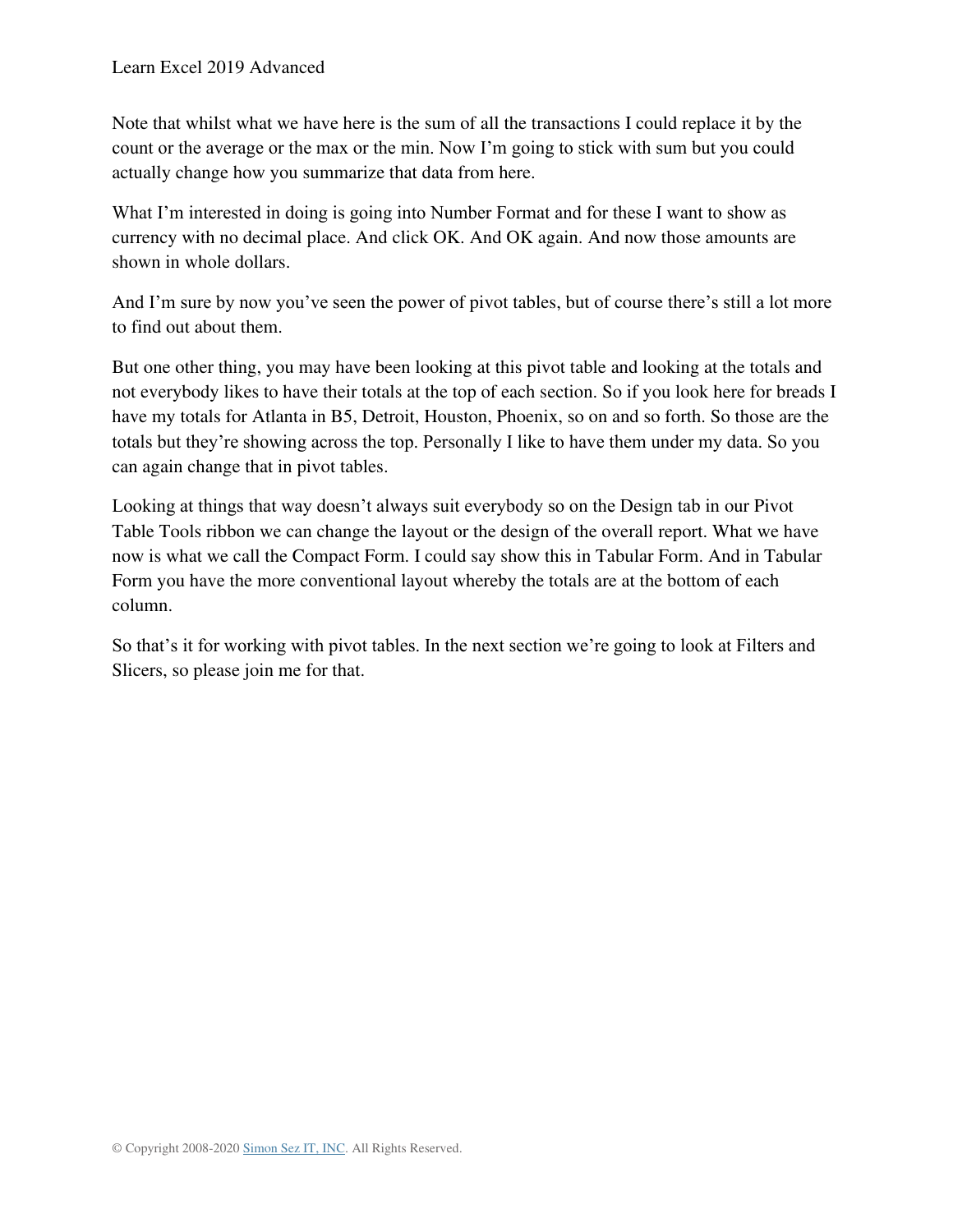Note that whilst what we have here is the sum of all the transactions I could replace it by the count or the average or the max or the min. Now I'm going to stick with sum but you could actually change how you summarize that data from here.

What I'm interested in doing is going into Number Format and for these I want to show as currency with no decimal place. And click OK. And OK again. And now those amounts are shown in whole dollars.

And I'm sure by now you've seen the power of pivot tables, but of course there's still a lot more to find out about them.

But one other thing, you may have been looking at this pivot table and looking at the totals and not everybody likes to have their totals at the top of each section. So if you look here for breads I have my totals for Atlanta in B5, Detroit, Houston, Phoenix, so on and so forth. So those are the totals but they're showing across the top. Personally I like to have them under my data. So you can again change that in pivot tables.

Looking at things that way doesn't always suit everybody so on the Design tab in our Pivot Table Tools ribbon we can change the layout or the design of the overall report. What we have now is what we call the Compact Form. I could say show this in Tabular Form. And in Tabular Form you have the more conventional layout whereby the totals are at the bottom of each column.

So that's it for working with pivot tables. In the next section we're going to look at Filters and Slicers, so please join me for that.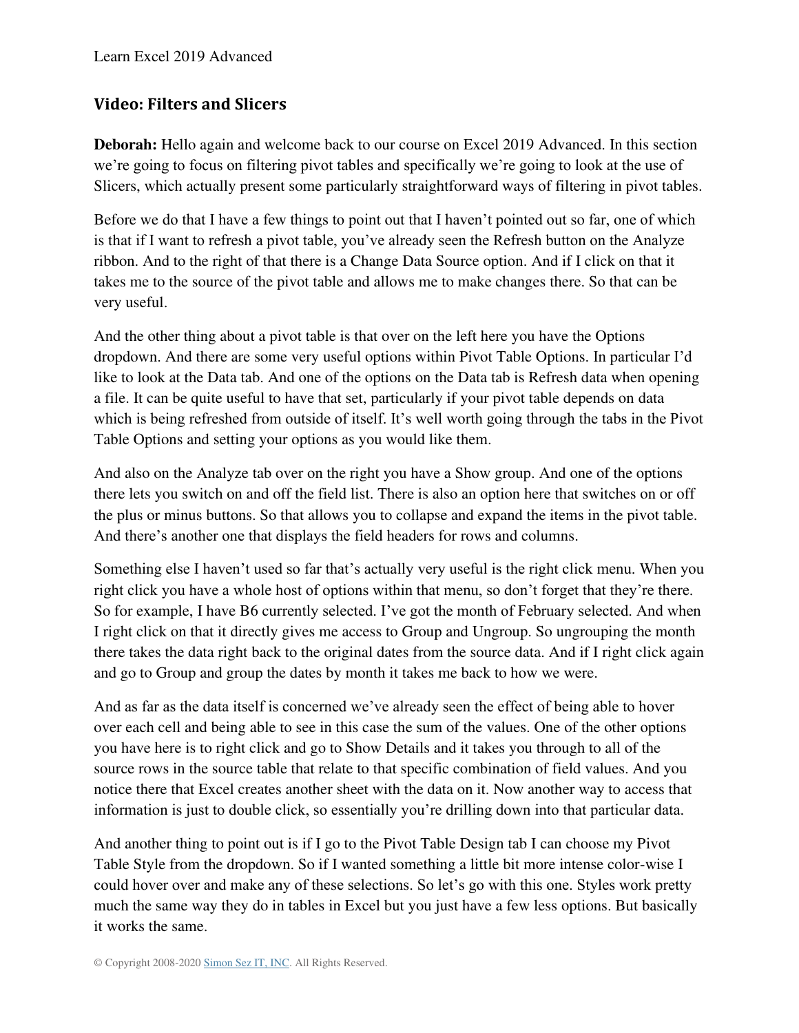## Video: Filters and Slicers

**Deborah:** Hello again and welcome back to our course on Excel 2019 Advanced. In this section we're going to focus on filtering pivot tables and specifically we're going to look at the use of Slicers, which actually present some particularly straightforward ways of filtering in pivot tables.

Before we do that I have a few things to point out that I haven't pointed out so far, one of which is that if I want to refresh a pivot table, you've already seen the Refresh button on the Analyze ribbon. And to the right of that there is a Change Data Source option. And if I click on that it takes me to the source of the pivot table and allows me to make changes there. So that can be very useful.

And the other thing about a pivot table is that over on the left here you have the Options dropdown. And there are some very useful options within Pivot Table Options. In particular I'd like to look at the Data tab. And one of the options on the Data tab is Refresh data when opening a file. It can be quite useful to have that set, particularly if your pivot table depends on data which is being refreshed from outside of itself. It's well worth going through the tabs in the Pivot Table Options and setting your options as you would like them.

And also on the Analyze tab over on the right you have a Show group. And one of the options there lets you switch on and off the field list. There is also an option here that switches on or off the plus or minus buttons. So that allows you to collapse and expand the items in the pivot table. And there's another one that displays the field headers for rows and columns.

Something else I haven't used so far that's actually very useful is the right click menu. When you right click you have a whole host of options within that menu, so don't forget that they're there. So for example, I have B6 currently selected. I've got the month of February selected. And when I right click on that it directly gives me access to Group and Ungroup. So ungrouping the month there takes the data right back to the original dates from the source data. And if I right click again and go to Group and group the dates by month it takes me back to how we were.

And as far as the data itself is concerned we've already seen the effect of being able to hover over each cell and being able to see in this case the sum of the values. One of the other options you have here is to right click and go to Show Details and it takes you through to all of the source rows in the source table that relate to that specific combination of field values. And you notice there that Excel creates another sheet with the data on it. Now another way to access that information is just to double click, so essentially you're drilling down into that particular data.

And another thing to point out is if I go to the Pivot Table Design tab I can choose my Pivot Table Style from the dropdown. So if I wanted something a little bit more intense color-wise I could hover over and make any of these selections. So let's go with this one. Styles work pretty much the same way they do in tables in Excel but you just have a few less options. But basically it works the same.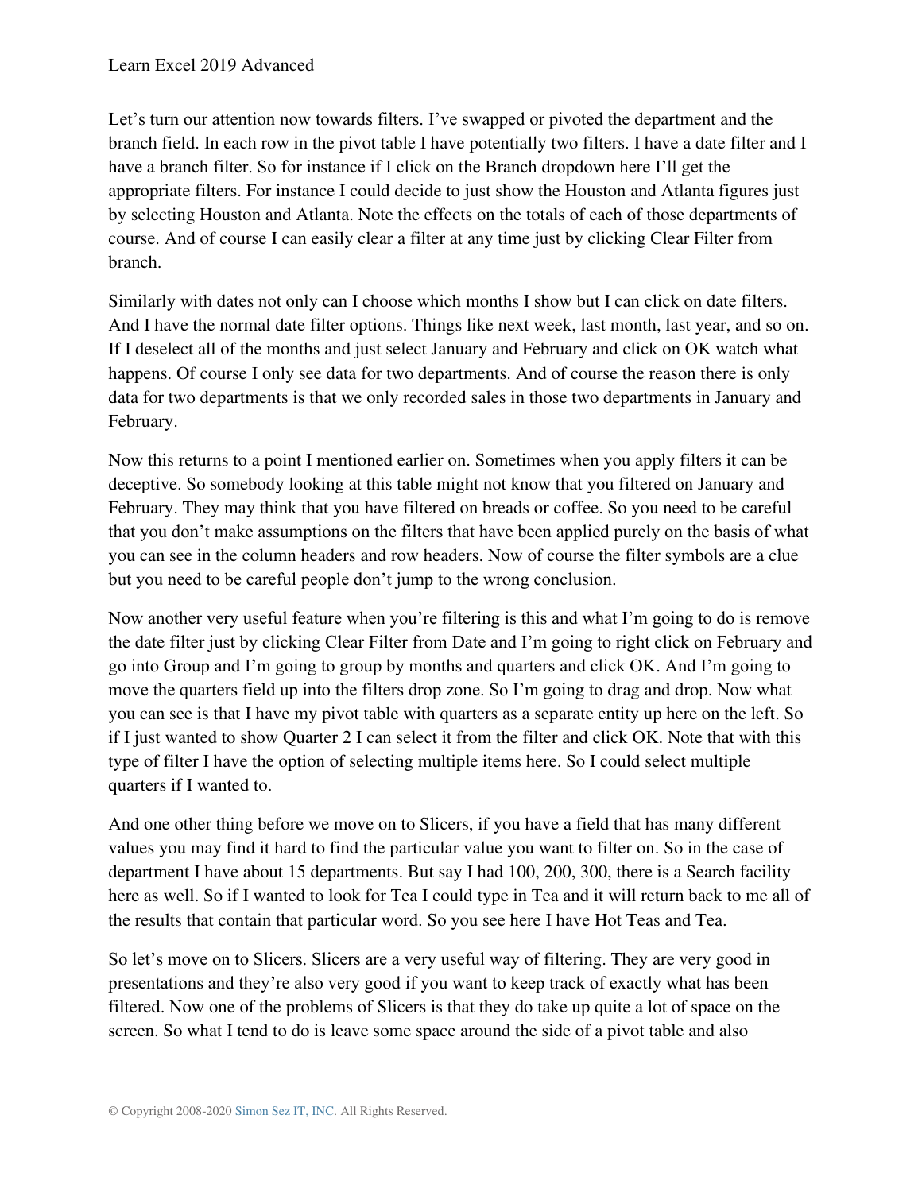Let's turn our attention now towards filters. I've swapped or pivoted the department and the branch field. In each row in the pivot table I have potentially two filters. I have a date filter and I have a branch filter. So for instance if I click on the Branch dropdown here I'll get the appropriate filters. For instance I could decide to just show the Houston and Atlanta figures just by selecting Houston and Atlanta. Note the effects on the totals of each of those departments of course. And of course I can easily clear a filter at any time just by clicking Clear Filter from branch.

Similarly with dates not only can I choose which months I show but I can click on date filters. And I have the normal date filter options. Things like next week, last month, last year, and so on. If I deselect all of the months and just select January and February and click on OK watch what happens. Of course I only see data for two departments. And of course the reason there is only data for two departments is that we only recorded sales in those two departments in January and February.

Now this returns to a point I mentioned earlier on. Sometimes when you apply filters it can be deceptive. So somebody looking at this table might not know that you filtered on January and February. They may think that you have filtered on breads or coffee. So you need to be careful that you don't make assumptions on the filters that have been applied purely on the basis of what you can see in the column headers and row headers. Now of course the filter symbols are a clue but you need to be careful people don't jump to the wrong conclusion.

Now another very useful feature when you're filtering is this and what I'm going to do is remove the date filter just by clicking Clear Filter from Date and I'm going to right click on February and go into Group and I'm going to group by months and quarters and click OK. And I'm going to move the quarters field up into the filters drop zone. So I'm going to drag and drop. Now what you can see is that I have my pivot table with quarters as a separate entity up here on the left. So if I just wanted to show Quarter 2 I can select it from the filter and click OK. Note that with this type of filter I have the option of selecting multiple items here. So I could select multiple quarters if I wanted to.

And one other thing before we move on to Slicers, if you have a field that has many different values you may find it hard to find the particular value you want to filter on. So in the case of department I have about 15 departments. But say I had 100, 200, 300, there is a Search facility here as well. So if I wanted to look for Tea I could type in Tea and it will return back to me all of the results that contain that particular word. So you see here I have Hot Teas and Tea.

So let's move on to Slicers. Slicers are a very useful way of filtering. They are very good in presentations and they're also very good if you want to keep track of exactly what has been filtered. Now one of the problems of Slicers is that they do take up quite a lot of space on the screen. So what I tend to do is leave some space around the side of a pivot table and also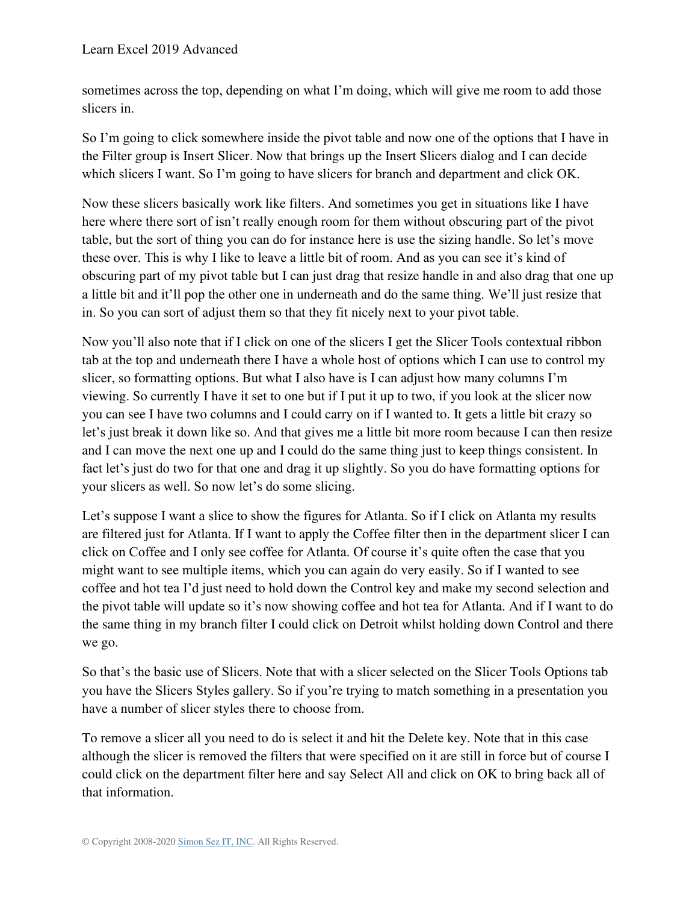sometimes across the top, depending on what I'm doing, which will give me room to add those slicers in.

So I'm going to click somewhere inside the pivot table and now one of the options that I have in the Filter group is Insert Slicer. Now that brings up the Insert Slicers dialog and I can decide which slicers I want. So I'm going to have slicers for branch and department and click OK.

Now these slicers basically work like filters. And sometimes you get in situations like I have here where there sort of isn't really enough room for them without obscuring part of the pivot table, but the sort of thing you can do for instance here is use the sizing handle. So let's move these over. This is why I like to leave a little bit of room. And as you can see it's kind of obscuring part of my pivot table but I can just drag that resize handle in and also drag that one up a little bit and it'll pop the other one in underneath and do the same thing. We'll just resize that in. So you can sort of adjust them so that they fit nicely next to your pivot table.

Now you'll also note that if I click on one of the slicers I get the Slicer Tools contextual ribbon tab at the top and underneath there I have a whole host of options which I can use to control my slicer, so formatting options. But what I also have is I can adjust how many columns I'm viewing. So currently I have it set to one but if I put it up to two, if you look at the slicer now you can see I have two columns and I could carry on if I wanted to. It gets a little bit crazy so let's just break it down like so. And that gives me a little bit more room because I can then resize and I can move the next one up and I could do the same thing just to keep things consistent. In fact let's just do two for that one and drag it up slightly. So you do have formatting options for your slicers as well. So now let's do some slicing.

Let's suppose I want a slice to show the figures for Atlanta. So if I click on Atlanta my results are filtered just for Atlanta. If I want to apply the Coffee filter then in the department slicer I can click on Coffee and I only see coffee for Atlanta. Of course it's quite often the case that you might want to see multiple items, which you can again do very easily. So if I wanted to see coffee and hot tea I'd just need to hold down the Control key and make my second selection and the pivot table will update so it's now showing coffee and hot tea for Atlanta. And if I want to do the same thing in my branch filter I could click on Detroit whilst holding down Control and there we go.

So that's the basic use of Slicers. Note that with a slicer selected on the Slicer Tools Options tab you have the Slicers Styles gallery. So if you're trying to match something in a presentation you have a number of slicer styles there to choose from.

To remove a slicer all you need to do is select it and hit the Delete key. Note that in this case although the slicer is removed the filters that were specified on it are still in force but of course I could click on the department filter here and say Select All and click on OK to bring back all of that information.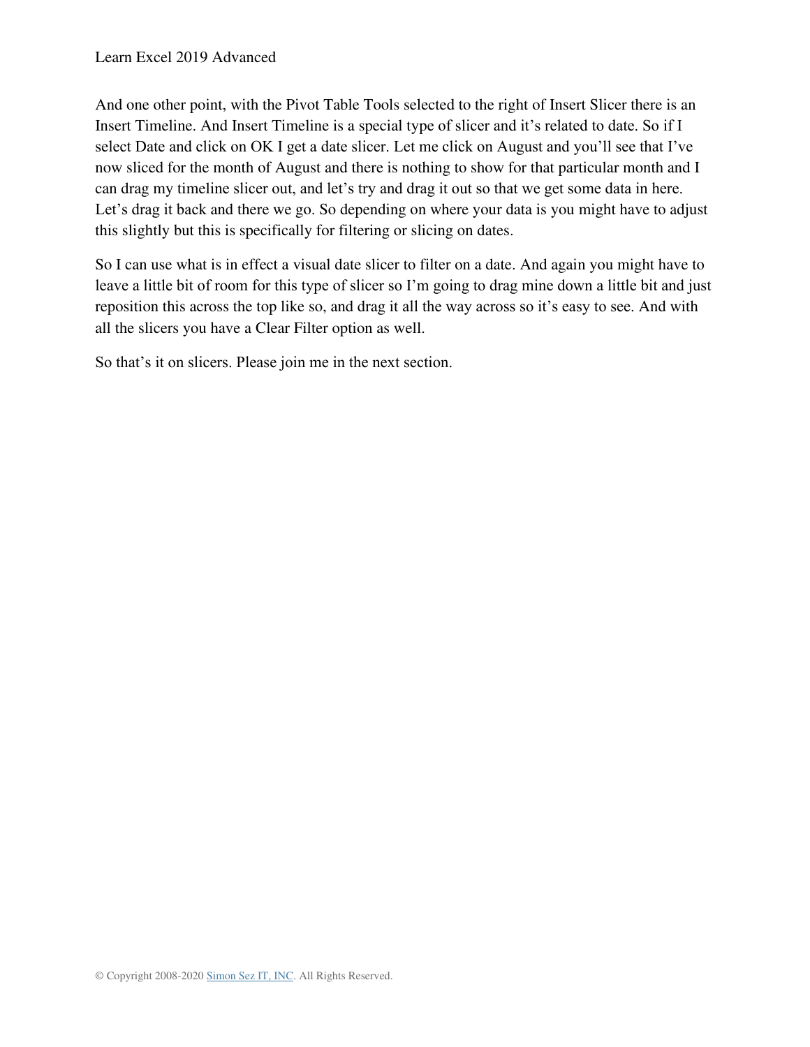And one other point, with the Pivot Table Tools selected to the right of Insert Slicer there is an Insert Timeline. And Insert Timeline is a special type of slicer and it's related to date. So if I select Date and click on OK I get a date slicer. Let me click on August and you'll see that I've now sliced for the month of August and there is nothing to show for that particular month and I can drag my timeline slicer out, and let's try and drag it out so that we get some data in here. Let's drag it back and there we go. So depending on where your data is you might have to adjust this slightly but this is specifically for filtering or slicing on dates.

So I can use what is in effect a visual date slicer to filter on a date. And again you might have to leave a little bit of room for this type of slicer so I'm going to drag mine down a little bit and just reposition this across the top like so, and drag it all the way across so it's easy to see. And with all the slicers you have a Clear Filter option as well.

So that's it on slicers. Please join me in the next section.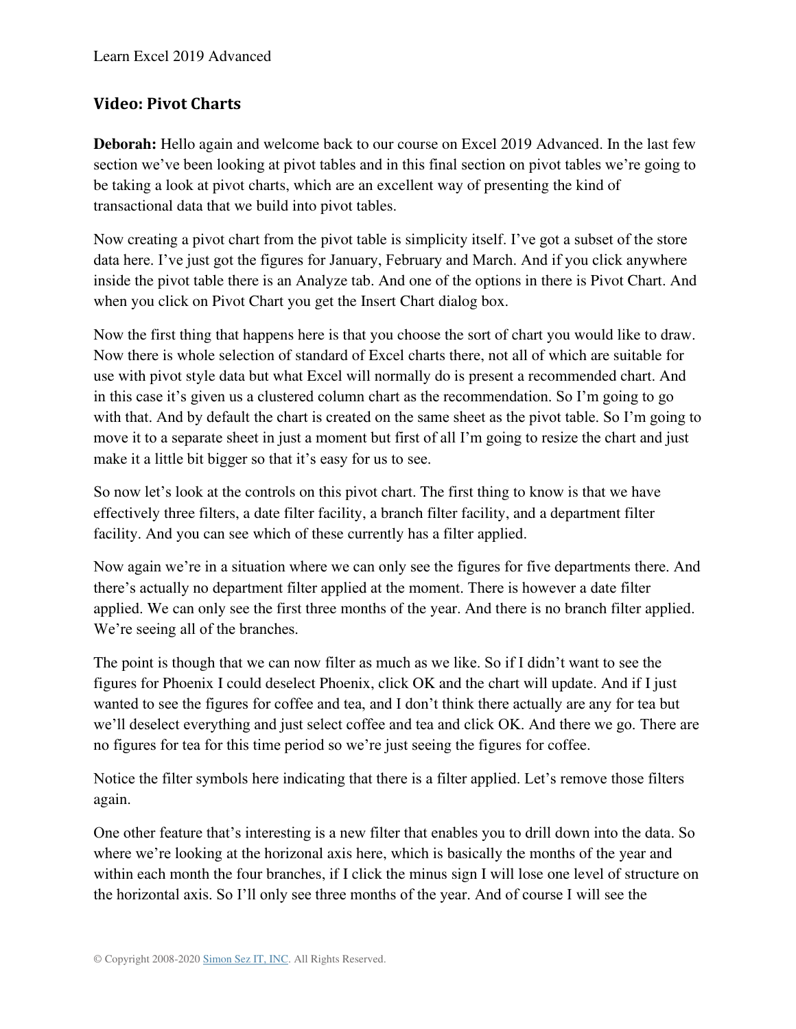## Video: Pivot Charts

**Deborah:** Hello again and welcome back to our course on Excel 2019 Advanced. In the last few section we've been looking at pivot tables and in this final section on pivot tables we're going to be taking a look at pivot charts, which are an excellent way of presenting the kind of transactional data that we build into pivot tables.

Now creating a pivot chart from the pivot table is simplicity itself. I've got a subset of the store data here. I've just got the figures for January, February and March. And if you click anywhere inside the pivot table there is an Analyze tab. And one of the options in there is Pivot Chart. And when you click on Pivot Chart you get the Insert Chart dialog box.

Now the first thing that happens here is that you choose the sort of chart you would like to draw. Now there is whole selection of standard of Excel charts there, not all of which are suitable for use with pivot style data but what Excel will normally do is present a recommended chart. And in this case it's given us a clustered column chart as the recommendation. So I'm going to go with that. And by default the chart is created on the same sheet as the pivot table. So I'm going to move it to a separate sheet in just a moment but first of all I'm going to resize the chart and just make it a little bit bigger so that it's easy for us to see.

So now let's look at the controls on this pivot chart. The first thing to know is that we have effectively three filters, a date filter facility, a branch filter facility, and a department filter facility. And you can see which of these currently has a filter applied.

Now again we're in a situation where we can only see the figures for five departments there. And there's actually no department filter applied at the moment. There is however a date filter applied. We can only see the first three months of the year. And there is no branch filter applied. We're seeing all of the branches.

The point is though that we can now filter as much as we like. So if I didn't want to see the figures for Phoenix I could deselect Phoenix, click OK and the chart will update. And if I just wanted to see the figures for coffee and tea, and I don't think there actually are any for tea but we'll deselect everything and just select coffee and tea and click OK. And there we go. There are no figures for tea for this time period so we're just seeing the figures for coffee.

Notice the filter symbols here indicating that there is a filter applied. Let's remove those filters again.

One other feature that's interesting is a new filter that enables you to drill down into the data. So where we're looking at the horizonal axis here, which is basically the months of the year and within each month the four branches, if I click the minus sign I will lose one level of structure on the horizontal axis. So I'll only see three months of the year. And of course I will see the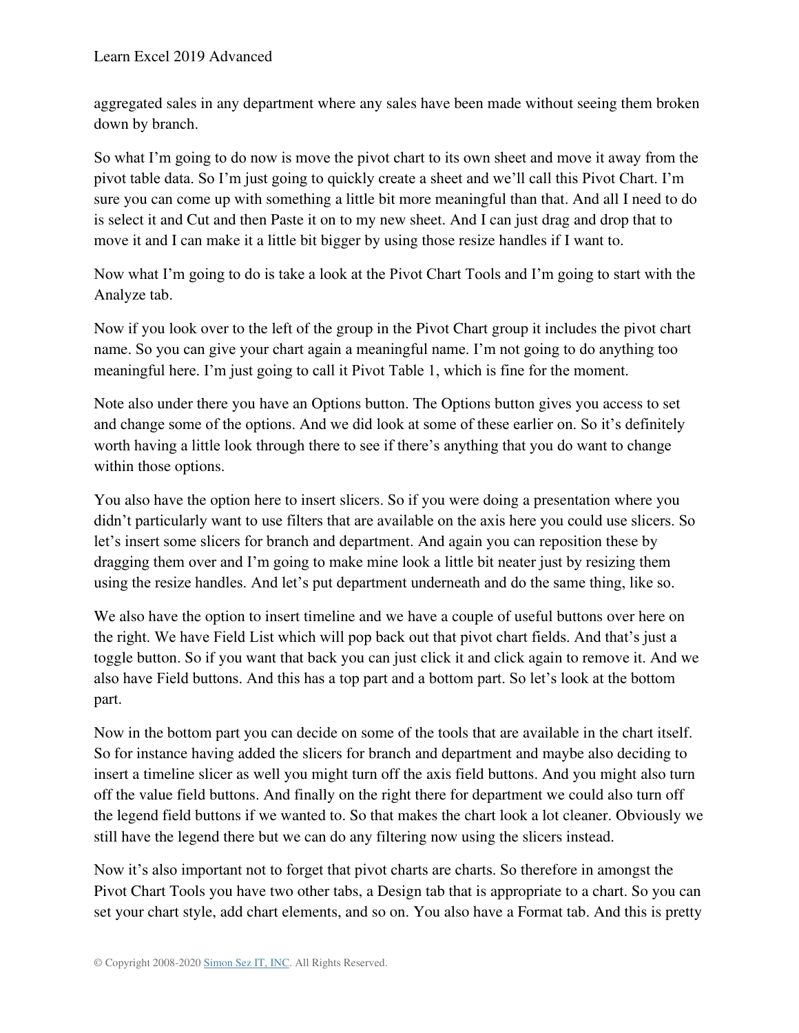aggregated sales in any department where any sales have been made without seeing them broken down by branch.

So what I'm going to do now is move the pivot chart to its own sheet and move it away from the pivot table data. So I'm just going to quickly create a sheet and we'll call this Pivot Chart. I'm sure you can come up with something a little bit more meaningful than that. And all I need to do is select it and Cut and then Paste it on to my new sheet. And I can just drag and drop that to move it and I can make it a little bit bigger by using those resize handles if I want to.

Now what I'm going to do is take a look at the Pivot Chart Tools and I'm going to start with the Analyze tab.

Now if you look over to the left of the group in the Pivot Chart group it includes the pivot chart name. So you can give your chart again a meaningful name. I'm not going to do anything too meaningful here. I'm just going to call it Pivot Table 1, which is fine for the moment.

Note also under there you have an Options button. The Options button gives you access to set and change some of the options. And we did look at some of these earlier on. So it's definitely worth having a little look through there to see if there's anything that you do want to change within those options.

You also have the option here to insert slicers. So if you were doing a presentation where you didn't particularly want to use filters that are available on the axis here you could use slicers. So let's insert some slicers for branch and department. And again you can reposition these by dragging them over and I'm going to make mine look a little bit neater just by resizing them using the resize handles. And let's put department underneath and do the same thing, like so.

We also have the option to insert timeline and we have a couple of useful buttons over here on the right. We have Field List which will pop back out that pivot chart fields. And that's just a toggle button. So if you want that back you can just click it and click again to remove it. And we also have Field buttons. And this has a top part and a bottom part. So let's look at the bottom part.

Now in the bottom part you can decide on some of the tools that are available in the chart itself. So for instance having added the slicers for branch and department and maybe also deciding to insert a timeline slicer as well you might turn off the axis field buttons. And you might also turn off the value field buttons. And finally on the right there for department we could also turn off the legend field buttons if we wanted to. So that makes the chart look a lot cleaner. Obviously we still have the legend there but we can do any filtering now using the slicers instead.

Now it's also important not to forget that pivot charts are charts. So therefore in amongst the Pivot Chart Tools you have two other tabs, a Design tab that is appropriate to a chart. So you can set your chart style, add chart elements, and so on. You also have a Format tab. And this is pretty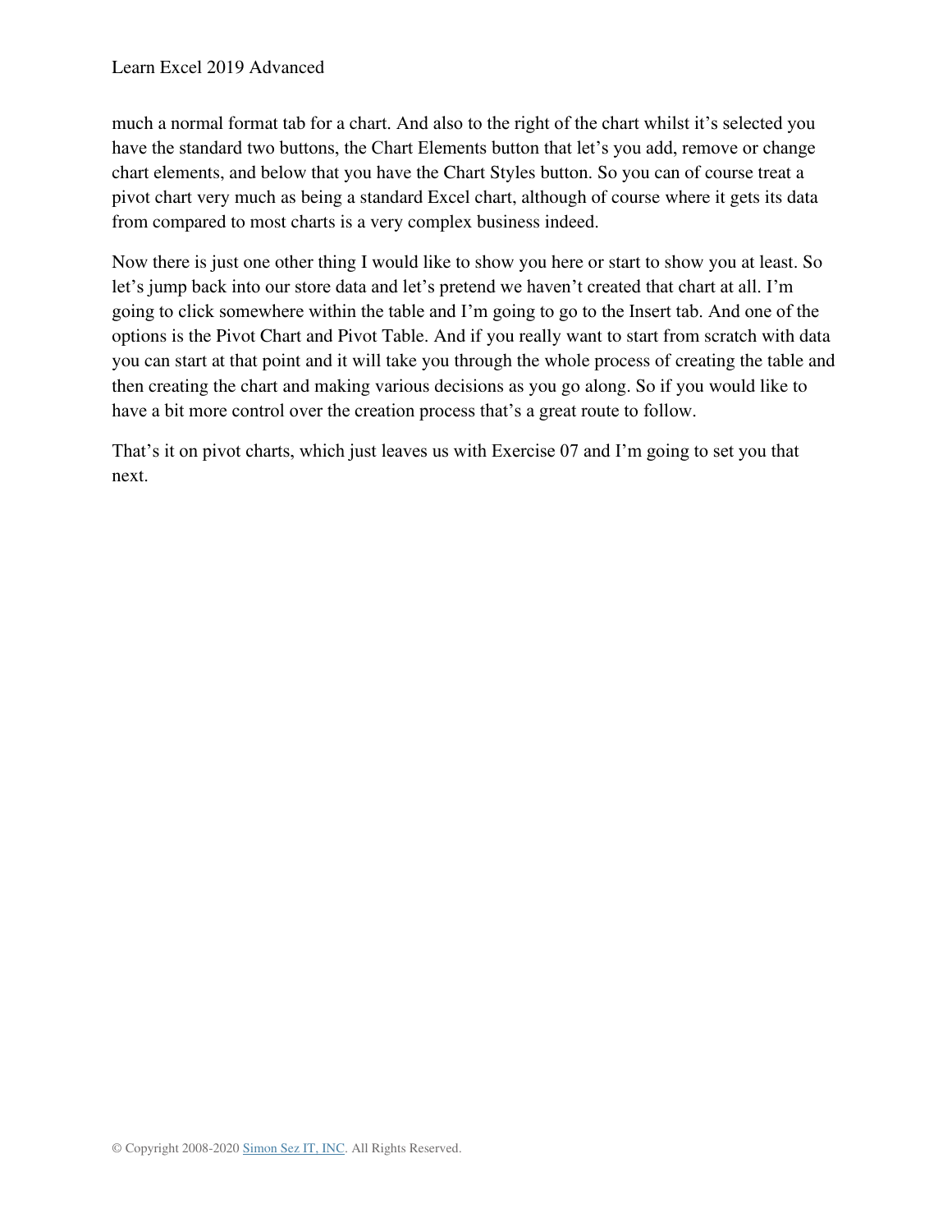much a normal format tab for a chart. And also to the right of the chart whilst it's selected you have the standard two buttons, the Chart Elements button that let's you add, remove or change chart elements, and below that you have the Chart Styles button. So you can of course treat a pivot chart very much as being a standard Excel chart, although of course where it gets its data from compared to most charts is a very complex business indeed.

Now there is just one other thing I would like to show you here or start to show you at least. So let's jump back into our store data and let's pretend we haven't created that chart at all. I'm going to click somewhere within the table and I'm going to go to the Insert tab. And one of the options is the Pivot Chart and Pivot Table. And if you really want to start from scratch with data you can start at that point and it will take you through the whole process of creating the table and then creating the chart and making various decisions as you go along. So if you would like to have a bit more control over the creation process that's a great route to follow.

That's it on pivot charts, which just leaves us with Exercise 07 and I'm going to set you that next.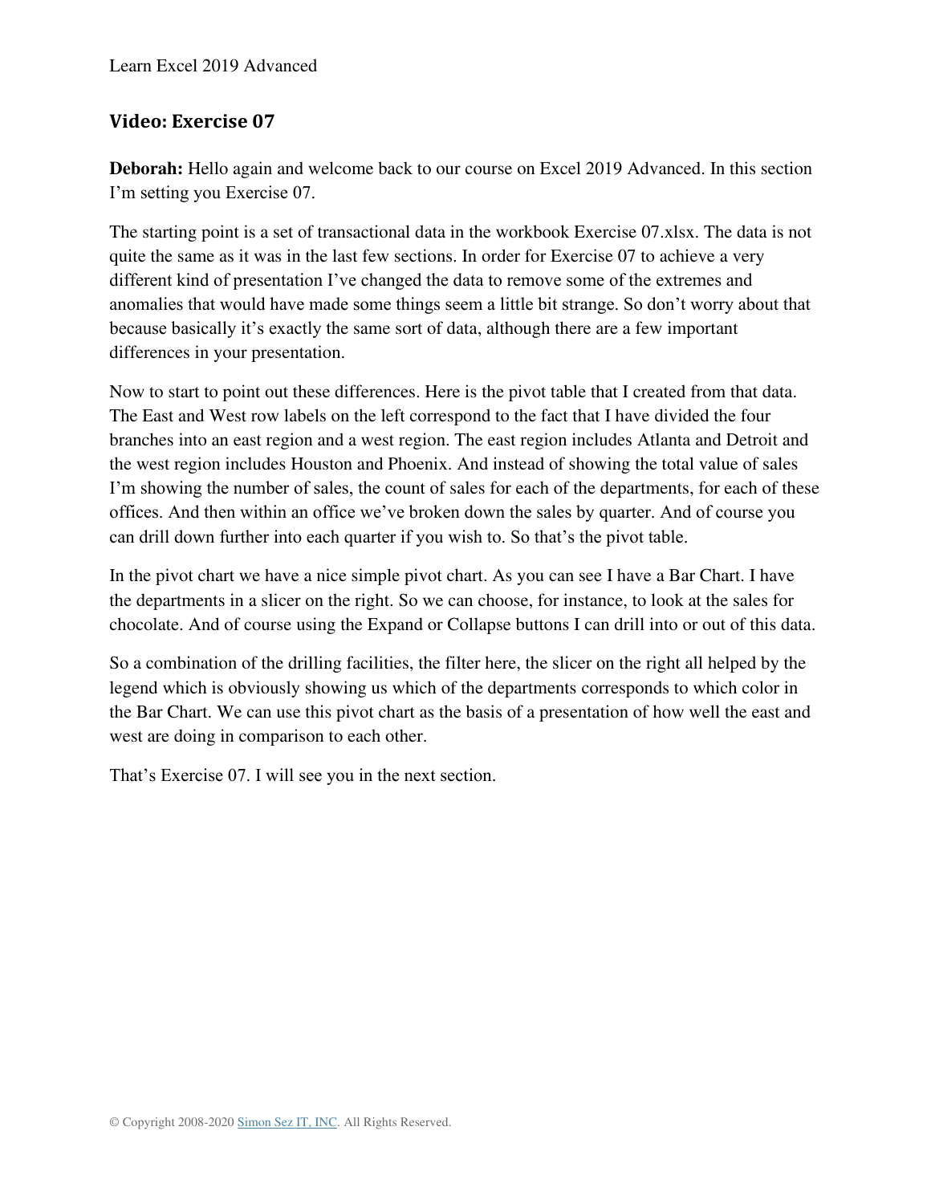## Video: Exercise 07

**Deborah:** Hello again and welcome back to our course on Excel 2019 Advanced. In this section I'm setting you Exercise 07.

The starting point is a set of transactional data in the workbook Exercise 07.xlsx. The data is not quite the same as it was in the last few sections. In order for Exercise 07 to achieve a very different kind of presentation I've changed the data to remove some of the extremes and anomalies that would have made some things seem a little bit strange. So don't worry about that because basically it's exactly the same sort of data, although there are a few important differences in your presentation.

Now to start to point out these differences. Here is the pivot table that I created from that data. The East and West row labels on the left correspond to the fact that I have divided the four branches into an east region and a west region. The east region includes Atlanta and Detroit and the west region includes Houston and Phoenix. And instead of showing the total value of sales I'm showing the number of sales, the count of sales for each of the departments, for each of these offices. And then within an office we've broken down the sales by quarter. And of course you can drill down further into each quarter if you wish to. So that's the pivot table.

In the pivot chart we have a nice simple pivot chart. As you can see I have a Bar Chart. I have the departments in a slicer on the right. So we can choose, for instance, to look at the sales for chocolate. And of course using the Expand or Collapse buttons I can drill into or out of this data.

So a combination of the drilling facilities, the filter here, the slicer on the right all helped by the legend which is obviously showing us which of the departments corresponds to which color in the Bar Chart. We can use this pivot chart as the basis of a presentation of how well the east and west are doing in comparison to each other.

That's Exercise 07. I will see you in the next section.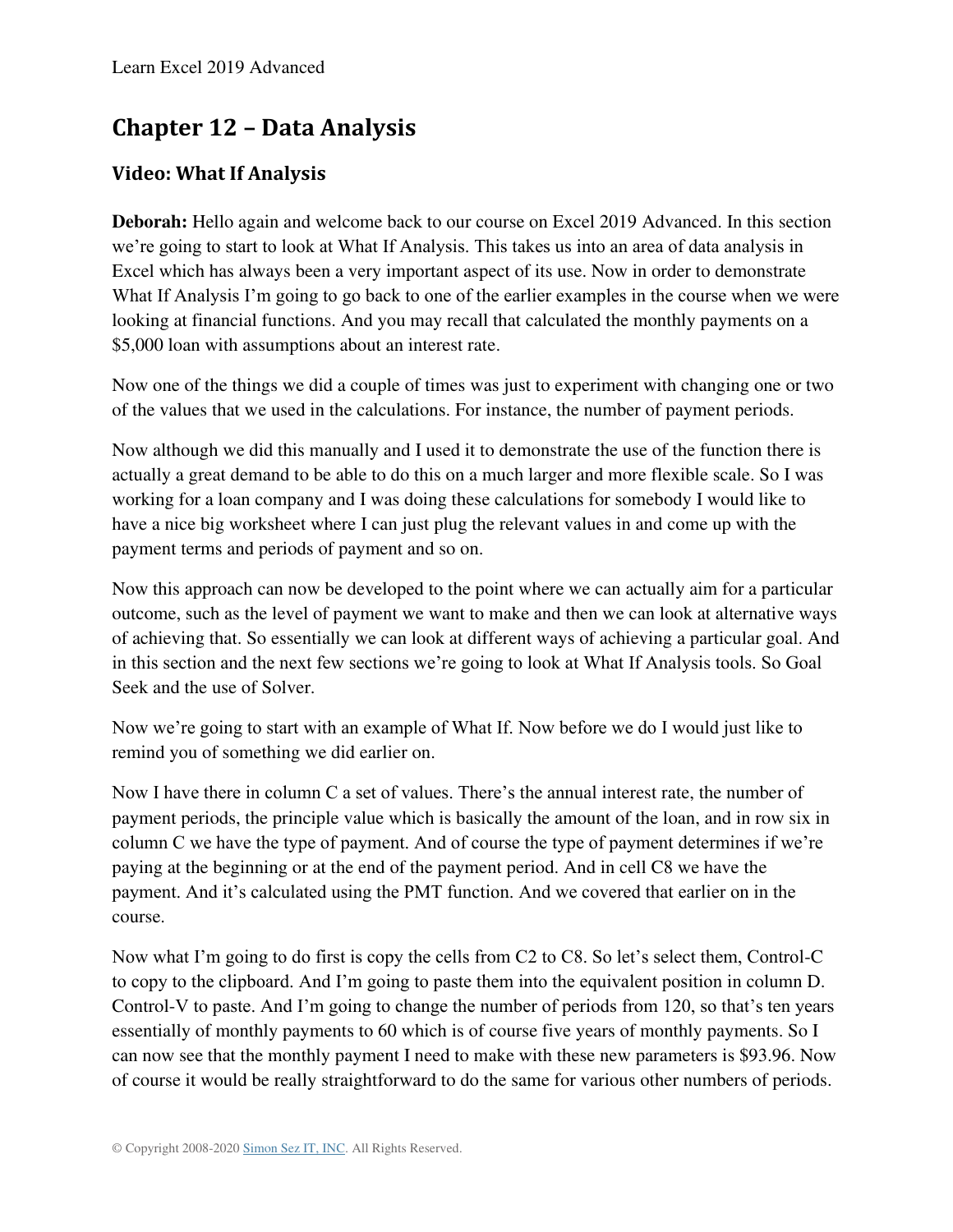## Chapter 12 – Data Analysis

### Video: What If Analysis

**Deborah:** Hello again and welcome back to our course on Excel 2019 Advanced. In this section we're going to start to look at What If Analysis. This takes us into an area of data analysis in Excel which has always been a very important aspect of its use. Now in order to demonstrate What If Analysis I'm going to go back to one of the earlier examples in the course when we were looking at financial functions. And you may recall that calculated the monthly payments on a $5,000 loan with assumptions about an interest rate.

Now one of the things we did a couple of times was just to experiment with changing one or two of the values that we used in the calculations. For instance, the number of payment periods.

Now although we did this manually and I used it to demonstrate the use of the function there is actually a great demand to be able to do this on a much larger and more flexible scale. So I was working for a loan company and I was doing these calculations for somebody I would like to have a nice big worksheet where I can just plug the relevant values in and come up with the payment terms and periods of payment and so on.

Now this approach can now be developed to the point where we can actually aim for a particular outcome, such as the level of payment we want to make and then we can look at alternative ways of achieving that. So essentially we can look at different ways of achieving a particular goal. And in this section and the next few sections we're going to look at What If Analysis tools. So Goal Seek and the use of Solver.

Now we're going to start with an example of What If. Now before we do I would just like to remind you of something we did earlier on.

Now I have there in column C a set of values. There's the annual interest rate, the number of payment periods, the principle value which is basically the amount of the loan, and in row six in column C we have the type of payment. And of course the type of payment determines if we're paying at the beginning or at the end of the payment period. And in cell C8 we have the payment. And it's calculated using the PMT function. And we covered that earlier on in the course.

Now what I'm going to do first is copy the cells from C2 to C8. So let's select them, Control-C to copy to the clipboard. And I'm going to paste them into the equivalent position in column D. Control-V to paste. And I'm going to change the number of periods from 120, so that's ten years essentially of monthly payments to 60 which is of course five years of monthly payments. So I can now see that the monthly payment I need to make with these new parameters is $93.96. Now of course it would be really straightforward to do the same for various other numbers of periods.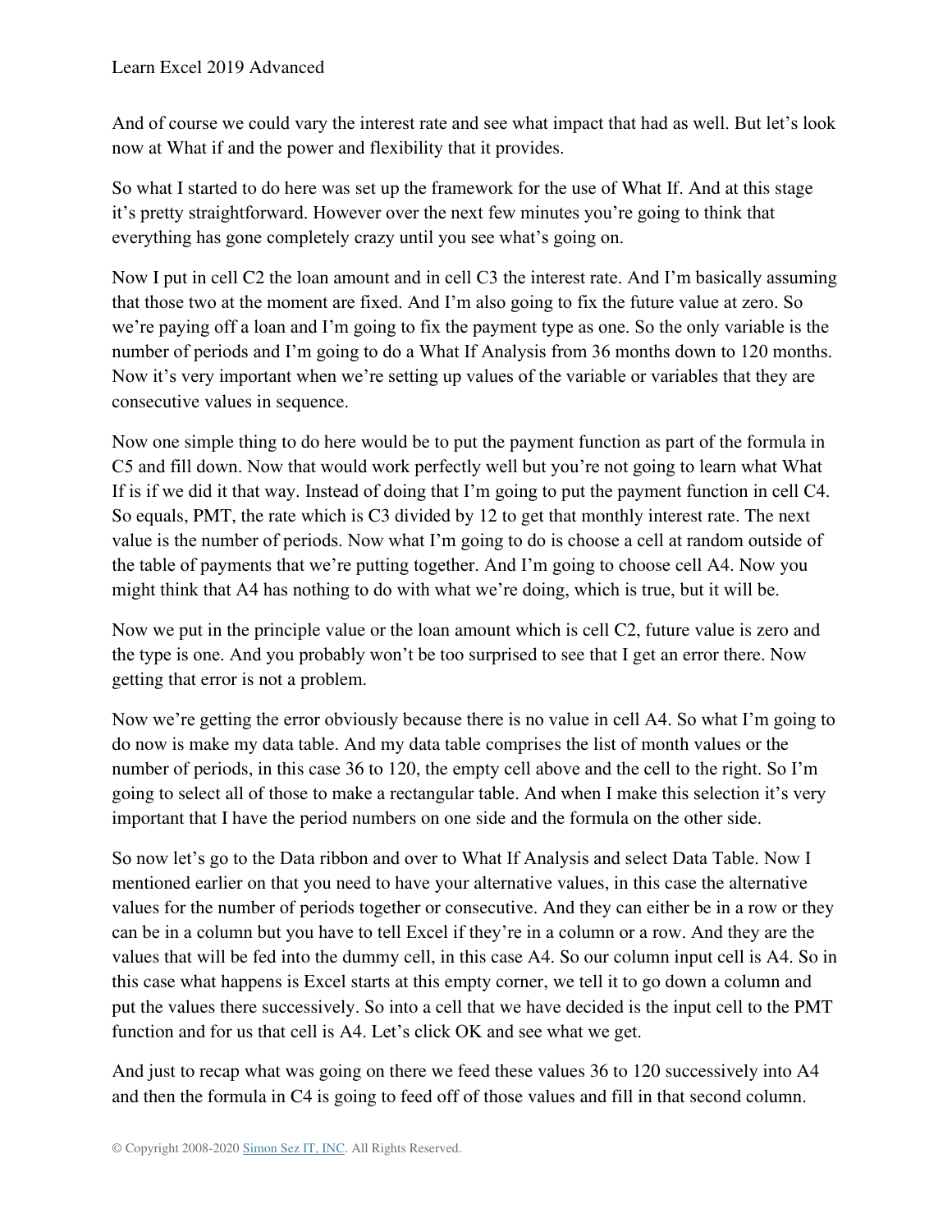And of course we could vary the interest rate and see what impact that had as well. But let's look now at What if and the power and flexibility that it provides.

So what I started to do here was set up the framework for the use of What If. And at this stage it's pretty straightforward. However over the next few minutes you're going to think that everything has gone completely crazy until you see what's going on.

Now I put in cell C2 the loan amount and in cell C3 the interest rate. And I'm basically assuming that those two at the moment are fixed. And I'm also going to fix the future value at zero. So we're paying off a loan and I'm going to fix the payment type as one. So the only variable is the number of periods and I'm going to do a What If Analysis from 36 months down to 120 months. Now it's very important when we're setting up values of the variable or variables that they are consecutive values in sequence.

Now one simple thing to do here would be to put the payment function as part of the formula in C5 and fill down. Now that would work perfectly well but you're not going to learn what What If is if we did it that way. Instead of doing that I'm going to put the payment function in cell C4. So equals, PMT, the rate which is C3 divided by 12 to get that monthly interest rate. The next value is the number of periods. Now what I'm going to do is choose a cell at random outside of the table of payments that we're putting together. And I'm going to choose cell A4. Now you might think that A4 has nothing to do with what we're doing, which is true, but it will be.

Now we put in the principle value or the loan amount which is cell C2, future value is zero and the type is one. And you probably won't be too surprised to see that I get an error there. Now getting that error is not a problem.

Now we're getting the error obviously because there is no value in cell A4. So what I'm going to do now is make my data table. And my data table comprises the list of month values or the number of periods, in this case 36 to 120, the empty cell above and the cell to the right. So I'm going to select all of those to make a rectangular table. And when I make this selection it's very important that I have the period numbers on one side and the formula on the other side.

So now let's go to the Data ribbon and over to What If Analysis and select Data Table. Now I mentioned earlier on that you need to have your alternative values, in this case the alternative values for the number of periods together or consecutive. And they can either be in a row or they can be in a column but you have to tell Excel if they're in a column or a row. And they are the values that will be fed into the dummy cell, in this case A4. So our column input cell is A4. So in this case what happens is Excel starts at this empty corner, we tell it to go down a column and put the values there successively. So into a cell that we have decided is the input cell to the PMT function and for us that cell is A4. Let's click OK and see what we get.

And just to recap what was going on there we feed these values 36 to 120 successively into A4 and then the formula in C4 is going to feed off of those values and fill in that second column.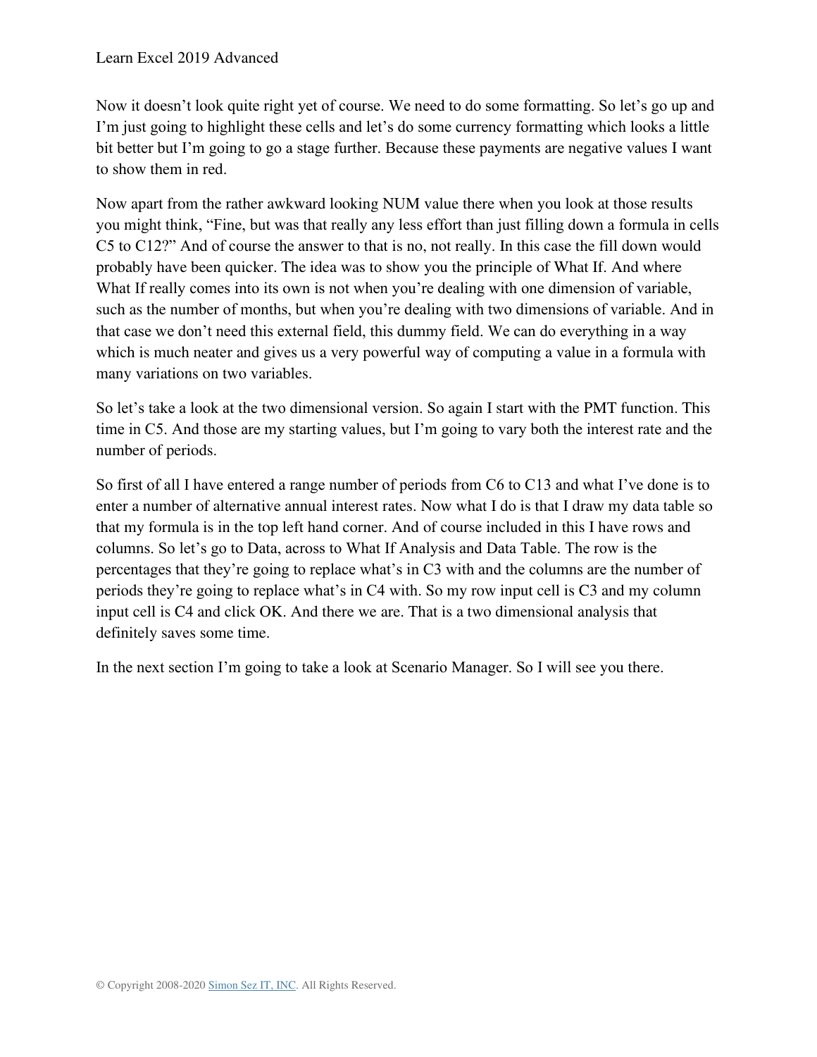Now it doesn't look quite right yet of course. We need to do some formatting. So let's go up and I'm just going to highlight these cells and let's do some currency formatting which looks a little bit better but I'm going to go a stage further. Because these payments are negative values I want to show them in red.

Now apart from the rather awkward looking NUM value there when you look at those results you might think, "Fine, but was that really any less effort than just filling down a formula in cells C5 to C12?" And of course the answer to that is no, not really. In this case the fill down would probably have been quicker. The idea was to show you the principle of What If. And where What If really comes into its own is not when you're dealing with one dimension of variable, such as the number of months, but when you're dealing with two dimensions of variable. And in that case we don't need this external field, this dummy field. We can do everything in a way which is much neater and gives us a very powerful way of computing a value in a formula with many variations on two variables.

So let's take a look at the two dimensional version. So again I start with the PMT function. This time in C5. And those are my starting values, but I'm going to vary both the interest rate and the number of periods.

So first of all I have entered a range number of periods from C6 to C13 and what I've done is to enter a number of alternative annual interest rates. Now what I do is that I draw my data table so that my formula is in the top left hand corner. And of course included in this I have rows and columns. So let's go to Data, across to What If Analysis and Data Table. The row is the percentages that they're going to replace what's in C3 with and the columns are the number of periods they're going to replace what's in C4 with. So my row input cell is C3 and my column input cell is C4 and click OK. And there we are. That is a two dimensional analysis that definitely saves some time.

In the next section I'm going to take a look at Scenario Manager. So I will see you there.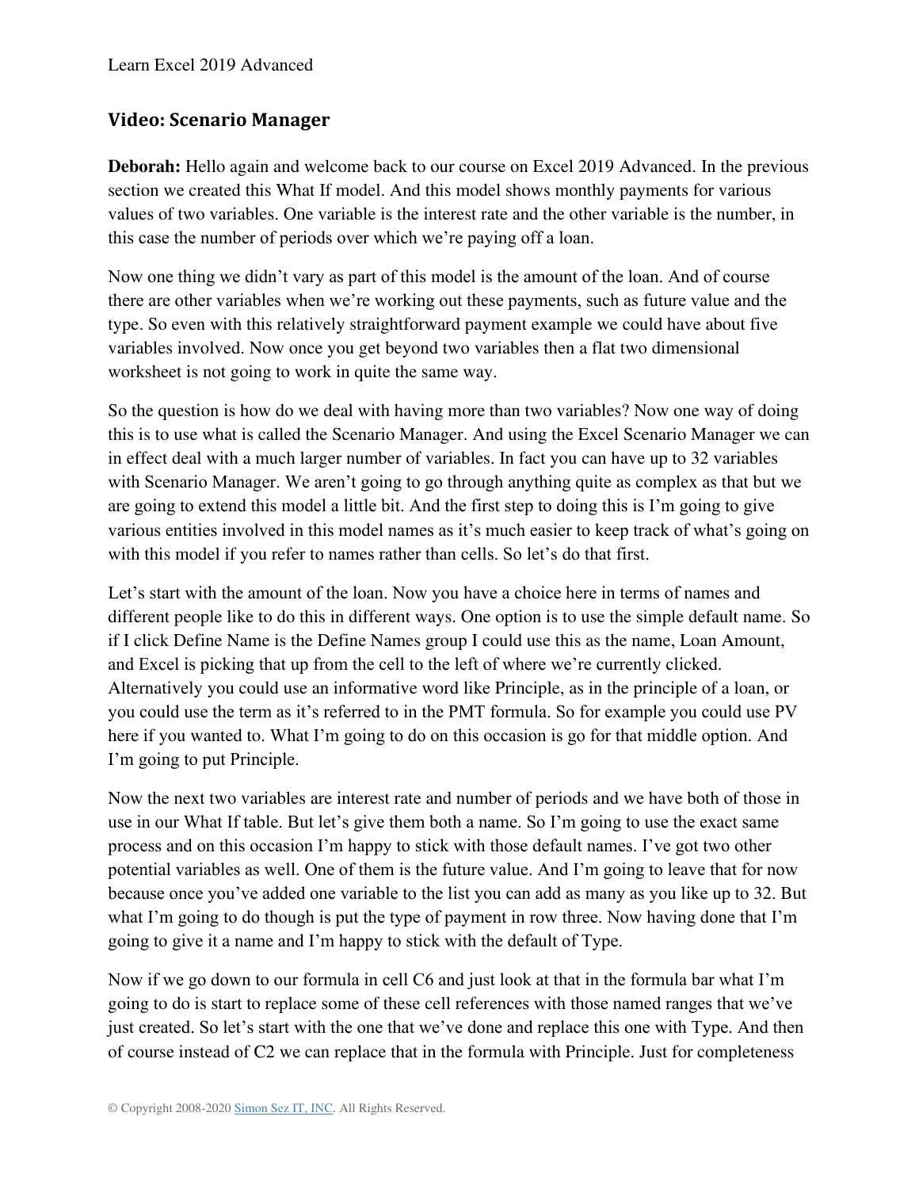## Video: Scenario Manager

**Deborah:** Hello again and welcome back to our course on Excel 2019 Advanced. In the previous section we created this What If model. And this model shows monthly payments for various values of two variables. One variable is the interest rate and the other variable is the number, in this case the number of periods over which we're paying off a loan.

Now one thing we didn't vary as part of this model is the amount of the loan. And of course there are other variables when we're working out these payments, such as future value and the type. So even with this relatively straightforward payment example we could have about five variables involved. Now once you get beyond two variables then a flat two dimensional worksheet is not going to work in quite the same way.

So the question is how do we deal with having more than two variables? Now one way of doing this is to use what is called the Scenario Manager. And using the Excel Scenario Manager we can in effect deal with a much larger number of variables. In fact you can have up to 32 variables with Scenario Manager. We aren't going to go through anything quite as complex as that but we are going to extend this model a little bit. And the first step to doing this is I'm going to give various entities involved in this model names as it's much easier to keep track of what's going on with this model if you refer to names rather than cells. So let's do that first.

Let's start with the amount of the loan. Now you have a choice here in terms of names and different people like to do this in different ways. One option is to use the simple default name. So if I click Define Name is the Define Names group I could use this as the name, Loan Amount, and Excel is picking that up from the cell to the left of where we're currently clicked. Alternatively you could use an informative word like Principle, as in the principle of a loan, or you could use the term as it's referred to in the PMT formula. So for example you could use PV here if you wanted to. What I'm going to do on this occasion is go for that middle option. And I'm going to put Principle.

Now the next two variables are interest rate and number of periods and we have both of those in use in our What If table. But let's give them both a name. So I'm going to use the exact same process and on this occasion I'm happy to stick with those default names. I've got two other potential variables as well. One of them is the future value. And I'm going to leave that for now because once you've added one variable to the list you can add as many as you like up to 32. But what I'm going to do though is put the type of payment in row three. Now having done that I'm going to give it a name and I'm happy to stick with the default of Type.

Now if we go down to our formula in cell C6 and just look at that in the formula bar what I'm going to do is start to replace some of these cell references with those named ranges that we've just created. So let's start with the one that we've done and replace this one with Type. And then of course instead of C2 we can replace that in the formula with Principle. Just for completeness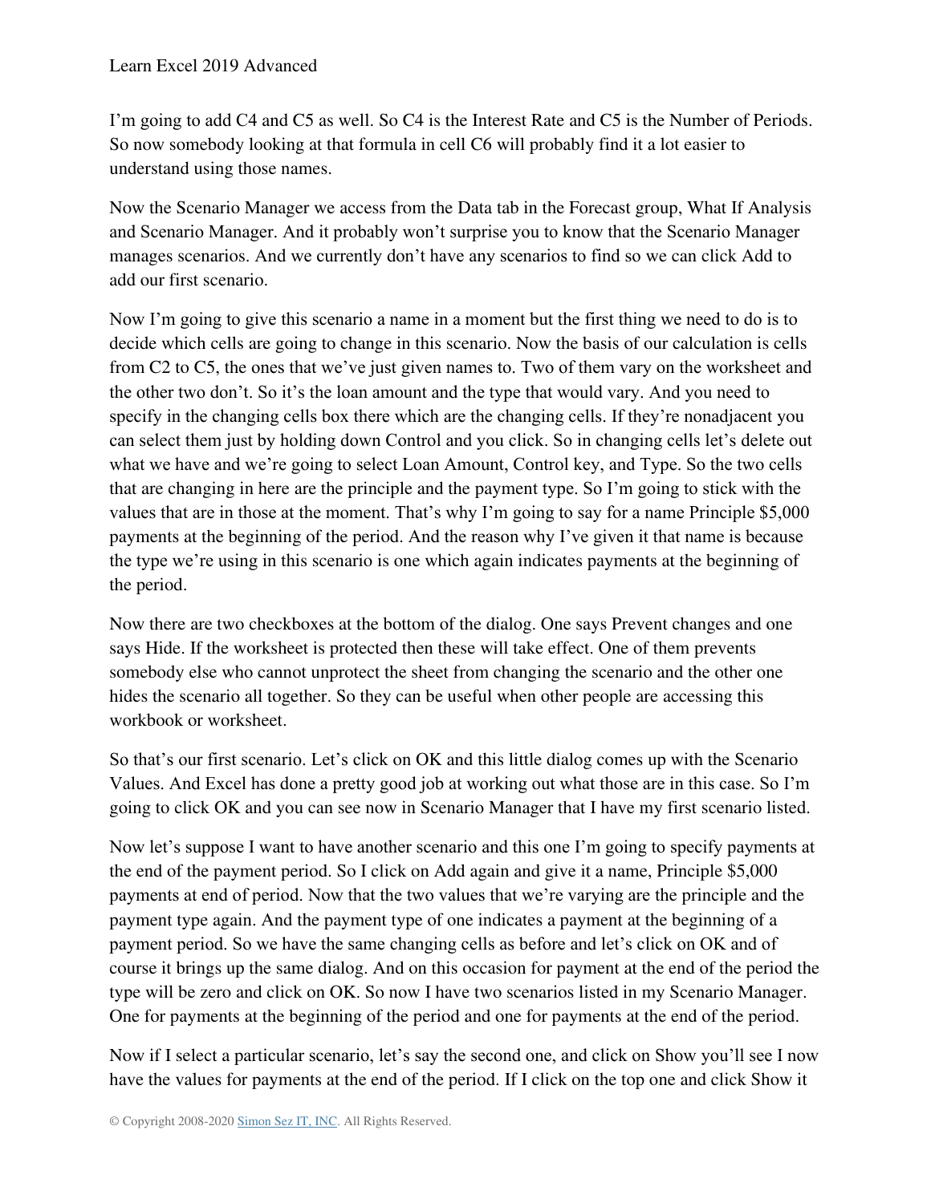I'm going to add C4 and C5 as well. So C4 is the Interest Rate and C5 is the Number of Periods. So now somebody looking at that formula in cell C6 will probably find it a lot easier to understand using those names.

Now the Scenario Manager we access from the Data tab in the Forecast group, What If Analysis and Scenario Manager. And it probably won't surprise you to know that the Scenario Manager manages scenarios. And we currently don't have any scenarios to find so we can click Add to add our first scenario.

Now I'm going to give this scenario a name in a moment but the first thing we need to do is to decide which cells are going to change in this scenario. Now the basis of our calculation is cells from C2 to C5, the ones that we've just given names to. Two of them vary on the worksheet and the other two don't. So it's the loan amount and the type that would vary. And you need to specify in the changing cells box there which are the changing cells. If they're nonadjacent you can select them just by holding down Control and you click. So in changing cells let's delete out what we have and we're going to select Loan Amount, Control key, and Type. So the two cells that are changing in here are the principle and the payment type. So I'm going to stick with the values that are in those at the moment. That's why I'm going to say for a name Principle $5,000 payments at the beginning of the period. And the reason why I've given it that name is because the type we're using in this scenario is one which again indicates payments at the beginning of the period.

Now there are two checkboxes at the bottom of the dialog. One says Prevent changes and one says Hide. If the worksheet is protected then these will take effect. One of them prevents somebody else who cannot unprotect the sheet from changing the scenario and the other one hides the scenario all together. So they can be useful when other people are accessing this workbook or worksheet.

So that's our first scenario. Let's click on OK and this little dialog comes up with the Scenario Values. And Excel has done a pretty good job at working out what those are in this case. So I'm going to click OK and you can see now in Scenario Manager that I have my first scenario listed.

Now let's suppose I want to have another scenario and this one I'm going to specify payments at the end of the payment period. So I click on Add again and give it a name, Principle $5,000 payments at end of period. Now that the two values that we're varying are the principle and the payment type again. And the payment type of one indicates a payment at the beginning of a payment period. So we have the same changing cells as before and let's click on OK and of course it brings up the same dialog. And on this occasion for payment at the end of the period the type will be zero and click on OK. So now I have two scenarios listed in my Scenario Manager. One for payments at the beginning of the period and one for payments at the end of the period.

Now if I select a particular scenario, let's say the second one, and click on Show you'll see I now have the values for payments at the end of the period. If I click on the top one and click Show it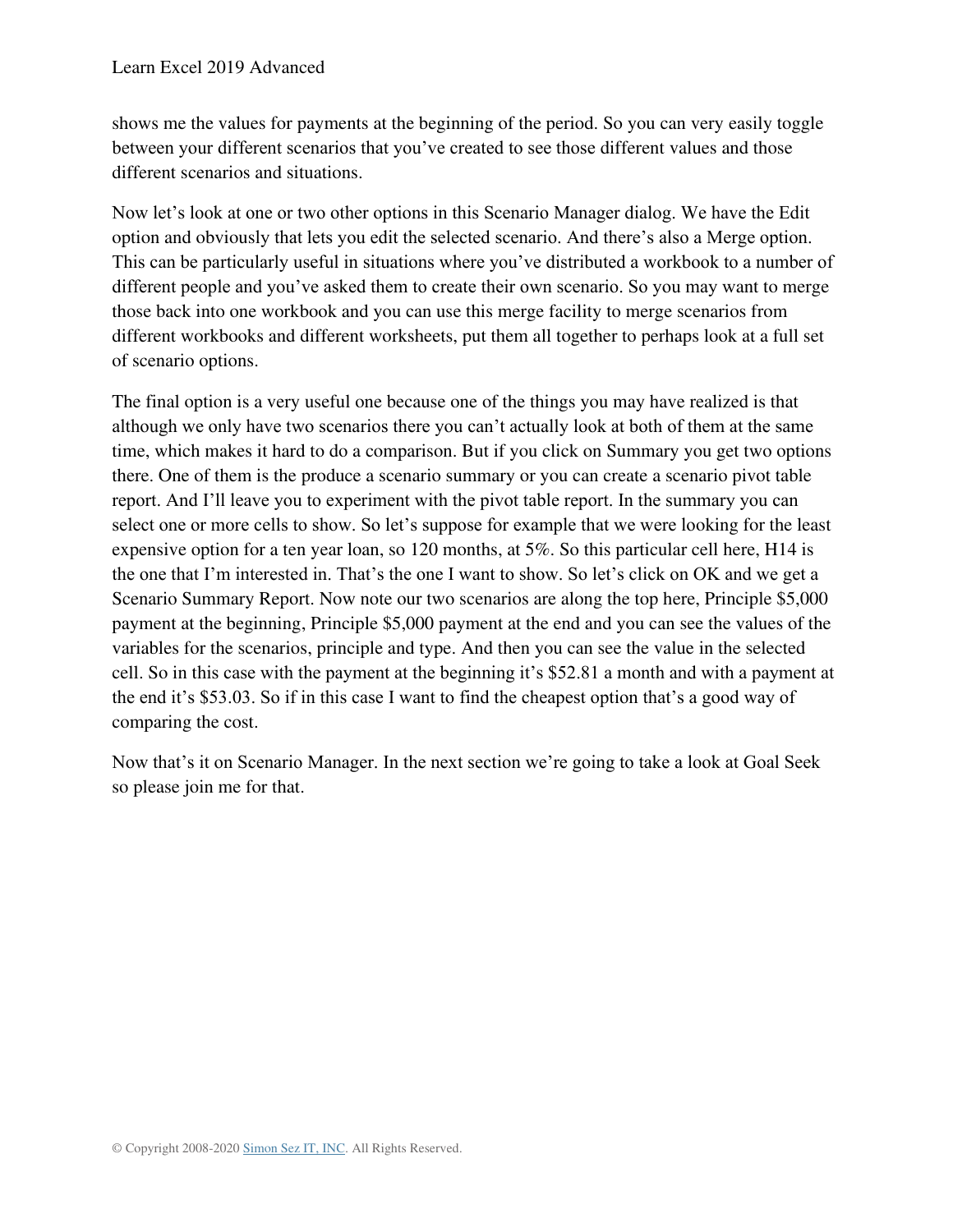shows me the values for payments at the beginning of the period. So you can very easily toggle between your different scenarios that you've created to see those different values and those different scenarios and situations.

Now let's look at one or two other options in this Scenario Manager dialog. We have the Edit option and obviously that lets you edit the selected scenario. And there's also a Merge option. This can be particularly useful in situations where you've distributed a workbook to a number of different people and you've asked them to create their own scenario. So you may want to merge those back into one workbook and you can use this merge facility to merge scenarios from different workbooks and different worksheets, put them all together to perhaps look at a full set of scenario options.

The final option is a very useful one because one of the things you may have realized is that although we only have two scenarios there you can't actually look at both of them at the same time, which makes it hard to do a comparison. But if you click on Summary you get two options there. One of them is the produce a scenario summary or you can create a scenario pivot table report. And I'll leave you to experiment with the pivot table report. In the summary you can select one or more cells to show. So let's suppose for example that we were looking for the least expensive option for a ten year loan, so 120 months, at 5%. So this particular cell here, H14 is the one that I'm interested in. That's the one I want to show. So let's click on OK and we get a Scenario Summary Report. Now note our two scenarios are along the top here, Principle $5,000 payment at the beginning, Principle $5,000 payment at the end and you can see the values of the variables for the scenarios, principle and type. And then you can see the value in the selected cell. So in this case with the payment at the beginning it's $52.81 a month and with a payment at the end it's $53.03. So if in this case I want to find the cheapest option that's a good way of comparing the cost.

Now that's it on Scenario Manager. In the next section we're going to take a look at Goal Seek so please join me for that.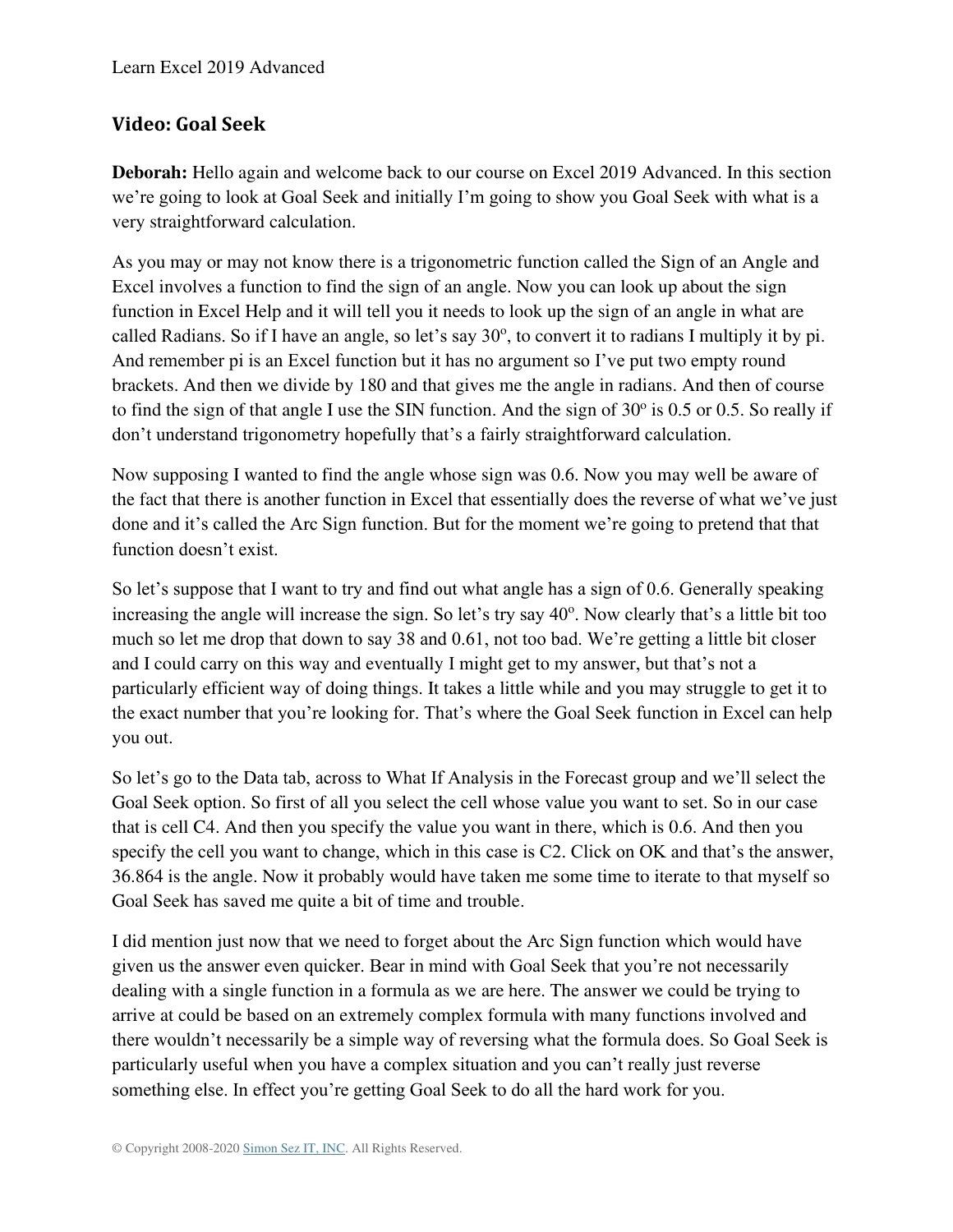## Video: Goal Seek

**Deborah:** Hello again and welcome back to our course on Excel 2019 Advanced. In this section we're going to look at Goal Seek and initially I'm going to show you Goal Seek with what is a very straightforward calculation.

As you may or may not know there is a trigonometric function called the Sign of an Angle and Excel involves a function to find the sign of an angle. Now you can look up about the sign function in Excel Help and it will tell you it needs to look up the sign of an angle in what are called Radians. So if I have an angle, so let's say 30º, to convert it to radians I multiply it by pi. And remember pi is an Excel function but it has no argument so I've put two empty round brackets. And then we divide by 180 and that gives me the angle in radians. And then of course to find the sign of that angle I use the SIN function. And the sign of 30º is 0.5 or 0.5. So really if don't understand trigonometry hopefully that's a fairly straightforward calculation.

Now supposing I wanted to find the angle whose sign was 0.6. Now you may well be aware of the fact that there is another function in Excel that essentially does the reverse of what we've just done and it's called the Arc Sign function. But for the moment we're going to pretend that that function doesn't exist.

So let's suppose that I want to try and find out what angle has a sign of 0.6. Generally speaking increasing the angle will increase the sign. So let's try say 40º. Now clearly that's a little bit too much so let me drop that down to say 38 and 0.61, not too bad. We're getting a little bit closer and I could carry on this way and eventually I might get to my answer, but that's not a particularly efficient way of doing things. It takes a little while and you may struggle to get it to the exact number that you're looking for. That's where the Goal Seek function in Excel can help you out.

So let's go to the Data tab, across to What If Analysis in the Forecast group and we'll select the Goal Seek option. So first of all you select the cell whose value you want to set. So in our case that is cell C4. And then you specify the value you want in there, which is 0.6. And then you specify the cell you want to change, which in this case is C2. Click on OK and that's the answer, 36.864 is the angle. Now it probably would have taken me some time to iterate to that myself so Goal Seek has saved me quite a bit of time and trouble.

I did mention just now that we need to forget about the Arc Sign function which would have given us the answer even quicker. Bear in mind with Goal Seek that you're not necessarily dealing with a single function in a formula as we are here. The answer we could be trying to arrive at could be based on an extremely complex formula with many functions involved and there wouldn't necessarily be a simple way of reversing what the formula does. So Goal Seek is particularly useful when you have a complex situation and you can't really just reverse something else. In effect you're getting Goal Seek to do all the hard work for you.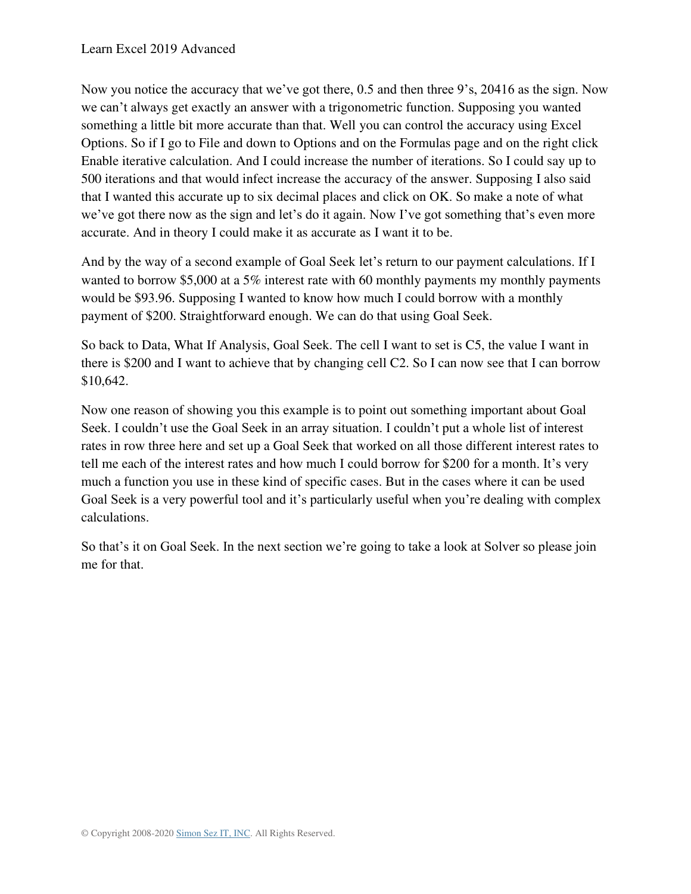Now you notice the accuracy that we've got there, 0.5 and then three 9's, 20416 as the sign. Now we can't always get exactly an answer with a trigonometric function. Supposing you wanted something a little bit more accurate than that. Well you can control the accuracy using Excel Options. So if I go to File and down to Options and on the Formulas page and on the right click Enable iterative calculation. And I could increase the number of iterations. So I could say up to 500 iterations and that would infect increase the accuracy of the answer. Supposing I also said that I wanted this accurate up to six decimal places and click on OK. So make a note of what we've got there now as the sign and let's do it again. Now I've got something that's even more accurate. And in theory I could make it as accurate as I want it to be.

And by the way of a second example of Goal Seek let's return to our payment calculations. If I wanted to borrow $5,000 at a 5% interest rate with 60 monthly payments my monthly payments would be $93.96. Supposing I wanted to know how much I could borrow with a monthly payment of $200. Straightforward enough. We can do that using Goal Seek.

So back to Data, What If Analysis, Goal Seek. The cell I want to set is C5, the value I want in there is $200 and I want to achieve that by changing cell C2. So I can now see that I can borrow $10,642.

Now one reason of showing you this example is to point out something important about Goal Seek. I couldn't use the Goal Seek in an array situation. I couldn't put a whole list of interest rates in row three here and set up a Goal Seek that worked on all those different interest rates to tell me each of the interest rates and how much I could borrow for $200 for a month. It's very much a function you use in these kind of specific cases. But in the cases where it can be used Goal Seek is a very powerful tool and it's particularly useful when you're dealing with complex calculations.

So that's it on Goal Seek. In the next section we're going to take a look at Solver so please join me for that.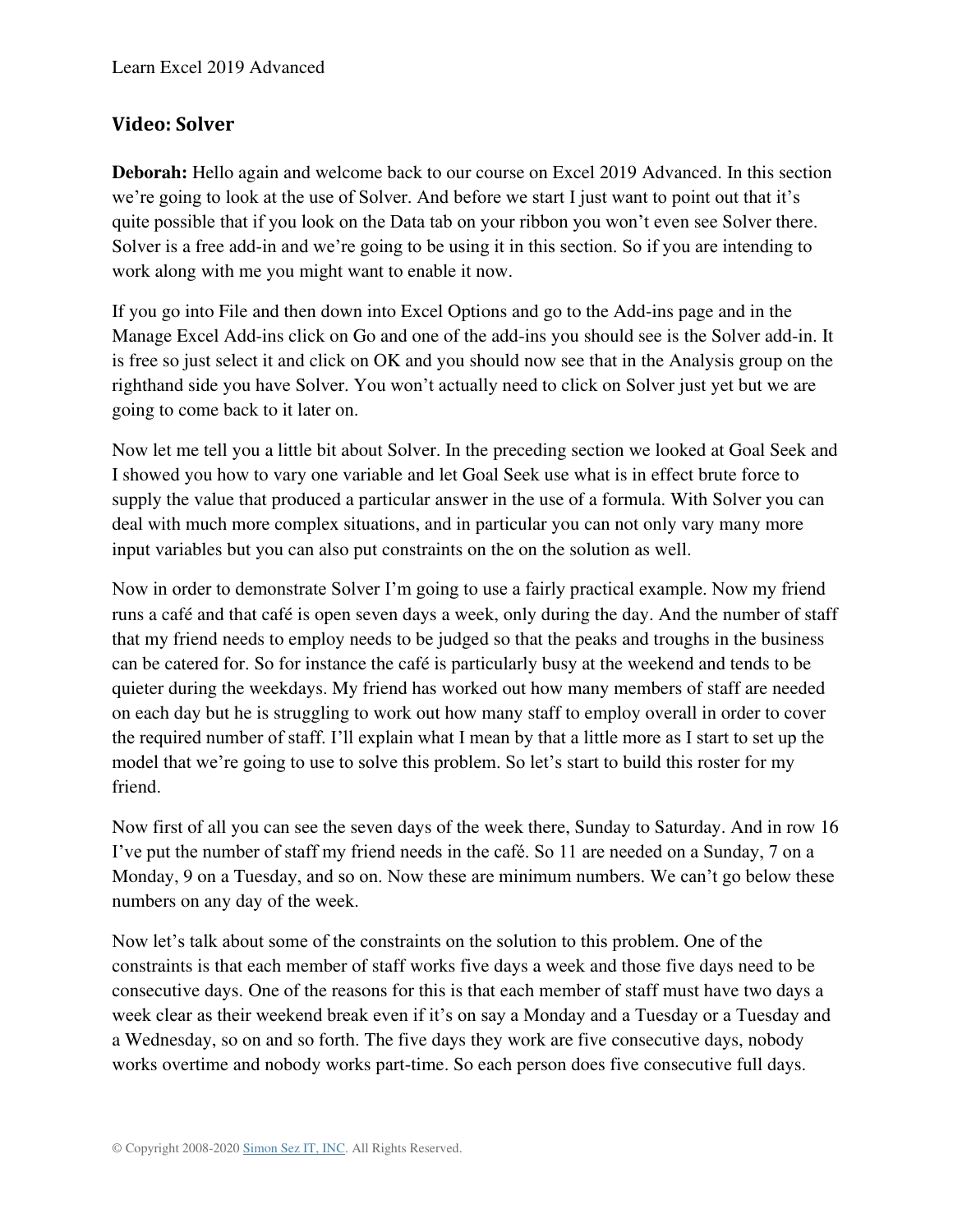## Video: Solver

**Deborah:** Hello again and welcome back to our course on Excel 2019 Advanced. In this section we're going to look at the use of Solver. And before we start I just want to point out that it's quite possible that if you look on the Data tab on your ribbon you won't even see Solver there. Solver is a free add-in and we're going to be using it in this section. So if you are intending to work along with me you might want to enable it now.

If you go into File and then down into Excel Options and go to the Add-ins page and in the Manage Excel Add-ins click on Go and one of the add-ins you should see is the Solver add-in. It is free so just select it and click on OK and you should now see that in the Analysis group on the righthand side you have Solver. You won't actually need to click on Solver just yet but we are going to come back to it later on.

Now let me tell you a little bit about Solver. In the preceding section we looked at Goal Seek and I showed you how to vary one variable and let Goal Seek use what is in effect brute force to supply the value that produced a particular answer in the use of a formula. With Solver you can deal with much more complex situations, and in particular you can not only vary many more input variables but you can also put constraints on the on the solution as well.

Now in order to demonstrate Solver I'm going to use a fairly practical example. Now my friend runs a café and that café is open seven days a week, only during the day. And the number of staff that my friend needs to employ needs to be judged so that the peaks and troughs in the business can be catered for. So for instance the café is particularly busy at the weekend and tends to be quieter during the weekdays. My friend has worked out how many members of staff are needed on each day but he is struggling to work out how many staff to employ overall in order to cover the required number of staff. I'll explain what I mean by that a little more as I start to set up the model that we're going to use to solve this problem. So let's start to build this roster for my friend.

Now first of all you can see the seven days of the week there, Sunday to Saturday. And in row 16 I've put the number of staff my friend needs in the café. So 11 are needed on a Sunday, 7 on a Monday, 9 on a Tuesday, and so on. Now these are minimum numbers. We can't go below these numbers on any day of the week.

Now let's talk about some of the constraints on the solution to this problem. One of the constraints is that each member of staff works five days a week and those five days need to be consecutive days. One of the reasons for this is that each member of staff must have two days a week clear as their weekend break even if it's on say a Monday and a Tuesday or a Tuesday and a Wednesday, so on and so forth. The five days they work are five consecutive days, nobody works overtime and nobody works part-time. So each person does five consecutive full days.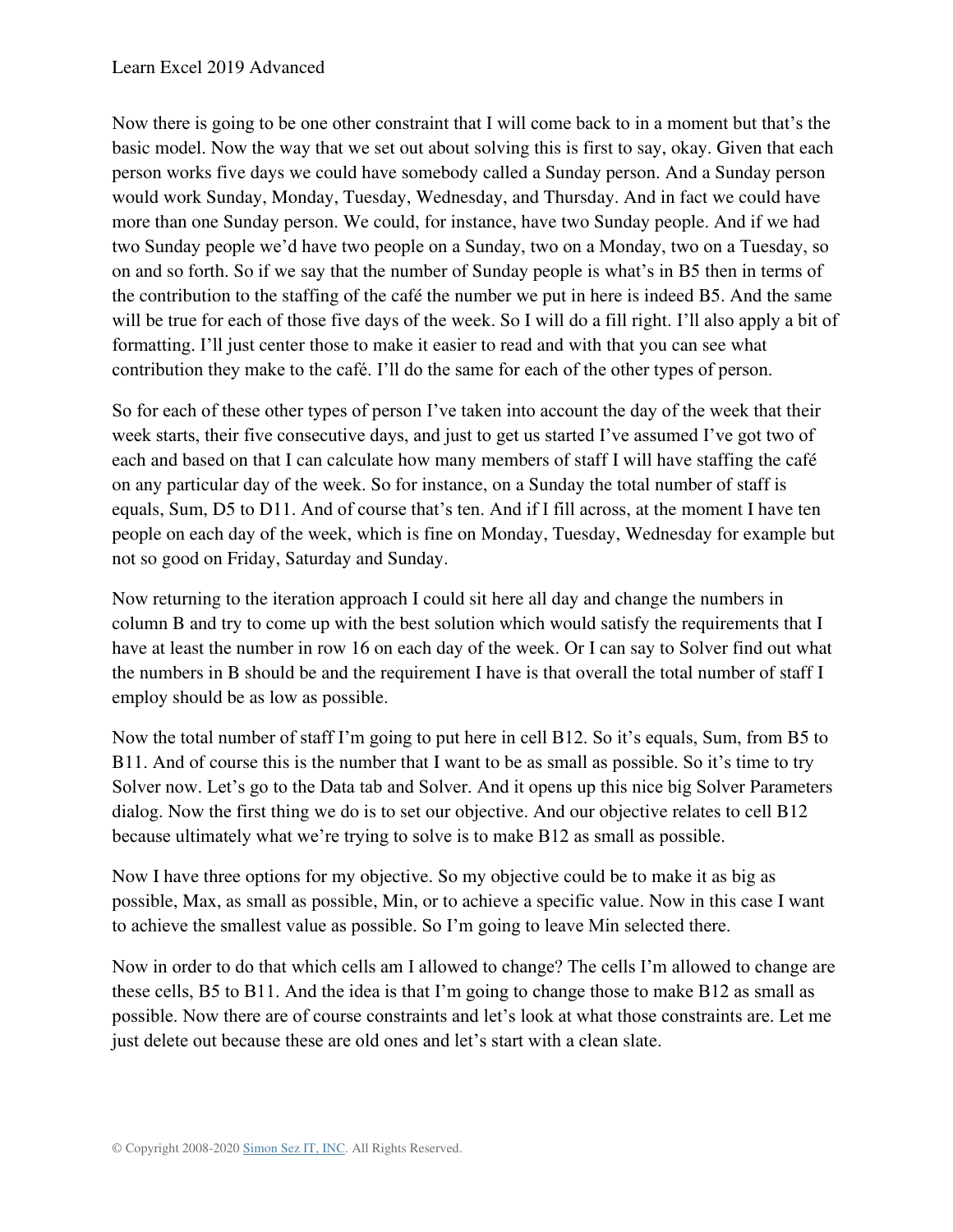Now there is going to be one other constraint that I will come back to in a moment but that's the basic model. Now the way that we set out about solving this is first to say, okay. Given that each person works five days we could have somebody called a Sunday person. And a Sunday person would work Sunday, Monday, Tuesday, Wednesday, and Thursday. And in fact we could have more than one Sunday person. We could, for instance, have two Sunday people. And if we had two Sunday people we'd have two people on a Sunday, two on a Monday, two on a Tuesday, so on and so forth. So if we say that the number of Sunday people is what's in B5 then in terms of the contribution to the staffing of the café the number we put in here is indeed B5. And the same will be true for each of those five days of the week. So I will do a fill right. I'll also apply a bit of formatting. I'll just center those to make it easier to read and with that you can see what contribution they make to the café. I'll do the same for each of the other types of person.

So for each of these other types of person I've taken into account the day of the week that their week starts, their five consecutive days, and just to get us started I've assumed I've got two of each and based on that I can calculate how many members of staff I will have staffing the café on any particular day of the week. So for instance, on a Sunday the total number of staff is equals, Sum, D5 to D11. And of course that's ten. And if I fill across, at the moment I have ten people on each day of the week, which is fine on Monday, Tuesday, Wednesday for example but not so good on Friday, Saturday and Sunday.

Now returning to the iteration approach I could sit here all day and change the numbers in column B and try to come up with the best solution which would satisfy the requirements that I have at least the number in row 16 on each day of the week. Or I can say to Solver find out what the numbers in B should be and the requirement I have is that overall the total number of staff I employ should be as low as possible.

Now the total number of staff I'm going to put here in cell B12. So it's equals, Sum, from B5 to B11. And of course this is the number that I want to be as small as possible. So it's time to try Solver now. Let's go to the Data tab and Solver. And it opens up this nice big Solver Parameters dialog. Now the first thing we do is to set our objective. And our objective relates to cell B12 because ultimately what we're trying to solve is to make B12 as small as possible.

Now I have three options for my objective. So my objective could be to make it as big as possible, Max, as small as possible, Min, or to achieve a specific value. Now in this case I want to achieve the smallest value as possible. So I'm going to leave Min selected there.

Now in order to do that which cells am I allowed to change? The cells I'm allowed to change are these cells, B5 to B11. And the idea is that I'm going to change those to make B12 as small as possible. Now there are of course constraints and let's look at what those constraints are. Let me just delete out because these are old ones and let's start with a clean slate.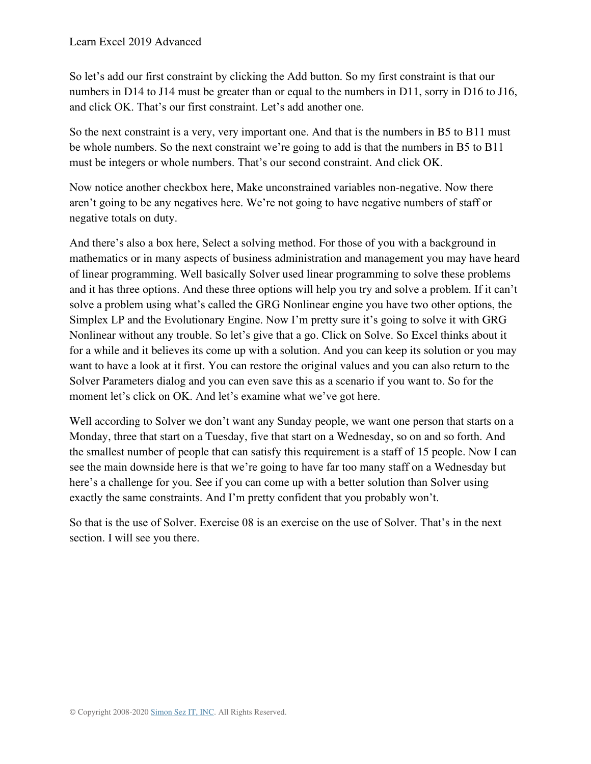So let's add our first constraint by clicking the Add button. So my first constraint is that our numbers in D14 to J14 must be greater than or equal to the numbers in D11, sorry in D16 to J16, and click OK. That's our first constraint. Let's add another one.

So the next constraint is a very, very important one. And that is the numbers in B5 to B11 must be whole numbers. So the next constraint we're going to add is that the numbers in B5 to B11 must be integers or whole numbers. That's our second constraint. And click OK.

Now notice another checkbox here, Make unconstrained variables non-negative. Now there aren't going to be any negatives here. We're not going to have negative numbers of staff or negative totals on duty.

And there's also a box here, Select a solving method. For those of you with a background in mathematics or in many aspects of business administration and management you may have heard of linear programming. Well basically Solver used linear programming to solve these problems and it has three options. And these three options will help you try and solve a problem. If it can't solve a problem using what's called the GRG Nonlinear engine you have two other options, the Simplex LP and the Evolutionary Engine. Now I'm pretty sure it's going to solve it with GRG Nonlinear without any trouble. So let's give that a go. Click on Solve. So Excel thinks about it for a while and it believes its come up with a solution. And you can keep its solution or you may want to have a look at it first. You can restore the original values and you can also return to the Solver Parameters dialog and you can even save this as a scenario if you want to. So for the moment let's click on OK. And let's examine what we've got here.

Well according to Solver we don't want any Sunday people, we want one person that starts on a Monday, three that start on a Tuesday, five that start on a Wednesday, so on and so forth. And the smallest number of people that can satisfy this requirement is a staff of 15 people. Now I can see the main downside here is that we're going to have far too many staff on a Wednesday but here's a challenge for you. See if you can come up with a better solution than Solver using exactly the same constraints. And I'm pretty confident that you probably won't.

So that is the use of Solver. Exercise 08 is an exercise on the use of Solver. That's in the next section. I will see you there.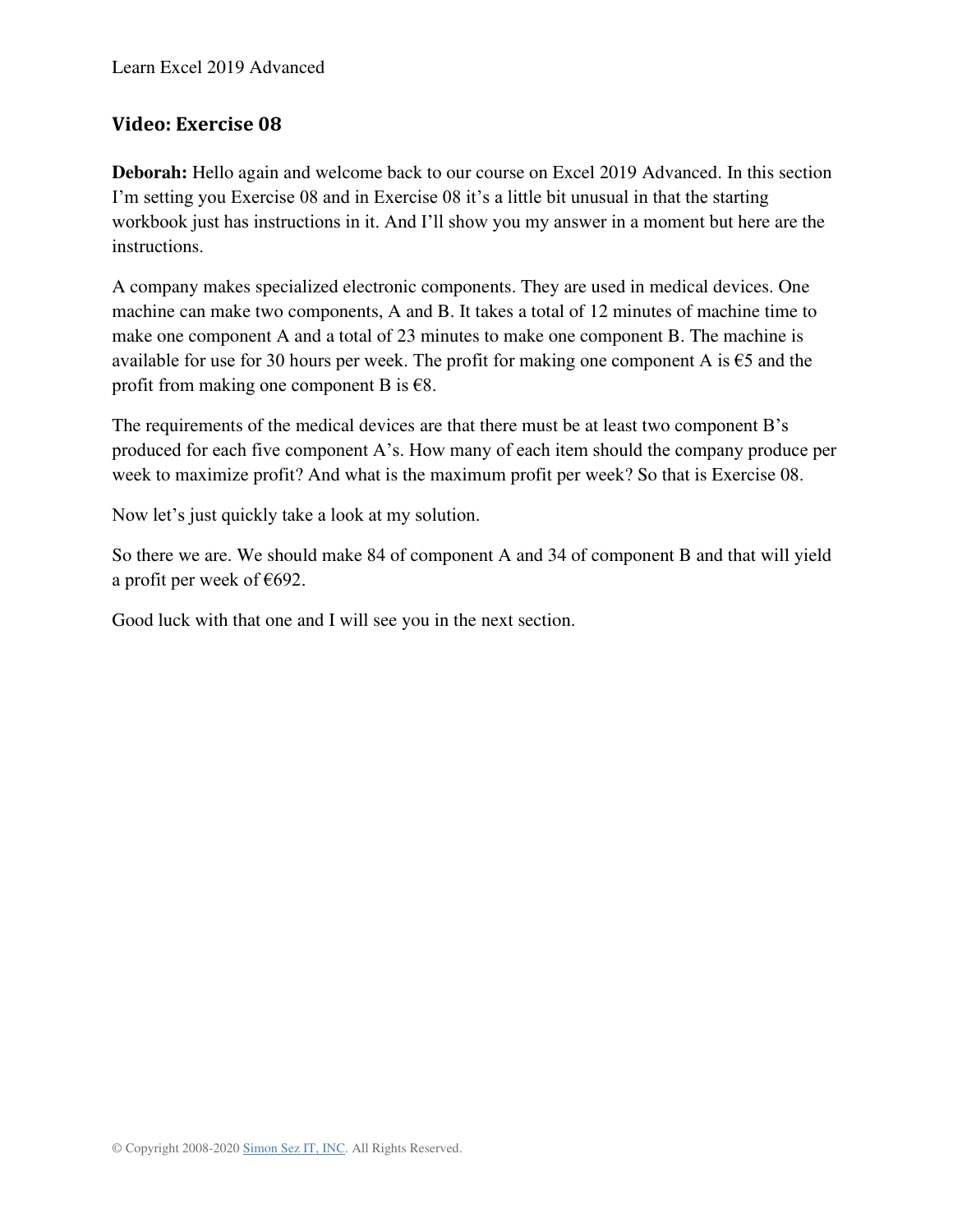## Video: Exercise 08

**Deborah:** Hello again and welcome back to our course on Excel 2019 Advanced. In this section I'm setting you Exercise 08 and in Exercise 08 it's a little bit unusual in that the starting workbook just has instructions in it. And I'll show you my answer in a moment but here are the instructions.

A company makes specialized electronic components. They are used in medical devices. One machine can make two components, A and B. It takes a total of 12 minutes of machine time to make one component A and a total of 23 minutes to make one component B. The machine is available for use for 30 hours per week. The profit for making one component A is €5 and the profit from making one component B is €8.

The requirements of the medical devices are that there must be at least two component B's produced for each five component A's. How many of each item should the company produce per week to maximize profit? And what is the maximum profit per week? So that is Exercise 08.

Now let's just quickly take a look at my solution.

So there we are. We should make 84 of component A and 34 of component B and that will yield a profit per week of €692.

Good luck with that one and I will see you in the next section.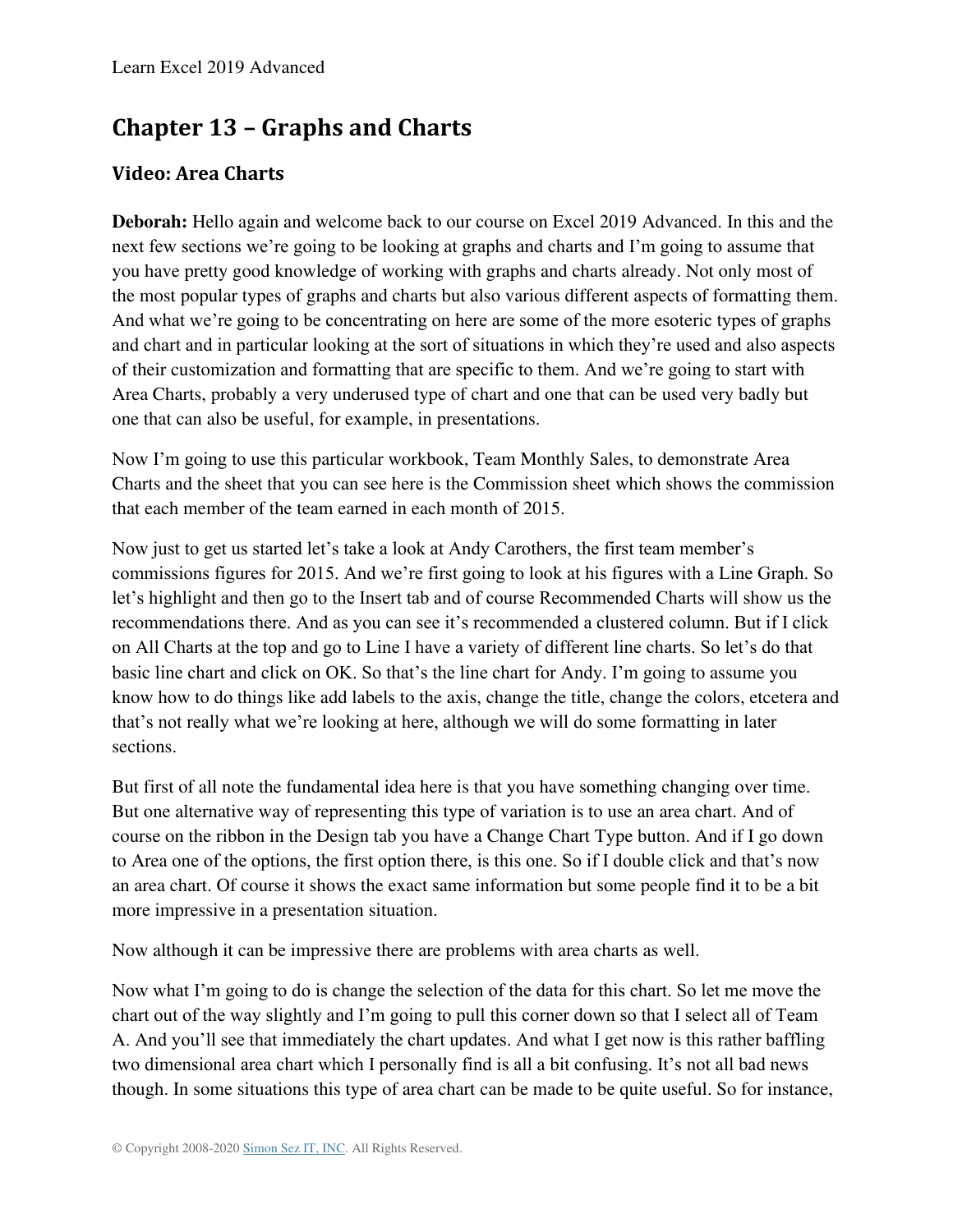# Chapter 13 – Graphs and Charts

## Video: Area Charts

**Deborah:** Hello again and welcome back to our course on Excel 2019 Advanced. In this and the next few sections we're going to be looking at graphs and charts and I'm going to assume that you have pretty good knowledge of working with graphs and charts already. Not only most of the most popular types of graphs and charts but also various different aspects of formatting them. And what we're going to be concentrating on here are some of the more esoteric types of graphs and chart and in particular looking at the sort of situations in which they're used and also aspects of their customization and formatting that are specific to them. And we're going to start with Area Charts, probably a very underused type of chart and one that can be used very badly but one that can also be useful, for example, in presentations.

Now I'm going to use this particular workbook, Team Monthly Sales, to demonstrate Area Charts and the sheet that you can see here is the Commission sheet which shows the commission that each member of the team earned in each month of 2015.

Now just to get us started let's take a look at Andy Carothers, the first team member's commissions figures for 2015. And we're first going to look at his figures with a Line Graph. So let's highlight and then go to the Insert tab and of course Recommended Charts will show us the recommendations there. And as you can see it's recommended a clustered column. But if I click on All Charts at the top and go to Line I have a variety of different line charts. So let's do that basic line chart and click on OK. So that's the line chart for Andy. I'm going to assume you know how to do things like add labels to the axis, change the title, change the colors, etcetera and that's not really what we're looking at here, although we will do some formatting in later sections.

But first of all note the fundamental idea here is that you have something changing over time. But one alternative way of representing this type of variation is to use an area chart. And of course on the ribbon in the Design tab you have a Change Chart Type button. And if I go down to Area one of the options, the first option there, is this one. So if I double click and that's now an area chart. Of course it shows the exact same information but some people find it to be a bit more impressive in a presentation situation.

Now although it can be impressive there are problems with area charts as well.

Now what I'm going to do is change the selection of the data for this chart. So let me move the chart out of the way slightly and I'm going to pull this corner down so that I select all of Team A. And you'll see that immediately the chart updates. And what I get now is this rather baffling two dimensional area chart which I personally find is all a bit confusing. It's not all bad news though. In some situations this type of area chart can be made to be quite useful. So for instance,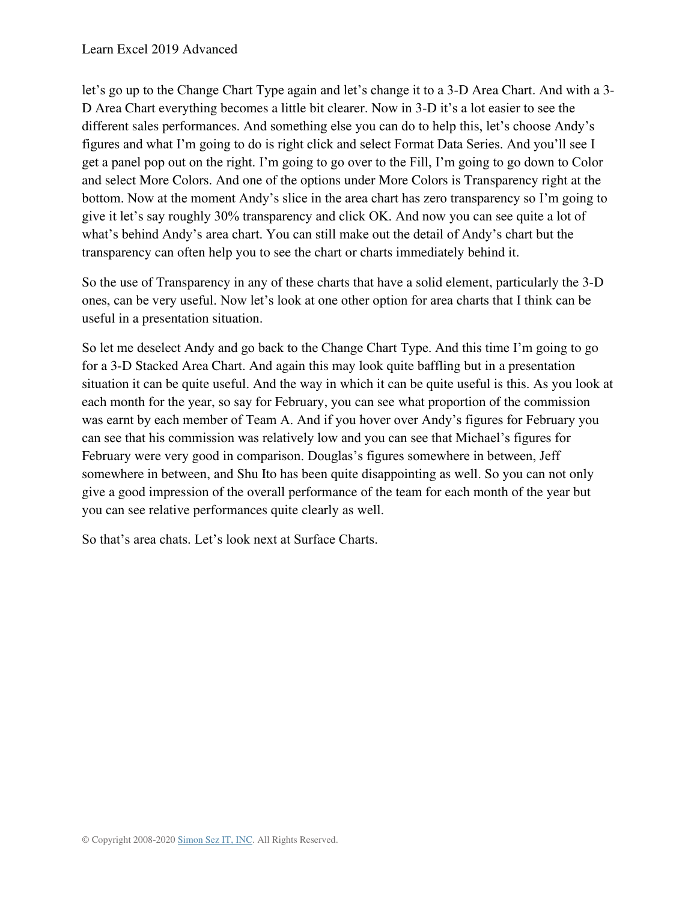let's go up to the Change Chart Type again and let's change it to a 3-D Area Chart. And with a 3-D Area Chart everything becomes a little bit clearer. Now in 3-D it's a lot easier to see the different sales performances. And something else you can do to help this, let's choose Andy's figures and what I'm going to do is right click and select Format Data Series. And you'll see I get a panel pop out on the right. I'm going to go over to the Fill, I'm going to go down to Color and select More Colors. And one of the options under More Colors is Transparency right at the bottom. Now at the moment Andy's slice in the area chart has zero transparency so I'm going to give it let's say roughly 30% transparency and click OK. And now you can see quite a lot of what's behind Andy's area chart. You can still make out the detail of Andy's chart but the transparency can often help you to see the chart or charts immediately behind it.

So the use of Transparency in any of these charts that have a solid element, particularly the 3-D ones, can be very useful. Now let's look at one other option for area charts that I think can be useful in a presentation situation.

So let me deselect Andy and go back to the Change Chart Type. And this time I'm going to go for a 3-D Stacked Area Chart. And again this may look quite baffling but in a presentation situation it can be quite useful. And the way in which it can be quite useful is this. As you look at each month for the year, so say for February, you can see what proportion of the commission was earnt by each member of Team A. And if you hover over Andy's figures for February you can see that his commission was relatively low and you can see that Michael's figures for February were very good in comparison. Douglas's figures somewhere in between, Jeff somewhere in between, and Shu Ito has been quite disappointing as well. So you can not only give a good impression of the overall performance of the team for each month of the year but you can see relative performances quite clearly as well.

So that's area chats. Let's look next at Surface Charts.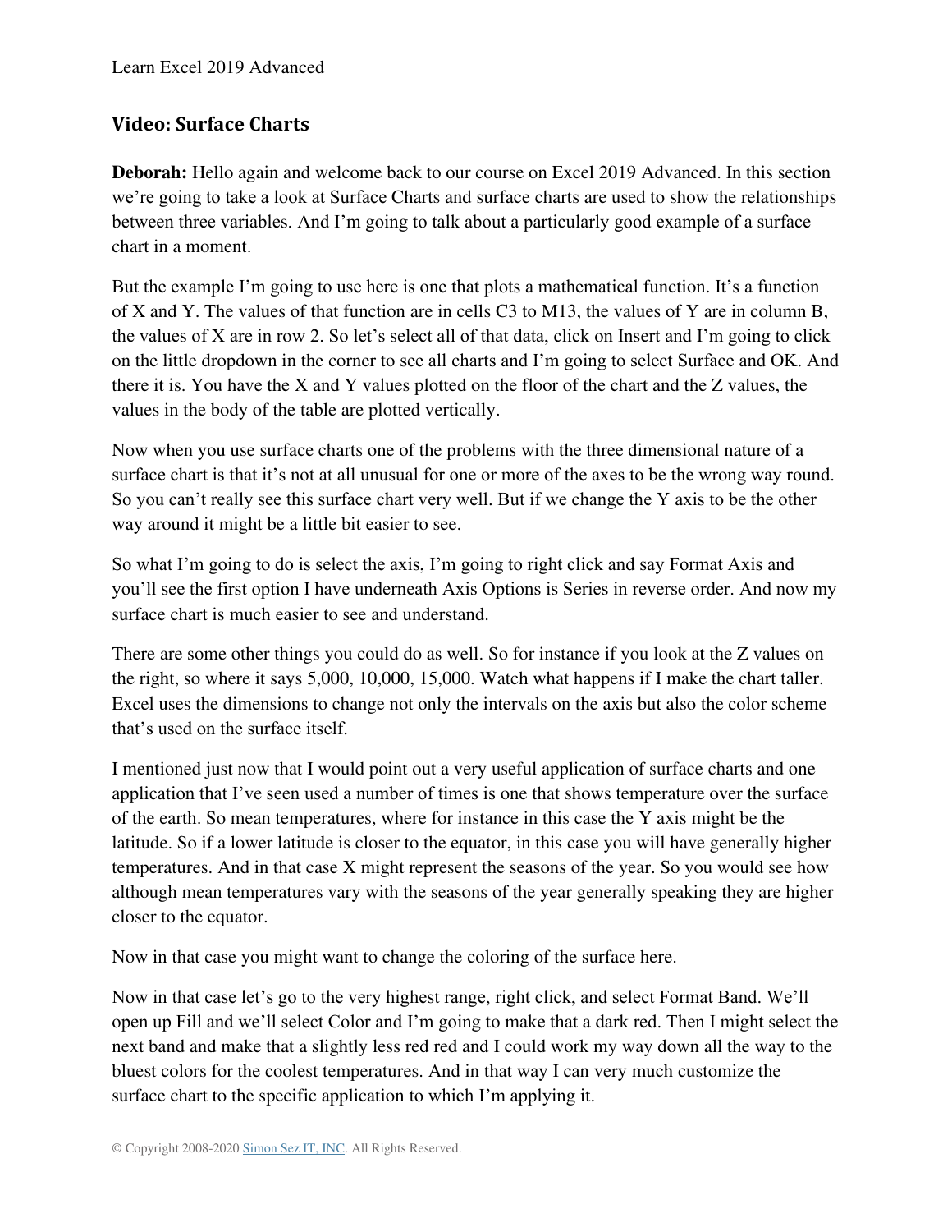## Video: Surface Charts

**Deborah:** Hello again and welcome back to our course on Excel 2019 Advanced. In this section we're going to take a look at Surface Charts and surface charts are used to show the relationships between three variables. And I'm going to talk about a particularly good example of a surface chart in a moment.

But the example I'm going to use here is one that plots a mathematical function. It's a function of X and Y. The values of that function are in cells C3 to M13, the values of Y are in column B, the values of X are in row 2. So let's select all of that data, click on Insert and I'm going to click on the little dropdown in the corner to see all charts and I'm going to select Surface and OK. And there it is. You have the X and Y values plotted on the floor of the chart and the Z values, the values in the body of the table are plotted vertically.

Now when you use surface charts one of the problems with the three dimensional nature of a surface chart is that it's not at all unusual for one or more of the axes to be the wrong way round. So you can't really see this surface chart very well. But if we change the Y axis to be the other way around it might be a little bit easier to see.

So what I'm going to do is select the axis, I'm going to right click and say Format Axis and you'll see the first option I have underneath Axis Options is Series in reverse order. And now my surface chart is much easier to see and understand.

There are some other things you could do as well. So for instance if you look at the Z values on the right, so where it says 5,000, 10,000, 15,000. Watch what happens if I make the chart taller. Excel uses the dimensions to change not only the intervals on the axis but also the color scheme that's used on the surface itself.

I mentioned just now that I would point out a very useful application of surface charts and one application that I've seen used a number of times is one that shows temperature over the surface of the earth. So mean temperatures, where for instance in this case the Y axis might be the latitude. So if a lower latitude is closer to the equator, in this case you will have generally higher temperatures. And in that case X might represent the seasons of the year. So you would see how although mean temperatures vary with the seasons of the year generally speaking they are higher closer to the equator.

Now in that case you might want to change the coloring of the surface here.

Now in that case let's go to the very highest range, right click, and select Format Band. We'll open up Fill and we'll select Color and I'm going to make that a dark red. Then I might select the next band and make that a slightly less red red and I could work my way down all the way to the bluest colors for the coolest temperatures. And in that way I can very much customize the surface chart to the specific application to which I'm applying it.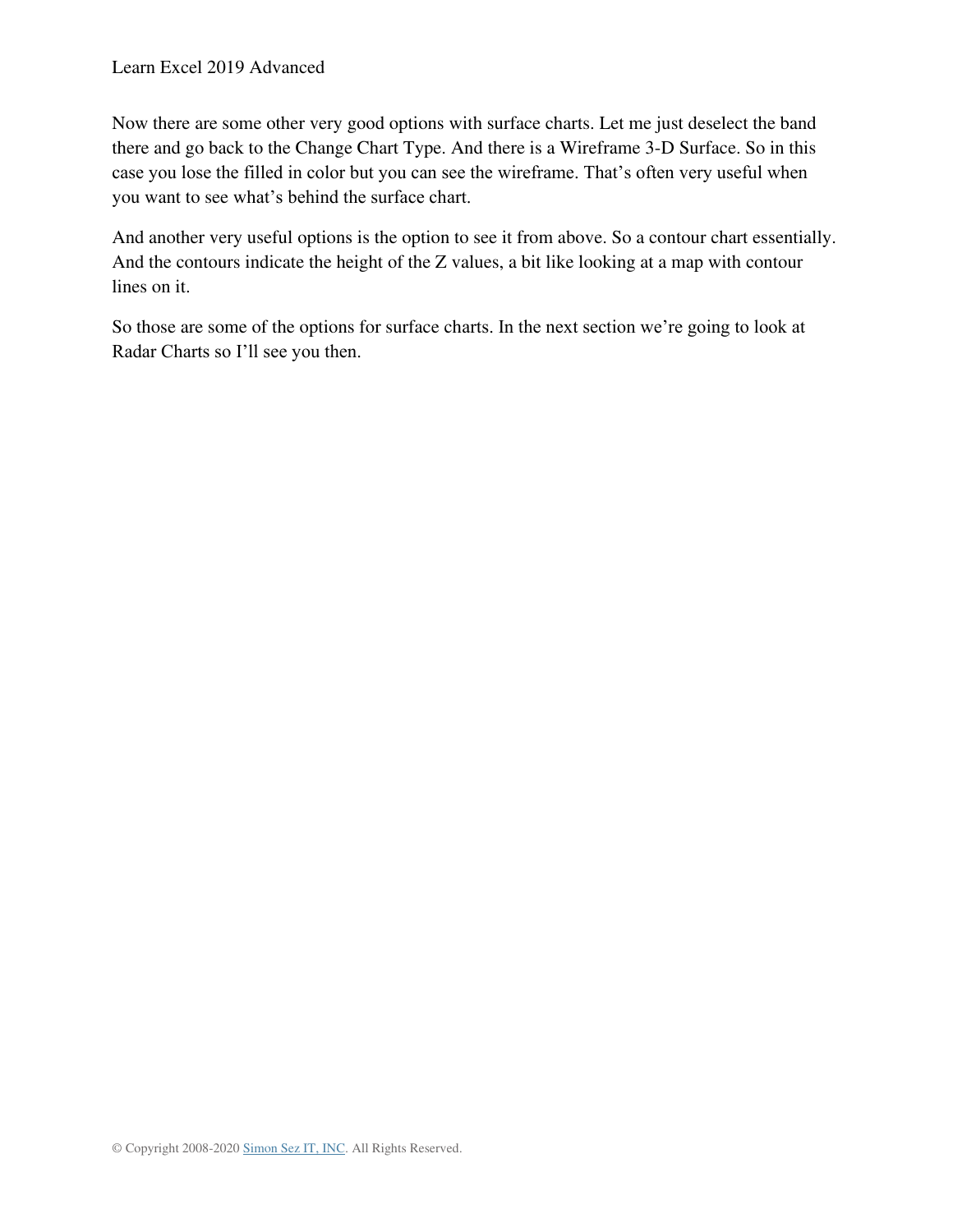Now there are some other very good options with surface charts. Let me just deselect the band there and go back to the Change Chart Type. And there is a Wireframe 3-D Surface. So in this case you lose the filled in color but you can see the wireframe. That’s often very useful when you want to see what’s behind the surface chart.

And another very useful options is the option to see it from above. So a contour chart essentially. And the contours indicate the height of the Z values, a bit like looking at a map with contour lines on it.

So those are some of the options for surface charts. In the next section we’re going to look at Radar Charts so I’ll see you then.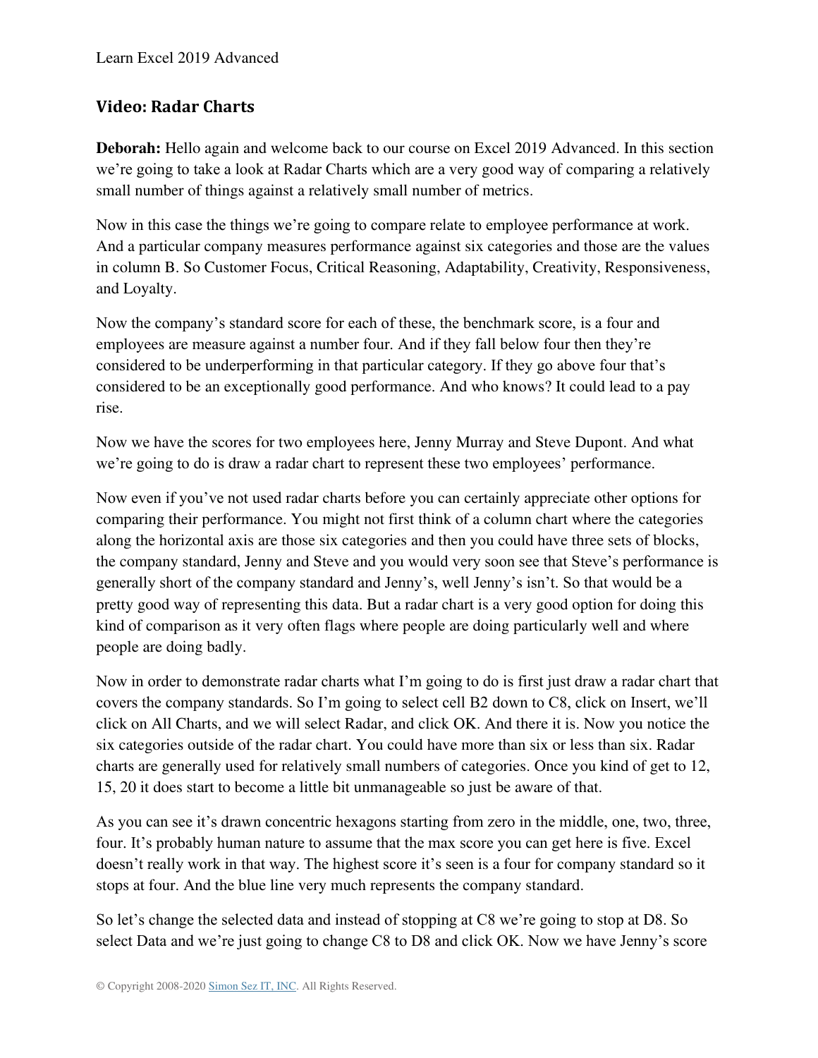## Video: Radar Charts

**Deborah:** Hello again and welcome back to our course on Excel 2019 Advanced. In this section we're going to take a look at Radar Charts which are a very good way of comparing a relatively small number of things against a relatively small number of metrics.

Now in this case the things we're going to compare relate to employee performance at work. And a particular company measures performance against six categories and those are the values in column B. So Customer Focus, Critical Reasoning, Adaptability, Creativity, Responsiveness, and Loyalty.

Now the company's standard score for each of these, the benchmark score, is a four and employees are measure against a number four. And if they fall below four then they're considered to be underperforming in that particular category. If they go above four that's considered to be an exceptionally good performance. And who knows? It could lead to a pay rise.

Now we have the scores for two employees here, Jenny Murray and Steve Dupont. And what we're going to do is draw a radar chart to represent these two employees' performance.

Now even if you've not used radar charts before you can certainly appreciate other options for comparing their performance. You might not first think of a column chart where the categories along the horizontal axis are those six categories and then you could have three sets of blocks, the company standard, Jenny and Steve and you would very soon see that Steve's performance is generally short of the company standard and Jenny's, well Jenny's isn't. So that would be a pretty good way of representing this data. But a radar chart is a very good option for doing this kind of comparison as it very often flags where people are doing particularly well and where people are doing badly.

Now in order to demonstrate radar charts what I'm going to do is first just draw a radar chart that covers the company standards. So I'm going to select cell B2 down to C8, click on Insert, we'll click on All Charts, and we will select Radar, and click OK. And there it is. Now you notice the six categories outside of the radar chart. You could have more than six or less than six. Radar charts are generally used for relatively small numbers of categories. Once you kind of get to 12, 15, 20 it does start to become a little bit unmanageable so just be aware of that.

As you can see it's drawn concentric hexagons starting from zero in the middle, one, two, three, four. It's probably human nature to assume that the max score you can get here is five. Excel doesn't really work in that way. The highest score it's seen is a four for company standard so it stops at four. And the blue line very much represents the company standard.

So let's change the selected data and instead of stopping at C8 we're going to stop at D8. So select Data and we're just going to change C8 to D8 and click OK. Now we have Jenny's score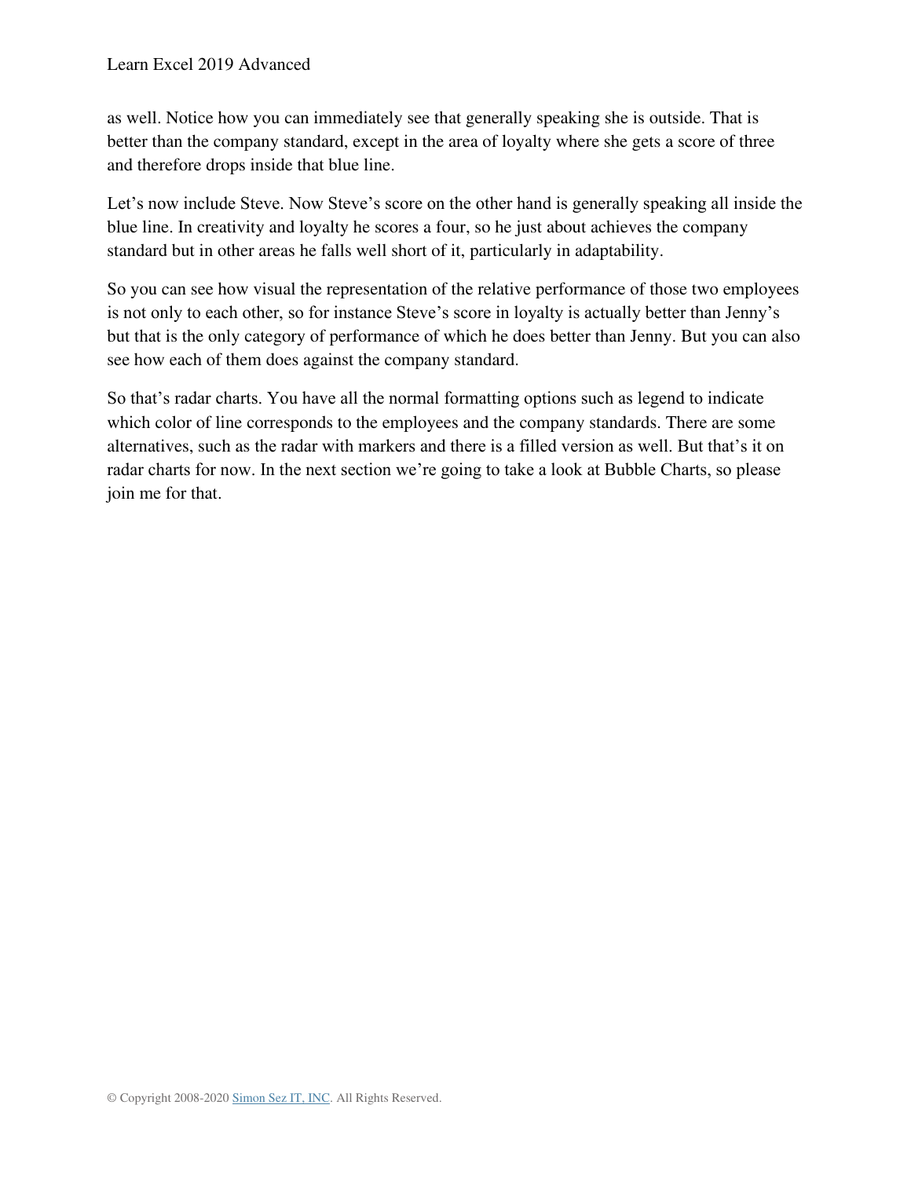as well. Notice how you can immediately see that generally speaking she is outside. That is better than the company standard, except in the area of loyalty where she gets a score of three and therefore drops inside that blue line.

Let's now include Steve. Now Steve's score on the other hand is generally speaking all inside the blue line. In creativity and loyalty he scores a four, so he just about achieves the company standard but in other areas he falls well short of it, particularly in adaptability.

So you can see how visual the representation of the relative performance of those two employees is not only to each other, so for instance Steve's score in loyalty is actually better than Jenny's but that is the only category of performance of which he does better than Jenny. But you can also see how each of them does against the company standard.

So that's radar charts. You have all the normal formatting options such as legend to indicate which color of line corresponds to the employees and the company standards. There are some alternatives, such as the radar with markers and there is a filled version as well. But that's it on radar charts for now. In the next section we're going to take a look at Bubble Charts, so please join me for that.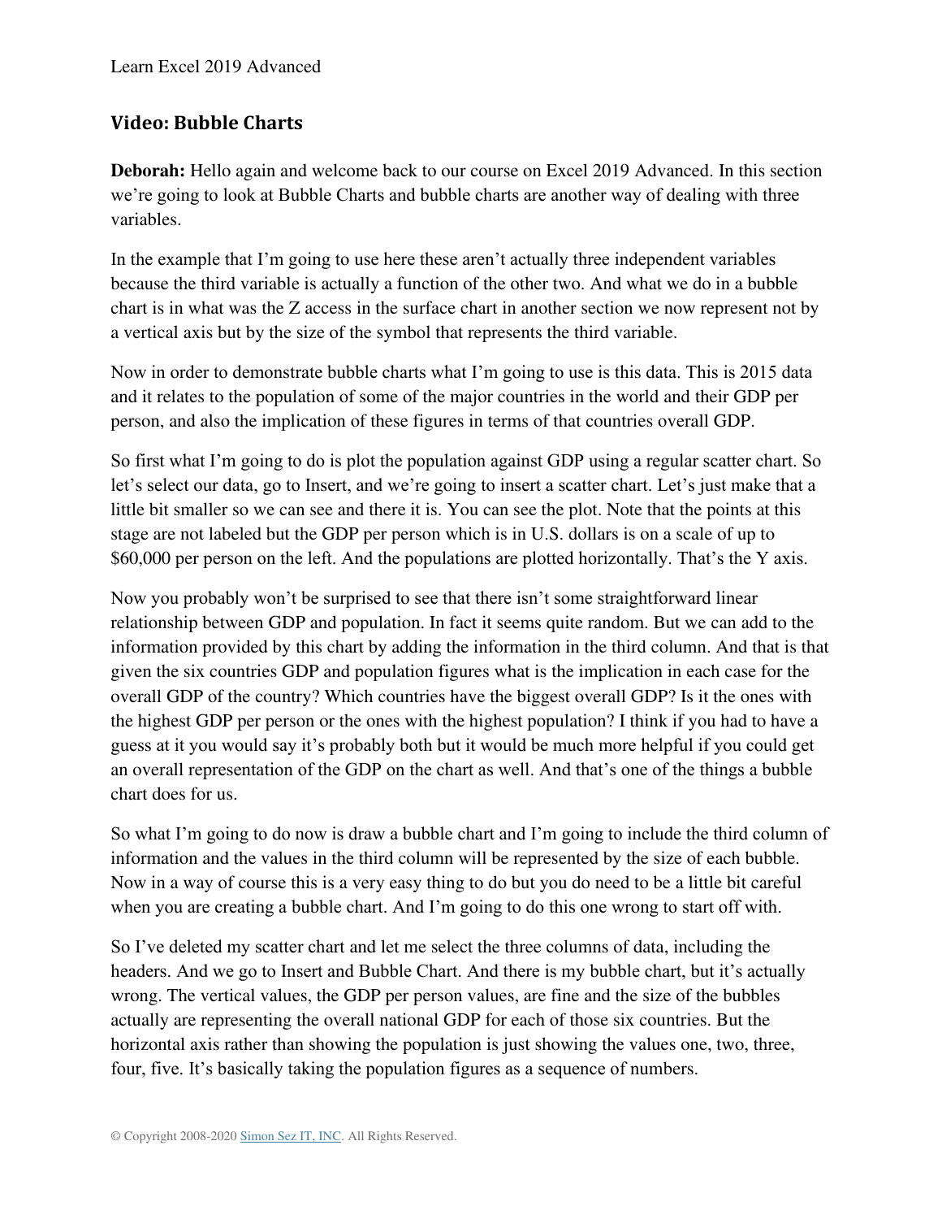## Video: Bubble Charts

**Deborah:** Hello again and welcome back to our course on Excel 2019 Advanced. In this section we're going to look at Bubble Charts and bubble charts are another way of dealing with three variables.

In the example that I'm going to use here these aren't actually three independent variables because the third variable is actually a function of the other two. And what we do in a bubble chart is in what was the Z access in the surface chart in another section we now represent not by a vertical axis but by the size of the symbol that represents the third variable.

Now in order to demonstrate bubble charts what I'm going to use is this data. This is 2015 data and it relates to the population of some of the major countries in the world and their GDP per person, and also the implication of these figures in terms of that countries overall GDP.

So first what I'm going to do is plot the population against GDP using a regular scatter chart. So let's select our data, go to Insert, and we're going to insert a scatter chart. Let's just make that a little bit smaller so we can see and there it is. You can see the plot. Note that the points at this stage are not labeled but the GDP per person which is in U.S. dollars is on a scale of up to $60,000 per person on the left. And the populations are plotted horizontally. That's the Y axis.

Now you probably won't be surprised to see that there isn't some straightforward linear relationship between GDP and population. In fact it seems quite random. But we can add to the information provided by this chart by adding the information in the third column. And that is that given the six countries GDP and population figures what is the implication in each case for the overall GDP of the country? Which countries have the biggest overall GDP? Is it the ones with the highest GDP per person or the ones with the highest population? I think if you had to have a guess at it you would say it's probably both but it would be much more helpful if you could get an overall representation of the GDP on the chart as well. And that's one of the things a bubble chart does for us.

So what I'm going to do now is draw a bubble chart and I'm going to include the third column of information and the values in the third column will be represented by the size of each bubble. Now in a way of course this is a very easy thing to do but you do need to be a little bit careful when you are creating a bubble chart. And I'm going to do this one wrong to start off with.

So I've deleted my scatter chart and let me select the three columns of data, including the headers. And we go to Insert and Bubble Chart. And there is my bubble chart, but it's actually wrong. The vertical values, the GDP per person values, are fine and the size of the bubbles actually are representing the overall national GDP for each of those six countries. But the horizontal axis rather than showing the population is just showing the values one, two, three, four, five. It's basically taking the population figures as a sequence of numbers.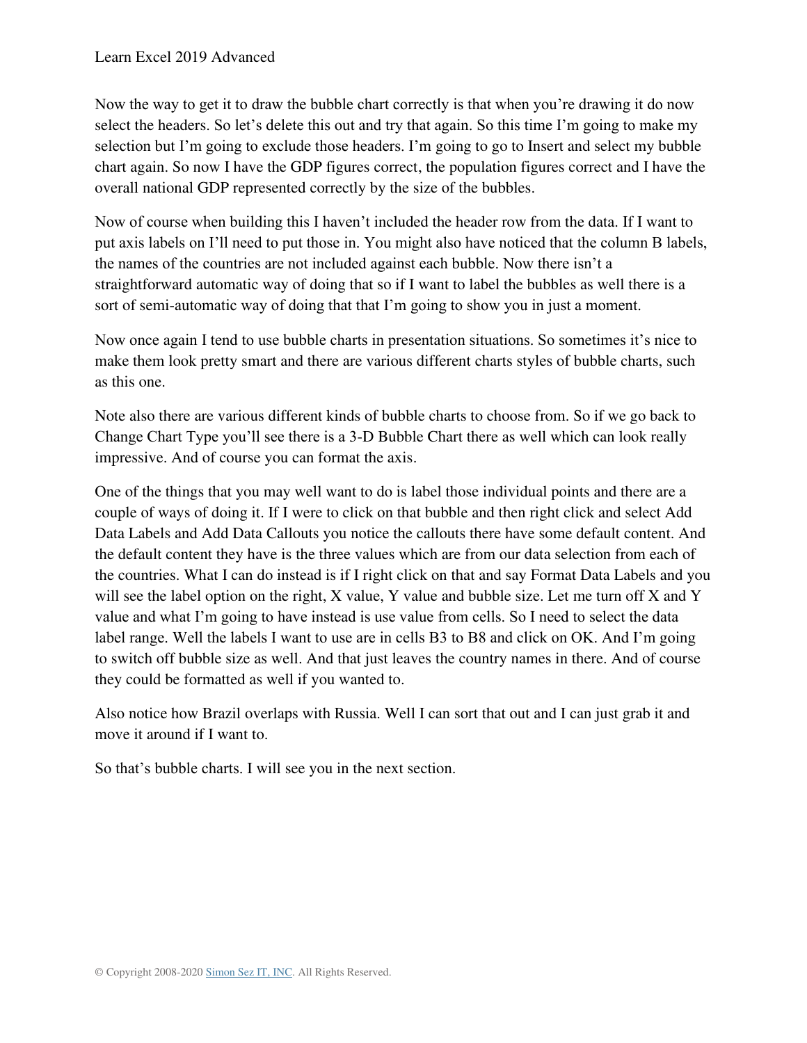Now the way to get it to draw the bubble chart correctly is that when you're drawing it do now select the headers. So let's delete this out and try that again. So this time I'm going to make my selection but I'm going to exclude those headers. I'm going to go to Insert and select my bubble chart again. So now I have the GDP figures correct, the population figures correct and I have the overall national GDP represented correctly by the size of the bubbles.

Now of course when building this I haven't included the header row from the data. If I want to put axis labels on I'll need to put those in. You might also have noticed that the column B labels, the names of the countries are not included against each bubble. Now there isn't a straightforward automatic way of doing that so if I want to label the bubbles as well there is a sort of semi-automatic way of doing that that I'm going to show you in just a moment.

Now once again I tend to use bubble charts in presentation situations. So sometimes it's nice to make them look pretty smart and there are various different charts styles of bubble charts, such as this one.

Note also there are various different kinds of bubble charts to choose from. So if we go back to Change Chart Type you'll see there is a 3-D Bubble Chart there as well which can look really impressive. And of course you can format the axis.

One of the things that you may well want to do is label those individual points and there are a couple of ways of doing it. If I were to click on that bubble and then right click and select Add Data Labels and Add Data Callouts you notice the callouts there have some default content. And the default content they have is the three values which are from our data selection from each of the countries. What I can do instead is if I right click on that and say Format Data Labels and you will see the label option on the right, X value, Y value and bubble size. Let me turn off X and Y value and what I'm going to have instead is use value from cells. So I need to select the data label range. Well the labels I want to use are in cells B3 to B8 and click on OK. And I'm going to switch off bubble size as well. And that just leaves the country names in there. And of course they could be formatted as well if you wanted to.

Also notice how Brazil overlaps with Russia. Well I can sort that out and I can just grab it and move it around if I want to.

So that's bubble charts. I will see you in the next section.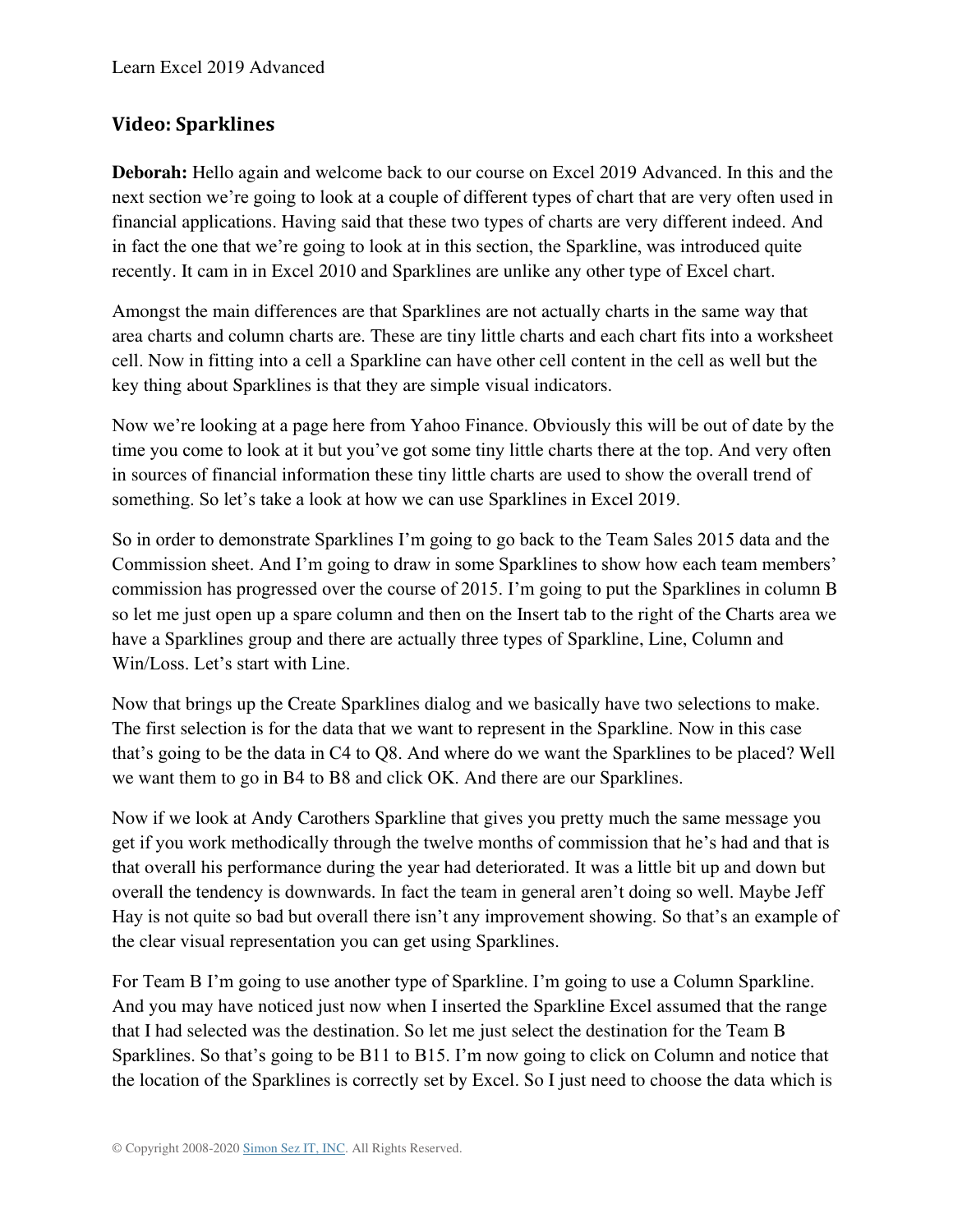## Video: Sparklines

**Deborah:** Hello again and welcome back to our course on Excel 2019 Advanced. In this and the next section we're going to look at a couple of different types of chart that are very often used in financial applications. Having said that these two types of charts are very different indeed. And in fact the one that we're going to look at in this section, the Sparkline, was introduced quite recently. It cam in in Excel 2010 and Sparklines are unlike any other type of Excel chart.

Amongst the main differences are that Sparklines are not actually charts in the same way that area charts and column charts are. These are tiny little charts and each chart fits into a worksheet cell. Now in fitting into a cell a Sparkline can have other cell content in the cell as well but the key thing about Sparklines is that they are simple visual indicators.

Now we're looking at a page here from Yahoo Finance. Obviously this will be out of date by the time you come to look at it but you've got some tiny little charts there at the top. And very often in sources of financial information these tiny little charts are used to show the overall trend of something. So let's take a look at how we can use Sparklines in Excel 2019.

So in order to demonstrate Sparklines I'm going to go back to the Team Sales 2015 data and the Commission sheet. And I'm going to draw in some Sparklines to show how each team members' commission has progressed over the course of 2015. I'm going to put the Sparklines in column B so let me just open up a spare column and then on the Insert tab to the right of the Charts area we have a Sparklines group and there are actually three types of Sparkline, Line, Column and Win/Loss. Let's start with Line.

Now that brings up the Create Sparklines dialog and we basically have two selections to make. The first selection is for the data that we want to represent in the Sparkline. Now in this case that's going to be the data in C4 to Q8. And where do we want the Sparklines to be placed? Well we want them to go in B4 to B8 and click OK. And there are our Sparklines.

Now if we look at Andy Carothers Sparkline that gives you pretty much the same message you get if you work methodically through the twelve months of commission that he's had and that is that overall his performance during the year had deteriorated. It was a little bit up and down but overall the tendency is downwards. In fact the team in general aren't doing so well. Maybe Jeff Hay is not quite so bad but overall there isn't any improvement showing. So that's an example of the clear visual representation you can get using Sparklines.

For Team B I'm going to use another type of Sparkline. I'm going to use a Column Sparkline. And you may have noticed just now when I inserted the Sparkline Excel assumed that the range that I had selected was the destination. So let me just select the destination for the Team B Sparklines. So that's going to be B11 to B15. I'm now going to click on Column and notice that the location of the Sparklines is correctly set by Excel. So I just need to choose the data which is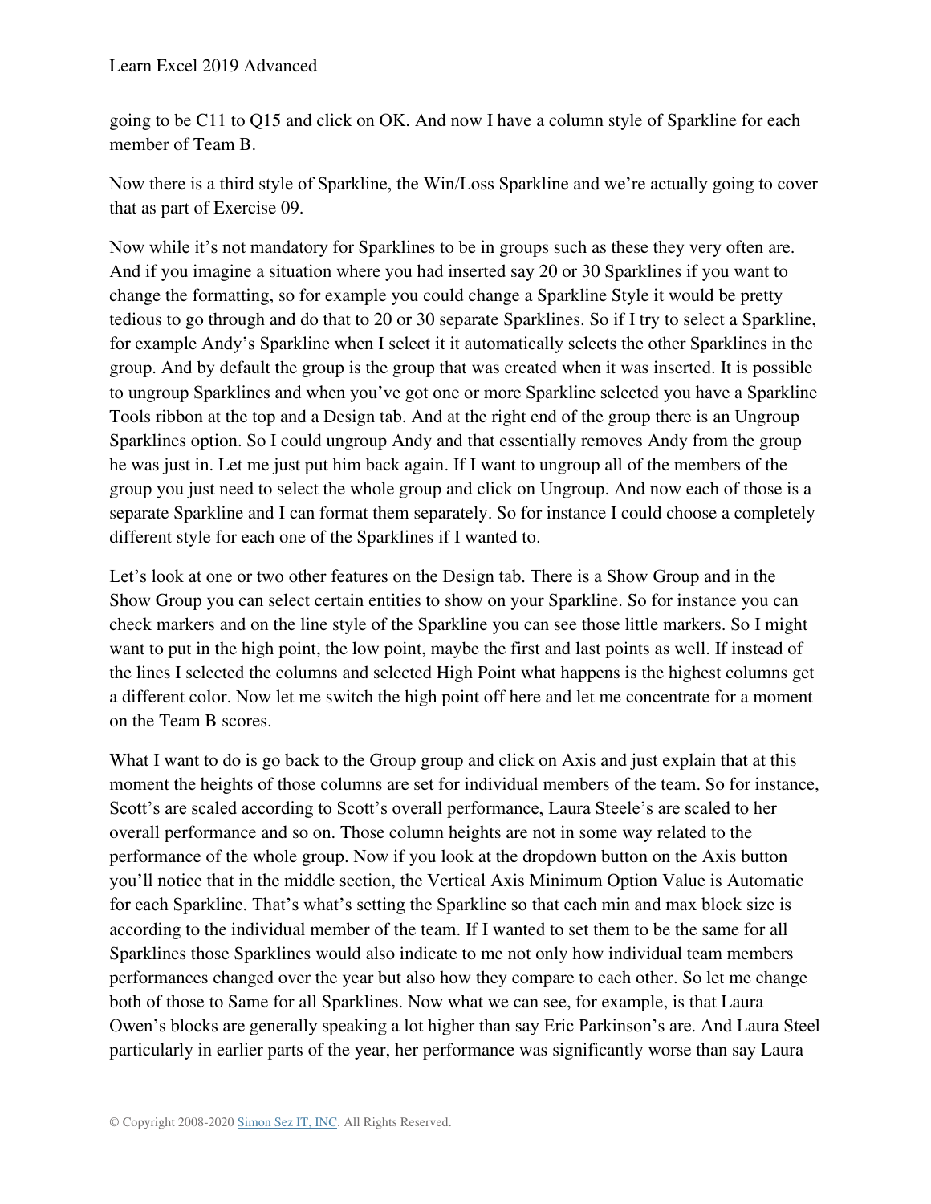going to be C11 to Q15 and click on OK. And now I have a column style of Sparkline for each member of Team B.

Now there is a third style of Sparkline, the Win/Loss Sparkline and we're actually going to cover that as part of Exercise 09.

Now while it's not mandatory for Sparklines to be in groups such as these they very often are. And if you imagine a situation where you had inserted say 20 or 30 Sparklines if you want to change the formatting, so for example you could change a Sparkline Style it would be pretty tedious to go through and do that to 20 or 30 separate Sparklines. So if I try to select a Sparkline, for example Andy's Sparkline when I select it it automatically selects the other Sparklines in the group. And by default the group is the group that was created when it was inserted. It is possible to ungroup Sparklines and when you've got one or more Sparkline selected you have a Sparkline Tools ribbon at the top and a Design tab. And at the right end of the group there is an Ungroup Sparklines option. So I could ungroup Andy and that essentially removes Andy from the group he was just in. Let me just put him back again. If I want to ungroup all of the members of the group you just need to select the whole group and click on Ungroup. And now each of those is a separate Sparkline and I can format them separately. So for instance I could choose a completely different style for each one of the Sparklines if I wanted to.

Let's look at one or two other features on the Design tab. There is a Show Group and in the Show Group you can select certain entities to show on your Sparkline. So for instance you can check markers and on the line style of the Sparkline you can see those little markers. So I might want to put in the high point, the low point, maybe the first and last points as well. If instead of the lines I selected the columns and selected High Point what happens is the highest columns get a different color. Now let me switch the high point off here and let me concentrate for a moment on the Team B scores.

What I want to do is go back to the Group group and click on Axis and just explain that at this moment the heights of those columns are set for individual members of the team. So for instance, Scott's are scaled according to Scott's overall performance, Laura Steele's are scaled to her overall performance and so on. Those column heights are not in some way related to the performance of the whole group. Now if you look at the dropdown button on the Axis button you'll notice that in the middle section, the Vertical Axis Minimum Option Value is Automatic for each Sparkline. That's what's setting the Sparkline so that each min and max block size is according to the individual member of the team. If I wanted to set them to be the same for all Sparklines those Sparklines would also indicate to me not only how individual team members performances changed over the year but also how they compare to each other. So let me change both of those to Same for all Sparklines. Now what we can see, for example, is that Laura Owen's blocks are generally speaking a lot higher than say Eric Parkinson's are. And Laura Steel particularly in earlier parts of the year, her performance was significantly worse than say Laura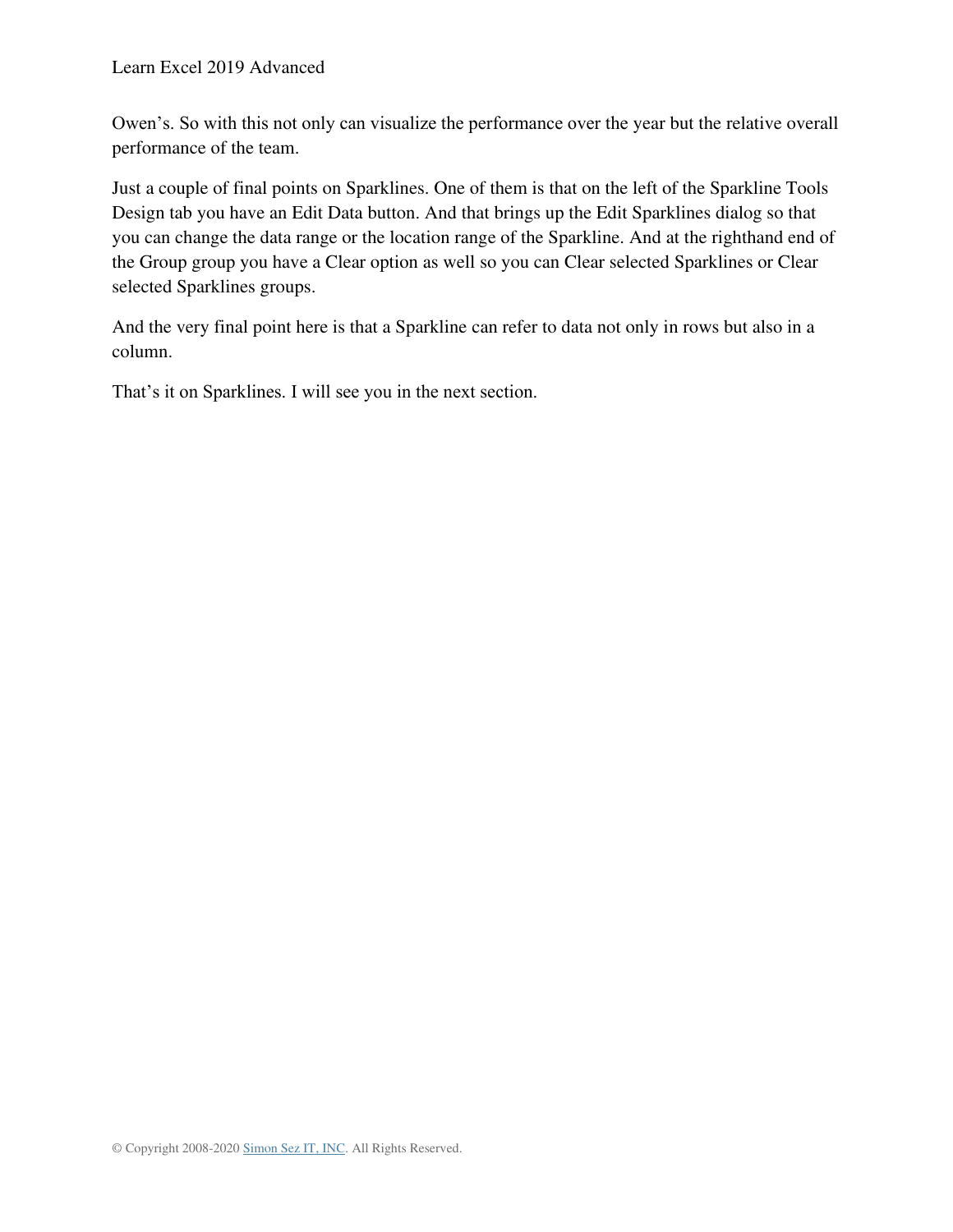Owen's. So with this not only can visualize the performance over the year but the relative overall performance of the team.

Just a couple of final points on Sparklines. One of them is that on the left of the Sparkline Tools Design tab you have an Edit Data button. And that brings up the Edit Sparklines dialog so that you can change the data range or the location range of the Sparkline. And at the righthand end of the Group group you have a Clear option as well so you can Clear selected Sparklines or Clear selected Sparklines groups.

And the very final point here is that a Sparkline can refer to data not only in rows but also in a column.

That's it on Sparklines. I will see you in the next section.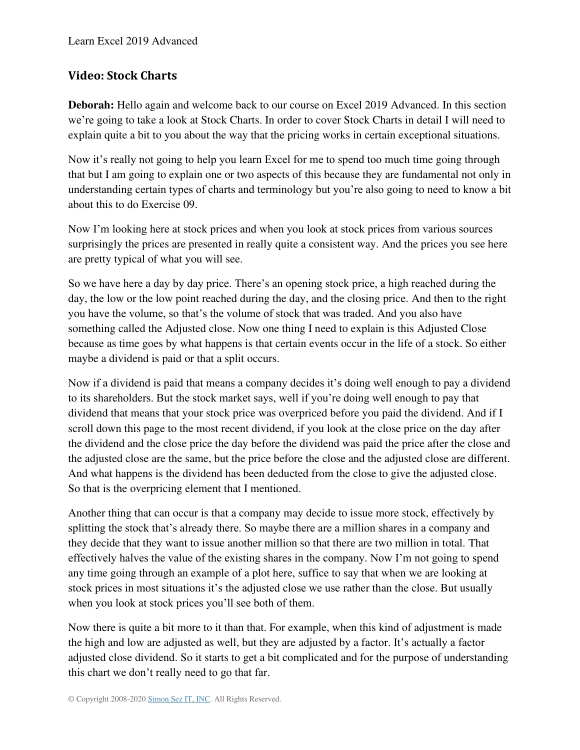## Video: Stock Charts

**Deborah:** Hello again and welcome back to our course on Excel 2019 Advanced. In this section we're going to take a look at Stock Charts. In order to cover Stock Charts in detail I will need to explain quite a bit to you about the way that the pricing works in certain exceptional situations.

Now it's really not going to help you learn Excel for me to spend too much time going through that but I am going to explain one or two aspects of this because they are fundamental not only in understanding certain types of charts and terminology but you're also going to need to know a bit about this to do Exercise 09.

Now I'm looking here at stock prices and when you look at stock prices from various sources surprisingly the prices are presented in really quite a consistent way. And the prices you see here are pretty typical of what you will see.

So we have here a day by day price. There's an opening stock price, a high reached during the day, the low or the low point reached during the day, and the closing price. And then to the right you have the volume, so that's the volume of stock that was traded. And you also have something called the Adjusted close. Now one thing I need to explain is this Adjusted Close because as time goes by what happens is that certain events occur in the life of a stock. So either maybe a dividend is paid or that a split occurs.

Now if a dividend is paid that means a company decides it's doing well enough to pay a dividend to its shareholders. But the stock market says, well if you're doing well enough to pay that dividend that means that your stock price was overpriced before you paid the dividend. And if I scroll down this page to the most recent dividend, if you look at the close price on the day after the dividend and the close price the day before the dividend was paid the price after the close and the adjusted close are the same, but the price before the close and the adjusted close are different. And what happens is the dividend has been deducted from the close to give the adjusted close. So that is the overpricing element that I mentioned.

Another thing that can occur is that a company may decide to issue more stock, effectively by splitting the stock that's already there. So maybe there are a million shares in a company and they decide that they want to issue another million so that there are two million in total. That effectively halves the value of the existing shares in the company. Now I'm not going to spend any time going through an example of a plot here, suffice to say that when we are looking at stock prices in most situations it's the adjusted close we use rather than the close. But usually when you look at stock prices you'll see both of them.

Now there is quite a bit more to it than that. For example, when this kind of adjustment is made the high and low are adjusted as well, but they are adjusted by a factor. It's actually a factor adjusted close dividend. So it starts to get a bit complicated and for the purpose of understanding this chart we don't really need to go that far.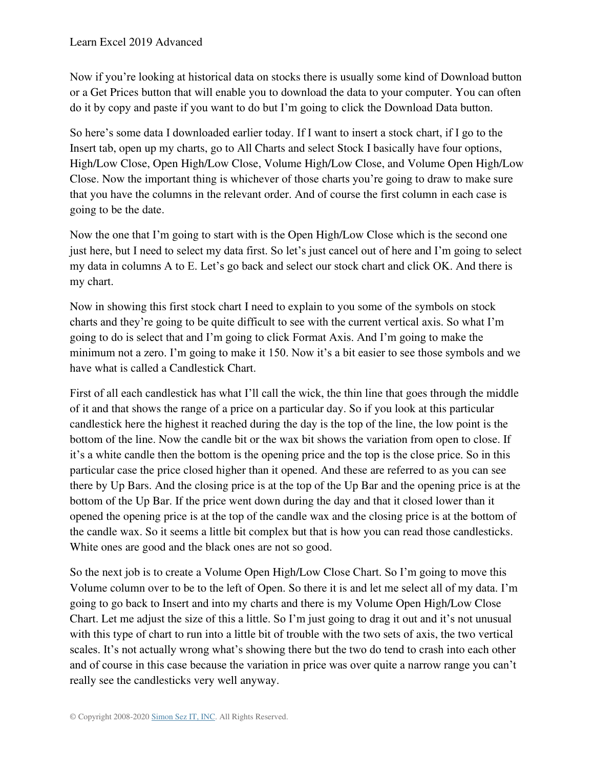Now if you're looking at historical data on stocks there is usually some kind of Download button or a Get Prices button that will enable you to download the data to your computer. You can often do it by copy and paste if you want to do but I'm going to click the Download Data button.

So here's some data I downloaded earlier today. If I want to insert a stock chart, if I go to the Insert tab, open up my charts, go to All Charts and select Stock I basically have four options, High/Low Close, Open High/Low Close, Volume High/Low Close, and Volume Open High/Low Close. Now the important thing is whichever of those charts you're going to draw to make sure that you have the columns in the relevant order. And of course the first column in each case is going to be the date.

Now the one that I'm going to start with is the Open High/Low Close which is the second one just here, but I need to select my data first. So let's just cancel out of here and I'm going to select my data in columns A to E. Let's go back and select our stock chart and click OK. And there is my chart.

Now in showing this first stock chart I need to explain to you some of the symbols on stock charts and they're going to be quite difficult to see with the current vertical axis. So what I'm going to do is select that and I'm going to click Format Axis. And I'm going to make the minimum not a zero. I'm going to make it 150. Now it's a bit easier to see those symbols and we have what is called a Candlestick Chart.

First of all each candlestick has what I'll call the wick, the thin line that goes through the middle of it and that shows the range of a price on a particular day. So if you look at this particular candlestick here the highest it reached during the day is the top of the line, the low point is the bottom of the line. Now the candle bit or the wax bit shows the variation from open to close. If it's a white candle then the bottom is the opening price and the top is the close price. So in this particular case the price closed higher than it opened. And these are referred to as you can see there by Up Bars. And the closing price is at the top of the Up Bar and the opening price is at the bottom of the Up Bar. If the price went down during the day and that it closed lower than it opened the opening price is at the top of the candle wax and the closing price is at the bottom of the candle wax. So it seems a little bit complex but that is how you can read those candlesticks. White ones are good and the black ones are not so good.

So the next job is to create a Volume Open High/Low Close Chart. So I'm going to move this Volume column over to be to the left of Open. So there it is and let me select all of my data. I'm going to go back to Insert and into my charts and there is my Volume Open High/Low Close Chart. Let me adjust the size of this a little. So I'm just going to drag it out and it's not unusual with this type of chart to run into a little bit of trouble with the two sets of axis, the two vertical scales. It's not actually wrong what's showing there but the two do tend to crash into each other and of course in this case because the variation in price was over quite a narrow range you can't really see the candlesticks very well anyway.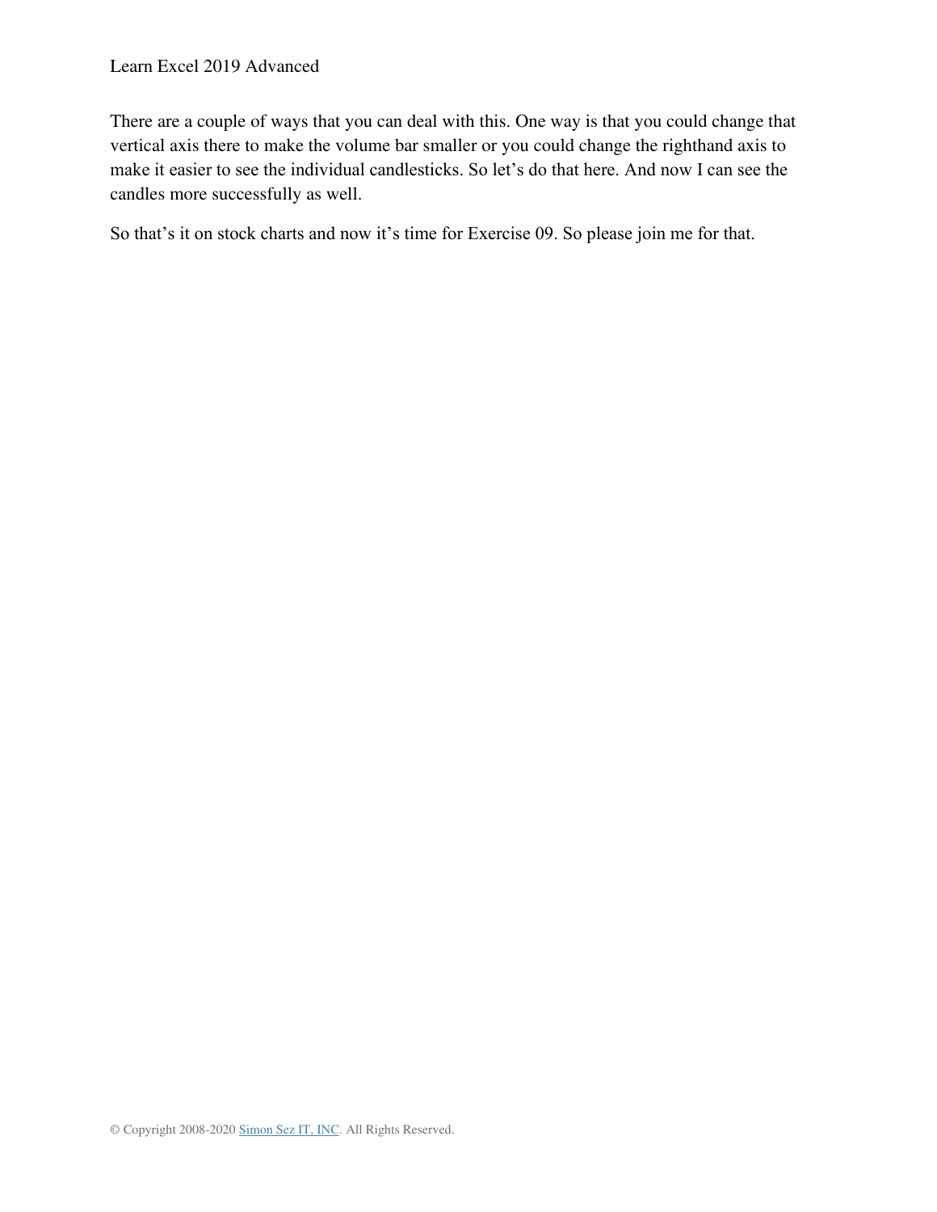There are a couple of ways that you can deal with this. One way is that you could change that vertical axis there to make the volume bar smaller or you could change the righthand axis to make it easier to see the individual candlesticks. So let's do that here. And now I can see the candles more successfully as well.

So that's it on stock charts and now it's time for Exercise 09. So please join me for that.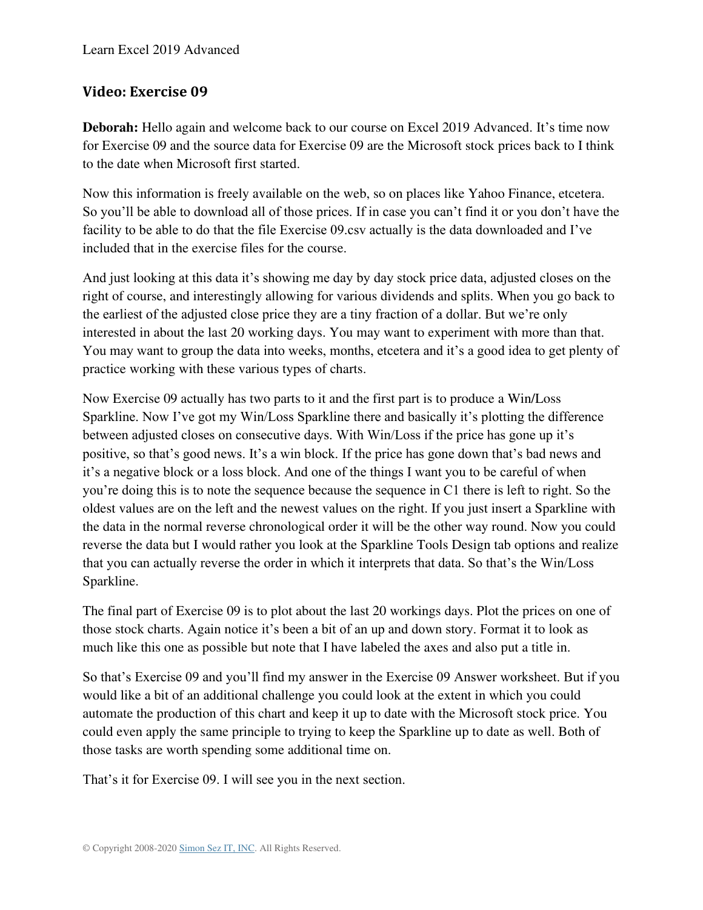## Video: Exercise 09

**Deborah:** Hello again and welcome back to our course on Excel 2019 Advanced. It's time now for Exercise 09 and the source data for Exercise 09 are the Microsoft stock prices back to I think to the date when Microsoft first started.

Now this information is freely available on the web, so on places like Yahoo Finance, etcetera. So you'll be able to download all of those prices. If in case you can't find it or you don't have the facility to be able to do that the file Exercise 09.csv actually is the data downloaded and I've included that in the exercise files for the course.

And just looking at this data it's showing me day by day stock price data, adjusted closes on the right of course, and interestingly allowing for various dividends and splits. When you go back to the earliest of the adjusted close price they are a tiny fraction of a dollar. But we're only interested in about the last 20 working days. You may want to experiment with more than that. You may want to group the data into weeks, months, etcetera and it's a good idea to get plenty of practice working with these various types of charts.

Now Exercise 09 actually has two parts to it and the first part is to produce a Win/Loss Sparkline. Now I've got my Win/Loss Sparkline there and basically it's plotting the difference between adjusted closes on consecutive days. With Win/Loss if the price has gone up it's positive, so that's good news. It's a win block. If the price has gone down that's bad news and it's a negative block or a loss block. And one of the things I want you to be careful of when you're doing this is to note the sequence because the sequence in C1 there is left to right. So the oldest values are on the left and the newest values on the right. If you just insert a Sparkline with the data in the normal reverse chronological order it will be the other way round. Now you could reverse the data but I would rather you look at the Sparkline Tools Design tab options and realize that you can actually reverse the order in which it interprets that data. So that's the Win/Loss Sparkline.

The final part of Exercise 09 is to plot about the last 20 workings days. Plot the prices on one of those stock charts. Again notice it's been a bit of an up and down story. Format it to look as much like this one as possible but note that I have labeled the axes and also put a title in.

So that's Exercise 09 and you'll find my answer in the Exercise 09 Answer worksheet. But if you would like a bit of an additional challenge you could look at the extent in which you could automate the production of this chart and keep it up to date with the Microsoft stock price. You could even apply the same principle to trying to keep the Sparkline up to date as well. Both of those tasks are worth spending some additional time on.

That's it for Exercise 09. I will see you in the next section.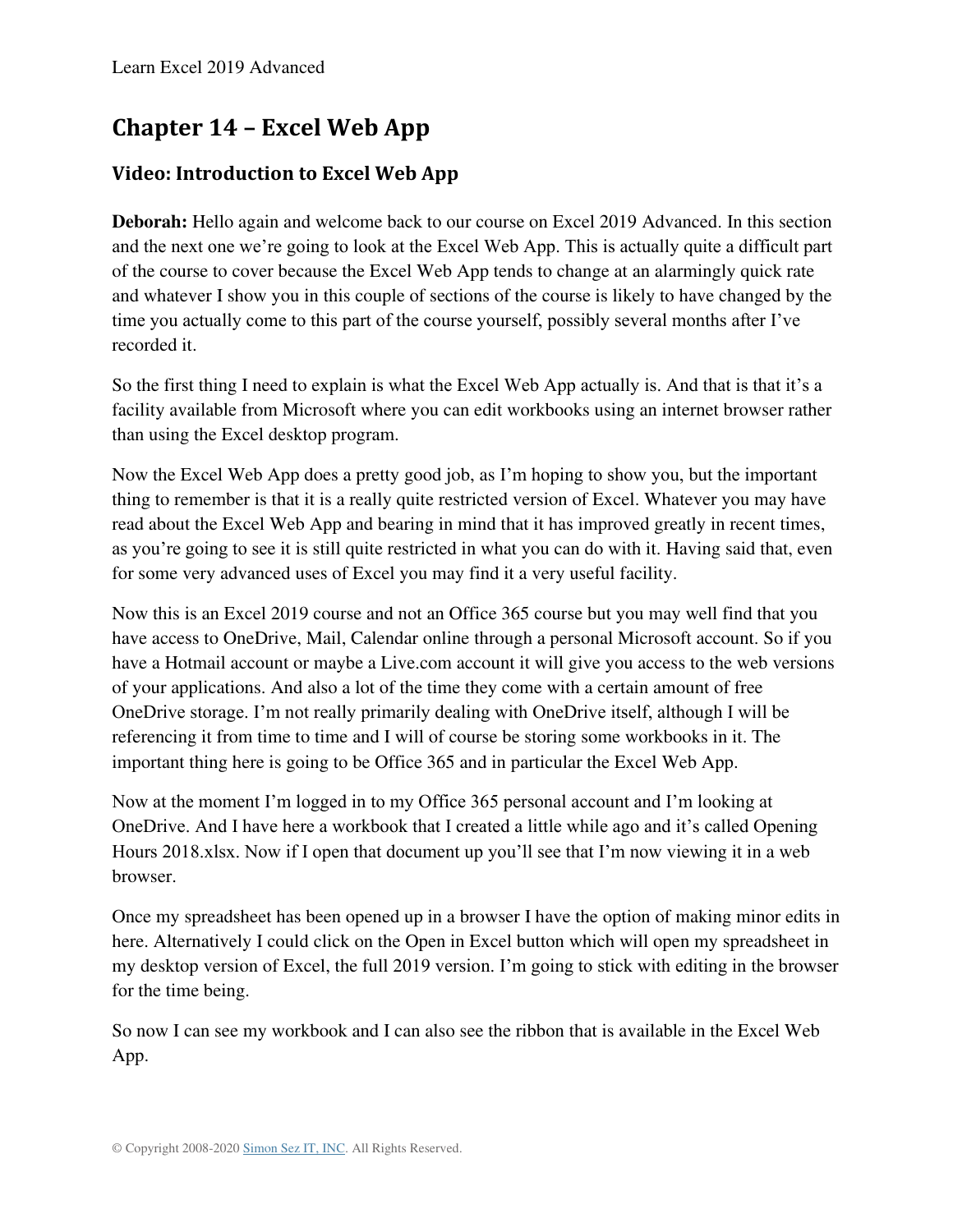# Chapter 14 – Excel Web App

## Video: Introduction to Excel Web App

**Deborah:** Hello again and welcome back to our course on Excel 2019 Advanced. In this section and the next one we're going to look at the Excel Web App. This is actually quite a difficult part of the course to cover because the Excel Web App tends to change at an alarmingly quick rate and whatever I show you in this couple of sections of the course is likely to have changed by the time you actually come to this part of the course yourself, possibly several months after I've recorded it.

So the first thing I need to explain is what the Excel Web App actually is. And that is that it's a facility available from Microsoft where you can edit workbooks using an internet browser rather than using the Excel desktop program.

Now the Excel Web App does a pretty good job, as I'm hoping to show you, but the important thing to remember is that it is a really quite restricted version of Excel. Whatever you may have read about the Excel Web App and bearing in mind that it has improved greatly in recent times, as you're going to see it is still quite restricted in what you can do with it. Having said that, even for some very advanced uses of Excel you may find it a very useful facility.

Now this is an Excel 2019 course and not an Office 365 course but you may well find that you have access to OneDrive, Mail, Calendar online through a personal Microsoft account. So if you have a Hotmail account or maybe a Live.com account it will give you access to the web versions of your applications. And also a lot of the time they come with a certain amount of free OneDrive storage. I'm not really primarily dealing with OneDrive itself, although I will be referencing it from time to time and I will of course be storing some workbooks in it. The important thing here is going to be Office 365 and in particular the Excel Web App.

Now at the moment I'm logged in to my Office 365 personal account and I'm looking at OneDrive. And I have here a workbook that I created a little while ago and it's called Opening Hours 2018.xlsx. Now if I open that document up you'll see that I'm now viewing it in a web browser.

Once my spreadsheet has been opened up in a browser I have the option of making minor edits in here. Alternatively I could click on the Open in Excel button which will open my spreadsheet in my desktop version of Excel, the full 2019 version. I'm going to stick with editing in the browser for the time being.

So now I can see my workbook and I can also see the ribbon that is available in the Excel Web App.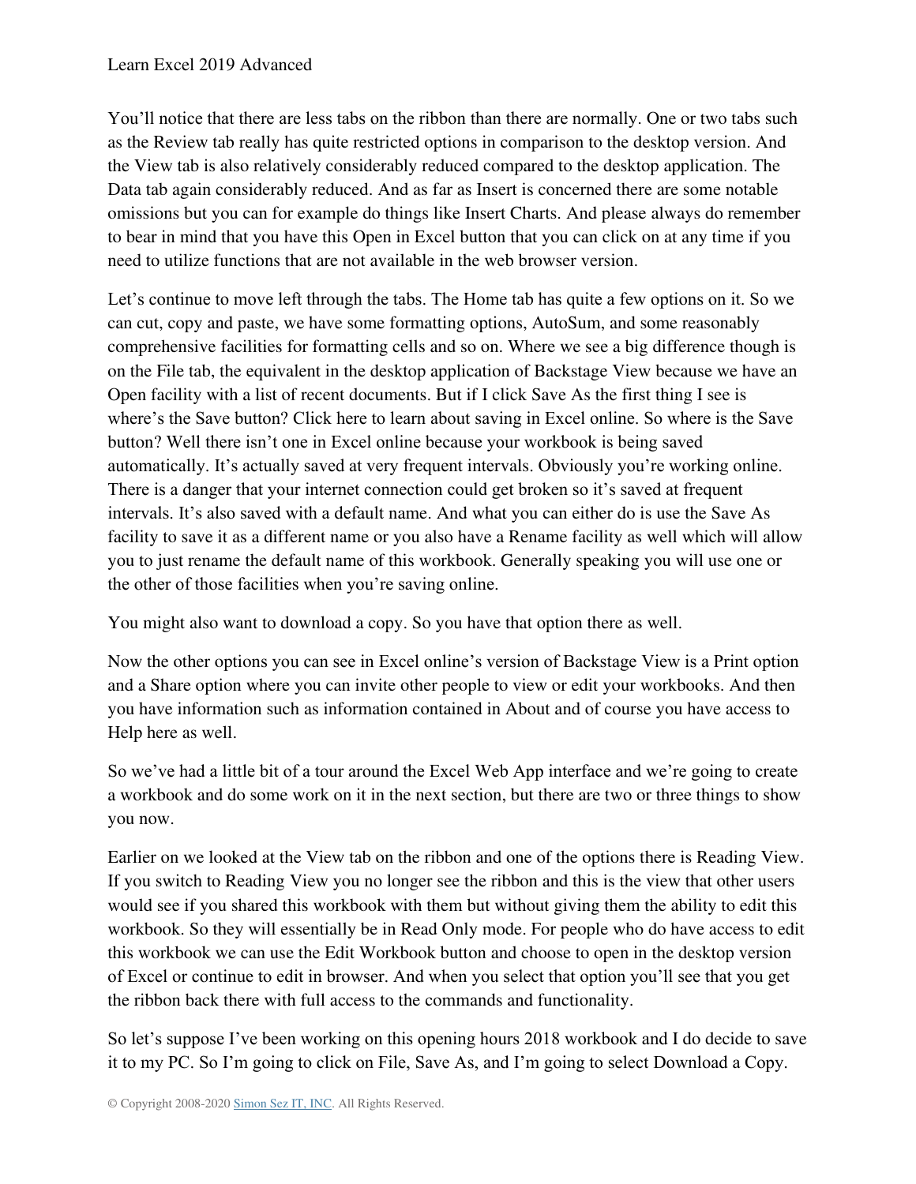You'll notice that there are less tabs on the ribbon than there are normally. One or two tabs such as the Review tab really has quite restricted options in comparison to the desktop version. And the View tab is also relatively considerably reduced compared to the desktop application. The Data tab again considerably reduced. And as far as Insert is concerned there are some notable omissions but you can for example do things like Insert Charts. And please always do remember to bear in mind that you have this Open in Excel button that you can click on at any time if you need to utilize functions that are not available in the web browser version.

Let's continue to move left through the tabs. The Home tab has quite a few options on it. So we can cut, copy and paste, we have some formatting options, AutoSum, and some reasonably comprehensive facilities for formatting cells and so on. Where we see a big difference though is on the File tab, the equivalent in the desktop application of Backstage View because we have an Open facility with a list of recent documents. But if I click Save As the first thing I see is where's the Save button? Click here to learn about saving in Excel online. So where is the Save button? Well there isn't one in Excel online because your workbook is being saved automatically. It's actually saved at very frequent intervals. Obviously you're working online. There is a danger that your internet connection could get broken so it's saved at frequent intervals. It's also saved with a default name. And what you can either do is use the Save As facility to save it as a different name or you also have a Rename facility as well which will allow you to just rename the default name of this workbook. Generally speaking you will use one or the other of those facilities when you're saving online.

You might also want to download a copy. So you have that option there as well.

Now the other options you can see in Excel online's version of Backstage View is a Print option and a Share option where you can invite other people to view or edit your workbooks. And then you have information such as information contained in About and of course you have access to Help here as well.

So we've had a little bit of a tour around the Excel Web App interface and we're going to create a workbook and do some work on it in the next section, but there are two or three things to show you now.

Earlier on we looked at the View tab on the ribbon and one of the options there is Reading View. If you switch to Reading View you no longer see the ribbon and this is the view that other users would see if you shared this workbook with them but without giving them the ability to edit this workbook. So they will essentially be in Read Only mode. For people who do have access to edit this workbook we can use the Edit Workbook button and choose to open in the desktop version of Excel or continue to edit in browser. And when you select that option you'll see that you get the ribbon back there with full access to the commands and functionality.

So let's suppose I've been working on this opening hours 2018 workbook and I do decide to save it to my PC. So I'm going to click on File, Save As, and I'm going to select Download a Copy.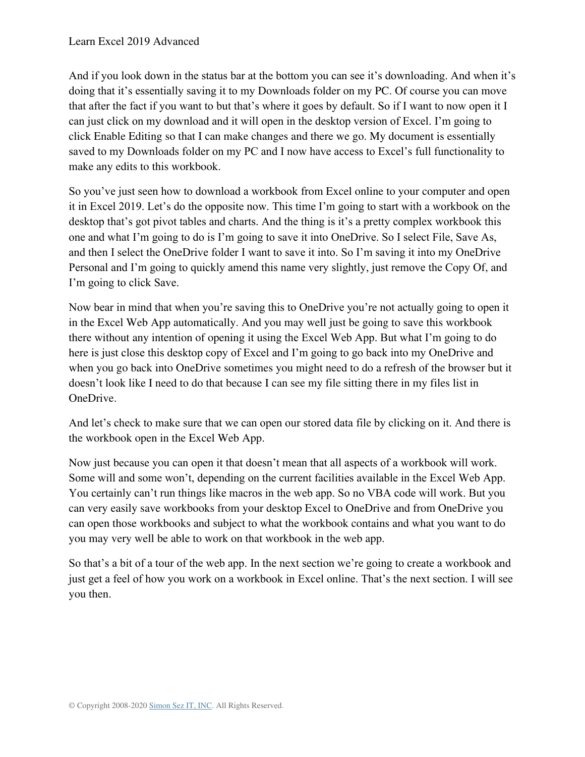And if you look down in the status bar at the bottom you can see it's downloading. And when it's doing that it's essentially saving it to my Downloads folder on my PC. Of course you can move that after the fact if you want to but that's where it goes by default. So if I want to now open it I can just click on my download and it will open in the desktop version of Excel. I'm going to click Enable Editing so that I can make changes and there we go. My document is essentially saved to my Downloads folder on my PC and I now have access to Excel's full functionality to make any edits to this workbook.

So you've just seen how to download a workbook from Excel online to your computer and open it in Excel 2019. Let's do the opposite now. This time I'm going to start with a workbook on the desktop that's got pivot tables and charts. And the thing is it's a pretty complex workbook this one and what I'm going to do is I'm going to save it into OneDrive. So I select File, Save As, and then I select the OneDrive folder I want to save it into. So I'm saving it into my OneDrive Personal and I'm going to quickly amend this name very slightly, just remove the Copy Of, and I'm going to click Save.

Now bear in mind that when you're saving this to OneDrive you're not actually going to open it in the Excel Web App automatically. And you may well just be going to save this workbook there without any intention of opening it using the Excel Web App. But what I'm going to do here is just close this desktop copy of Excel and I'm going to go back into my OneDrive and when you go back into OneDrive sometimes you might need to do a refresh of the browser but it doesn't look like I need to do that because I can see my file sitting there in my files list in OneDrive.

And let's check to make sure that we can open our stored data file by clicking on it. And there is the workbook open in the Excel Web App.

Now just because you can open it that doesn't mean that all aspects of a workbook will work. Some will and some won't, depending on the current facilities available in the Excel Web App. You certainly can't run things like macros in the web app. So no VBA code will work. But you can very easily save workbooks from your desktop Excel to OneDrive and from OneDrive you can open those workbooks and subject to what the workbook contains and what you want to do you may very well be able to work on that workbook in the web app.

So that's a bit of a tour of the web app. In the next section we're going to create a workbook and just get a feel of how you work on a workbook in Excel online. That's the next section. I will see you then.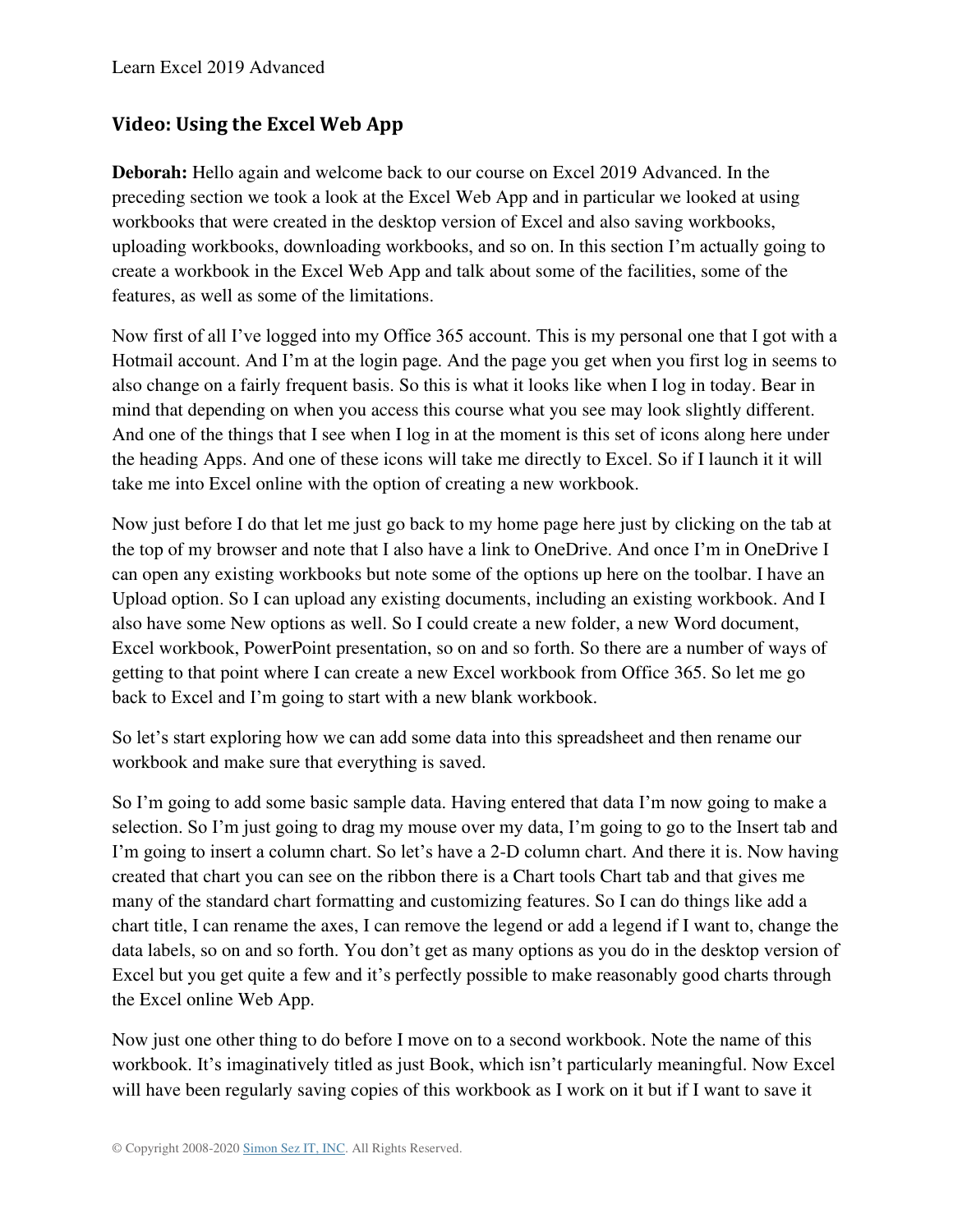## Video: Using the Excel Web App

**Deborah:** Hello again and welcome back to our course on Excel 2019 Advanced. In the preceding section we took a look at the Excel Web App and in particular we looked at using workbooks that were created in the desktop version of Excel and also saving workbooks, uploading workbooks, downloading workbooks, and so on. In this section I'm actually going to create a workbook in the Excel Web App and talk about some of the facilities, some of the features, as well as some of the limitations.

Now first of all I've logged into my Office 365 account. This is my personal one that I got with a Hotmail account. And I'm at the login page. And the page you get when you first log in seems to also change on a fairly frequent basis. So this is what it looks like when I log in today. Bear in mind that depending on when you access this course what you see may look slightly different. And one of the things that I see when I log in at the moment is this set of icons along here under the heading Apps. And one of these icons will take me directly to Excel. So if I launch it it will take me into Excel online with the option of creating a new workbook.

Now just before I do that let me just go back to my home page here just by clicking on the tab at the top of my browser and note that I also have a link to OneDrive. And once I'm in OneDrive I can open any existing workbooks but note some of the options up here on the toolbar. I have an Upload option. So I can upload any existing documents, including an existing workbook. And I also have some New options as well. So I could create a new folder, a new Word document, Excel workbook, PowerPoint presentation, so on and so forth. So there are a number of ways of getting to that point where I can create a new Excel workbook from Office 365. So let me go back to Excel and I'm going to start with a new blank workbook.

So let's start exploring how we can add some data into this spreadsheet and then rename our workbook and make sure that everything is saved.

So I'm going to add some basic sample data. Having entered that data I'm now going to make a selection. So I'm just going to drag my mouse over my data, I'm going to go to the Insert tab and I'm going to insert a column chart. So let's have a 2-D column chart. And there it is. Now having created that chart you can see on the ribbon there is a Chart tools Chart tab and that gives me many of the standard chart formatting and customizing features. So I can do things like add a chart title, I can rename the axes, I can remove the legend or add a legend if I want to, change the data labels, so on and so forth. You don't get as many options as you do in the desktop version of Excel but you get quite a few and it's perfectly possible to make reasonably good charts through the Excel online Web App.

Now just one other thing to do before I move on to a second workbook. Note the name of this workbook. It's imaginatively titled as just Book, which isn't particularly meaningful. Now Excel will have been regularly saving copies of this workbook as I work on it but if I want to save it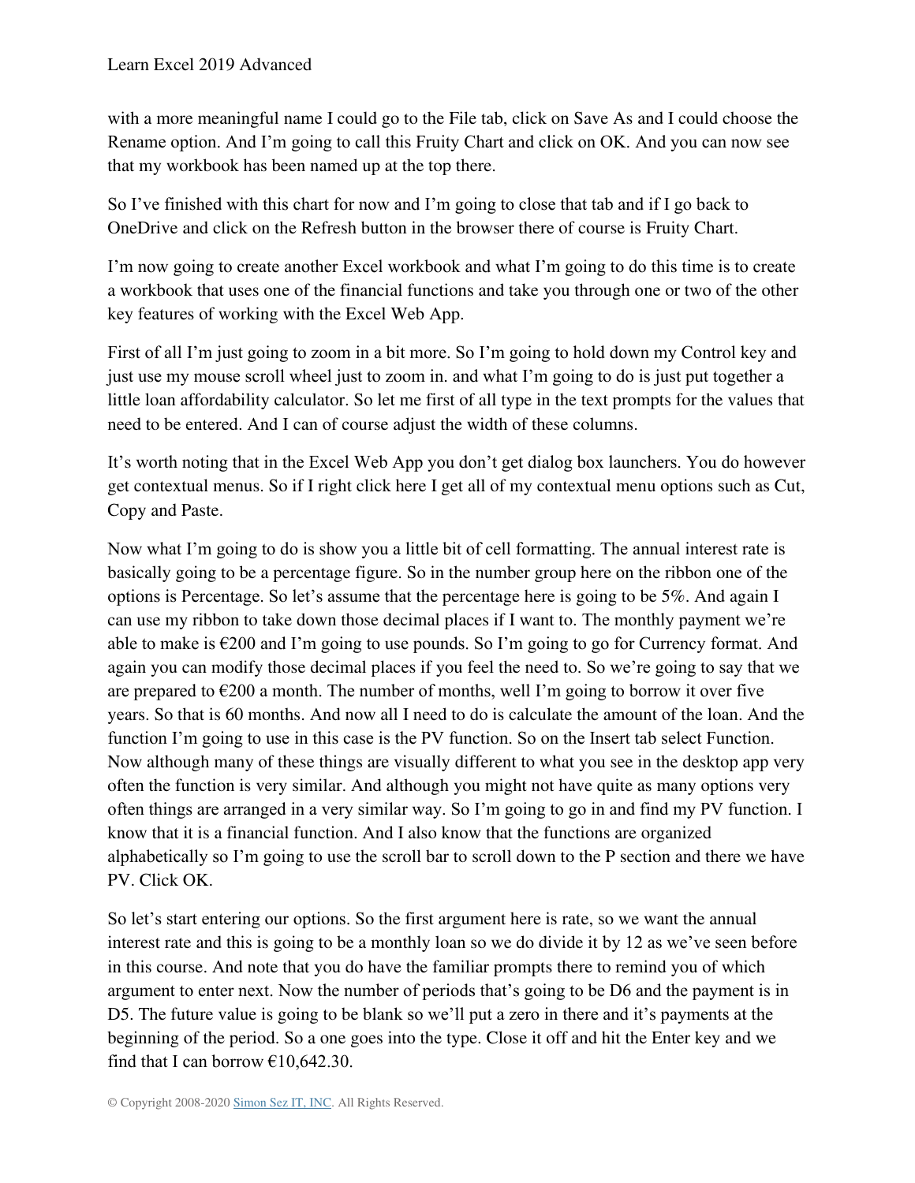with a more meaningful name I could go to the File tab, click on Save As and I could choose the Rename option. And I'm going to call this Fruity Chart and click on OK. And you can now see that my workbook has been named up at the top there.

So I've finished with this chart for now and I'm going to close that tab and if I go back to OneDrive and click on the Refresh button in the browser there of course is Fruity Chart.

I'm now going to create another Excel workbook and what I'm going to do this time is to create a workbook that uses one of the financial functions and take you through one or two of the other key features of working with the Excel Web App.

First of all I'm just going to zoom in a bit more. So I'm going to hold down my Control key and just use my mouse scroll wheel just to zoom in. and what I'm going to do is just put together a little loan affordability calculator. So let me first of all type in the text prompts for the values that need to be entered. And I can of course adjust the width of these columns.

It's worth noting that in the Excel Web App you don't get dialog box launchers. You do however get contextual menus. So if I right click here I get all of my contextual menu options such as Cut, Copy and Paste.

Now what I'm going to do is show you a little bit of cell formatting. The annual interest rate is basically going to be a percentage figure. So in the number group here on the ribbon one of the options is Percentage. So let's assume that the percentage here is going to be 5%. And again I can use my ribbon to take down those decimal places if I want to. The monthly payment we're able to make is €200 and I'm going to use pounds. So I'm going to go for Currency format. And again you can modify those decimal places if you feel the need to. So we're going to say that we are prepared to €200 a month. The number of months, well I'm going to borrow it over five years. So that is 60 months. And now all I need to do is calculate the amount of the loan. And the function I'm going to use in this case is the PV function. So on the Insert tab select Function. Now although many of these things are visually different to what you see in the desktop app very often the function is very similar. And although you might not have quite as many options very often things are arranged in a very similar way. So I'm going to go in and find my PV function. I know that it is a financial function. And I also know that the functions are organized alphabetically so I'm going to use the scroll bar to scroll down to the P section and there we have PV. Click OK.

So let's start entering our options. So the first argument here is rate, so we want the annual interest rate and this is going to be a monthly loan so we do divide it by 12 as we've seen before in this course. And note that you do have the familiar prompts there to remind you of which argument to enter next. Now the number of periods that's going to be D6 and the payment is in D5. The future value is going to be blank so we'll put a zero in there and it's payments at the beginning of the period. So a one goes into the type. Close it off and hit the Enter key and we find that I can borrow €10,642.30.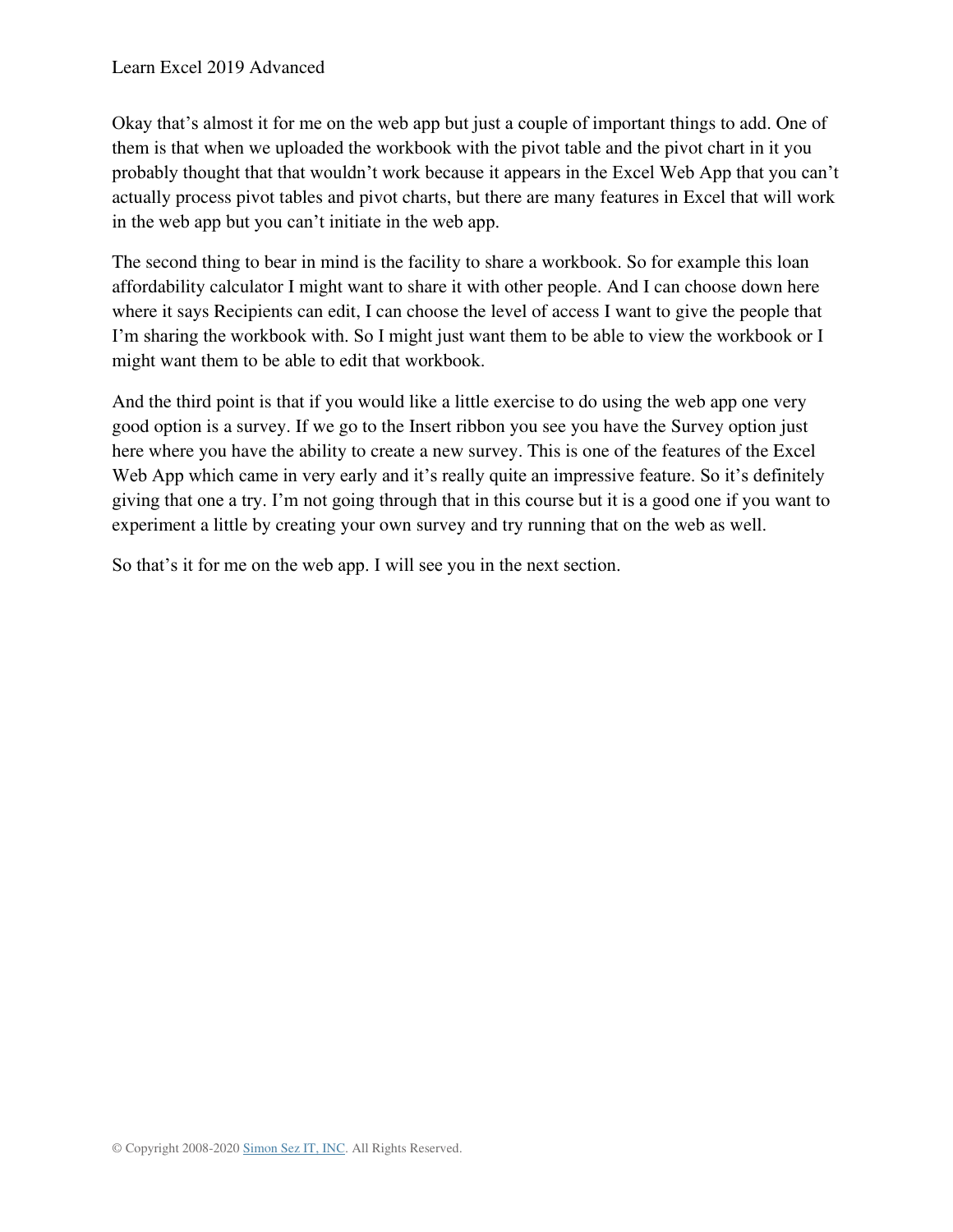Okay that's almost it for me on the web app but just a couple of important things to add. One of them is that when we uploaded the workbook with the pivot table and the pivot chart in it you probably thought that that wouldn't work because it appears in the Excel Web App that you can't actually process pivot tables and pivot charts, but there are many features in Excel that will work in the web app but you can't initiate in the web app.

The second thing to bear in mind is the facility to share a workbook. So for example this loan affordability calculator I might want to share it with other people. And I can choose down here where it says Recipients can edit, I can choose the level of access I want to give the people that I'm sharing the workbook with. So I might just want them to be able to view the workbook or I might want them to be able to edit that workbook.

And the third point is that if you would like a little exercise to do using the web app one very good option is a survey. If we go to the Insert ribbon you see you have the Survey option just here where you have the ability to create a new survey. This is one of the features of the Excel Web App which came in very early and it's really quite an impressive feature. So it's definitely giving that one a try. I'm not going through that in this course but it is a good one if you want to experiment a little by creating your own survey and try running that on the web as well.

So that's it for me on the web app. I will see you in the next section.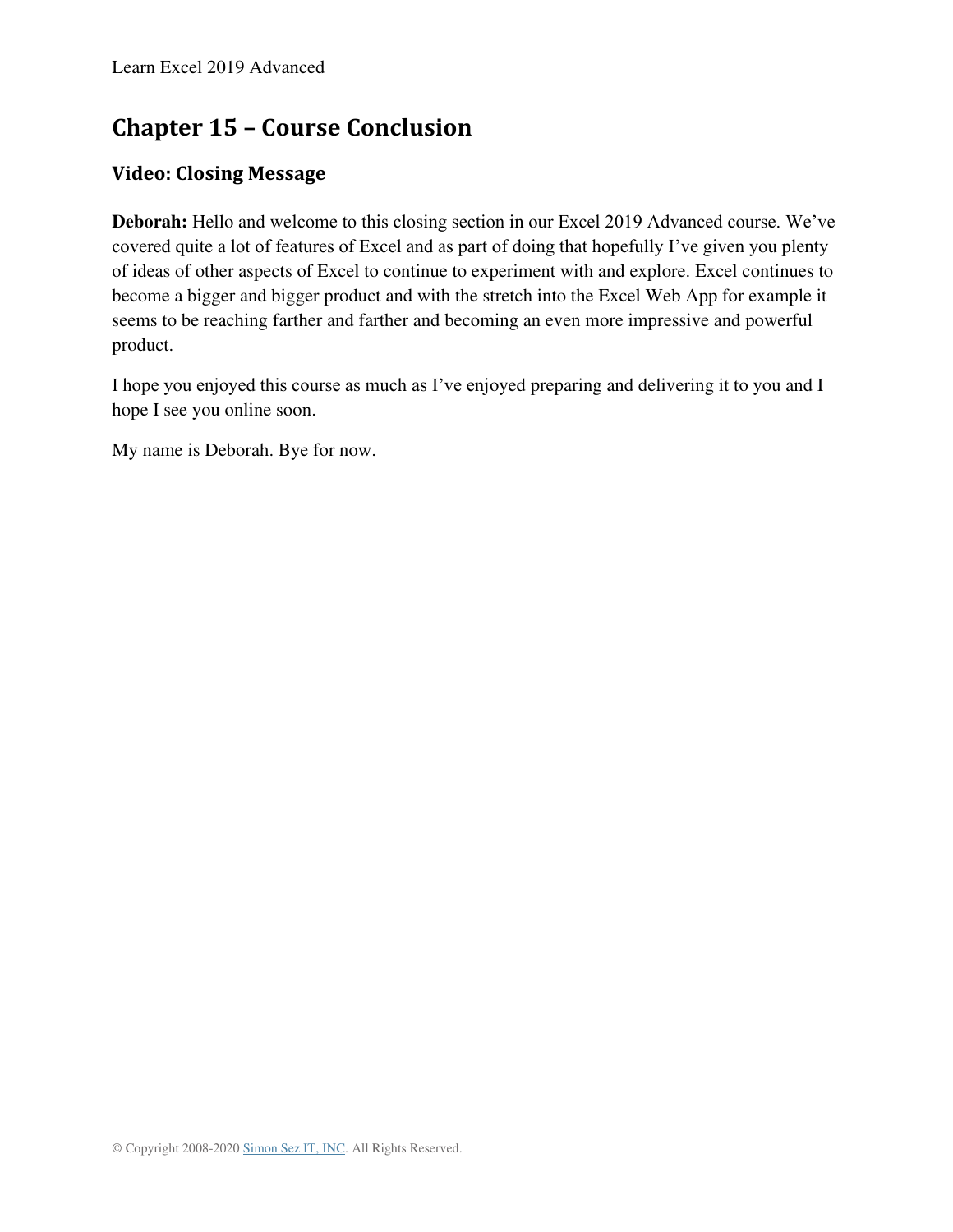# Chapter 15 – Course Conclusion

## Video: Closing Message

**Deborah:** Hello and welcome to this closing section in our Excel 2019 Advanced course. We've covered quite a lot of features of Excel and as part of doing that hopefully I've given you plenty of ideas of other aspects of Excel to continue to experiment with and explore. Excel continues to become a bigger and bigger product and with the stretch into the Excel Web App for example it seems to be reaching farther and farther and becoming an even more impressive and powerful product.

I hope you enjoyed this course as much as I've enjoyed preparing and delivering it to you and I hope I see you online soon.

My name is Deborah. Bye for now.